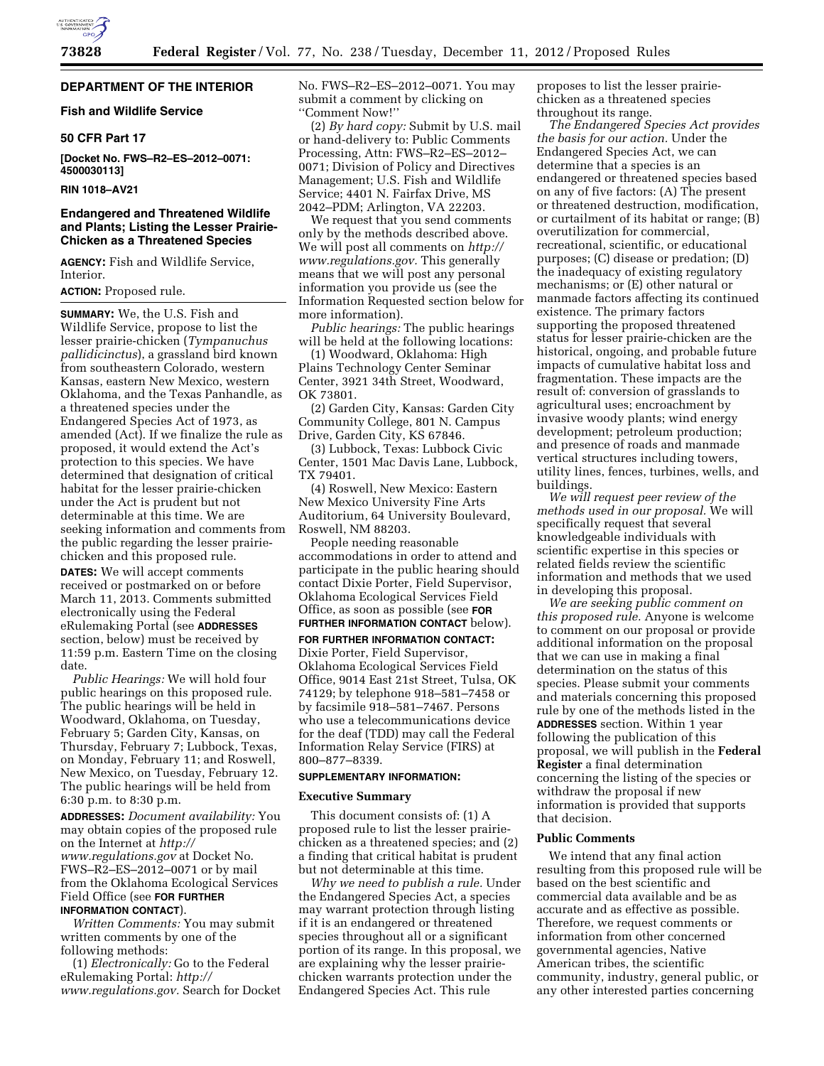## DEPARTMENT OF THE INTERIOR

### Fish and Wildlife Service

### 50 CFR Part 17

**[Docket No. FWS–R2–ES–2012–0071: 4500030113]**

**RIN 1018–AV21**

### Endangered and Threatened Wildlife and Plants; Listing the Lesser Prairie-Chicken as a Threatened Species

**AGENCY:** Fish and Wildlife Service, Interior.

**ACTION:** Proposed rule.

**SUMMARY:** We, the U.S. Fish and Wildlife Service, propose to list the lesser prairie-chicken (*Tympanuchus pallidicinctus*), a grassland bird known from southeastern Colorado, western Kansas, eastern New Mexico, western Oklahoma, and the Texas Panhandle, as a threatened species under the Endangered Species Act of 1973, as amended (Act). If we finalize the rule as proposed, it would extend the Act's protection to this species. We have determined that designation of critical habitat for the lesser prairie-chicken under the Act is prudent but not determinable at this time. We are seeking information and comments from the public regarding the lesser prairie-chicken and this proposed rule.

**DATES:** We will accept comments received or postmarked on or before March 11, 2013. Comments submitted electronically using the Federal eRulemaking Portal (see **ADDRESSES** section, below) must be received by 11:59 p.m. Eastern Time on the closing date.

*Public Hearings:* We will hold four public hearings on this proposed rule. The public hearings will be held in Woodward, Oklahoma, on Tuesday, February 5; Garden City, Kansas, on Thursday, February 7; Lubbock, Texas, on Monday, February 11; and Roswell, New Mexico, on Tuesday, February 12. The public hearings will be held from 6:30 p.m. to 8:30 p.m.

**ADDRESSES:** *Document availability:* You may obtain copies of the proposed rule on the Internet at *http://www.regulations.gov* at Docket No. FWS–R2–ES–2012–0071 or by mail from the Oklahoma Ecological Services Field Office (see **FOR FURTHER INFORMATION CONTACT**).

*Written Comments:* You may submit written comments by one of the following methods:

(1) *Electronically:* Go to the Federal eRulemaking Portal: *http://www.regulations.gov.* Search for Docket No. FWS–R2–ES–2012–0071. You may submit a comment by clicking on "Comment Now!"

(2) *By hard copy:* Submit by U.S. mail or hand-delivery to: Public Comments Processing, Attn: FWS–R2–ES–2012–0071; Division of Policy and Directives Management; U.S. Fish and Wildlife Service; 4401 N. Fairfax Drive, MS 2042–PDM; Arlington, VA 22203.

We request that you send comments only by the methods described above. We will post all comments on *http://www.regulations.gov.* This generally means that we will post any personal information you provide us (see the Information Requested section below for more information).

*Public hearings:* The public hearings will be held at the following locations:

(1) Woodward, Oklahoma: High Plains Technology Center Seminar Center, 3921 34th Street, Woodward, OK 73801.

(2) Garden City, Kansas: Garden City Community College, 801 N. Campus Drive, Garden City, KS 67846.

(3) Lubbock, Texas: Lubbock Civic Center, 1501 Mac Davis Lane, Lubbock, TX 79401.

(4) Roswell, New Mexico: Eastern New Mexico University Fine Arts Auditorium, 64 University Boulevard, Roswell, NM 88203.

People needing reasonable accommodations in order to attend and participate in the public hearing should contact Dixie Porter, Field Supervisor, Oklahoma Ecological Services Field Office, as soon as possible (see **FOR FURTHER INFORMATION CONTACT** below).

**FOR FURTHER INFORMATION CONTACT:** Dixie Porter, Field Supervisor, Oklahoma Ecological Services Field Office, 9014 East 21st Street, Tulsa, OK 74129; by telephone 918–581–7458 or by facsimile 918–581–7467. Persons who use a telecommunications device for the deaf (TDD) may call the Federal Information Relay Service (FIRS) at 800–877–8339.

**SUPPLEMENTARY INFORMATION:**

### Executive Summary

This document consists of: (1) A proposed rule to list the lesser prairie-chicken as a threatened species; and (2) a finding that critical habitat is prudent but not determinable at this time.

*Why we need to publish a rule.* Under the Endangered Species Act, a species may warrant protection through listing if it is an endangered or threatened species throughout all or a significant portion of its range. In this proposal, we are explaining why the lesser prairie-chicken warrants protection under the Endangered Species Act. This rule proposes to list the lesser prairie-chicken as a threatened species throughout its range.

*The Endangered Species Act provides the basis for our action.* Under the Endangered Species Act, we can determine that a species is an endangered or threatened species based on any of five factors: (A) The present or threatened destruction, modification, or curtailment of its habitat or range; (B) overutilization for commercial, recreational, scientific, or educational purposes; (C) disease or predation; (D) the inadequacy of existing regulatory mechanisms; or (E) other natural or manmade factors affecting its continued existence. The primary factors supporting the proposed threatened status for lesser prairie-chicken are the historical, ongoing, and probable future impacts of cumulative habitat loss and fragmentation. These impacts are the result of: conversion of grasslands to agricultural uses; encroachment by invasive woody plants; wind energy development; petroleum production; and presence of roads and manmade vertical structures including towers, utility lines, fences, turbines, wells, and buildings.

*We will request peer review of the methods used in our proposal.* We will specifically request that several knowledgeable individuals with scientific expertise in this species or related fields review the scientific information and methods that we used in developing this proposal.

*We are seeking public comment on this proposed rule.* Anyone is welcome to comment on our proposal or provide additional information on the proposal that we can use in making a final determination on the status of this species. Please submit your comments and materials concerning this proposed rule by one of the methods listed in the **ADDRESSES** section. Within 1 year following the publication of this proposal, we will publish in the **Federal Register** a final determination concerning the listing of the species or withdraw the proposal if new information is provided that supports that decision.

### Public Comments

We intend that any final action resulting from this proposed rule will be based on the best scientific and commercial data available and be as accurate and as effective as possible. Therefore, we request comments or information from other concerned governmental agencies, Native American tribes, the scientific community, industry, general public, or any other interested parties concerning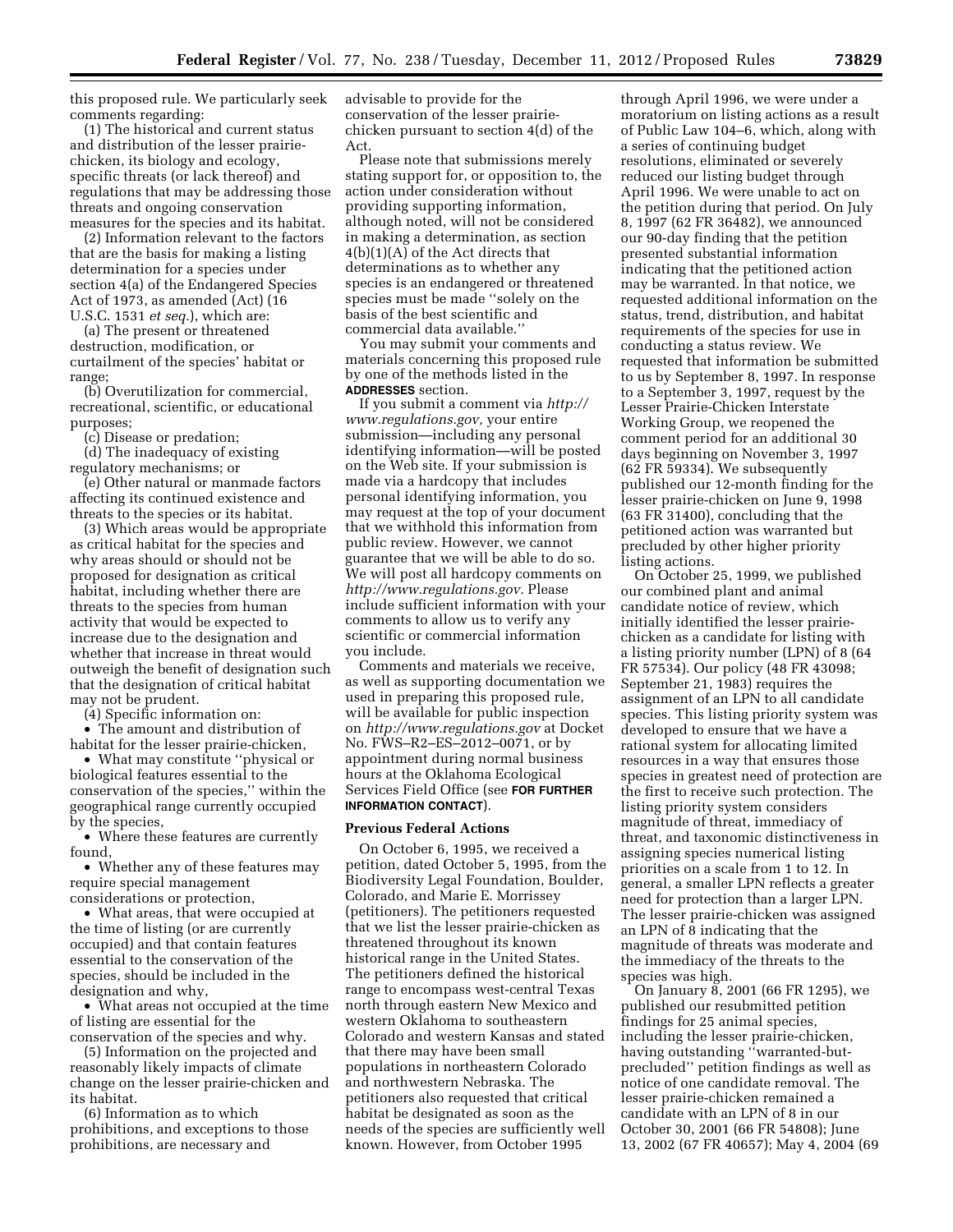this proposed rule. We particularly seek comments regarding:

(1) The historical and current status and distribution of the lesser prairie-chicken, its biology and ecology, specific threats (or lack thereof) and regulations that may be addressing those threats and ongoing conservation measures for the species and its habitat.

(2) Information relevant to the factors that are the basis for making a listing determination for a species under section 4(a) of the Endangered Species Act of 1973, as amended (Act) (16 U.S.C. 1531 *et seq.*), which are:

(a) The present or threatened destruction, modification, or curtailment of the species' habitat or range;

(b) Overutilization for commercial, recreational, scientific, or educational purposes;

(c) Disease or predation;

(d) The inadequacy of existing regulatory mechanisms; or

(e) Other natural or manmade factors affecting its continued existence and threats to the species or its habitat.

(3) Which areas would be appropriate as critical habitat for the species and why areas should or should not be proposed for designation as critical habitat, including whether there are threats to the species from human activity that would be expected to increase due to the designation and whether that increase in threat would outweigh the benefit of designation such that the designation of critical habitat may not be prudent.

(4) Specific information on:

- The amount and distribution of habitat for the lesser prairie-chicken,
- What may constitute ''physical or biological features essential to the conservation of the species,'' within the geographical range currently occupied by the species,
- Where these features are currently found,
- Whether any of these features may require special management considerations or protection,
- What areas, that were occupied at the time of listing (or are currently occupied) and that contain features essential to the conservation of the species, should be included in the designation and why,
- What areas not occupied at the time of listing are essential for the conservation of the species and why.

(5) Information on the projected and reasonably likely impacts of climate change on the lesser prairie-chicken and its habitat.

(6) Information as to which prohibitions, and exceptions to those prohibitions, are necessary and advisable to provide for the conservation of the lesser prairie-chicken pursuant to section 4(d) of the Act.

Please note that submissions merely stating support for, or opposition to, the action under consideration without providing supporting information, although noted, will not be considered in making a determination, as section 4(b)(1)(A) of the Act directs that determinations as to whether any species is an endangered or threatened species must be made ''solely on the basis of the best scientific and commercial data available.''

You may submit your comments and materials concerning this proposed rule by one of the methods listed in the **ADDRESSES** section.

If you submit a comment via *http://www.regulations.gov,* your entire submission—including any personal identifying information—will be posted on the Web site. If your submission is made via a hardcopy that includes personal identifying information, you may request at the top of your document that we withhold this information from public review. However, we cannot guarantee that we will be able to do so. We will post all hardcopy comments on *http://www.regulations.gov.* Please include sufficient information with your comments to allow us to verify any scientific or commercial information you include.

Comments and materials we receive, as well as supporting documentation we used in preparing this proposed rule, will be available for public inspection on *http://www.regulations.gov* at Docket No. FWS–R2–ES–2012–0071, or by appointment during normal business hours at the Oklahoma Ecological Services Field Office (see **FOR FURTHER INFORMATION CONTACT**).

## Previous Federal Actions

On October 6, 1995, we received a petition, dated October 5, 1995, from the Biodiversity Legal Foundation, Boulder, Colorado, and Marie E. Morrissey (petitioners). The petitioners requested that we list the lesser prairie-chicken as threatened throughout its known historical range in the United States. The petitioners defined the historical range to encompass west-central Texas north through eastern New Mexico and western Oklahoma to southeastern Colorado and western Kansas and stated that there may have been small populations in northeastern Colorado and northwestern Nebraska. The petitioners also requested that critical habitat be designated as soon as the needs of the species are sufficiently well known. However, from October 1995 through April 1996, we were under a moratorium on listing actions as a result of Public Law 104–6, which, along with a series of continuing budget resolutions, eliminated or severely reduced our listing budget through April 1996. We were unable to act on the petition during that period. On July 8, 1997 (62 FR 36482), we announced our 90-day finding that the petition presented substantial information indicating that the petitioned action may be warranted. In that notice, we requested additional information on the status, trend, distribution, and habitat requirements of the species for use in conducting a status review. We requested that information be submitted to us by September 8, 1997. In response to a September 3, 1997, request by the Lesser Prairie-Chicken Interstate Working Group, we reopened the comment period for an additional 30 days beginning on November 3, 1997 (62 FR 59334). We subsequently published our 12-month finding for the lesser prairie-chicken on June 9, 1998 (63 FR 31400), concluding that the petitioned action was warranted but precluded by other higher priority listing actions.

On October 25, 1999, we published our combined plant and animal candidate notice of review, which initially identified the lesser prairie-chicken as a candidate for listing with a listing priority number (LPN) of 8 (64 FR 57534). Our policy (48 FR 43098; September 21, 1983) requires the assignment of an LPN to all candidate species. This listing priority system was developed to ensure that we have a rational system for allocating limited resources in a way that ensures those species in greatest need of protection are the first to receive such protection. The listing priority system considers magnitude of threat, immediacy of threat, and taxonomic distinctiveness in assigning species numerical listing priorities on a scale from 1 to 12. In general, a smaller LPN reflects a greater need for protection than a larger LPN. The lesser prairie-chicken was assigned an LPN of 8 indicating that the magnitude of threats was moderate and the immediacy of the threats to the species was high.

On January 8, 2001 (66 FR 1295), we published our resubmitted petition findings for 25 animal species, including the lesser prairie-chicken, having outstanding ''warranted-but-precluded'' petition findings as well as notice of one candidate removal. The lesser prairie-chicken remained a candidate with an LPN of 8 in our October 30, 2001 (66 FR 54808); June 13, 2002 (67 FR 40657); May 4, 2004 (69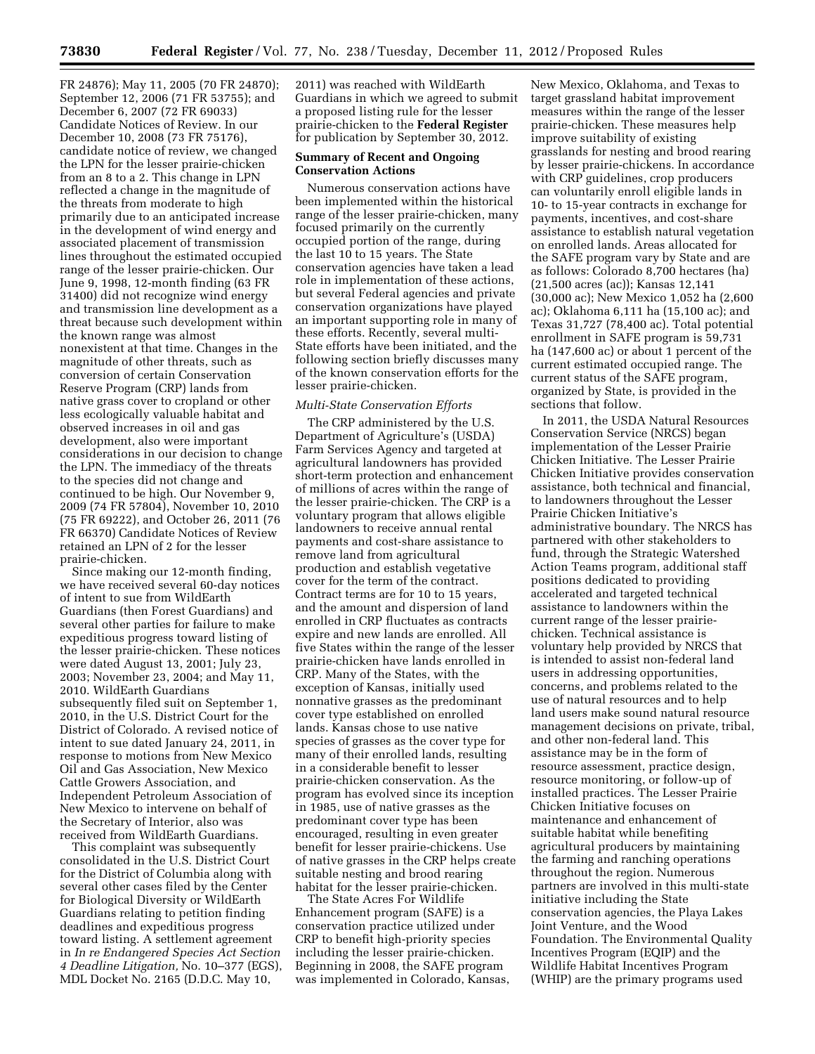FR 24876); May 11, 2005 (70 FR 24870); September 12, 2006 (71 FR 53755); and December 6, 2007 (72 FR 69033) Candidate Notices of Review. In our December 10, 2008 (73 FR 75176), candidate notice of review, we changed the LPN for the lesser prairie-chicken from an 8 to a 2. This change in LPN reflected a change in the magnitude of the threats from moderate to high primarily due to an anticipated increase in the development of wind energy and associated placement of transmission lines throughout the estimated occupied range of the lesser prairie-chicken. Our June 9, 1998, 12-month finding (63 FR 31400) did not recognize wind energy and transmission line development as a threat because such development within the known range was almost nonexistent at that time. Changes in the magnitude of other threats, such as conversion of certain Conservation Reserve Program (CRP) lands from native grass cover to cropland or other less ecologically valuable habitat and observed increases in oil and gas development, also were important considerations in our decision to change the LPN. The immediacy of the threats to the species did not change and continued to be high. Our November 9, 2009 (74 FR 57804), November 10, 2010 (75 FR 69222), and October 26, 2011 (76 FR 66370) Candidate Notices of Review retained an LPN of 2 for the lesser prairie-chicken.

Since making our 12-month finding, we have received several 60-day notices of intent to sue from WildEarth Guardians (then Forest Guardians) and several other parties for failure to make expeditious progress toward listing of the lesser prairie-chicken. These notices were dated August 13, 2001; July 23, 2003; November 23, 2004; and May 11, 2010. WildEarth Guardians subsequently filed suit on September 1, 2010, in the U.S. District Court for the District of Colorado. A revised notice of intent to sue dated January 24, 2011, in response to motions from New Mexico Oil and Gas Association, New Mexico Cattle Growers Association, and Independent Petroleum Association of New Mexico to intervene on behalf of the Secretary of Interior, also was received from WildEarth Guardians.

This complaint was subsequently consolidated in the U.S. District Court for the District of Columbia along with several other cases filed by the Center for Biological Diversity or WildEarth Guardians relating to petition finding deadlines and expeditious progress toward listing. A settlement agreement in *In re Endangered Species Act Section 4 Deadline Litigation,* No. 10–377 (EGS), MDL Docket No. 2165 (D.D.C. May 10, 2011) was reached with WildEarth Guardians in which we agreed to submit a proposed listing rule for the lesser prairie-chicken to the **Federal Register** for publication by September 30, 2012.

## Summary of Recent and Ongoing Conservation Actions

Numerous conservation actions have been implemented within the historical range of the lesser prairie-chicken, many focused primarily on the currently occupied portion of the range, during the last 10 to 15 years. The State conservation agencies have taken a lead role in implementation of these actions, but several Federal agencies and private conservation organizations have played an important supporting role in many of these efforts. Recently, several multi-State efforts have been initiated, and the following section briefly discusses many of the known conservation efforts for the lesser prairie-chicken.

### *Multi-State Conservation Efforts*

The CRP administered by the U.S. Department of Agriculture's (USDA) Farm Services Agency and targeted at agricultural landowners has provided short-term protection and enhancement of millions of acres within the range of the lesser prairie-chicken. The CRP is a voluntary program that allows eligible landowners to receive annual rental payments and cost-share assistance to remove land from agricultural production and establish vegetative cover for the term of the contract. Contract terms are for 10 to 15 years, and the amount and dispersion of land enrolled in CRP fluctuates as contracts expire and new lands are enrolled. All five States within the range of the lesser prairie-chicken have lands enrolled in CRP. Many of the States, with the exception of Kansas, initially used nonnative grasses as the predominant cover type established on enrolled lands. Kansas chose to use native species of grasses as the cover type for many of their enrolled lands, resulting in a considerable benefit to lesser prairie-chicken conservation. As the program has evolved since its inception in 1985, use of native grasses as the predominant cover type has been encouraged, resulting in even greater benefit for lesser prairie-chickens. Use of native grasses in the CRP helps create suitable nesting and brood rearing habitat for the lesser prairie-chicken.

The State Acres For Wildlife Enhancement program (SAFE) is a conservation practice utilized under CRP to benefit high-priority species including the lesser prairie-chicken. Beginning in 2008, the SAFE program was implemented in Colorado, Kansas, New Mexico, Oklahoma, and Texas to target grassland habitat improvement measures within the range of the lesser prairie-chicken. These measures help improve suitability of existing grasslands for nesting and brood rearing by lesser prairie-chickens. In accordance with CRP guidelines, crop producers can voluntarily enroll eligible lands in 10- to 15-year contracts in exchange for payments, incentives, and cost-share assistance to establish natural vegetation on enrolled lands. Areas allocated for the SAFE program vary by State and are as follows: Colorado 8,700 hectares (ha) (21,500 acres (ac)); Kansas 12,141 (30,000 ac); New Mexico 1,052 ha (2,600 ac); Oklahoma 6,111 ha (15,100 ac); and Texas 31,727 (78,400 ac). Total potential enrollment in SAFE program is 59,731 ha (147,600 ac) or about 1 percent of the current estimated occupied range. The current status of the SAFE program, organized by State, is provided in the sections that follow.

In 2011, the USDA Natural Resources Conservation Service (NRCS) began implementation of the Lesser Prairie Chicken Initiative. The Lesser Prairie Chicken Initiative provides conservation assistance, both technical and financial, to landowners throughout the Lesser Prairie Chicken Initiative's administrative boundary. The NRCS has partnered with other stakeholders to fund, through the Strategic Watershed Action Teams program, additional staff positions dedicated to providing accelerated and targeted technical assistance to landowners within the current range of the lesser prairie-chicken. Technical assistance is voluntary help provided by NRCS that is intended to assist non-federal land users in addressing opportunities, concerns, and problems related to the use of natural resources and to help land users make sound natural resource management decisions on private, tribal, and other non-federal land. This assistance may be in the form of resource assessment, practice design, resource monitoring, or follow-up of installed practices. The Lesser Prairie Chicken Initiative focuses on maintenance and enhancement of suitable habitat while benefiting agricultural producers by maintaining the farming and ranching operations throughout the region. Numerous partners are involved in this multi-state initiative including the State conservation agencies, the Playa Lakes Joint Venture, and the Wood Foundation. The Environmental Quality Incentives Program (EQIP) and the Wildlife Habitat Incentives Program (WHIP) are the primary programs used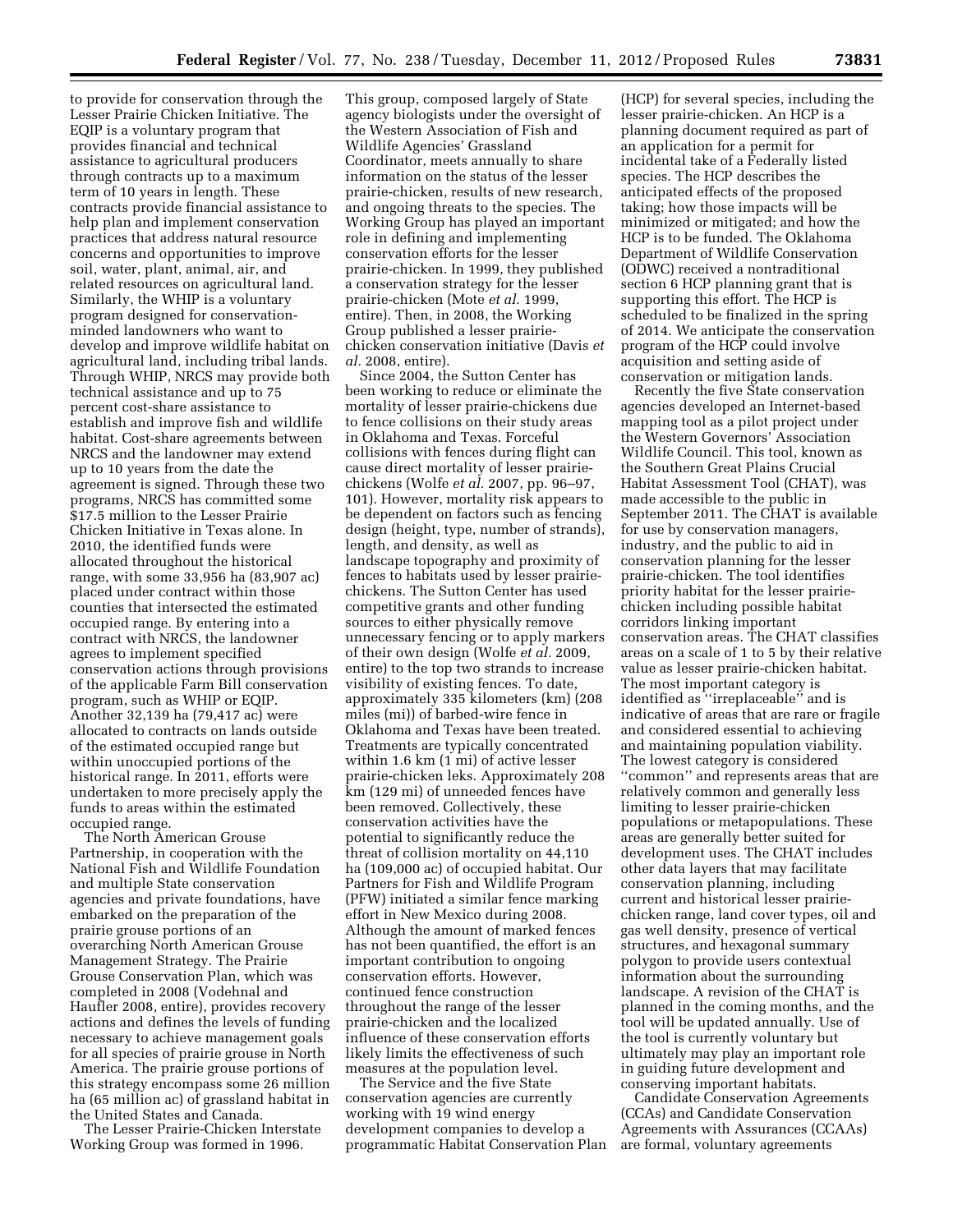to provide for conservation through the Lesser Prairie Chicken Initiative. The EQIP is a voluntary program that provides financial and technical assistance to agricultural producers through contracts up to a maximum term of 10 years in length. These contracts provide financial assistance to help plan and implement conservation practices that address natural resource concerns and opportunities to improve soil, water, plant, animal, air, and related resources on agricultural land. Similarly, the WHIP is a voluntary program designed for conservation-minded landowners who want to develop and improve wildlife habitat on agricultural land, including tribal lands. Through WHIP, NRCS may provide both technical assistance and up to 75 percent cost-share assistance to establish and improve fish and wildlife habitat. Cost-share agreements between NRCS and the landowner may extend up to 10 years from the date the agreement is signed. Through these two programs, NRCS has committed some $17.5 million to the Lesser Prairie Chicken Initiative in Texas alone. In 2010, the identified funds were allocated throughout the historical range, with some 33,956 ha (83,907 ac) placed under contract within those counties that intersected the estimated occupied range. By entering into a contract with NRCS, the landowner agrees to implement specified conservation actions through provisions of the applicable Farm Bill conservation program, such as WHIP or EQIP. Another 32,139 ha (79,417 ac) were allocated to contracts on lands outside of the estimated occupied range but within unoccupied portions of the historical range. In 2011, efforts were undertaken to more precisely apply the funds to areas within the estimated occupied range.

The North American Grouse Partnership, in cooperation with the National Fish and Wildlife Foundation and multiple State conservation agencies and private foundations, have embarked on the preparation of the prairie grouse portions of an overarching North American Grouse Management Strategy. The Prairie Grouse Conservation Plan, which was completed in 2008 (Vodehnal and Haufler 2008, entire), provides recovery actions and defines the levels of funding necessary to achieve management goals for all species of prairie grouse in North America. The prairie grouse portions of this strategy encompass some 26 million ha (65 million ac) of grassland habitat in the United States and Canada.

The Lesser Prairie-Chicken Interstate Working Group was formed in 1996. This group, composed largely of State agency biologists under the oversight of the Western Association of Fish and Wildlife Agencies' Grassland Coordinator, meets annually to share information on the status of the lesser prairie-chicken, results of new research, and ongoing threats to the species. The Working Group has played an important role in defining and implementing conservation efforts for the lesser prairie-chicken. In 1999, they published a conservation strategy for the lesser prairie-chicken (Mote *et al.* 1999, entire). Then, in 2008, the Working Group published a lesser prairie-chicken conservation initiative (Davis *et al.* 2008, entire).

Since 2004, the Sutton Center has been working to reduce or eliminate the mortality of lesser prairie-chickens due to fence collisions on their study areas in Oklahoma and Texas. Forceful collisions with fences during flight can cause direct mortality of lesser prairie-chickens (Wolfe *et al.* 2007, pp. 96–97, 101). However, mortality risk appears to be dependent on factors such as fencing design (height, type, number of strands), length, and density, as well as landscape topography and proximity of fences to habitats used by lesser prairie-chickens. The Sutton Center has used competitive grants and other funding sources to either physically remove unnecessary fencing or to apply markers of their own design (Wolfe *et al.* 2009, entire) to the top two strands to increase visibility of existing fences. To date, approximately 335 kilometers (km) (208 miles (mi)) of barbed-wire fence in Oklahoma and Texas have been treated. Treatments are typically concentrated within 1.6 km (1 mi) of active lesser prairie-chicken leks. Approximately 208 km (129 mi) of unneeded fences have been removed. Collectively, these conservation activities have the potential to significantly reduce the threat of collision mortality on 44,110 ha (109,000 ac) of occupied habitat. Our Partners for Fish and Wildlife Program (PFW) initiated a similar fence marking effort in New Mexico during 2008. Although the amount of marked fences has not been quantified, the effort is an important contribution to ongoing conservation efforts. However, continued fence construction throughout the range of the lesser prairie-chicken and the localized influence of these conservation efforts likely limits the effectiveness of such measures at the population level.

The Service and the five State conservation agencies are currently working with 19 wind energy development companies to develop a programmatic Habitat Conservation Plan (HCP) for several species, including the lesser prairie-chicken. An HCP is a planning document required as part of an application for a permit for incidental take of a Federally listed species. The HCP describes the anticipated effects of the proposed taking; how those impacts will be minimized or mitigated; and how the HCP is to be funded. The Oklahoma Department of Wildlife Conservation (ODWC) received a nontraditional section 6 HCP planning grant that is supporting this effort. The HCP is scheduled to be finalized in the spring of 2014. We anticipate the conservation program of the HCP could involve acquisition and setting aside of conservation or mitigation lands.

Recently the five State conservation agencies developed an Internet-based mapping tool as a pilot project under the Western Governors' Association Wildlife Council. This tool, known as the Southern Great Plains Crucial Habitat Assessment Tool (CHAT), was made accessible to the public in September 2011. The CHAT is available for use by conservation managers, industry, and the public to aid in conservation planning for the lesser prairie-chicken. The tool identifies priority habitat for the lesser prairie-chicken including possible habitat corridors linking important conservation areas. The CHAT classifies areas on a scale of 1 to 5 by their relative value as lesser prairie-chicken habitat. The most important category is identified as "irreplaceable" and is indicative of areas that are rare or fragile and considered essential to achieving and maintaining population viability. The lowest category is considered "common" and represents areas that are relatively common and generally less limiting to lesser prairie-chicken populations or metapopulations. These areas are generally better suited for development uses. The CHAT includes other data layers that may facilitate conservation planning, including current and historical lesser prairie-chicken range, land cover types, oil and gas well density, presence of vertical structures, and hexagonal summary polygon to provide users contextual information about the surrounding landscape. A revision of the CHAT is planned in the coming months, and the tool will be updated annually. Use of the tool is currently voluntary but ultimately may play an important role in guiding future development and conserving important habitats.

Candidate Conservation Agreements (CCAs) and Candidate Conservation Agreements with Assurances (CCAAs) are formal, voluntary agreements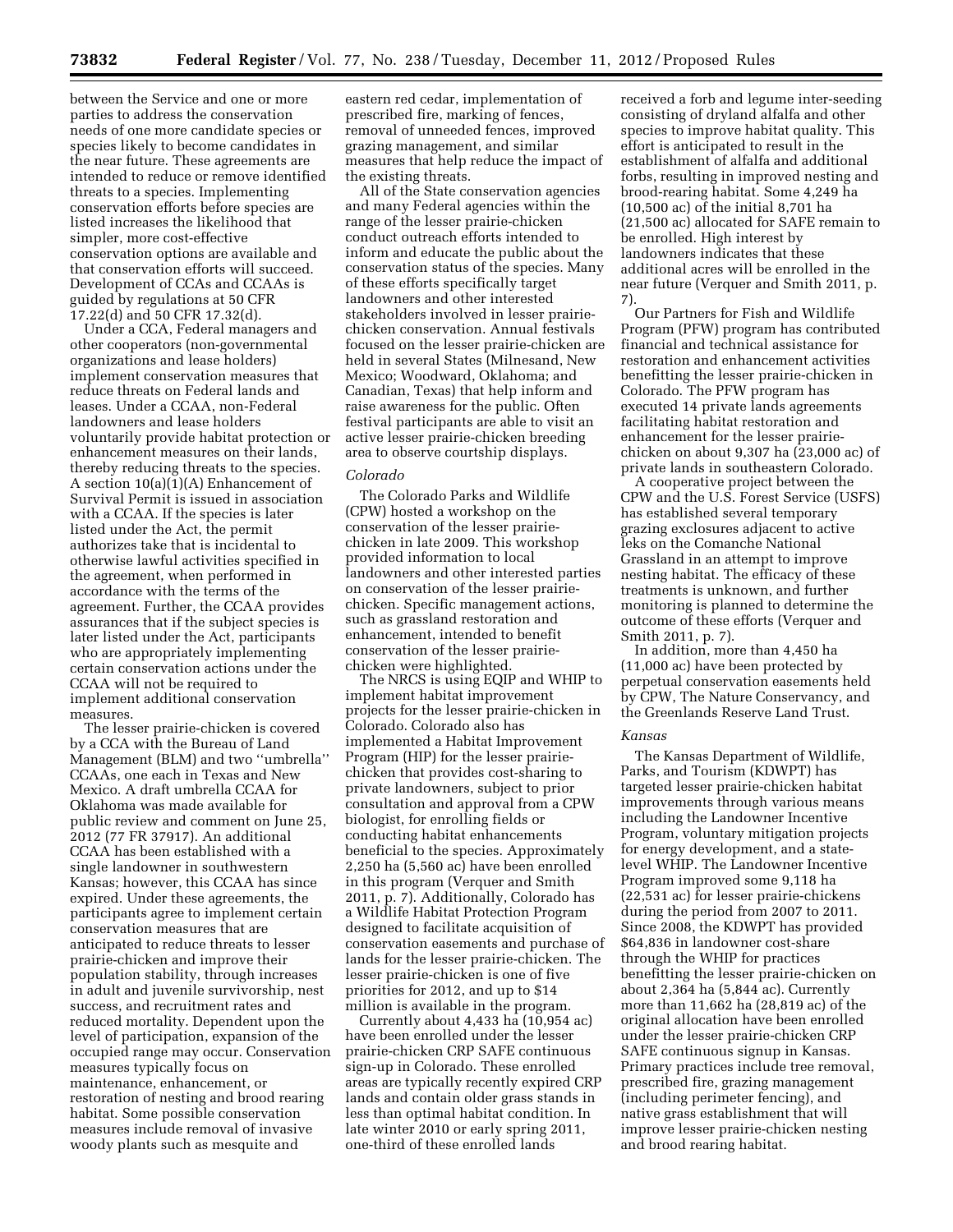between the Service and one or more parties to address the conservation needs of one more candidate species or species likely to become candidates in the near future. These agreements are intended to reduce or remove identified threats to a species. Implementing conservation efforts before species are listed increases the likelihood that simpler, more cost-effective conservation options are available and that conservation efforts will succeed. Development of CCAs and CCAAs is guided by regulations at 50 CFR 17.22(d) and 50 CFR 17.32(d).

Under a CCA, Federal managers and other cooperators (non-governmental organizations and lease holders) implement conservation measures that reduce threats on Federal lands and leases. Under a CCAA, non-Federal landowners and lease holders voluntarily provide habitat protection or enhancement measures on their lands, thereby reducing threats to the species. A section 10(a)(1)(A) Enhancement of Survival Permit is issued in association with a CCAA. If the species is later listed under the Act, the permit authorizes take that is incidental to otherwise lawful activities specified in the agreement, when performed in accordance with the terms of the agreement. Further, the CCAA provides assurances that if the subject species is later listed under the Act, participants who are appropriately implementing certain conservation actions under the CCAA will not be required to implement additional conservation measures.

The lesser prairie-chicken is covered by a CCA with the Bureau of Land Management (BLM) and two ''umbrella'' CCAAs, one each in Texas and New Mexico. A draft umbrella CCAA for Oklahoma was made available for public review and comment on June 25, 2012 (77 FR 37917). An additional CCAA has been established with a single landowner in southwestern Kansas; however, this CCAA has since expired. Under these agreements, the participants agree to implement certain conservation measures that are anticipated to reduce threats to lesser prairie-chicken and improve their population stability, through increases in adult and juvenile survivorship, nest success, and recruitment rates and reduced mortality. Dependent upon the level of participation, expansion of the occupied range may occur. Conservation measures typically focus on maintenance, enhancement, or restoration of nesting and brood rearing habitat. Some possible conservation measures include removal of invasive woody plants such as mesquite and eastern red cedar, implementation of prescribed fire, marking of fences, removal of unneeded fences, improved grazing management, and similar measures that help reduce the impact of the existing threats.

All of the State conservation agencies and many Federal agencies within the range of the lesser prairie-chicken conduct outreach efforts intended to inform and educate the public about the conservation status of the species. Many of these efforts specifically target landowners and other interested stakeholders involved in lesser prairie-chicken conservation. Annual festivals focused on the lesser prairie-chicken are held in several States (Milnesand, New Mexico; Woodward, Oklahoma; and Canadian, Texas) that help inform and raise awareness for the public. Often festival participants are able to visit an active lesser prairie-chicken breeding area to observe courtship displays.

*Colorado*

The Colorado Parks and Wildlife (CPW) hosted a workshop on the conservation of the lesser prairie-chicken in late 2009. This workshop provided information to local landowners and other interested parties on conservation of the lesser prairie-chicken. Specific management actions, such as grassland restoration and enhancement, intended to benefit conservation of the lesser prairie-chicken were highlighted.

The NRCS is using EQIP and WHIP to implement habitat improvement projects for the lesser prairie-chicken in Colorado. Colorado also has implemented a Habitat Improvement Program (HIP) for the lesser prairie-chicken that provides cost-sharing to private landowners, subject to prior consultation and approval from a CPW biologist, for enrolling fields or conducting habitat enhancements beneficial to the species. Approximately 2,250 ha (5,560 ac) have been enrolled in this program (Verquer and Smith 2011, p. 7). Additionally, Colorado has a Wildlife Habitat Protection Program designed to facilitate acquisition of conservation easements and purchase of lands for the lesser prairie-chicken. The lesser prairie-chicken is one of five priorities for 2012, and up to $14 million is available in the program.

Currently about 4,433 ha (10,954 ac) have been enrolled under the lesser prairie-chicken CRP SAFE continuous sign-up in Colorado. These enrolled areas are typically recently expired CRP lands and contain older grass stands in less than optimal habitat condition. In late winter 2010 or early spring 2011, one-third of these enrolled lands received a forb and legume inter-seeding consisting of dryland alfalfa and other species to improve habitat quality. This effort is anticipated to result in the establishment of alfalfa and additional forbs, resulting in improved nesting and brood-rearing habitat. Some 4,249 ha (10,500 ac) of the initial 8,701 ha (21,500 ac) allocated for SAFE remain to be enrolled. High interest by landowners indicates that these additional acres will be enrolled in the near future (Verquer and Smith 2011, p. 7).

Our Partners for Fish and Wildlife Program (PFW) program has contributed financial and technical assistance for restoration and enhancement activities benefitting the lesser prairie-chicken in Colorado. The PFW program has executed 14 private lands agreements facilitating habitat restoration and enhancement for the lesser prairie-chicken on about 9,307 ha (23,000 ac) of private lands in southeastern Colorado.

A cooperative project between the CPW and the U.S. Forest Service (USFS) has established several temporary grazing exclosures adjacent to active leks on the Comanche National Grassland in an attempt to improve nesting habitat. The efficacy of these treatments is unknown, and further monitoring is planned to determine the outcome of these efforts (Verquer and Smith 2011, p. 7).

In addition, more than 4,450 ha (11,000 ac) have been protected by perpetual conservation easements held by CPW, The Nature Conservancy, and the Greenlands Reserve Land Trust.

*Kansas*

The Kansas Department of Wildlife, Parks, and Tourism (KDWPT) has targeted lesser prairie-chicken habitat improvements through various means including the Landowner Incentive Program, voluntary mitigation projects for energy development, and a state-level WHIP. The Landowner Incentive Program improved some 9,118 ha (22,531 ac) for lesser prairie-chickens during the period from 2007 to 2011. Since 2008, the KDWPT has provided $64,836 in landowner cost-share through the WHIP for practices benefitting the lesser prairie-chicken on about 2,364 ha (5,844 ac). Currently more than 11,662 ha (28,819 ac) of the original allocation have been enrolled under the lesser prairie-chicken CRP SAFE continuous signup in Kansas. Primary practices include tree removal, prescribed fire, grazing management (including perimeter fencing), and native grass establishment that will improve lesser prairie-chicken nesting and brood rearing habitat.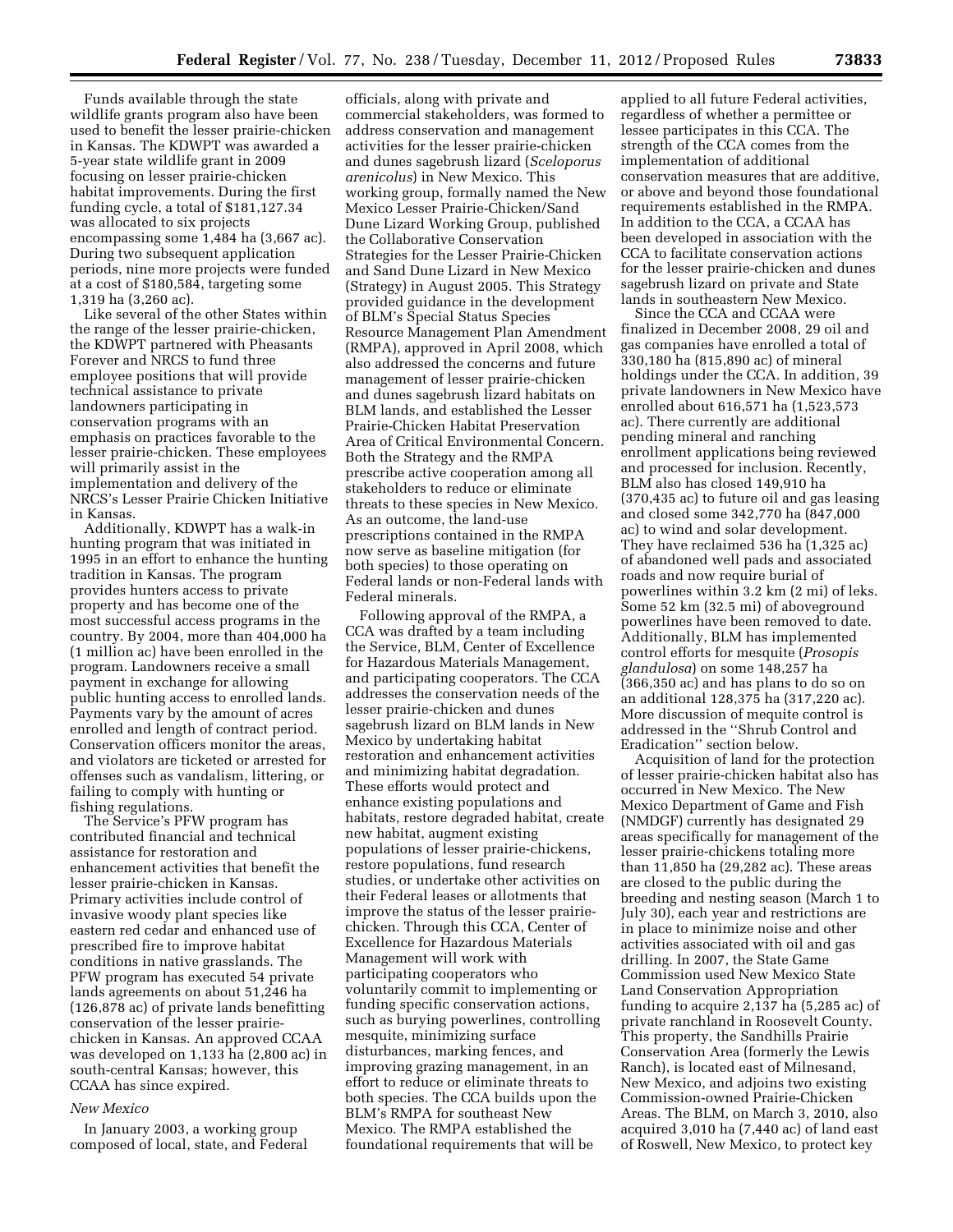Funds available through the state wildlife grants program also have been used to benefit the lesser prairie-chicken in Kansas. The KDWPT was awarded a 5-year state wildlife grant in 2009 focusing on lesser prairie-chicken habitat improvements. During the first funding cycle, a total of $181,127.34 was allocated to six projects encompassing some 1,484 ha (3,667 ac). During two subsequent application periods, nine more projects were funded at a cost of $180,584, targeting some 1,319 ha (3,260 ac).

Like several of the other States within the range of the lesser prairie-chicken, the KDWPT partnered with Pheasants Forever and NRCS to fund three employee positions that will provide technical assistance to private landowners participating in conservation programs with an emphasis on practices favorable to the lesser prairie-chicken. These employees will primarily assist in the implementation and delivery of the NRCS's Lesser Prairie Chicken Initiative in Kansas.

Additionally, KDWPT has a walk-in hunting program that was initiated in 1995 in an effort to enhance the hunting tradition in Kansas. The program provides hunters access to private property and has become one of the most successful access programs in the country. By 2004, more than 404,000 ha (1 million ac) have been enrolled in the program. Landowners receive a small payment in exchange for allowing public hunting access to enrolled lands. Payments vary by the amount of acres enrolled and length of contract period. Conservation officers monitor the areas, and violators are ticketed or arrested for offenses such as vandalism, littering, or failing to comply with hunting or fishing regulations.

The Service's PFW program has contributed financial and technical assistance for restoration and enhancement activities that benefit the lesser prairie-chicken in Kansas. Primary activities include control of invasive woody plant species like eastern red cedar and enhanced use of prescribed fire to improve habitat conditions in native grasslands. The PFW program has executed 54 private lands agreements on about 51,246 ha (126,878 ac) of private lands benefitting conservation of the lesser prairie-chicken in Kansas. An approved CCAA was developed on 1,133 ha (2,800 ac) in south-central Kansas; however, this CCAA has since expired.

*New Mexico*

In January 2003, a working group composed of local, state, and Federal officials, along with private and commercial stakeholders, was formed to address conservation and management activities for the lesser prairie-chicken and dunes sagebrush lizard (*Sceloporus arenicolus*) in New Mexico. This working group, formally named the New Mexico Lesser Prairie-Chicken/Sand Dune Lizard Working Group, published the Collaborative Conservation Strategies for the Lesser Prairie-Chicken and Sand Dune Lizard in New Mexico (Strategy) in August 2005. This Strategy provided guidance in the development of BLM's Special Status Species Resource Management Plan Amendment (RMPA), approved in April 2008, which also addressed the concerns and future management of lesser prairie-chicken and dunes sagebrush lizard habitats on BLM lands, and established the Lesser Prairie-Chicken Habitat Preservation Area of Critical Environmental Concern. Both the Strategy and the RMPA prescribe active cooperation among all stakeholders to reduce or eliminate threats to these species in New Mexico. As an outcome, the land-use prescriptions contained in the RMPA now serve as baseline mitigation (for both species) to those operating on Federal lands or non-Federal lands with Federal minerals.

Following approval of the RMPA, a CCA was drafted by a team including the Service, BLM, Center of Excellence for Hazardous Materials Management, and participating cooperators. The CCA addresses the conservation needs of the lesser prairie-chicken and dunes sagebrush lizard on BLM lands in New Mexico by undertaking habitat restoration and enhancement activities and minimizing habitat degradation. These efforts would protect and enhance existing populations and habitats, restore degraded habitat, create new habitat, augment existing populations of lesser prairie-chickens, restore populations, fund research studies, or undertake other activities on their Federal leases or allotments that improve the status of the lesser prairie-chicken. Through this CCA, Center of Excellence for Hazardous Materials Management will work with participating cooperators who voluntarily commit to implementing or funding specific conservation actions, such as burying powerlines, controlling mesquite, minimizing surface disturbances, marking fences, and improving grazing management, in an effort to reduce or eliminate threats to both species. The CCA builds upon the BLM's RMPA for southeast New Mexico. The RMPA established the foundational requirements that will be applied to all future Federal activities, regardless of whether a permittee or lessee participates in this CCA. The strength of the CCA comes from the implementation of additional conservation measures that are additive, or above and beyond those foundational requirements established in the RMPA. In addition to the CCA, a CCAA has been developed in association with the CCA to facilitate conservation actions for the lesser prairie-chicken and dunes sagebrush lizard on private and State lands in southeastern New Mexico.

Since the CCA and CCAA were finalized in December 2008, 29 oil and gas companies have enrolled a total of 330,180 ha (815,890 ac) of mineral holdings under the CCA. In addition, 39 private landowners in New Mexico have enrolled about 616,571 ha (1,523,573 ac). There currently are additional pending mineral and ranching enrollment applications being reviewed and processed for inclusion. Recently, BLM also has closed 149,910 ha (370,435 ac) to future oil and gas leasing and closed some 342,770 ha (847,000 ac) to wind and solar development. They have reclaimed 536 ha (1,325 ac) of abandoned well pads and associated roads and now require burial of powerlines within 3.2 km (2 mi) of leks. Some 52 km (32.5 mi) of aboveground powerlines have been removed to date. Additionally, BLM has implemented control efforts for mesquite (*Prosopis glandulosa*) on some 148,257 ha (366,350 ac) and has plans to do so on an additional 128,375 ha (317,220 ac). More discussion of mequite control is addressed in the ''Shrub Control and Eradication'' section below.

Acquisition of land for the protection of lesser prairie-chicken habitat also has occurred in New Mexico. The New Mexico Department of Game and Fish (NMDGF) currently has designated 29 areas specifically for management of the lesser prairie-chickens totaling more than 11,850 ha (29,282 ac). These areas are closed to the public during the breeding and nesting season (March 1 to July 30), each year and restrictions are in place to minimize noise and other activities associated with oil and gas drilling. In 2007, the State Game Commission used New Mexico State Land Conservation Appropriation funding to acquire 2,137 ha (5,285 ac) of private ranchland in Roosevelt County. This property, the Sandhills Prairie Conservation Area (formerly the Lewis Ranch), is located east of Milnesand, New Mexico, and adjoins two existing Commission-owned Prairie-Chicken Areas. The BLM, on March 3, 2010, also acquired 3,010 ha (7,440 ac) of land east of Roswell, New Mexico, to protect key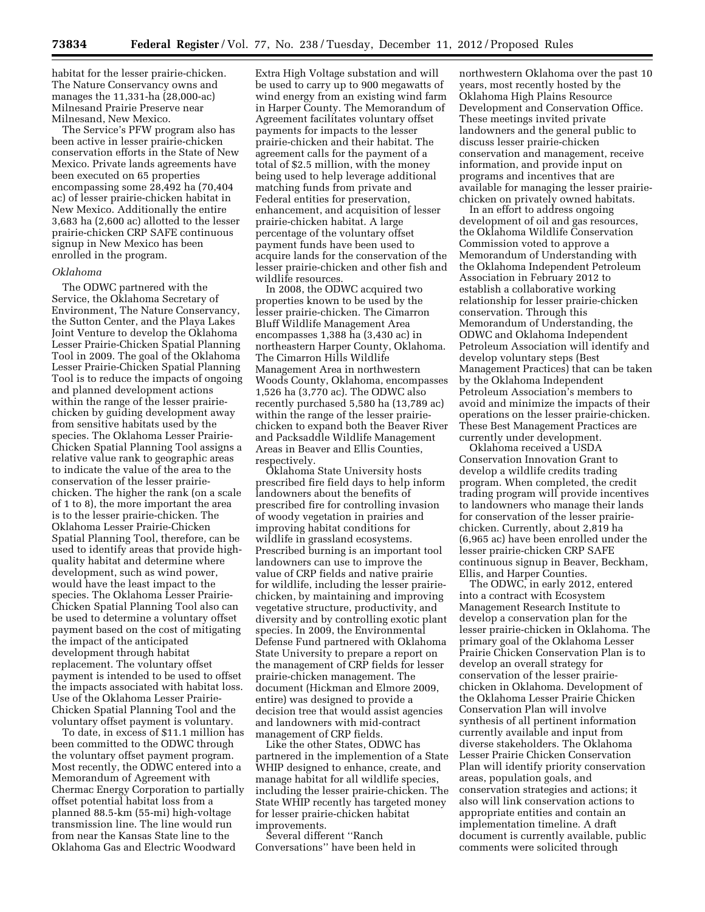habitat for the lesser prairie-chicken. The Nature Conservancy owns and manages the 11,331-ha (28,000-ac) Milnesand Prairie Preserve near Milnesand, New Mexico.

The Service's PFW program also has been active in lesser prairie-chicken conservation efforts in the State of New Mexico. Private lands agreements have been executed on 65 properties encompassing some 28,492 ha (70,404 ac) of lesser prairie-chicken habitat in New Mexico. Additionally the entire 3,683 ha (2,600 ac) allotted to the lesser prairie-chicken CRP SAFE continuous signup in New Mexico has been enrolled in the program.

*Oklahoma*

The ODWC partnered with the Service, the Oklahoma Secretary of Environment, The Nature Conservancy, the Sutton Center, and the Playa Lakes Joint Venture to develop the Oklahoma Lesser Prairie-Chicken Spatial Planning Tool in 2009. The goal of the Oklahoma Lesser Prairie-Chicken Spatial Planning Tool is to reduce the impacts of ongoing and planned development actions within the range of the lesser prairie-chicken by guiding development away from sensitive habitats used by the species. The Oklahoma Lesser Prairie-Chicken Spatial Planning Tool assigns a relative value rank to geographic areas to indicate the value of the area to the conservation of the lesser prairie-chicken. The higher the rank (on a scale of 1 to 8), the more important the area is to the lesser prairie-chicken. The Oklahoma Lesser Prairie-Chicken Spatial Planning Tool, therefore, can be used to identify areas that provide high-quality habitat and determine where development, such as wind power, would have the least impact to the species. The Oklahoma Lesser Prairie-Chicken Spatial Planning Tool also can be used to determine a voluntary offset payment based on the cost of mitigating the impact of the anticipated development through habitat replacement. The voluntary offset payment is intended to be used to offset the impacts associated with habitat loss. Use of the Oklahoma Lesser Prairie-Chicken Spatial Planning Tool and the voluntary offset payment is voluntary.

To date, in excess of $11.1 million has been committed to the ODWC through the voluntary offset payment program. Most recently, the ODWC entered into a Memorandum of Agreement with Chermac Energy Corporation to partially offset potential habitat loss from a planned 88.5-km (55-mi) high-voltage transmission line. The line would run from near the Kansas State line to the Oklahoma Gas and Electric Woodward Extra High Voltage substation and will be used to carry up to 900 megawatts of wind energy from an existing wind farm in Harper County. The Memorandum of Agreement facilitates voluntary offset payments for impacts to the lesser prairie-chicken and their habitat. The agreement calls for the payment of a total of $2.5 million, with the money being used to help leverage additional matching funds from private and Federal entities for preservation, enhancement, and acquisition of lesser prairie-chicken habitat. A large percentage of the voluntary offset payment funds have been used to acquire lands for the conservation of the lesser prairie-chicken and other fish and wildlife resources.

In 2008, the ODWC acquired two properties known to be used by the lesser prairie-chicken. The Cimarron Bluff Wildlife Management Area encompasses 1,388 ha (3,430 ac) in northeastern Harper County, Oklahoma. The Cimarron Hills Wildlife Management Area in northwestern Woods County, Oklahoma, encompasses 1,526 ha (3,770 ac). The ODWC also recently purchased 5,580 ha (13,789 ac) within the range of the lesser prairie-chicken to expand both the Beaver River and Packsaddle Wildlife Management Areas in Beaver and Ellis Counties, respectively.

Oklahoma State University hosts prescribed fire field days to help inform landowners about the benefits of prescribed fire for controlling invasion of woody vegetation in prairies and improving habitat conditions for wildlife in grassland ecosystems. Prescribed burning is an important tool landowners can use to improve the value of CRP fields and native prairie for wildlife, including the lesser prairie-chicken, by maintaining and improving vegetative structure, productivity, and diversity and by controlling exotic plant species. In 2009, the Environmental Defense Fund partnered with Oklahoma State University to prepare a report on the management of CRP fields for lesser prairie-chicken management. The document (Hickman and Elmore 2009, entire) was designed to provide a decision tree that would assist agencies and landowners with mid-contract management of CRP fields.

Like the other States, ODWC has partnered in the implemention of a State WHIP designed to enhance, create, and manage habitat for all wildlife species, including the lesser prairie-chicken. The State WHIP recently has targeted money for lesser prairie-chicken habitat improvements.

Several different "Ranch Conversations" have been held in northwestern Oklahoma over the past 10 years, most recently hosted by the Oklahoma High Plains Resource Development and Conservation Office. These meetings invited private landowners and the general public to discuss lesser prairie-chicken conservation and management, receive information, and provide input on programs and incentives that are available for managing the lesser prairie-chicken on privately owned habitats.

In an effort to address ongoing development of oil and gas resources, the Oklahoma Wildlife Conservation Commission voted to approve a Memorandum of Understanding with the Oklahoma Independent Petroleum Association in February 2012 to establish a collaborative working relationship for lesser prairie-chicken conservation. Through this Memorandum of Understanding, the ODWC and Oklahoma Independent Petroleum Association will identify and develop voluntary steps (Best Management Practices) that can be taken by the Oklahoma Independent Petroleum Association's members to avoid and minimize the impacts of their operations on the lesser prairie-chicken. These Best Management Practices are currently under development.

Oklahoma received a USDA Conservation Innovation Grant to develop a wildlife credits trading program. When completed, the credit trading program will provide incentives to landowners who manage their lands for conservation of the lesser prairie-chicken. Currently, about 2,819 ha (6,965 ac) have been enrolled under the lesser prairie-chicken CRP SAFE continuous signup in Beaver, Beckham, Ellis, and Harper Counties.

The ODWC, in early 2012, entered into a contract with Ecosystem Management Research Institute to develop a conservation plan for the lesser prairie-chicken in Oklahoma. The primary goal of the Oklahoma Lesser Prairie Chicken Conservation Plan is to develop an overall strategy for conservation of the lesser prairie-chicken in Oklahoma. Development of the Oklahoma Lesser Prairie Chicken Conservation Plan will involve synthesis of all pertinent information currently available and input from diverse stakeholders. The Oklahoma Lesser Prairie Chicken Conservation Plan will identify priority conservation areas, population goals, and conservation strategies and actions; it also will link conservation actions to appropriate entities and contain an implementation timeline. A draft document is currently available, public comments were solicited through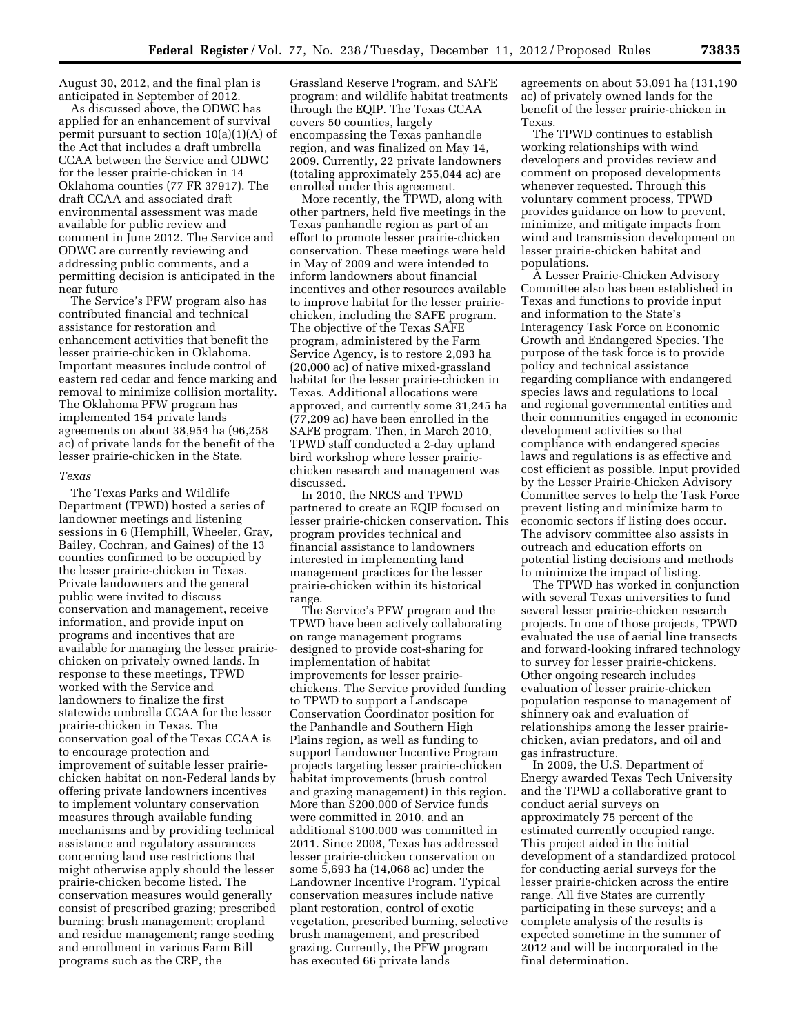August 30, 2012, and the final plan is anticipated in September of 2012.

As discussed above, the ODWC has applied for an enhancement of survival permit pursuant to section 10(a)(1)(A) of the Act that includes a draft umbrella CCAA between the Service and ODWC for the lesser prairie-chicken in 14 Oklahoma counties (77 FR 37917). The draft CCAA and associated draft environmental assessment was made available for public review and comment in June 2012. The Service and ODWC are currently reviewing and addressing public comments, and a permitting decision is anticipated in the near future

The Service's PFW program also has contributed financial and technical assistance for restoration and enhancement activities that benefit the lesser prairie-chicken in Oklahoma. Important measures include control of eastern red cedar and fence marking and removal to minimize collision mortality. The Oklahoma PFW program has implemented 154 private lands agreements on about 38,954 ha (96,258 ac) of private lands for the benefit of the lesser prairie-chicken in the State.

*Texas*

The Texas Parks and Wildlife Department (TPWD) hosted a series of landowner meetings and listening sessions in 6 (Hemphill, Wheeler, Gray, Bailey, Cochran, and Gaines) of the 13 counties confirmed to be occupied by the lesser prairie-chicken in Texas. Private landowners and the general public were invited to discuss conservation and management, receive information, and provide input on programs and incentives that are available for managing the lesser prairie-chicken on privately owned lands. In response to these meetings, TPWD worked with the Service and landowners to finalize the first statewide umbrella CCAA for the lesser prairie-chicken in Texas. The conservation goal of the Texas CCAA is to encourage protection and improvement of suitable lesser prairie-chicken habitat on non-Federal lands by offering private landowners incentives to implement voluntary conservation measures through available funding mechanisms and by providing technical assistance and regulatory assurances concerning land use restrictions that might otherwise apply should the lesser prairie-chicken become listed. The conservation measures would generally consist of prescribed grazing; prescribed burning; brush management; cropland and residue management; range seeding and enrollment in various Farm Bill programs such as the CRP, the Grassland Reserve Program, and SAFE program; and wildlife habitat treatments through the EQIP. The Texas CCAA covers 50 counties, largely encompassing the Texas panhandle region, and was finalized on May 14, 2009. Currently, 22 private landowners (totaling approximately 255,044 ac) are enrolled under this agreement.

More recently, the TPWD, along with other partners, held five meetings in the Texas panhandle region as part of an effort to promote lesser prairie-chicken conservation. These meetings were held in May of 2009 and were intended to inform landowners about financial incentives and other resources available to improve habitat for the lesser prairie-chicken, including the SAFE program. The objective of the Texas SAFE program, administered by the Farm Service Agency, is to restore 2,093 ha (20,000 ac) of native mixed-grassland habitat for the lesser prairie-chicken in Texas. Additional allocations were approved, and currently some 31,245 ha (77,209 ac) have been enrolled in the SAFE program. Then, in March 2010, TPWD staff conducted a 2-day upland bird workshop where lesser prairie-chicken research and management was discussed.

In 2010, the NRCS and TPWD partnered to create an EQIP focused on lesser prairie-chicken conservation. This program provides technical and financial assistance to landowners interested in implementing land management practices for the lesser prairie-chicken within its historical range.

The Service's PFW program and the TPWD have been actively collaborating on range management programs designed to provide cost-sharing for implementation of habitat improvements for lesser prairie-chickens. The Service provided funding to TPWD to support a Landscape Conservation Coordinator position for the Panhandle and Southern High Plains region, as well as funding to support Landowner Incentive Program projects targeting lesser prairie-chicken habitat improvements (brush control and grazing management) in this region. More than $200,000 of Service funds were committed in 2010, and an additional $100,000 was committed in 2011. Since 2008, Texas has addressed lesser prairie-chicken conservation on some 5,693 ha (14,068 ac) under the Landowner Incentive Program. Typical conservation measures include native plant restoration, control of exotic vegetation, prescribed burning, selective brush management, and prescribed grazing. Currently, the PFW program has executed 66 private lands agreements on about 53,091 ha (131,190 ac) of privately owned lands for the benefit of the lesser prairie-chicken in Texas.

The TPWD continues to establish working relationships with wind developers and provides review and comment on proposed developments whenever requested. Through this voluntary comment process, TPWD provides guidance on how to prevent, minimize, and mitigate impacts from wind and transmission development on lesser prairie-chicken habitat and populations.

A Lesser Prairie-Chicken Advisory Committee also has been established in Texas and functions to provide input and information to the State's Interagency Task Force on Economic Growth and Endangered Species. The purpose of the task force is to provide policy and technical assistance regarding compliance with endangered species laws and regulations to local and regional governmental entities and their communities engaged in economic development activities so that compliance with endangered species laws and regulations is as effective and cost efficient as possible. Input provided by the Lesser Prairie-Chicken Advisory Committee serves to help the Task Force prevent listing and minimize harm to economic sectors if listing does occur. The advisory committee also assists in outreach and education efforts on potential listing decisions and methods to minimize the impact of listing.

The TPWD has worked in conjunction with several Texas universities to fund several lesser prairie-chicken research projects. In one of those projects, TPWD evaluated the use of aerial line transects and forward-looking infrared technology to survey for lesser prairie-chickens. Other ongoing research includes evaluation of lesser prairie-chicken population response to management of shinnery oak and evaluation of relationships among the lesser prairie-chicken, avian predators, and oil and gas infrastructure.

In 2009, the U.S. Department of Energy awarded Texas Tech University and the TPWD a collaborative grant to conduct aerial surveys on approximately 75 percent of the estimated currently occupied range. This project aided in the initial development of a standardized protocol for conducting aerial surveys for the lesser prairie-chicken across the entire range. All five States are currently participating in these surveys; and a complete analysis of the results is expected sometime in the summer of 2012 and will be incorporated in the final determination.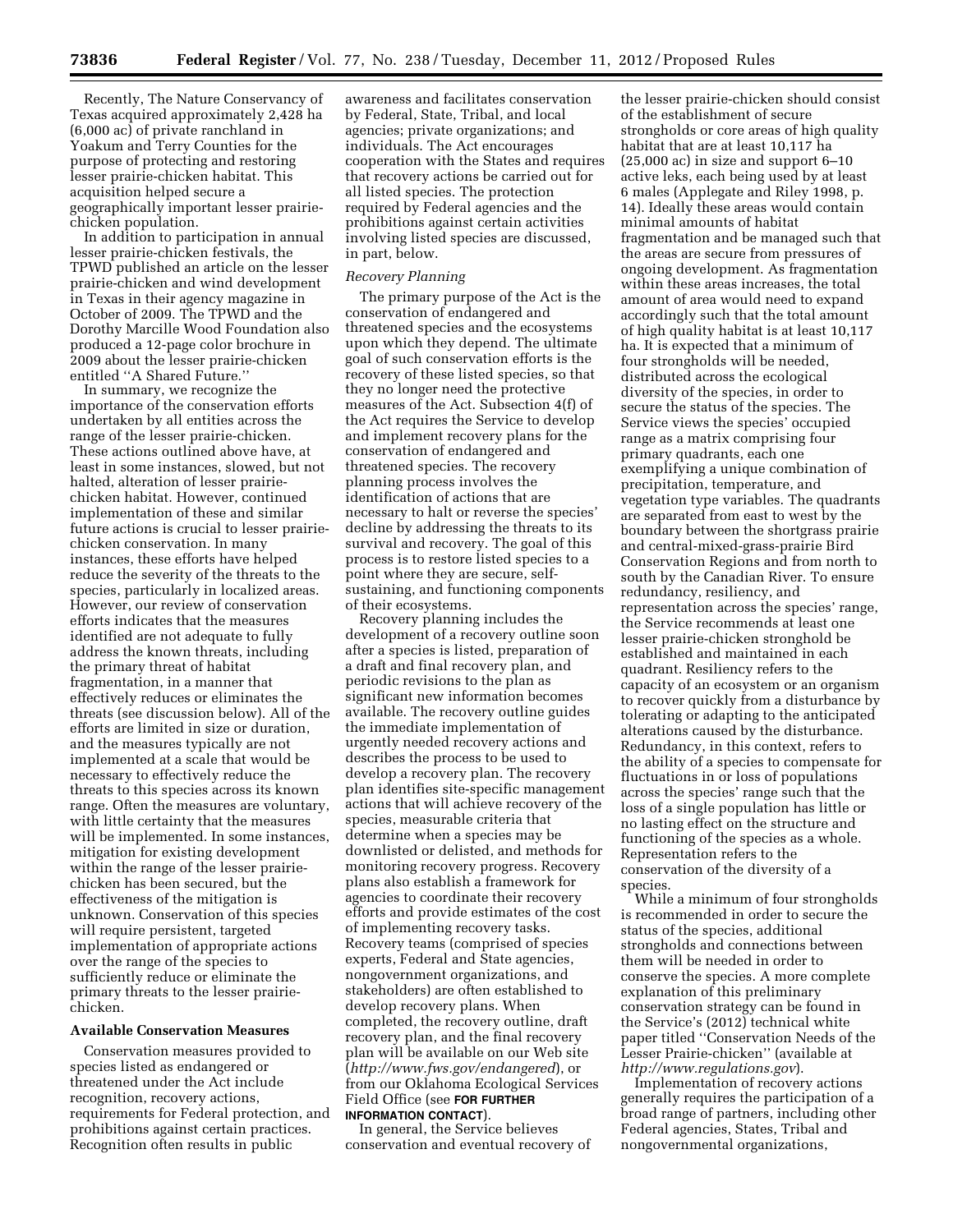Recently, The Nature Conservancy of Texas acquired approximately 2,428 ha (6,000 ac) of private ranchland in Yoakum and Terry Counties for the purpose of protecting and restoring lesser prairie-chicken habitat. This acquisition helped secure a geographically important lesser prairie-chicken population.

In addition to participation in annual lesser prairie-chicken festivals, the TPWD published an article on the lesser prairie-chicken and wind development in Texas in their agency magazine in October of 2009. The TPWD and the Dorothy Marcille Wood Foundation also produced a 12-page color brochure in 2009 about the lesser prairie-chicken entitled ''A Shared Future.''

In summary, we recognize the importance of the conservation efforts undertaken by all entities across the range of the lesser prairie-chicken. These actions outlined above have, at least in some instances, slowed, but not halted, alteration of lesser prairie-chicken habitat. However, continued implementation of these and similar future actions is crucial to lesser prairie-chicken conservation. In many instances, these efforts have helped reduce the severity of the threats to the species, particularly in localized areas. However, our review of conservation efforts indicates that the measures identified are not adequate to fully address the known threats, including the primary threat of habitat fragmentation, in a manner that effectively reduces or eliminates the threats (see discussion below). All of the efforts are limited in size or duration, and the measures typically are not implemented at a scale that would be necessary to effectively reduce the threats to this species across its known range. Often the measures are voluntary, with little certainty that the measures will be implemented. In some instances, mitigation for existing development within the range of the lesser prairie-chicken has been secured, but the effectiveness of the mitigation is unknown. Conservation of this species will require persistent, targeted implementation of appropriate actions over the range of the species to sufficiently reduce or eliminate the primary threats to the lesser prairie-chicken.

## Available Conservation Measures

Conservation measures provided to species listed as endangered or threatened under the Act include recognition, recovery actions, requirements for Federal protection, and prohibitions against certain practices. Recognition often results in public awareness and facilitates conservation by Federal, State, Tribal, and local agencies; private organizations; and individuals. The Act encourages cooperation with the States and requires that recovery actions be carried out for all listed species. The protection required by Federal agencies and the prohibitions against certain activities involving listed species are discussed, in part, below.

*Recovery Planning*

The primary purpose of the Act is the conservation of endangered and threatened species and the ecosystems upon which they depend. The ultimate goal of such conservation efforts is the recovery of these listed species, so that they no longer need the protective measures of the Act. Subsection 4(f) of the Act requires the Service to develop and implement recovery plans for the conservation of endangered and threatened species. The recovery planning process involves the identification of actions that are necessary to halt or reverse the species' decline by addressing the threats to its survival and recovery. The goal of this process is to restore listed species to a point where they are secure, self-sustaining, and functioning components of their ecosystems.

Recovery planning includes the development of a recovery outline soon after a species is listed, preparation of a draft and final recovery plan, and periodic revisions to the plan as significant new information becomes available. The recovery outline guides the immediate implementation of urgently needed recovery actions and describes the process to be used to develop a recovery plan. The recovery plan identifies site-specific management actions that will achieve recovery of the species, measurable criteria that determine when a species may be downlisted or delisted, and methods for monitoring recovery progress. Recovery plans also establish a framework for agencies to coordinate their recovery efforts and provide estimates of the cost of implementing recovery tasks. Recovery teams (comprised of species experts, Federal and State agencies, nongovernment organizations, and stakeholders) are often established to develop recovery plans. When completed, the recovery outline, draft recovery plan, and the final recovery plan will be available on our Web site (*http://www.fws.gov/endangered*), or from our Oklahoma Ecological Services Field Office (see **FOR FURTHER INFORMATION CONTACT**).

In general, the Service believes conservation and eventual recovery of the lesser prairie-chicken should consist of the establishment of secure strongholds or core areas of high quality habitat that are at least 10,117 ha (25,000 ac) in size and support 6–10 active leks, each being used by at least 6 males (Applegate and Riley 1998, p. 14). Ideally these areas would contain minimal amounts of habitat fragmentation and be managed such that the areas are secure from pressures of ongoing development. As fragmentation within these areas increases, the total amount of area would need to expand accordingly such that the total amount of high quality habitat is at least 10,117 ha. It is expected that a minimum of four strongholds will be needed, distributed across the ecological diversity of the species, in order to secure the status of the species. The Service views the species' occupied range as a matrix comprising four primary quadrants, each one exemplifying a unique combination of precipitation, temperature, and vegetation type variables. The quadrants are separated from east to west by the boundary between the shortgrass prairie and central-mixed-grass-prairie Bird Conservation Regions and from north to south by the Canadian River. To ensure redundancy, resiliency, and representation across the species' range, the Service recommends at least one lesser prairie-chicken stronghold be established and maintained in each quadrant. Resiliency refers to the capacity of an ecosystem or an organism to recover quickly from a disturbance by tolerating or adapting to the anticipated alterations caused by the disturbance. Redundancy, in this context, refers to the ability of a species to compensate for fluctuations in or loss of populations across the species' range such that the loss of a single population has little or no lasting effect on the structure and functioning of the species as a whole. Representation refers to the conservation of the diversity of a species.

While a minimum of four strongholds is recommended in order to secure the status of the species, additional strongholds and connections between them will be needed in order to conserve the species. A more complete explanation of this preliminary conservation strategy can be found in the Service's (2012) technical white paper titled ''Conservation Needs of the Lesser Prairie-chicken'' (available at *http://www.regulations.gov*).

Implementation of recovery actions generally requires the participation of a broad range of partners, including other Federal agencies, States, Tribal and nongovernmental organizations,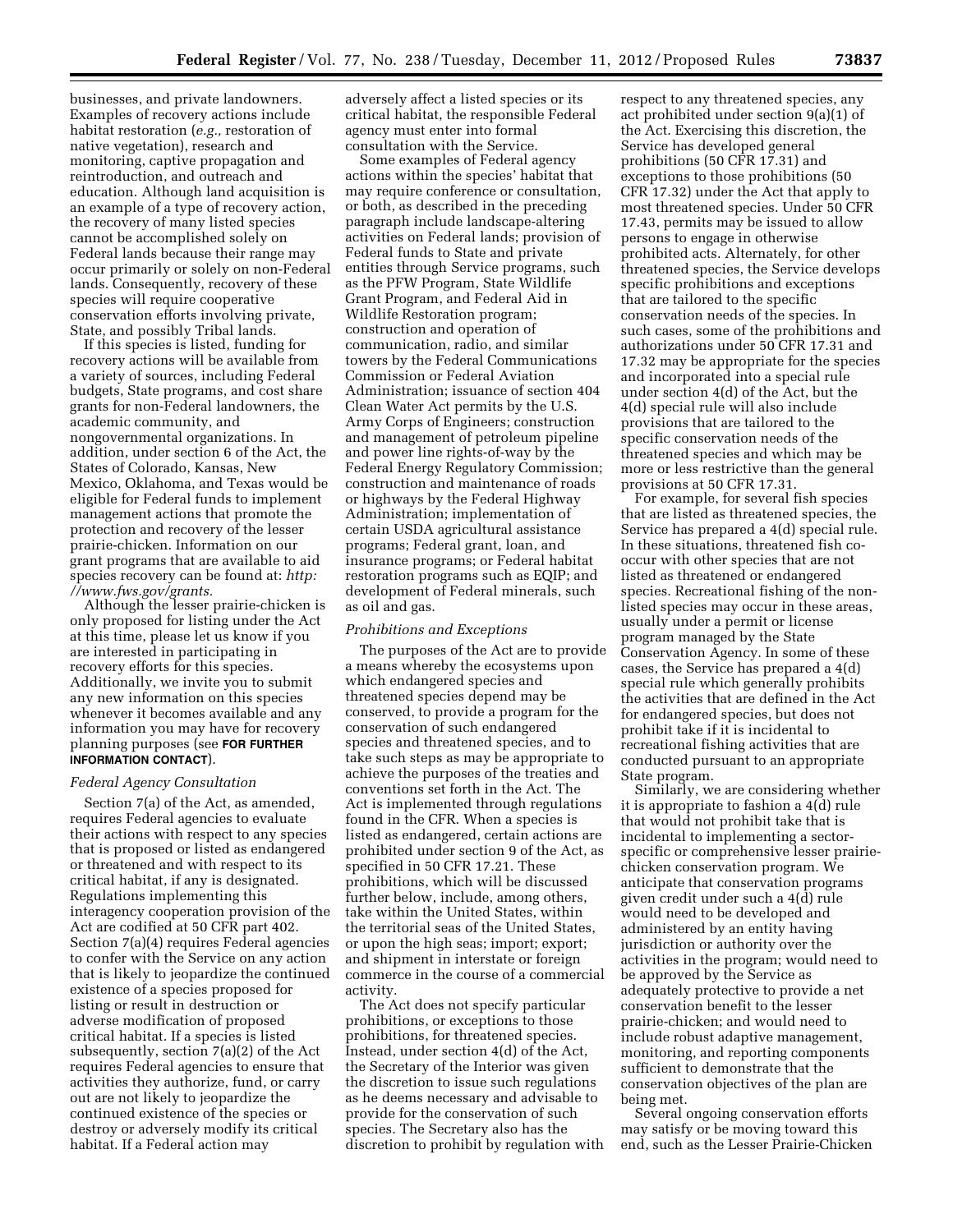businesses, and private landowners. Examples of recovery actions include habitat restoration (*e.g.,* restoration of native vegetation), research and monitoring, captive propagation and reintroduction, and outreach and education. Although land acquisition is an example of a type of recovery action, the recovery of many listed species cannot be accomplished solely on Federal lands because their range may occur primarily or solely on non-Federal lands. Consequently, recovery of these species will require cooperative conservation efforts involving private, State, and possibly Tribal lands.

If this species is listed, funding for recovery actions will be available from a variety of sources, including Federal budgets, State programs, and cost share grants for non-Federal landowners, the academic community, and nongovernmental organizations. In addition, under section 6 of the Act, the States of Colorado, Kansas, New Mexico, Oklahoma, and Texas would be eligible for Federal funds to implement management actions that promote the protection and recovery of the lesser prairie-chicken. Information on our grant programs that are available to aid species recovery can be found at: *http://www.fws.gov/grants.*

Although the lesser prairie-chicken is only proposed for listing under the Act at this time, please let us know if you are interested in participating in recovery efforts for this species. Additionally, we invite you to submit any new information on this species whenever it becomes available and any information you may have for recovery planning purposes (see **FOR FURTHER INFORMATION CONTACT**).

### *Federal Agency Consultation*

Section 7(a) of the Act, as amended, requires Federal agencies to evaluate their actions with respect to any species that is proposed or listed as endangered or threatened and with respect to its critical habitat, if any is designated. Regulations implementing this interagency cooperation provision of the Act are codified at 50 CFR part 402. Section 7(a)(4) requires Federal agencies to confer with the Service on any action that is likely to jeopardize the continued existence of a species proposed for listing or result in destruction or adverse modification of proposed critical habitat. If a species is listed subsequently, section 7(a)(2) of the Act requires Federal agencies to ensure that activities they authorize, fund, or carry out are not likely to jeopardize the continued existence of the species or destroy or adversely modify its critical habitat. If a Federal action may adversely affect a listed species or its critical habitat, the responsible Federal agency must enter into formal consultation with the Service.

Some examples of Federal agency actions within the species' habitat that may require conference or consultation, or both, as described in the preceding paragraph include landscape-altering activities on Federal lands; provision of Federal funds to State and private entities through Service programs, such as the PFW Program, State Wildlife Grant Program, and Federal Aid in Wildlife Restoration program; construction and operation of communication, radio, and similar towers by the Federal Communications Commission or Federal Aviation Administration; issuance of section 404 Clean Water Act permits by the U.S. Army Corps of Engineers; construction and management of petroleum pipeline and power line rights-of-way by the Federal Energy Regulatory Commission; construction and maintenance of roads or highways by the Federal Highway Administration; implementation of certain USDA agricultural assistance programs; Federal grant, loan, and insurance programs; or Federal habitat restoration programs such as EQIP; and development of Federal minerals, such as oil and gas.

### *Prohibitions and Exceptions*

The purposes of the Act are to provide a means whereby the ecosystems upon which endangered species and threatened species depend may be conserved, to provide a program for the conservation of such endangered species and threatened species, and to take such steps as may be appropriate to achieve the purposes of the treaties and conventions set forth in the Act. The Act is implemented through regulations found in the CFR. When a species is listed as endangered, certain actions are prohibited under section 9 of the Act, as specified in 50 CFR 17.21. These prohibitions, which will be discussed further below, include, among others, take within the United States, within the territorial seas of the United States, or upon the high seas; import; export; and shipment in interstate or foreign commerce in the course of a commercial activity.

The Act does not specify particular prohibitions, or exceptions to those prohibitions, for threatened species. Instead, under section 4(d) of the Act, the Secretary of the Interior was given the discretion to issue such regulations as he deems necessary and advisable to provide for the conservation of such species. The Secretary also has the discretion to prohibit by regulation with respect to any threatened species, any act prohibited under section 9(a)(1) of the Act. Exercising this discretion, the Service has developed general prohibitions (50 CFR 17.31) and exceptions to those prohibitions (50 CFR 17.32) under the Act that apply to most threatened species. Under 50 CFR 17.43, permits may be issued to allow persons to engage in otherwise prohibited acts. Alternately, for other threatened species, the Service develops specific prohibitions and exceptions that are tailored to the specific conservation needs of the species. In such cases, some of the prohibitions and authorizations under 50 CFR 17.31 and 17.32 may be appropriate for the species and incorporated into a special rule under section 4(d) of the Act, but the 4(d) special rule will also include provisions that are tailored to the specific conservation needs of the threatened species and which may be more or less restrictive than the general provisions at 50 CFR 17.31.

For example, for several fish species that are listed as threatened species, the Service has prepared a 4(d) special rule. In these situations, threatened fish co-occur with other species that are not listed as threatened or endangered species. Recreational fishing of the non-listed species may occur in these areas, usually under a permit or license program managed by the State Conservation Agency. In some of these cases, the Service has prepared a 4(d) special rule which generally prohibits the activities that are defined in the Act for endangered species, but does not prohibit take if it is incidental to recreational fishing activities that are conducted pursuant to an appropriate State program.

Similarly, we are considering whether it is appropriate to fashion a 4(d) rule that would not prohibit take that is incidental to implementing a sector-specific or comprehensive lesser prairie-chicken conservation program. We anticipate that conservation programs given credit under such a 4(d) rule would need to be developed and administered by an entity having jurisdiction or authority over the activities in the program; would need to be approved by the Service as adequately protective to provide a net conservation benefit to the lesser prairie-chicken; and would need to include robust adaptive management, monitoring, and reporting components sufficient to demonstrate that the conservation objectives of the plan are being met.

Several ongoing conservation efforts may satisfy or be moving toward this end, such as the Lesser Prairie-Chicken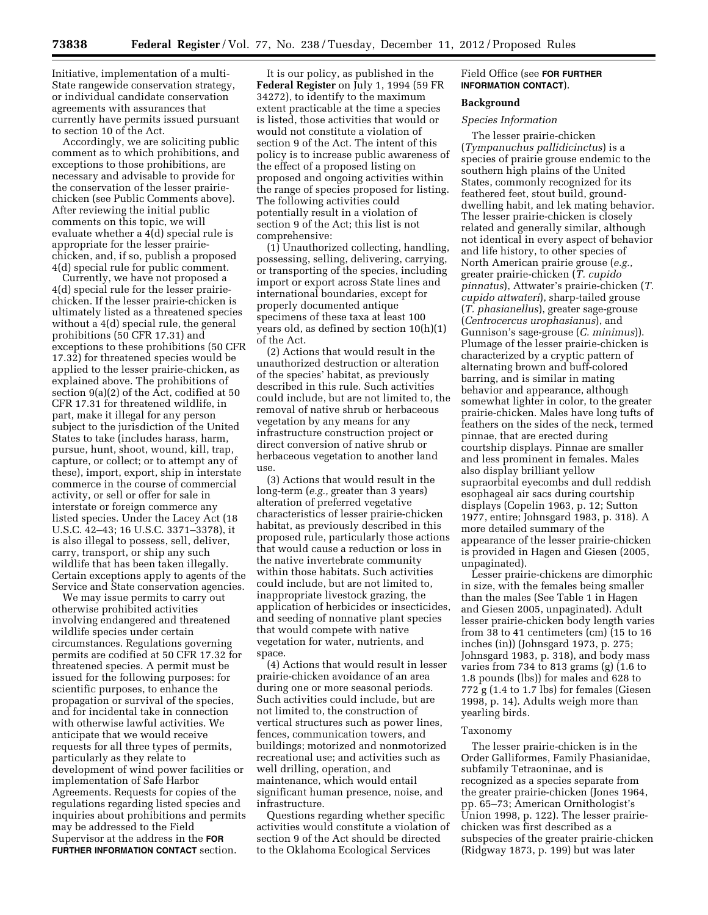Initiative, implementation of a multi-State rangewide conservation strategy, or individual candidate conservation agreements with assurances that currently have permits issued pursuant to section 10 of the Act.

Accordingly, we are soliciting public comment as to which prohibitions, and exceptions to those prohibitions, are necessary and advisable to provide for the conservation of the lesser prairie-chicken (see Public Comments above). After reviewing the initial public comments on this topic, we will evaluate whether a 4(d) special rule is appropriate for the lesser prairie-chicken, and, if so, publish a proposed 4(d) special rule for public comment.

Currently, we have not proposed a 4(d) special rule for the lesser prairie-chicken. If the lesser prairie-chicken is ultimately listed as a threatened species without a 4(d) special rule, the general prohibitions (50 CFR 17.31) and exceptions to these prohibitions (50 CFR 17.32) for threatened species would be applied to the lesser prairie-chicken, as explained above. The prohibitions of section 9(a)(2) of the Act, codified at 50 CFR 17.31 for threatened wildlife, in part, make it illegal for any person subject to the jurisdiction of the United States to take (includes harass, harm, pursue, hunt, shoot, wound, kill, trap, capture, or collect; or to attempt any of these), import, export, ship in interstate commerce in the course of commercial activity, or sell or offer for sale in interstate or foreign commerce any listed species. Under the Lacey Act (18 U.S.C. 42–43; 16 U.S.C. 3371–3378), it is also illegal to possess, sell, deliver, carry, transport, or ship any such wildlife that has been taken illegally. Certain exceptions apply to agents of the Service and State conservation agencies.

We may issue permits to carry out otherwise prohibited activities involving endangered and threatened wildlife species under certain circumstances. Regulations governing permits are codified at 50 CFR 17.32 for threatened species. A permit must be issued for the following purposes: for scientific purposes, to enhance the propagation or survival of the species, and for incidental take in connection with otherwise lawful activities. We anticipate that we would receive requests for all three types of permits, particularly as they relate to development of wind power facilities or implementation of Safe Harbor Agreements. Requests for copies of the regulations regarding listed species and inquiries about prohibitions and permits may be addressed to the Field Supervisor at the address in the **FOR FURTHER INFORMATION CONTACT** section.

It is our policy, as published in the **Federal Register** on July 1, 1994 (59 FR 34272), to identify to the maximum extent practicable at the time a species is listed, those activities that would or would not constitute a violation of section 9 of the Act. The intent of this policy is to increase public awareness of the effect of a proposed listing on proposed and ongoing activities within the range of species proposed for listing. The following activities could potentially result in a violation of section 9 of the Act; this list is not comprehensive:

(1) Unauthorized collecting, handling, possessing, selling, delivering, carrying, or transporting of the species, including import or export across State lines and international boundaries, except for properly documented antique specimens of these taxa at least 100 years old, as defined by section 10(h)(1) of the Act.

(2) Actions that would result in the unauthorized destruction or alteration of the species' habitat, as previously described in this rule. Such activities could include, but are not limited to, the removal of native shrub or herbaceous vegetation by any means for any infrastructure construction project or direct conversion of native shrub or herbaceous vegetation to another land use.

(3) Actions that would result in the long-term (*e.g.,* greater than 3 years) alteration of preferred vegetative characteristics of lesser prairie-chicken habitat, as previously described in this proposed rule, particularly those actions that would cause a reduction or loss in the native invertebrate community within those habitats. Such activities could include, but are not limited to, inappropriate livestock grazing, the application of herbicides or insecticides, and seeding of nonnative plant species that would compete with native vegetation for water, nutrients, and space.

(4) Actions that would result in lesser prairie-chicken avoidance of an area during one or more seasonal periods. Such activities could include, but are not limited to, the construction of vertical structures such as power lines, fences, communication towers, and buildings; motorized and nonmotorized recreational use; and activities such as well drilling, operation, and maintenance, which would entail significant human presence, noise, and infrastructure.

Questions regarding whether specific activities would constitute a violation of section 9 of the Act should be directed to the Oklahoma Ecological Services Field Office (see **FOR FURTHER INFORMATION CONTACT**).

## Background

### *Species Information*

The lesser prairie-chicken (*Tympanuchus pallidicinctus*) is a species of prairie grouse endemic to the southern high plains of the United States, commonly recognized for its feathered feet, stout build, ground-dwelling habit, and lek mating behavior. The lesser prairie-chicken is closely related and generally similar, although not identical in every aspect of behavior and life history, to other species of North American prairie grouse (*e.g.,* greater prairie-chicken (*T. cupido pinnatus*), Attwater's prairie-chicken (*T. cupido attwateri*), sharp-tailed grouse (*T. phasianellus*), greater sage-grouse (*Centrocercus urophasianus*), and Gunnison's sage-grouse (*C. minimus*)). Plumage of the lesser prairie-chicken is characterized by a cryptic pattern of alternating brown and buff-colored barring, and is similar in mating behavior and appearance, although somewhat lighter in color, to the greater prairie-chicken. Males have long tufts of feathers on the sides of the neck, termed pinnae, that are erected during courtship displays. Pinnae are smaller and less prominent in females. Males also display brilliant yellow supraorbital eyecombs and dull reddish esophageal air sacs during courtship displays (Copelin 1963, p. 12; Sutton 1977, entire; Johnsgard 1983, p. 318). A more detailed summary of the appearance of the lesser prairie-chicken is provided in Hagen and Giesen (2005, unpaginated).

Lesser prairie-chickens are dimorphic in size, with the females being smaller than the males (See Table 1 in Hagen and Giesen 2005, unpaginated). Adult lesser prairie-chicken body length varies from 38 to 41 centimeters (cm) (15 to 16 inches (in)) (Johnsgard 1973, p. 275; Johnsgard 1983, p. 318), and body mass varies from 734 to 813 grams (g) (1.6 to 1.8 pounds (lbs)) for males and 628 to 772 g (1.4 to 1.7 lbs) for females (Giesen 1998, p. 14). Adults weigh more than yearling birds.

#### Taxonomy

The lesser prairie-chicken is in the Order Galliformes, Family Phasianidae, subfamily Tetraoninae, and is recognized as a species separate from the greater prairie-chicken (Jones 1964, pp. 65–73; American Ornithologist's Union 1998, p. 122). The lesser prairie-chicken was first described as a subspecies of the greater prairie-chicken (Ridgway 1873, p. 199) but was later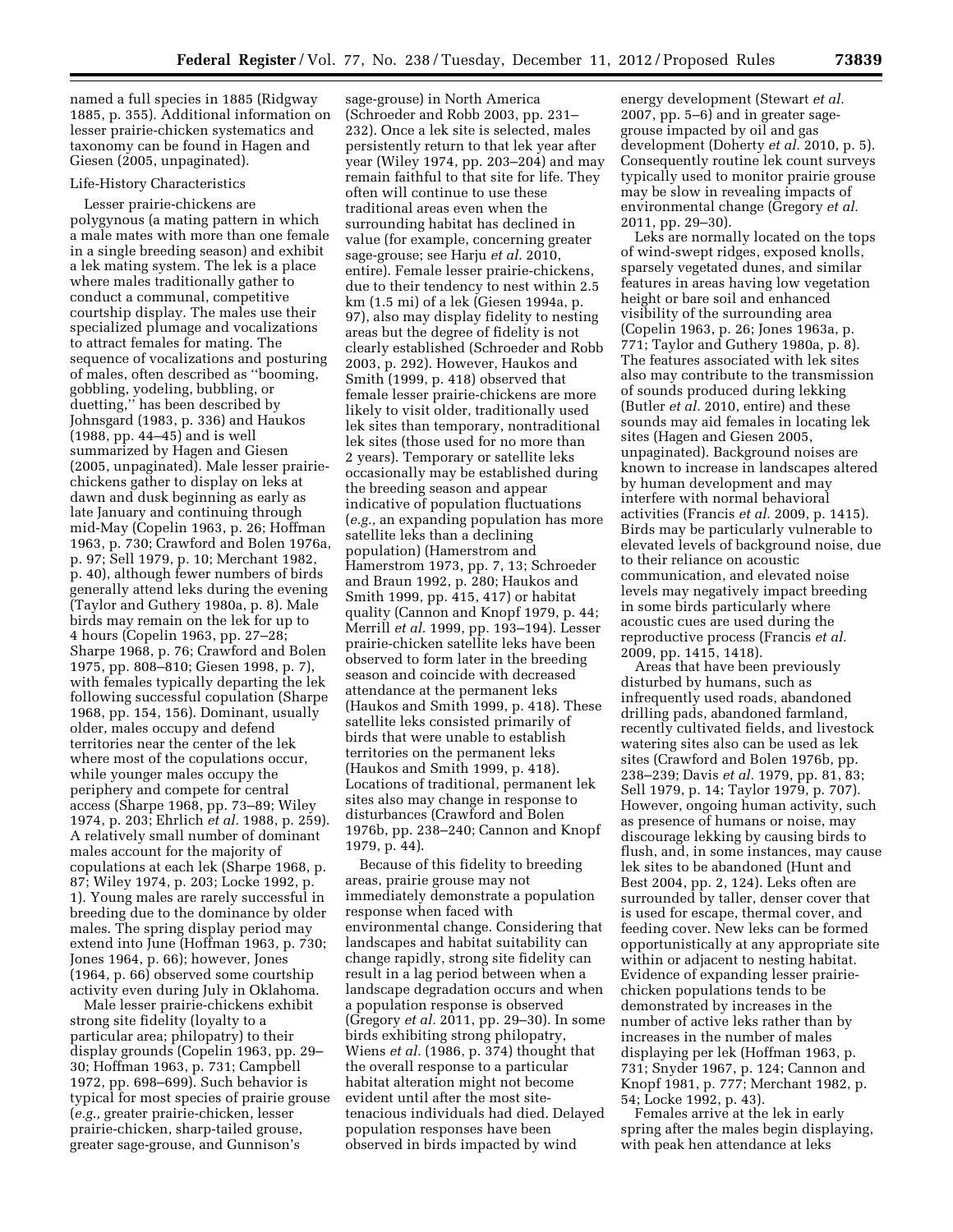named a full species in 1885 (Ridgway 1885, p. 355). Additional information on lesser prairie-chicken systematics and taxonomy can be found in Hagen and Giesen (2005, unpaginated).

### Life-History Characteristics

Lesser prairie-chickens are polygynous (a mating pattern in which a male mates with more than one female in a single breeding season) and exhibit a lek mating system. The lek is a place where males traditionally gather to conduct a communal, competitive courtship display. The males use their specialized plumage and vocalizations to attract females for mating. The sequence of vocalizations and posturing of males, often described as ''booming, gobbling, yodeling, bubbling, or duetting,'' has been described by Johnsgard (1983, p. 336) and Haukos (1988, pp. 44–45) and is well summarized by Hagen and Giesen (2005, unpaginated). Male lesser prairie-chickens gather to display on leks at dawn and dusk beginning as early as late January and continuing through mid-May (Copelin 1963, p. 26; Hoffman 1963, p. 730; Crawford and Bolen 1976a, p. 97; Sell 1979, p. 10; Merchant 1982, p. 40), although fewer numbers of birds generally attend leks during the evening (Taylor and Guthery 1980a, p. 8). Male birds may remain on the lek for up to 4 hours (Copelin 1963, pp. 27–28; Sharpe 1968, p. 76; Crawford and Bolen 1975, pp. 808–810; Giesen 1998, p. 7), with females typically departing the lek following successful copulation (Sharpe 1968, pp. 154, 156). Dominant, usually older, males occupy and defend territories near the center of the lek where most of the copulations occur, while younger males occupy the periphery and compete for central access (Sharpe 1968, pp. 73–89; Wiley 1974, p. 203; Ehrlich *et al.* 1988, p. 259). A relatively small number of dominant males account for the majority of copulations at each lek (Sharpe 1968, p. 87; Wiley 1974, p. 203; Locke 1992, p. 1). Young males are rarely successful in breeding due to the dominance by older males. The spring display period may extend into June (Hoffman 1963, p. 730; Jones 1964, p. 66); however, Jones (1964, p. 66) observed some courtship activity even during July in Oklahoma.

Male lesser prairie-chickens exhibit strong site fidelity (loyalty to a particular area; philopatry) to their display grounds (Copelin 1963, pp. 29–30; Hoffman 1963, p. 731; Campbell 1972, pp. 698–699). Such behavior is typical for most species of prairie grouse (*e.g.,* greater prairie-chicken, lesser prairie-chicken, sharp-tailed grouse, greater sage-grouse, and Gunnison's sage-grouse) in North America (Schroeder and Robb 2003, pp. 231–232). Once a lek site is selected, males persistently return to that lek year after year (Wiley 1974, pp. 203–204) and may remain faithful to that site for life. They often will continue to use these traditional areas even when the surrounding habitat has declined in value (for example, concerning greater sage-grouse; see Harju *et al.* 2010, entire). Female lesser prairie-chickens, due to their tendency to nest within 2.5 km (1.5 mi) of a lek (Giesen 1994a, p. 97), also may display fidelity to nesting areas but the degree of fidelity is not clearly established (Schroeder and Robb 2003, p. 292). However, Haukos and Smith (1999, p. 418) observed that female lesser prairie-chickens are more likely to visit older, traditionally used lek sites than temporary, nontraditional lek sites (those used for no more than 2 years). Temporary or satellite leks occasionally may be established during the breeding season and appear indicative of population fluctuations (*e.g.,* an expanding population has more satellite leks than a declining population) (Hamerstrom and Hamerstrom 1973, pp. 7, 13; Schroeder and Braun 1992, p. 280; Haukos and Smith 1999, pp. 415, 417) or habitat quality (Cannon and Knopf 1979, p. 44; Merrill *et al.* 1999, pp. 193–194). Lesser prairie-chicken satellite leks have been observed to form later in the breeding season and coincide with decreased attendance at the permanent leks (Haukos and Smith 1999, p. 418). These satellite leks consisted primarily of birds that were unable to establish territories on the permanent leks (Haukos and Smith 1999, p. 418). Locations of traditional, permanent lek sites also may change in response to disturbances (Crawford and Bolen 1976b, pp. 238–240; Cannon and Knopf 1979, p. 44).

Because of this fidelity to breeding areas, prairie grouse may not immediately demonstrate a population response when faced with environmental change. Considering that landscapes and habitat suitability can change rapidly, strong site fidelity can result in a lag period between when a landscape degradation occurs and when a population response is observed (Gregory *et al.* 2011, pp. 29–30). In some birds exhibiting strong philopatry, Wiens *et al.* (1986, p. 374) thought that the overall response to a particular habitat alteration might not become evident until after the most site-tenacious individuals had died. Delayed population responses have been observed in birds impacted by wind energy development (Stewart *et al.* 2007, pp. 5–6) and in greater sage-grouse impacted by oil and gas development (Doherty *et al.* 2010, p. 5). Consequently routine lek count surveys typically used to monitor prairie grouse may be slow in revealing impacts of environmental change (Gregory *et al.* 2011, pp. 29–30).

Leks are normally located on the tops of wind-swept ridges, exposed knolls, sparsely vegetated dunes, and similar features in areas having low vegetation height or bare soil and enhanced visibility of the surrounding area (Copelin 1963, p. 26; Jones 1963a, p. 771; Taylor and Guthery 1980a, p. 8). The features associated with lek sites also may contribute to the transmission of sounds produced during lekking (Butler *et al.* 2010, entire) and these sounds may aid females in locating lek sites (Hagen and Giesen 2005, unpaginated). Background noises are known to increase in landscapes altered by human development and may interfere with normal behavioral activities (Francis *et al.* 2009, p. 1415). Birds may be particularly vulnerable to elevated levels of background noise, due to their reliance on acoustic communication, and elevated noise levels may negatively impact breeding in some birds particularly where acoustic cues are used during the reproductive process (Francis *et al.* 2009, pp. 1415, 1418).

Areas that have been previously disturbed by humans, such as infrequently used roads, abandoned drilling pads, abandoned farmland, recently cultivated fields, and livestock watering sites also can be used as lek sites (Crawford and Bolen 1976b, pp. 238–239; Davis *et al.* 1979, pp. 81, 83; Sell 1979, p. 14; Taylor 1979, p. 707). However, ongoing human activity, such as presence of humans or noise, may discourage lekking by causing birds to flush, and, in some instances, may cause lek sites to be abandoned (Hunt and Best 2004, pp. 2, 124). Leks often are surrounded by taller, denser cover that is used for escape, thermal cover, and feeding cover. New leks can be formed opportunistically at any appropriate site within or adjacent to nesting habitat. Evidence of expanding lesser prairie-chicken populations tends to be demonstrated by increases in the number of active leks rather than by increases in the number of males displaying per lek (Hoffman 1963, p. 731; Snyder 1967, p. 124; Cannon and Knopf 1981, p. 777; Merchant 1982, p. 54; Locke 1992, p. 43).

Females arrive at the lek in early spring after the males begin displaying, with peak hen attendance at leks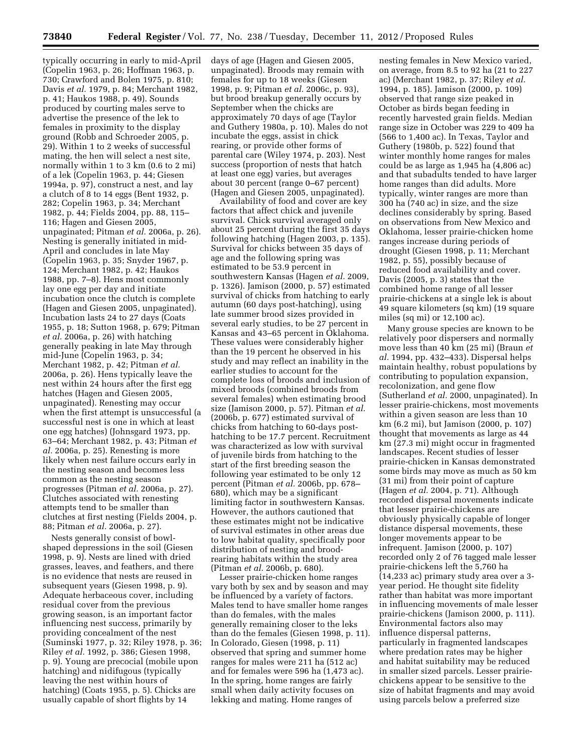typically occurring in early to mid-April (Copelin 1963, p. 26; Hoffman 1963, p. 730; Crawford and Bolen 1975, p. 810; Davis *et al.* 1979, p. 84; Merchant 1982, p. 41; Haukos 1988, p. 49). Sounds produced by courting males serve to advertise the presence of the lek to females in proximity to the display ground (Robb and Schroeder 2005, p. 29). Within 1 to 2 weeks of successful mating, the hen will select a nest site, normally within 1 to 3 km (0.6 to 2 mi) of a lek (Copelin 1963, p. 44; Giesen 1994a, p. 97), construct a nest, and lay a clutch of 8 to 14 eggs (Bent 1932, p. 282; Copelin 1963, p. 34; Merchant 1982, p. 44; Fields 2004, pp. 88, 115–116; Hagen and Giesen 2005, unpaginated; Pitman *et al.* 2006a, p. 26). Nesting is generally initiated in mid-April and concludes in late May (Copelin 1963, p. 35; Snyder 1967, p. 124; Merchant 1982, p. 42; Haukos 1988, pp. 7–8). Hens most commonly lay one egg per day and initiate incubation once the clutch is complete (Hagen and Giesen 2005, unpaginated). Incubation lasts 24 to 27 days (Coats 1955, p. 18; Sutton 1968, p. 679; Pitman *et al.* 2006a, p. 26) with hatching generally peaking in late May through mid-June (Copelin 1963, p. 34; Merchant 1982, p. 42; Pitman *et al.* 2006a, p. 26). Hens typically leave the nest within 24 hours after the first egg hatches (Hagen and Giesen 2005, unpaginated). Renesting may occur when the first attempt is unsuccessful (a successful nest is one in which at least one egg hatches) (Johnsgard 1973, pp. 63–64; Merchant 1982, p. 43; Pitman *et al.* 2006a, p. 25). Renesting is more likely when nest failure occurs early in the nesting season and becomes less common as the nesting season progresses (Pitman *et al.* 2006a, p. 27). Clutches associated with renesting attempts tend to be smaller than clutches at first nesting (Fields 2004, p. 88; Pitman *et al.* 2006a, p. 27).

Nests generally consist of bowl-shaped depressions in the soil (Giesen 1998, p. 9). Nests are lined with dried grasses, leaves, and feathers, and there is no evidence that nests are reused in subsequent years (Giesen 1998, p. 9). Adequate herbaceous cover, including residual cover from the previous growing season, is an important factor influencing nest success, primarily by providing concealment of the nest (Suminski 1977, p. 32; Riley 1978, p. 36; Riley *et al.* 1992, p. 386; Giesen 1998, p. 9). Young are precocial (mobile upon hatching) and nidifugous (typically leaving the nest within hours of hatching) (Coats 1955, p. 5). Chicks are usually capable of short flights by 14 days of age (Hagen and Giesen 2005, unpaginated). Broods may remain with females for up to 18 weeks (Giesen 1998, p. 9; Pitman *et al.* 2006c, p. 93), but brood breakup generally occurs by September when the chicks are approximately 70 days of age (Taylor and Guthery 1980a, p. 10). Males do not incubate the eggs, assist in chick rearing, or provide other forms of parental care (Wiley 1974, p. 203). Nest success (proportion of nests that hatch at least one egg) varies, but averages about 30 percent (range 0–67 percent) (Hagen and Giesen 2005, unpaginated).

Availability of food and cover are key factors that affect chick and juvenile survival. Chick survival averaged only about 25 percent during the first 35 days following hatching (Hagen 2003, p. 135). Survival for chicks between 35 days of age and the following spring was estimated to be 53.9 percent in southwestern Kansas (Hagen *et al.* 2009, p. 1326). Jamison (2000, p. 57) estimated survival of chicks from hatching to early autumn (60 days post-hatching), using late summer brood sizes provided in several early studies, to be 27 percent in Kansas and 43–65 percent in Oklahoma. These values were considerably higher than the 19 percent he observed in his study and may reflect an inability in the earlier studies to account for the complete loss of broods and inclusion of mixed broods (combined broods from several females) when estimating brood size (Jamison 2000, p. 57). Pitman *et al.* (2006b, p. 677) estimated survival of chicks from hatching to 60-days post-hatching to be 17.7 percent. Recruitment was characterized as low with survival of juvenile birds from hatching to the start of the first breeding season the following year estimated to be only 12 percent (Pitman *et al.* 2006b, pp. 678–680), which may be a significant limiting factor in southwestern Kansas. However, the authors cautioned that these estimates might not be indicative of survival estimates in other areas due to low habitat quality, specifically poor distribution of nesting and brood-rearing habitats within the study area (Pitman *et al.* 2006b, p. 680).

Lesser prairie-chicken home ranges vary both by sex and by season and may be influenced by a variety of factors. Males tend to have smaller home ranges than do females, with the males generally remaining closer to the leks than do the females (Giesen 1998, p. 11). In Colorado, Giesen (1998, p. 11) observed that spring and summer home ranges for males were 211 ha (512 ac) and for females were 596 ha (1,473 ac). In the spring, home ranges are fairly small when daily activity focuses on lekking and mating. Home ranges of nesting females in New Mexico varied, on average, from 8.5 to 92 ha (21 to 227 ac) (Merchant 1982, p. 37; Riley *et al.* 1994, p. 185). Jamison (2000, p. 109) observed that range size peaked in October as birds began feeding in recently harvested grain fields. Median range size in October was 229 to 409 ha (566 to 1,400 ac). In Texas, Taylor and Guthery (1980b, p. 522) found that winter monthly home ranges for males could be as large as 1,945 ha (4,806 ac) and that subadults tended to have larger home ranges than did adults. More typically, winter ranges are more than 300 ha (740 ac) in size, and the size declines considerably by spring. Based on observations from New Mexico and Oklahoma, lesser prairie-chicken home ranges increase during periods of drought (Giesen 1998, p. 11; Merchant 1982, p. 55), possibly because of reduced food availability and cover. Davis (2005, p. 3) states that the combined home range of all lesser prairie-chickens at a single lek is about 49 square kilometers (sq km) (19 square miles (sq mi) or 12,100 ac).

Many grouse species are known to be relatively poor dispersers and normally move less than 40 km (25 mi) (Braun *et al.* 1994, pp. 432–433). Dispersal helps maintain healthy, robust populations by contributing to population expansion, recolonization, and gene flow (Sutherland *et al.* 2000, unpaginated). In lesser prairie-chickens, most movements within a given season are less than 10 km (6.2 mi), but Jamison (2000, p. 107) thought that movements as large as 44 km (27.3 mi) might occur in fragmented landscapes. Recent studies of lesser prairie-chicken in Kansas demonstrated some birds may move as much as 50 km (31 mi) from their point of capture (Hagen *et al.* 2004, p. 71). Although recorded dispersal movements indicate that lesser prairie-chickens are obviously physically capable of longer distance dispersal movements, these longer movements appear to be infrequent. Jamison (2000, p. 107) recorded only 2 of 76 tagged male lesser prairie-chickens left the 5,760 ha (14,233 ac) primary study area over a 3-year period. He thought site fidelity rather than habitat was more important in influencing movements of male lesser prairie-chickens (Jamison 2000, p. 111). Environmental factors also may influence dispersal patterns, particularly in fragmented landscapes where predation rates may be higher and habitat suitability may be reduced in smaller sized parcels. Lesser prairie-chickens appear to be sensitive to the size of habitat fragments and may avoid using parcels below a preferred size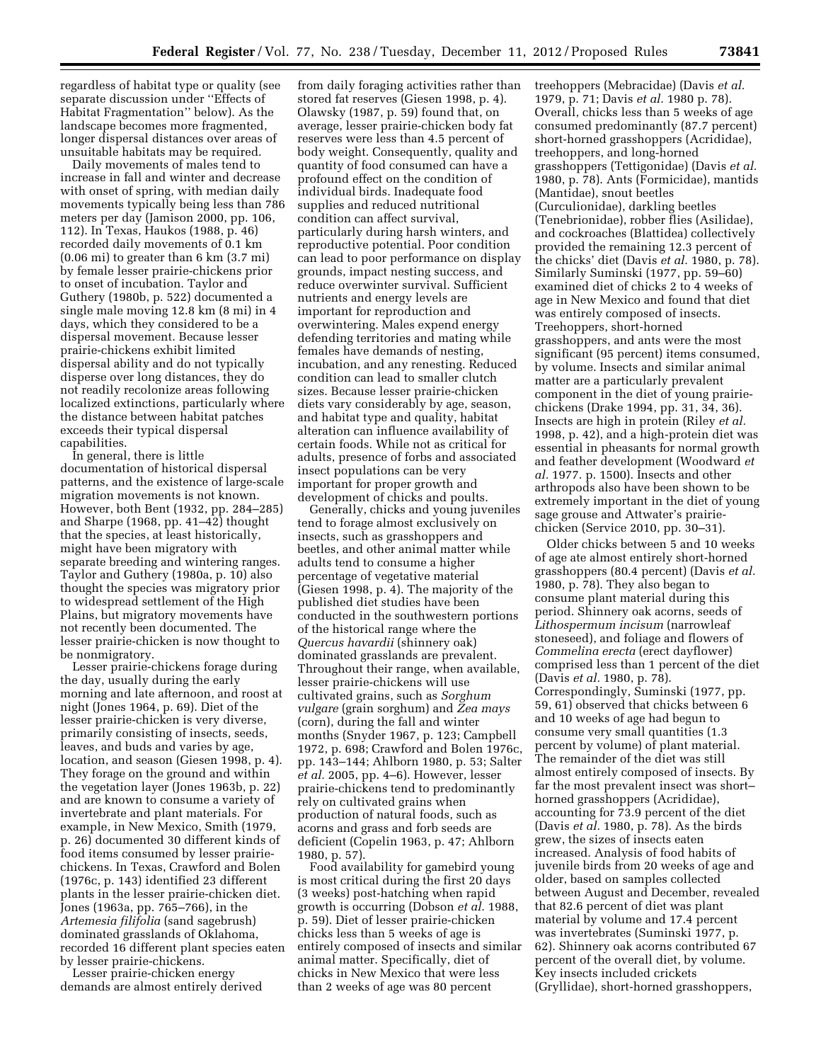regardless of habitat type or quality (see separate discussion under ''Effects of Habitat Fragmentation'' below). As the landscape becomes more fragmented, longer dispersal distances over areas of unsuitable habitats may be required.

Daily movements of males tend to increase in fall and winter and decrease with onset of spring, with median daily movements typically being less than 786 meters per day (Jamison 2000, pp. 106, 112). In Texas, Haukos (1988, p. 46) recorded daily movements of 0.1 km (0.06 mi) to greater than 6 km (3.7 mi) by female lesser prairie-chickens prior to onset of incubation. Taylor and Guthery (1980b, p. 522) documented a single male moving 12.8 km (8 mi) in 4 days, which they considered to be a dispersal movement. Because lesser prairie-chickens exhibit limited dispersal ability and do not typically disperse over long distances, they do not readily recolonize areas following localized extinctions, particularly where the distance between habitat patches exceeds their typical dispersal capabilities.

In general, there is little documentation of historical dispersal patterns, and the existence of large-scale migration movements is not known. However, both Bent (1932, pp. 284–285) and Sharpe (1968, pp. 41–42) thought that the species, at least historically, might have been migratory with separate breeding and wintering ranges. Taylor and Guthery (1980a, p. 10) also thought the species was migratory prior to widespread settlement of the High Plains, but migratory movements have not recently been documented. The lesser prairie-chicken is now thought to be nonmigratory.

Lesser prairie-chickens forage during the day, usually during the early morning and late afternoon, and roost at night (Jones 1964, p. 69). Diet of the lesser prairie-chicken is very diverse, primarily consisting of insects, seeds, leaves, and buds and varies by age, location, and season (Giesen 1998, p. 4). They forage on the ground and within the vegetation layer (Jones 1963b, p. 22) and are known to consume a variety of invertebrate and plant materials. For example, in New Mexico, Smith (1979, p. 26) documented 30 different kinds of food items consumed by lesser prairie-chickens. In Texas, Crawford and Bolen (1976c, p. 143) identified 23 different plants in the lesser prairie-chicken diet. Jones (1963a, pp. 765–766), in the *Artemesia filifolia* (sand sagebrush) dominated grasslands of Oklahoma, recorded 16 different plant species eaten by lesser prairie-chickens.

Lesser prairie-chicken energy demands are almost entirely derived from daily foraging activities rather than stored fat reserves (Giesen 1998, p. 4). Olawsky (1987, p. 59) found that, on average, lesser prairie-chicken body fat reserves were less than 4.5 percent of body weight. Consequently, quality and quantity of food consumed can have a profound effect on the condition of individual birds. Inadequate food supplies and reduced nutritional condition can affect survival, particularly during harsh winters, and reproductive potential. Poor condition can lead to poor performance on display grounds, impact nesting success, and reduce overwinter survival. Sufficient nutrients and energy levels are important for reproduction and overwintering. Males expend energy defending territories and mating while females have demands of nesting, incubation, and any renesting. Reduced condition can lead to smaller clutch sizes. Because lesser prairie-chicken diets vary considerably by age, season, and habitat type and quality, habitat alteration can influence availability of certain foods. While not as critical for adults, presence of forbs and associated insect populations can be very important for proper growth and development of chicks and poults.

Generally, chicks and young juveniles tend to forage almost exclusively on insects, such as grasshoppers and beetles, and other animal matter while adults tend to consume a higher percentage of vegetative material (Giesen 1998, p. 4). The majority of the published diet studies have been conducted in the southwestern portions of the historical range where the *Quercus havardii* (shinnery oak) dominated grasslands are prevalent. Throughout their range, when available, lesser prairie-chickens will use cultivated grains, such as *Sorghum vulgare* (grain sorghum) and *Zea mays* (corn), during the fall and winter months (Snyder 1967, p. 123; Campbell 1972, p. 698; Crawford and Bolen 1976c, pp. 143–144; Ahlborn 1980, p. 53; Salter *et al.* 2005, pp. 4–6). However, lesser prairie-chickens tend to predominantly rely on cultivated grains when production of natural foods, such as acorns and grass and forb seeds are deficient (Copelin 1963, p. 47; Ahlborn 1980, p. 57).

Food availability for gamebird young is most critical during the first 20 days (3 weeks) post-hatching when rapid growth is occurring (Dobson *et al.* 1988, p. 59). Diet of lesser prairie-chicken chicks less than 5 weeks of age is entirely composed of insects and similar animal matter. Specifically, diet of chicks in New Mexico that were less than 2 weeks of age was 80 percent treehoppers (Mebracidae) (Davis *et al.* 1979, p. 71; Davis *et al.* 1980 p. 78). Overall, chicks less than 5 weeks of age consumed predominantly (87.7 percent) short-horned grasshoppers (Acrididae), treehoppers, and long-horned grasshoppers (Tettigonidae) (Davis *et al.* 1980, p. 78). Ants (Formicidae), mantids (Mantidae), snout beetles (Curculionidae), darkling beetles (Tenebrionidae), robber flies (Asilidae), and cockroaches (Blattidea) collectively provided the remaining 12.3 percent of the chicks' diet (Davis *et al.* 1980, p. 78). Similarly Suminski (1977, pp. 59–60) examined diet of chicks 2 to 4 weeks of age in New Mexico and found that diet was entirely composed of insects. Treehoppers, short-horned grasshoppers, and ants were the most significant (95 percent) items consumed, by volume. Insects and similar animal matter are a particularly prevalent component in the diet of young prairie-chickens (Drake 1994, pp. 31, 34, 36). Insects are high in protein (Riley *et al.* 1998, p. 42), and a high-protein diet was essential in pheasants for normal growth and feather development (Woodward *et al.* 1977. p. 1500). Insects and other arthropods also have been shown to be extremely important in the diet of young sage grouse and Attwater's prairie-chicken (Service 2010, pp. 30–31).

Older chicks between 5 and 10 weeks of age ate almost entirely short-horned grasshoppers (80.4 percent) (Davis *et al.* 1980, p. 78). They also began to consume plant material during this period. Shinnery oak acorns, seeds of *Lithospermum incisum* (narrowleaf stoneseed), and foliage and flowers of *Commelina erecta* (erect dayflower) comprised less than 1 percent of the diet (Davis *et al.* 1980, p. 78). Correspondingly, Suminski (1977, pp. 59, 61) observed that chicks between 6 and 10 weeks of age had begun to consume very small quantities (1.3 percent by volume) of plant material. The remainder of the diet was still almost entirely composed of insects. By far the most prevalent insect was short–horned grasshoppers (Acrididae), accounting for 73.9 percent of the diet (Davis *et al.* 1980, p. 78). As the birds grew, the sizes of insects eaten increased. Analysis of food habits of juvenile birds from 20 weeks of age and older, based on samples collected between August and December, revealed that 82.6 percent of diet was plant material by volume and 17.4 percent was invertebrates (Suminski 1977, p. 62). Shinnery oak acorns contributed 67 percent of the overall diet, by volume. Key insects included crickets (Gryllidae), short-horned grasshoppers,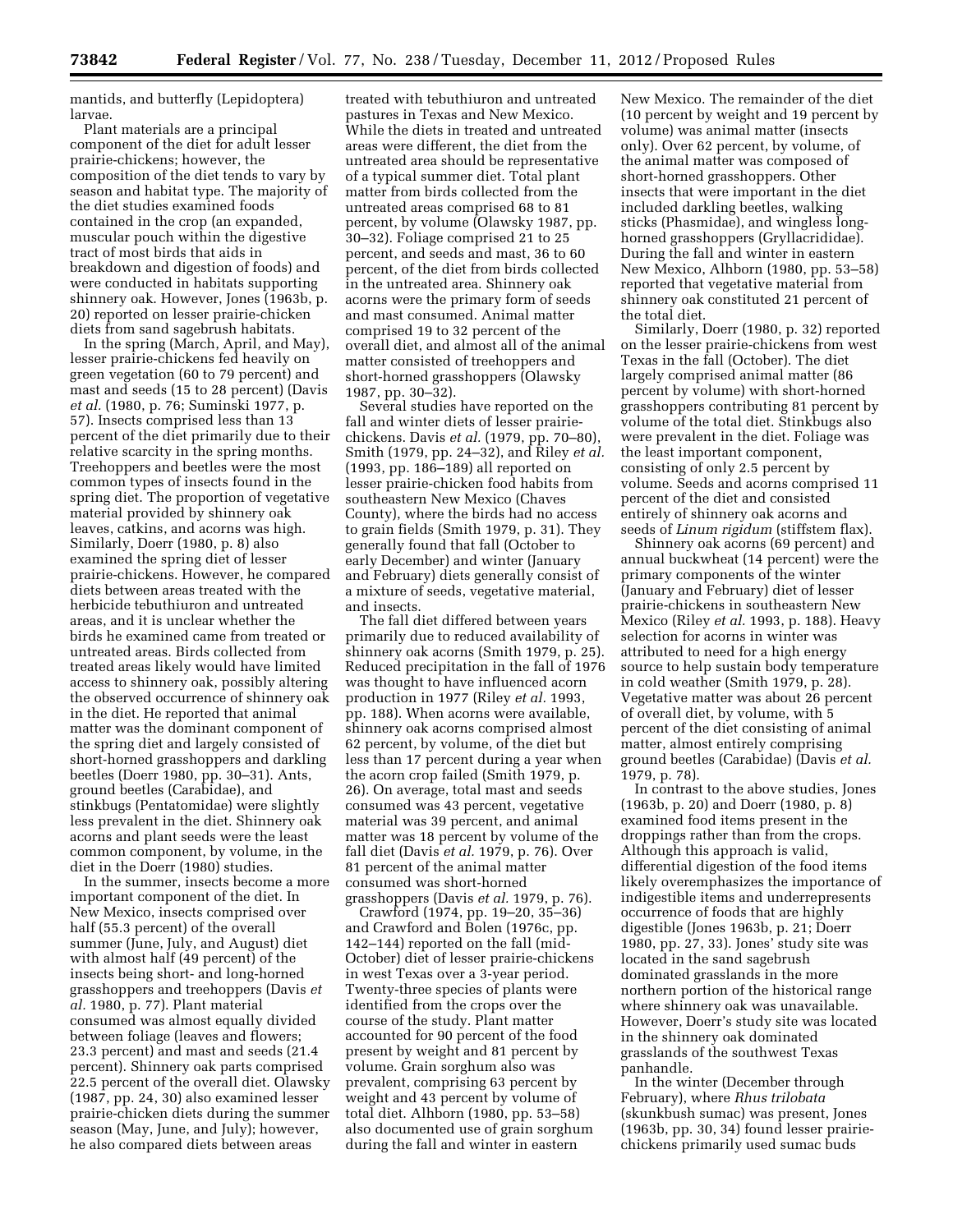mantids, and butterfly (Lepidoptera) larvae.

Plant materials are a principal component of the diet for adult lesser prairie-chickens; however, the composition of the diet tends to vary by season and habitat type. The majority of the diet studies examined foods contained in the crop (an expanded, muscular pouch within the digestive tract of most birds that aids in breakdown and digestion of foods) and were conducted in habitats supporting shinnery oak. However, Jones (1963b, p. 20) reported on lesser prairie-chicken diets from sand sagebrush habitats.

In the spring (March, April, and May), lesser prairie-chickens fed heavily on green vegetation (60 to 79 percent) and mast and seeds (15 to 28 percent) (Davis *et al.* (1980, p. 76; Suminski 1977, p. 57). Insects comprised less than 13 percent of the diet primarily due to their relative scarcity in the spring months. Treehoppers and beetles were the most common types of insects found in the spring diet. The proportion of vegetative material provided by shinnery oak leaves, catkins, and acorns was high. Similarly, Doerr (1980, p. 8) also examined the spring diet of lesser prairie-chickens. However, he compared diets between areas treated with the herbicide tebuthiuron and untreated areas, and it is unclear whether the birds he examined came from treated or untreated areas. Birds collected from treated areas likely would have limited access to shinnery oak, possibly altering the observed occurrence of shinnery oak in the diet. He reported that animal matter was the dominant component of the spring diet and largely consisted of short-horned grasshoppers and darkling beetles (Doerr 1980, pp. 30–31). Ants, ground beetles (Carabidae), and stinkbugs (Pentatomidae) were slightly less prevalent in the diet. Shinnery oak acorns and plant seeds were the least common component, by volume, in the diet in the Doerr (1980) studies.

In the summer, insects become a more important component of the diet. In New Mexico, insects comprised over half (55.3 percent) of the overall summer (June, July, and August) diet with almost half (49 percent) of the insects being short- and long-horned grasshoppers and treehoppers (Davis *et al.* 1980, p. 77). Plant material consumed was almost equally divided between foliage (leaves and flowers; 23.3 percent) and mast and seeds (21.4 percent). Shinnery oak parts comprised 22.5 percent of the overall diet. Olawsky (1987, pp. 24, 30) also examined lesser prairie-chicken diets during the summer season (May, June, and July); however, he also compared diets between areas treated with tebuthiuron and untreated pastures in Texas and New Mexico. While the diets in treated and untreated areas were different, the diet from the untreated area should be representative of a typical summer diet. Total plant matter from birds collected from the untreated areas comprised 68 to 81 percent, by volume (Olawsky 1987, pp. 30–32). Foliage comprised 21 to 25 percent, and seeds and mast, 36 to 60 percent, of the diet from birds collected in the untreated area. Shinnery oak acorns were the primary form of seeds and mast consumed. Animal matter comprised 19 to 32 percent of the overall diet, and almost all of the animal matter consisted of treehoppers and short-horned grasshoppers (Olawsky 1987, pp. 30–32).

Several studies have reported on the fall and winter diets of lesser prairie-chickens. Davis *et al.* (1979, pp. 70–80), Smith (1979, pp. 24–32), and Riley *et al.* (1993, pp. 186–189) all reported on lesser prairie-chicken food habits from southeastern New Mexico (Chaves County), where the birds had no access to grain fields (Smith 1979, p. 31). They generally found that fall (October to early December) and winter (January and February) diets generally consist of a mixture of seeds, vegetative material, and insects.

The fall diet differed between years primarily due to reduced availability of shinnery oak acorns (Smith 1979, p. 25). Reduced precipitation in the fall of 1976 was thought to have influenced acorn production in 1977 (Riley *et al.* 1993, pp. 188). When acorns were available, shinnery oak acorns comprised almost 62 percent, by volume, of the diet but less than 17 percent during a year when the acorn crop failed (Smith 1979, p. 26). On average, total mast and seeds consumed was 43 percent, vegetative material was 39 percent, and animal matter was 18 percent by volume of the fall diet (Davis *et al.* 1979, p. 76). Over 81 percent of the animal matter consumed was short-horned grasshoppers (Davis *et al.* 1979, p. 76).

Crawford (1974, pp. 19–20, 35–36) and Crawford and Bolen (1976c, pp. 142–144) reported on the fall (mid-October) diet of lesser prairie-chickens in west Texas over a 3-year period. Twenty-three species of plants were identified from the crops over the course of the study. Plant matter accounted for 90 percent of the food present by weight and 81 percent by volume. Grain sorghum also was prevalent, comprising 63 percent by weight and 43 percent by volume of total diet. Alhborn (1980, pp. 53–58) also documented use of grain sorghum during the fall and winter in eastern New Mexico. The remainder of the diet (10 percent by weight and 19 percent by volume) was animal matter (insects only). Over 62 percent, by volume, of the animal matter was composed of short-horned grasshoppers. Other insects that were important in the diet included darkling beetles, walking sticks (Phasmidae), and wingless long-horned grasshoppers (Gryllacrididae). During the fall and winter in eastern New Mexico, Alhborn (1980, pp. 53–58) reported that vegetative material from shinnery oak constituted 21 percent of the total diet.

Similarly, Doerr (1980, p. 32) reported on the lesser prairie-chickens from west Texas in the fall (October). The diet largely comprised animal matter (86 percent by volume) with short-horned grasshoppers contributing 81 percent by volume of the total diet. Stinkbugs also were prevalent in the diet. Foliage was the least important component, consisting of only 2.5 percent by volume. Seeds and acorns comprised 11 percent of the diet and consisted entirely of shinnery oak acorns and seeds of *Linum rigidum* (stiffstem flax).

Shinnery oak acorns (69 percent) and annual buckwheat (14 percent) were the primary components of the winter (January and February) diet of lesser prairie-chickens in southeastern New Mexico (Riley *et al.* 1993, p. 188). Heavy selection for acorns in winter was attributed to need for a high energy source to help sustain body temperature in cold weather (Smith 1979, p. 28). Vegetative matter was about 26 percent of overall diet, by volume, with 5 percent of the diet consisting of animal matter, almost entirely comprising ground beetles (Carabidae) (Davis *et al.* 1979, p. 78).

In contrast to the above studies, Jones (1963b, p. 20) and Doerr (1980, p. 8) examined food items present in the droppings rather than from the crops. Although this approach is valid, differential digestion of the food items likely overemphasizes the importance of indigestible items and underrepresents occurrence of foods that are highly digestible (Jones 1963b, p. 21; Doerr 1980, pp. 27, 33). Jones' study site was located in the sand sagebrush dominated grasslands in the more northern portion of the historical range where shinnery oak was unavailable. However, Doerr's study site was located in the shinnery oak dominated grasslands of the southwest Texas panhandle.

In the winter (December through February), where *Rhus trilobata* (skunkbush sumac) was present, Jones (1963b, pp. 30, 34) found lesser prairie-chickens primarily used sumac buds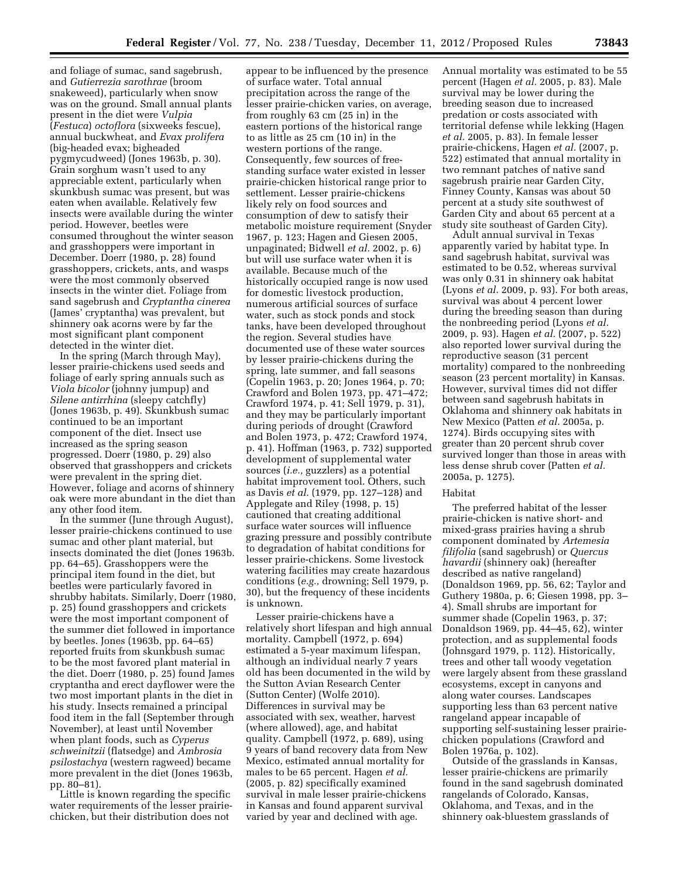and foliage of sumac, sand sagebrush, and *Gutierrezia sarothrae* (broom snakeweed), particularly when snow was on the ground. Small annual plants present in the diet were *Vulpia* (*Festuca*) *octoflora* (sixweeks fescue), annual buckwheat, and *Evax prolifera* (big-headed evax; bigheaded pygmycudweed) (Jones 1963b, p. 30). Grain sorghum wasn't used to any appreciable extent, particularly when skunkbush sumac was present, but was eaten when available. Relatively few insects were available during the winter period. However, beetles were consumed throughout the winter season and grasshoppers were important in December. Doerr (1980, p. 28) found grasshoppers, crickets, ants, and wasps were the most commonly observed insects in the winter diet. Foliage from sand sagebrush and *Cryptantha cinerea* (James' cryptantha) was prevalent, but shinnery oak acorns were by far the most significant plant component detected in the winter diet.

In the spring (March through May), lesser prairie-chickens used seeds and foliage of early spring annuals such as *Viola bicolor* (johnny jumpup) and *Silene antirrhina* (sleepy catchfly) (Jones 1963b, p. 49). Skunkbush sumac continued to be an important component of the diet. Insect use increased as the spring season progressed. Doerr (1980, p. 29) also observed that grasshoppers and crickets were prevalent in the spring diet. However, foliage and acorns of shinnery oak were more abundant in the diet than any other food item.

In the summer (June through August), lesser prairie-chickens continued to use sumac and other plant material, but insects dominated the diet (Jones 1963b. pp. 64–65). Grasshoppers were the principal item found in the diet, but beetles were particularly favored in shrubby habitats. Similarly, Doerr (1980, p. 25) found grasshoppers and crickets were the most important component of the summer diet followed in importance by beetles. Jones (1963b, pp. 64–65) reported fruits from skunkbush sumac to be the most favored plant material in the diet. Doerr (1980, p. 25) found James cryptantha and erect dayflower were the two most important plants in the diet in his study. Insects remained a principal food item in the fall (September through November), at least until November when plant foods, such as *Cyperus schweinitzii* (flatsedge) and *Ambrosia psilostachya* (western ragweed) became more prevalent in the diet (Jones 1963b, pp. 80–81).

Little is known regarding the specific water requirements of the lesser prairie-chicken, but their distribution does not appear to be influenced by the presence of surface water. Total annual precipitation across the range of the lesser prairie-chicken varies, on average, from roughly 63 cm (25 in) in the eastern portions of the historical range to as little as 25 cm (10 in) in the western portions of the range. Consequently, few sources of free-standing surface water existed in lesser prairie-chicken historical range prior to settlement. Lesser prairie-chickens likely rely on food sources and consumption of dew to satisfy their metabolic moisture requirement (Snyder 1967, p. 123; Hagen and Giesen 2005, unpaginated; Bidwell *et al.* 2002, p. 6) but will use surface water when it is available. Because much of the historically occupied range is now used for domestic livestock production, numerous artificial sources of surface water, such as stock ponds and stock tanks, have been developed throughout the region. Several studies have documented use of these water sources by lesser prairie-chickens during the spring, late summer, and fall seasons (Copelin 1963, p. 20; Jones 1964, p. 70; Crawford and Bolen 1973, pp. 471–472; Crawford 1974, p. 41; Sell 1979, p. 31), and they may be particularly important during periods of drought (Crawford and Bolen 1973, p. 472; Crawford 1974, p. 41). Hoffman (1963, p. 732) supported development of supplemental water sources (*i.e.,* guzzlers) as a potential habitat improvement tool. Others, such as Davis *et al.* (1979, pp. 127–128) and Applegate and Riley (1998, p. 15) cautioned that creating additional surface water sources will influence grazing pressure and possibly contribute to degradation of habitat conditions for lesser prairie-chickens. Some livestock watering facilities may create hazardous conditions (*e.g.,* drowning; Sell 1979, p. 30), but the frequency of these incidents is unknown.

Lesser prairie-chickens have a relatively short lifespan and high annual mortality. Campbell (1972, p. 694) estimated a 5-year maximum lifespan, although an individual nearly 7 years old has been documented in the wild by the Sutton Avian Research Center (Sutton Center) (Wolfe 2010). Differences in survival may be associated with sex, weather, harvest (where allowed), age, and habitat quality. Campbell (1972, p. 689), using 9 years of band recovery data from New Mexico, estimated annual mortality for males to be 65 percent. Hagen *et al.* (2005, p. 82) specifically examined survival in male lesser prairie-chickens in Kansas and found apparent survival varied by year and declined with age. Annual mortality was estimated to be 55 percent (Hagen *et al.* 2005, p. 83). Male survival may be lower during the breeding season due to increased predation or costs associated with territorial defense while lekking (Hagen *et al.* 2005, p. 83). In female lesser prairie-chickens, Hagen *et al.* (2007, p. 522) estimated that annual mortality in two remnant patches of native sand sagebrush prairie near Garden City, Finney County, Kansas was about 50 percent at a study site southwest of Garden City and about 65 percent at a study site southeast of Garden City).

Adult annual survival in Texas apparently varied by habitat type. In sand sagebrush habitat, survival was estimated to be 0.52, whereas survival was only 0.31 in shinnery oak habitat (Lyons *et al.* 2009, p. 93). For both areas, survival was about 4 percent lower during the breeding season than during the nonbreeding period (Lyons *et al.* 2009, p. 93). Hagen *et al.* (2007, p. 522) also reported lower survival during the reproductive season (31 percent mortality) compared to the nonbreeding season (23 percent mortality) in Kansas. However, survival times did not differ between sand sagebrush habitats in Oklahoma and shinnery oak habitats in New Mexico (Patten *et al.* 2005a, p. 1274). Birds occupying sites with greater than 20 percent shrub cover survived longer than those in areas with less dense shrub cover (Patten *et al.* 2005a, p. 1275).

### Habitat

The preferred habitat of the lesser prairie-chicken is native short- and mixed-grass prairies having a shrub component dominated by *Artemesia filifolia* (sand sagebrush) or *Quercus havardii* (shinnery oak) (hereafter described as native rangeland) (Donaldson 1969, pp. 56, 62; Taylor and Guthery 1980a, p. 6; Giesen 1998, pp. 3–4). Small shrubs are important for summer shade (Copelin 1963, p. 37; Donaldson 1969, pp. 44–45, 62), winter protection, and as supplemental foods (Johnsgard 1979, p. 112). Historically, trees and other tall woody vegetation were largely absent from these grassland ecosystems, except in canyons and along water courses. Landscapes supporting less than 63 percent native rangeland appear incapable of supporting self-sustaining lesser prairie-chicken populations (Crawford and Bolen 1976a, p. 102).

Outside of the grasslands in Kansas, lesser prairie-chickens are primarily found in the sand sagebrush dominated rangelands of Colorado, Kansas, Oklahoma, and Texas, and in the shinnery oak-bluestem grasslands of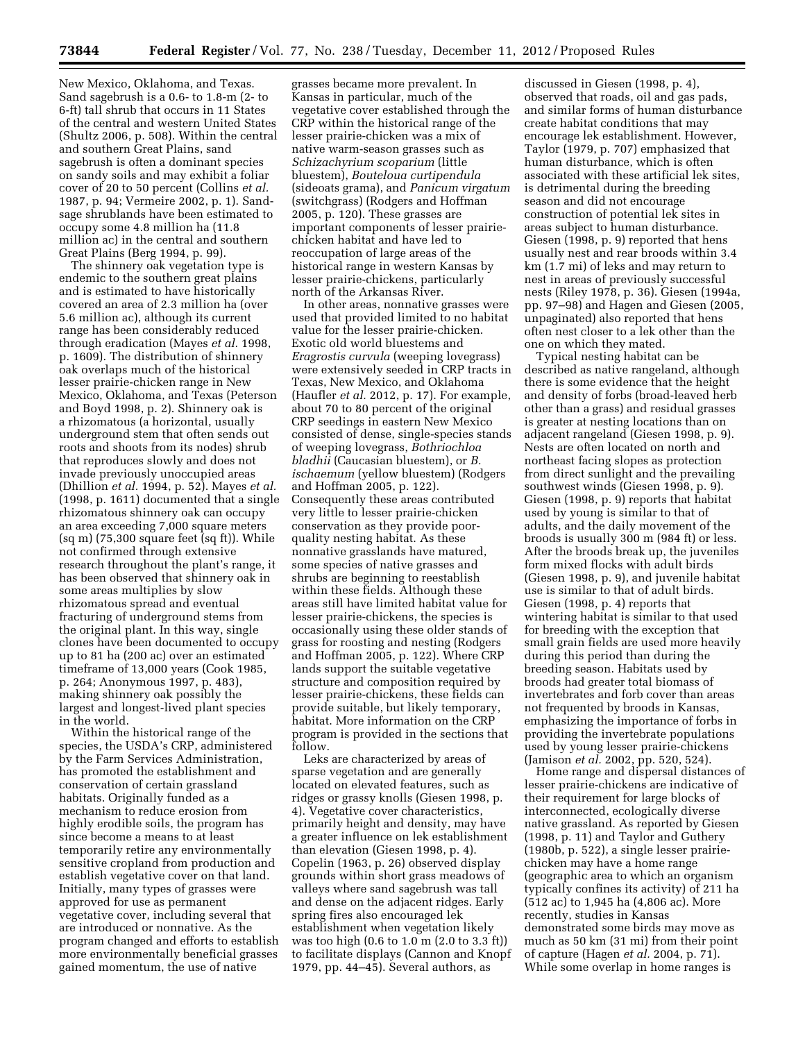New Mexico, Oklahoma, and Texas. Sand sagebrush is a 0.6- to 1.8-m (2- to 6-ft) tall shrub that occurs in 11 States of the central and western United States (Shultz 2006, p. 508). Within the central and southern Great Plains, sand sagebrush is often a dominant species on sandy soils and may exhibit a foliar cover of 20 to 50 percent (Collins *et al.* 1987, p. 94; Vermeire 2002, p. 1). Sand-sage shrublands have been estimated to occupy some 4.8 million ha (11.8 million ac) in the central and southern Great Plains (Berg 1994, p. 99).

The shinnery oak vegetation type is endemic to the southern great plains and is estimated to have historically covered an area of 2.3 million ha (over 5.6 million ac), although its current range has been considerably reduced through eradication (Mayes *et al.* 1998, p. 1609). The distribution of shinnery oak overlaps much of the historical lesser prairie-chicken range in New Mexico, Oklahoma, and Texas (Peterson and Boyd 1998, p. 2). Shinnery oak is a rhizomatous (a horizontal, usually underground stem that often sends out roots and shoots from its nodes) shrub that reproduces slowly and does not invade previously unoccupied areas (Dhillion *et al.* 1994, p. 52). Mayes *et al.* (1998, p. 1611) documented that a single rhizomatous shinnery oak can occupy an area exceeding 7,000 square meters (sq m) (75,300 square feet (sq ft)). While not confirmed through extensive research throughout the plant's range, it has been observed that shinnery oak in some areas multiplies by slow rhizomatous spread and eventual fracturing of underground stems from the original plant. In this way, single clones have been documented to occupy up to 81 ha (200 ac) over an estimated timeframe of 13,000 years (Cook 1985, p. 264; Anonymous 1997, p. 483), making shinnery oak possibly the largest and longest-lived plant species in the world.

Within the historical range of the species, the USDA's CRP, administered by the Farm Services Administration, has promoted the establishment and conservation of certain grassland habitats. Originally funded as a mechanism to reduce erosion from highly erodible soils, the program has since become a means to at least temporarily retire any environmentally sensitive cropland from production and establish vegetative cover on that land. Initially, many types of grasses were approved for use as permanent vegetative cover, including several that are introduced or nonnative. As the program changed and efforts to establish more environmentally beneficial grasses gained momentum, the use of native grasses became more prevalent. In Kansas in particular, much of the vegetative cover established through the CRP within the historical range of the lesser prairie-chicken was a mix of native warm-season grasses such as *Schizachyrium scoparium* (little bluestem), *Bouteloua curtipendula* (sideoats grama), and *Panicum virgatum* (switchgrass) (Rodgers and Hoffman 2005, p. 120). These grasses are important components of lesser prairie-chicken habitat and have led to reoccupation of large areas of the historical range in western Kansas by lesser prairie-chickens, particularly north of the Arkansas River.

In other areas, nonnative grasses were used that provided limited to no habitat value for the lesser prairie-chicken. Exotic old world bluestems and *Eragrostis curvula* (weeping lovegrass) were extensively seeded in CRP tracts in Texas, New Mexico, and Oklahoma (Haufler *et al.* 2012, p. 17). For example, about 70 to 80 percent of the original CRP seedings in eastern New Mexico consisted of dense, single-species stands of weeping lovegrass, *Bothriochloa bladhii* (Caucasian bluestem), or *B. ischaemum* (yellow bluestem) (Rodgers and Hoffman 2005, p. 122). Consequently these areas contributed very little to lesser prairie-chicken conservation as they provide poor-quality nesting habitat. As these nonnative grasslands have matured, some species of native grasses and shrubs are beginning to reestablish within these fields. Although these areas still have limited habitat value for lesser prairie-chickens, the species is occasionally using these older stands of grass for roosting and nesting (Rodgers and Hoffman 2005, p. 122). Where CRP lands support the suitable vegetative structure and composition required by lesser prairie-chickens, these fields can provide suitable, but likely temporary, habitat. More information on the CRP program is provided in the sections that follow.

Leks are characterized by areas of sparse vegetation and are generally located on elevated features, such as ridges or grassy knolls (Giesen 1998, p. 4). Vegetative cover characteristics, primarily height and density, may have a greater influence on lek establishment than elevation (Giesen 1998, p. 4). Copelin (1963, p. 26) observed display grounds within short grass meadows of valleys where sand sagebrush was tall and dense on the adjacent ridges. Early spring fires also encouraged lek establishment when vegetation likely was too high (0.6 to 1.0 m (2.0 to 3.3 ft)) to facilitate displays (Cannon and Knopf 1979, pp. 44–45). Several authors, as discussed in Giesen (1998, p. 4), observed that roads, oil and gas pads, and similar forms of human disturbance create habitat conditions that may encourage lek establishment. However, Taylor (1979, p. 707) emphasized that human disturbance, which is often associated with these artificial lek sites, is detrimental during the breeding season and did not encourage construction of potential lek sites in areas subject to human disturbance. Giesen (1998, p. 9) reported that hens usually nest and rear broods within 3.4 km (1.7 mi) of leks and may return to nest in areas of previously successful nests (Riley 1978, p. 36). Giesen (1994a, pp. 97–98) and Hagen and Giesen (2005, unpaginated) also reported that hens often nest closer to a lek other than the one on which they mated.

Typical nesting habitat can be described as native rangeland, although there is some evidence that the height and density of forbs (broad-leaved herb other than a grass) and residual grasses is greater at nesting locations than on adjacent rangeland (Giesen 1998, p. 9). Nests are often located on north and northeast facing slopes as protection from direct sunlight and the prevailing southwest winds (Giesen 1998, p. 9). Giesen (1998, p. 9) reports that habitat used by young is similar to that of adults, and the daily movement of the broods is usually 300 m (984 ft) or less. After the broods break up, the juveniles form mixed flocks with adult birds (Giesen 1998, p. 9), and juvenile habitat use is similar to that of adult birds. Giesen (1998, p. 4) reports that wintering habitat is similar to that used for breeding with the exception that small grain fields are used more heavily during this period than during the breeding season. Habitats used by broods had greater total biomass of invertebrates and forb cover than areas not frequented by broods in Kansas, emphasizing the importance of forbs in providing the invertebrate populations used by young lesser prairie-chickens (Jamison *et al.* 2002, pp. 520, 524).

Home range and dispersal distances of lesser prairie-chickens are indicative of their requirement for large blocks of interconnected, ecologically diverse native grassland. As reported by Giesen (1998, p. 11) and Taylor and Guthery (1980b, p. 522), a single lesser prairie-chicken may have a home range (geographic area to which an organism typically confines its activity) of 211 ha (512 ac) to 1,945 ha (4,806 ac). More recently, studies in Kansas demonstrated some birds may move as much as 50 km (31 mi) from their point of capture (Hagen *et al.* 2004, p. 71). While some overlap in home ranges is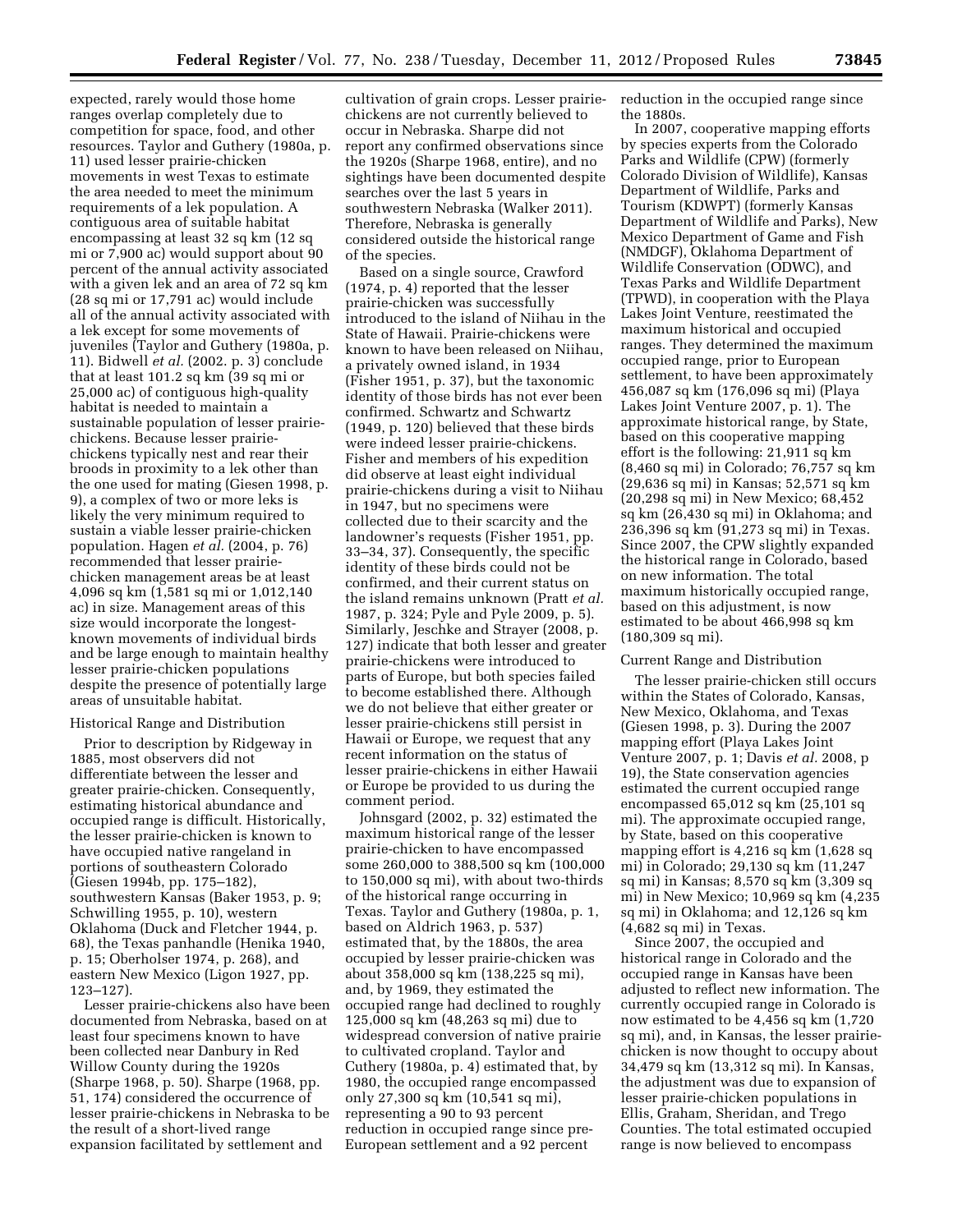expected, rarely would those home ranges overlap completely due to competition for space, food, and other resources. Taylor and Guthery (1980a, p. 11) used lesser prairie-chicken movements in west Texas to estimate the area needed to meet the minimum requirements of a lek population. A contiguous area of suitable habitat encompassing at least 32 sq km (12 sq mi or 7,900 ac) would support about 90 percent of the annual activity associated with a given lek and an area of 72 sq km (28 sq mi or 17,791 ac) would include all of the annual activity associated with a lek except for some movements of juveniles (Taylor and Guthery (1980a, p. 11). Bidwell *et al.* (2002. p. 3) conclude that at least 101.2 sq km (39 sq mi or 25,000 ac) of contiguous high-quality habitat is needed to maintain a sustainable population of lesser prairie-chickens. Because lesser prairie-chickens typically nest and rear their broods in proximity to a lek other than the one used for mating (Giesen 1998, p. 9), a complex of two or more leks is likely the very minimum required to sustain a viable lesser prairie-chicken population. Hagen *et al.* (2004, p. 76) recommended that lesser prairie-chicken management areas be at least 4,096 sq km (1,581 sq mi or 1,012,140 ac) in size. Management areas of this size would incorporate the longest-known movements of individual birds and be large enough to maintain healthy lesser prairie-chicken populations despite the presence of potentially large areas of unsuitable habitat.

### Historical Range and Distribution

Prior to description by Ridgeway in 1885, most observers did not differentiate between the lesser and greater prairie-chicken. Consequently, estimating historical abundance and occupied range is difficult. Historically, the lesser prairie-chicken is known to have occupied native rangeland in portions of southeastern Colorado (Giesen 1994b, pp. 175–182), southwestern Kansas (Baker 1953, p. 9; Schwilling 1955, p. 10), western Oklahoma (Duck and Fletcher 1944, p. 68), the Texas panhandle (Henika 1940, p. 15; Oberholser 1974, p. 268), and eastern New Mexico (Ligon 1927, pp. 123–127).

Lesser prairie-chickens also have been documented from Nebraska, based on at least four specimens known to have been collected near Danbury in Red Willow County during the 1920s (Sharpe 1968, p. 50). Sharpe (1968, pp. 51, 174) considered the occurrence of lesser prairie-chickens in Nebraska to be the result of a short-lived range expansion facilitated by settlement and cultivation of grain crops. Lesser prairie-chickens are not currently believed to occur in Nebraska. Sharpe did not report any confirmed observations since the 1920s (Sharpe 1968, entire), and no sightings have been documented despite searches over the last 5 years in southwestern Nebraska (Walker 2011). Therefore, Nebraska is generally considered outside the historical range of the species.

Based on a single source, Crawford (1974, p. 4) reported that the lesser prairie-chicken was successfully introduced to the island of Niihau in the State of Hawaii. Prairie-chickens were known to have been released on Niihau, a privately owned island, in 1934 (Fisher 1951, p. 37), but the taxonomic identity of those birds has not ever been confirmed. Schwartz and Schwartz (1949, p. 120) believed that these birds were indeed lesser prairie-chickens. Fisher and members of his expedition did observe at least eight individual prairie-chickens during a visit to Niihau in 1947, but no specimens were collected due to their scarcity and the landowner's requests (Fisher 1951, pp. 33–34, 37). Consequently, the specific identity of these birds could not be confirmed, and their current status on the island remains unknown (Pratt *et al.* 1987, p. 324; Pyle and Pyle 2009, p. 5). Similarly, Jeschke and Strayer (2008, p. 127) indicate that both lesser and greater prairie-chickens were introduced to parts of Europe, but both species failed to become established there. Although we do not believe that either greater or lesser prairie-chickens still persist in Hawaii or Europe, we request that any recent information on the status of lesser prairie-chickens in either Hawaii or Europe be provided to us during the comment period.

Johnsgard (2002, p. 32) estimated the maximum historical range of the lesser prairie-chicken to have encompassed some 260,000 to 388,500 sq km (100,000 to 150,000 sq mi), with about two-thirds of the historical range occurring in Texas. Taylor and Guthery (1980a, p. 1, based on Aldrich 1963, p. 537) estimated that, by the 1880s, the area occupied by lesser prairie-chicken was about 358,000 sq km (138,225 sq mi), and, by 1969, they estimated the occupied range had declined to roughly 125,000 sq km (48,263 sq mi) due to widespread conversion of native prairie to cultivated cropland. Taylor and Cuthery (1980a, p. 4) estimated that, by 1980, the occupied range encompassed only 27,300 sq km (10,541 sq mi), representing a 90 to 93 percent reduction in occupied range since pre-European settlement and a 92 percent reduction in the occupied range since the 1880s.

In 2007, cooperative mapping efforts by species experts from the Colorado Parks and Wildlife (CPW) (formerly Colorado Division of Wildlife), Kansas Department of Wildlife, Parks and Tourism (KDWPT) (formerly Kansas Department of Wildlife and Parks), New Mexico Department of Game and Fish (NMDGF), Oklahoma Department of Wildlife Conservation (ODWC), and Texas Parks and Wildlife Department (TPWD), in cooperation with the Playa Lakes Joint Venture, reestimated the maximum historical and occupied ranges. They determined the maximum occupied range, prior to European settlement, to have been approximately 456,087 sq km (176,096 sq mi) (Playa Lakes Joint Venture 2007, p. 1). The approximate historical range, by State, based on this cooperative mapping effort is the following: 21,911 sq km (8,460 sq mi) in Colorado; 76,757 sq km (29,636 sq mi) in Kansas; 52,571 sq km (20,298 sq mi) in New Mexico; 68,452 sq km (26,430 sq mi) in Oklahoma; and 236,396 sq km (91,273 sq mi) in Texas. Since 2007, the CPW slightly expanded the historical range in Colorado, based on new information. The total maximum historically occupied range, based on this adjustment, is now estimated to be about 466,998 sq km (180,309 sq mi).

### Current Range and Distribution

The lesser prairie-chicken still occurs within the States of Colorado, Kansas, New Mexico, Oklahoma, and Texas (Giesen 1998, p. 3). During the 2007 mapping effort (Playa Lakes Joint Venture 2007, p. 1; Davis *et al.* 2008, p 19), the State conservation agencies estimated the current occupied range encompassed 65,012 sq km (25,101 sq mi). The approximate occupied range, by State, based on this cooperative mapping effort is 4,216 sq km (1,628 sq mi) in Colorado; 29,130 sq km (11,247 sq mi) in Kansas; 8,570 sq km (3,309 sq mi) in New Mexico; 10,969 sq km (4,235 sq mi) in Oklahoma; and 12,126 sq km (4,682 sq mi) in Texas.

Since 2007, the occupied and historical range in Colorado and the occupied range in Kansas have been adjusted to reflect new information. The currently occupied range in Colorado is now estimated to be 4,456 sq km (1,720 sq mi), and, in Kansas, the lesser prairie-chicken is now thought to occupy about 34,479 sq km (13,312 sq mi). In Kansas, the adjustment was due to expansion of lesser prairie-chicken populations in Ellis, Graham, Sheridan, and Trego Counties. The total estimated occupied range is now believed to encompass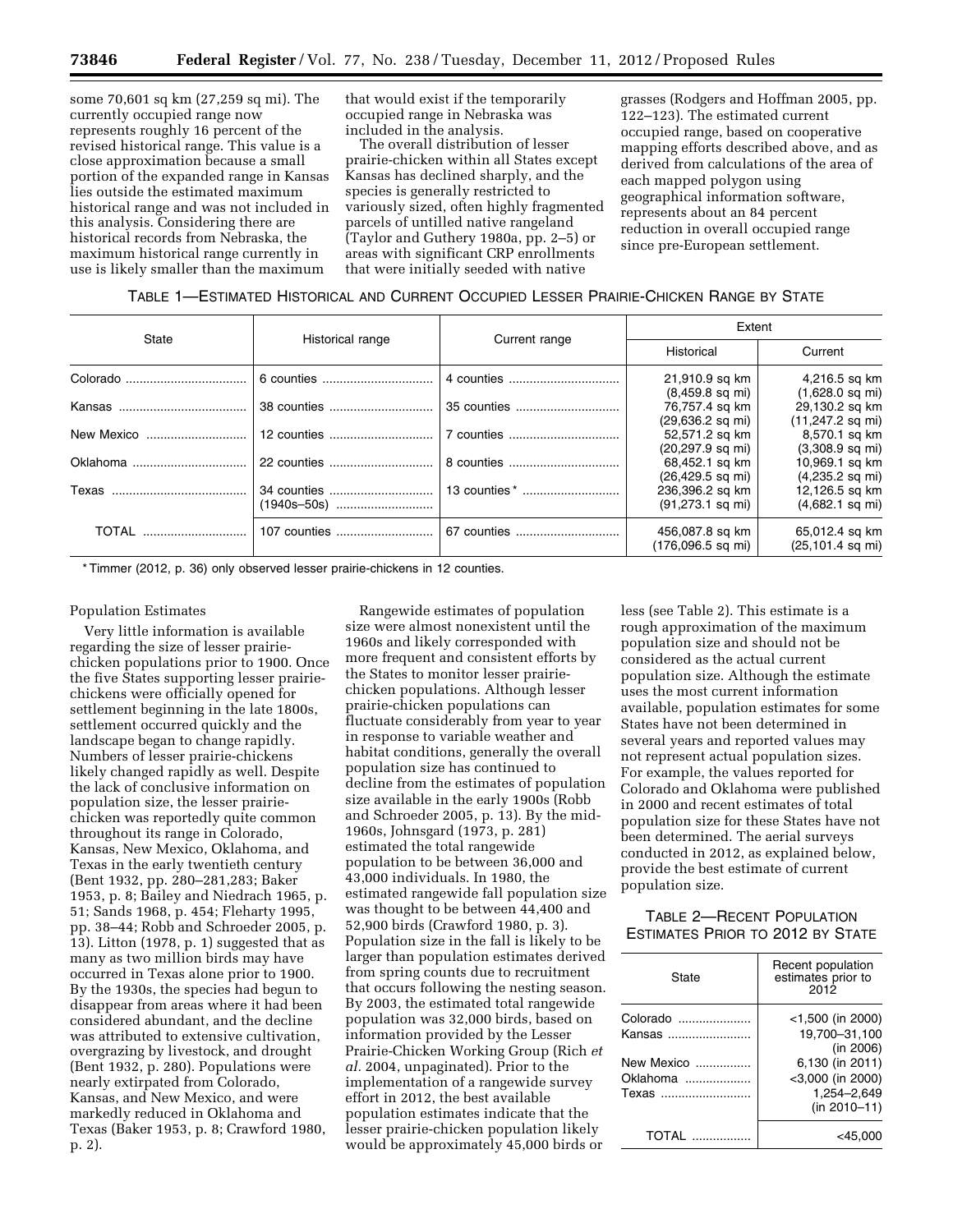some 70,601 sq km (27,259 sq mi). The currently occupied range now represents roughly 16 percent of the revised historical range. This value is a close approximation because a small portion of the expanded range in Kansas lies outside the estimated maximum historical range and was not included in this analysis. Considering there are historical records from Nebraska, the maximum historical range currently in use is likely smaller than the maximum that would exist if the temporarily occupied range in Nebraska was included in the analysis.

The overall distribution of lesser prairie-chicken within all States except Kansas has declined sharply, and the species is generally restricted to variously sized, often highly fragmented parcels of untilled native rangeland (Taylor and Guthery 1980a, pp. 2–5) or areas with significant CRP enrollments that were initially seeded with native grasses (Rodgers and Hoffman 2005, pp. 122–123). The estimated current occupied range, based on cooperative mapping efforts described above, and as derived from calculations of the area of each mapped polygon using geographical information software, represents about an 84 percent reduction in overall occupied range since pre-European settlement.

TABLE 1—ESTIMATED HISTORICAL AND CURRENT OCCUPIED LESSER PRAIRIE-CHICKEN RANGE BY STATE

| State | Historical range | Current range | Extent | |
|---|---|---|---|---|
| | | | Historical | Current |
| Colorado | 6 counties | 4 counties | 21,910.9 sq km (8,459.8 sq mi) | 4,216.5 sq km (1,628.0 sq mi) |
| Kansas | 38 counties | 35 counties | 76,757.4 sq km (29,636.2 sq mi) | 29,130.2 sq km (11,247.2 sq mi) |
| New Mexico | 12 counties | 7 counties | 52,571.2 sq km (20,297.9 sq mi) | 8,570.1 sq km (3,308.9 sq mi) |
| Oklahoma | 22 counties | 8 counties | 68,452.1 sq km (26,429.5 sq mi) | 10,969.1 sq km (4,235.2 sq mi) |
| Texas | 34 counties (1940s–50s) | 13 counties* | 236,396.2 sq km (91,273.1 sq mi) | 12,126.5 sq km (4,682.1 sq mi) |
| TOTAL | 107 counties | 67 counties | 456,087.8 sq km (176,096.5 sq mi) | 65,012.4 sq km (25,101.4 sq mi) |

* Timmer (2012, p. 36) only observed lesser prairie-chickens in 12 counties.

Population Estimates

Very little information is available regarding the size of lesser prairie-chicken populations prior to 1900. Once the five States supporting lesser prairie-chickens were officially opened for settlement beginning in the late 1800s, settlement occurred quickly and the landscape began to change rapidly. Numbers of lesser prairie-chickens likely changed rapidly as well. Despite the lack of conclusive information on population size, the lesser prairie-chicken was reportedly quite common throughout its range in Colorado, Kansas, New Mexico, Oklahoma, and Texas in the early twentieth century (Bent 1932, pp. 280–281,283; Baker 1953, p. 8; Bailey and Niedrach 1965, p. 51; Sands 1968, p. 454; Fleharty 1995, pp. 38–44; Robb and Schroeder 2005, p. 13). Litton (1978, p. 1) suggested that as many as two million birds may have occurred in Texas alone prior to 1900. By the 1930s, the species had begun to disappear from areas where it had been considered abundant, and the decline was attributed to extensive cultivation, overgrazing by livestock, and drought (Bent 1932, p. 280). Populations were nearly extirpated from Colorado, Kansas, and New Mexico, and were markedly reduced in Oklahoma and Texas (Baker 1953, p. 8; Crawford 1980, p. 2).

Rangewide estimates of population size were almost nonexistent until the 1960s and likely corresponded with more frequent and consistent efforts by the States to monitor lesser prairie-chicken populations. Although lesser prairie-chicken populations can fluctuate considerably from year to year in response to variable weather and habitat conditions, generally the overall population size has continued to decline from the estimates of population size available in the early 1900s (Robb and Schroeder 2005, p. 13). By the mid-1960s, Johnsgard (1973, p. 281) estimated the total rangewide population to be between 36,000 and 43,000 individuals. In 1980, the estimated rangewide fall population size was thought to be between 44,400 and 52,900 birds (Crawford 1980, p. 3). Population size in the fall is likely to be larger than population estimates derived from spring counts due to recruitment that occurs following the nesting season. By 2003, the estimated total rangewide population was 32,000 birds, based on information provided by the Lesser Prairie-Chicken Working Group (Rich *et al.* 2004, unpaginated). Prior to the implementation of a rangewide survey effort in 2012, the best available population estimates indicate that the lesser prairie-chicken population likely would be approximately 45,000 birds or less (see Table 2). This estimate is a rough approximation of the maximum population size and should not be considered as the actual current population size. Although the estimate uses the most current information available, population estimates for some States have not been determined in several years and reported values may not represent actual population sizes. For example, the values reported for Colorado and Oklahoma were published in 2000 and recent estimates of total population size for these States have not been determined. The aerial surveys conducted in 2012, as explained below, provide the best estimate of current population size.

TABLE 2—RECENT POPULATION ESTIMATES PRIOR TO 2012 BY STATE

| State | Recent population estimates prior to 2012 |
|---|---|
| Colorado | <1,500 (in 2000) |
| Kansas | 19,700–31,100 (in 2006) |
| New Mexico | 6,130 (in 2011) |
| Oklahoma | <3,000 (in 2000) |
| Texas | 1,254–2,649 (in 2010–11) |
| TOTAL | <45,000 |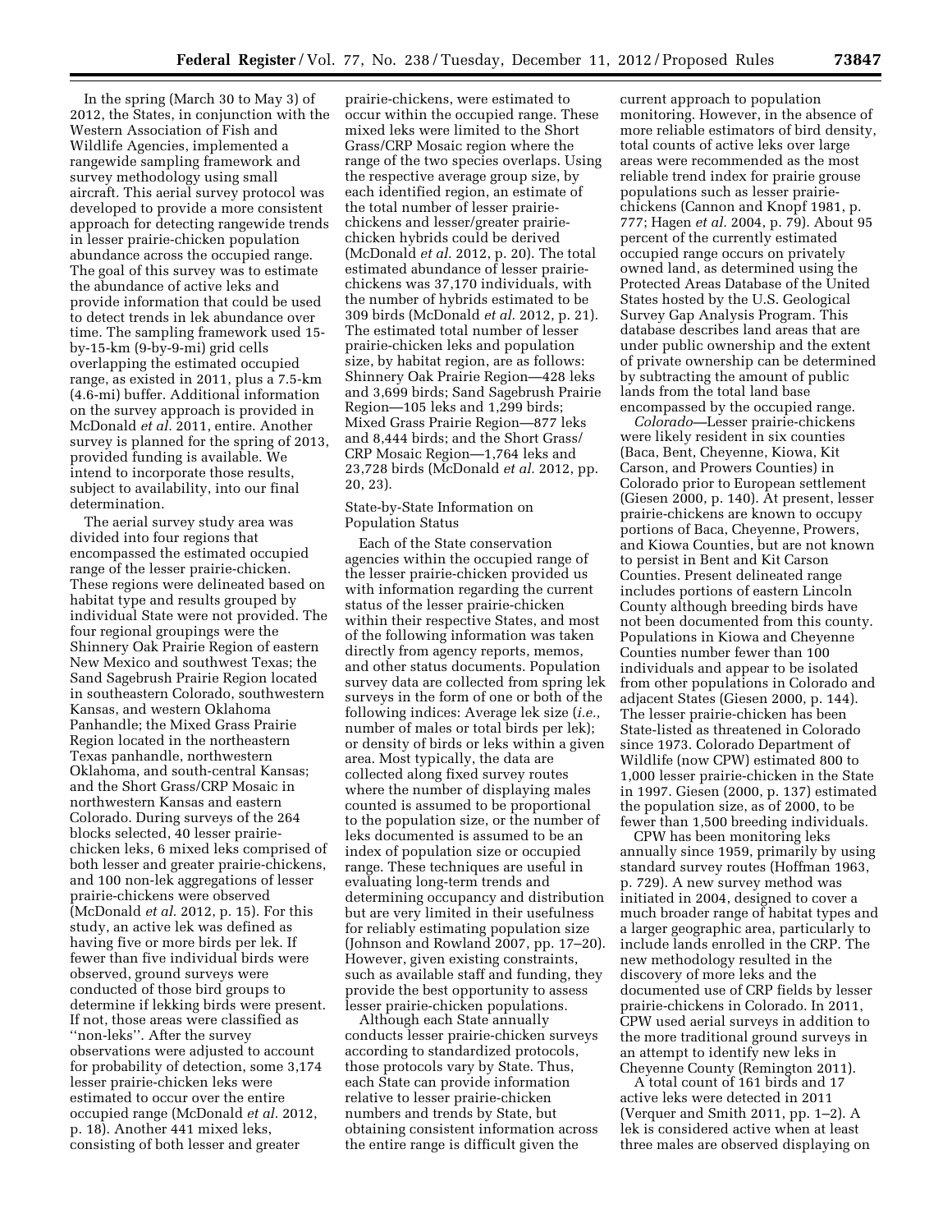In the spring (March 30 to May 3) of 2012, the States, in conjunction with the Western Association of Fish and Wildlife Agencies, implemented a rangewide sampling framework and survey methodology using small aircraft. This aerial survey protocol was developed to provide a more consistent approach for detecting rangewide trends in lesser prairie-chicken population abundance across the occupied range. The goal of this survey was to estimate the abundance of active leks and provide information that could be used to detect trends in lek abundance over time. The sampling framework used 15-by-15-km (9-by-9-mi) grid cells overlapping the estimated occupied range, as existed in 2011, plus a 7.5-km (4.6-mi) buffer. Additional information on the survey approach is provided in McDonald *et al.* 2011, entire. Another survey is planned for the spring of 2013, provided funding is available. We intend to incorporate those results, subject to availability, into our final determination.

The aerial survey study area was divided into four regions that encompassed the estimated occupied range of the lesser prairie-chicken. These regions were delineated based on habitat type and results grouped by individual State were not provided. The four regional groupings were the Shinnery Oak Prairie Region of eastern New Mexico and southwest Texas; the Sand Sagebrush Prairie Region located in southeastern Colorado, southwestern Kansas, and western Oklahoma Panhandle; the Mixed Grass Prairie Region located in the northeastern Texas panhandle, northwestern Oklahoma, and south-central Kansas; and the Short Grass/CRP Mosaic in northwestern Kansas and eastern Colorado. During surveys of the 264 blocks selected, 40 lesser prairie-chicken leks, 6 mixed leks comprised of both lesser and greater prairie-chickens, and 100 non-lek aggregations of lesser prairie-chickens were observed (McDonald *et al.* 2012, p. 15). For this study, an active lek was defined as having five or more birds per lek. If fewer than five individual birds were observed, ground surveys were conducted of those bird groups to determine if lekking birds were present. If not, those areas were classified as ''non-leks''. After the survey observations were adjusted to account for probability of detection, some 3,174 lesser prairie-chicken leks were estimated to occur over the entire occupied range (McDonald *et al.* 2012, p. 18). Another 441 mixed leks, consisting of both lesser and greater prairie-chickens, were estimated to occur within the occupied range. These mixed leks were limited to the Short Grass/CRP Mosaic region where the range of the two species overlaps. Using the respective average group size, by each identified region, an estimate of the total number of lesser prairie-chickens and lesser/greater prairie-chicken hybrids could be derived (McDonald *et al.* 2012, p. 20). The total estimated abundance of lesser prairie-chickens was 37,170 individuals, with the number of hybrids estimated to be 309 birds (McDonald *et al.* 2012, p. 21). The estimated total number of lesser prairie-chicken leks and population size, by habitat region, are as follows: Shinnery Oak Prairie Region—428 leks and 3,699 birds; Sand Sagebrush Prairie Region—105 leks and 1,299 birds; Mixed Grass Prairie Region—877 leks and 8,444 birds; and the Short Grass/CRP Mosaic Region—1,764 leks and 23,728 birds (McDonald *et al.* 2012, pp. 20, 23).

State-by-State Information on Population Status

Each of the State conservation agencies within the occupied range of the lesser prairie-chicken provided us with information regarding the current status of the lesser prairie-chicken within their respective States, and most of the following information was taken directly from agency reports, memos, and other status documents. Population survey data are collected from spring lek surveys in the form of one or both of the following indices: Average lek size (*i.e.,* number of males or total birds per lek); or density of birds or leks within a given area. Most typically, the data are collected along fixed survey routes where the number of displaying males counted is assumed to be proportional to the population size, or the number of leks documented is assumed to be an index of population size or occupied range. These techniques are useful in evaluating long-term trends and determining occupancy and distribution but are very limited in their usefulness for reliably estimating population size (Johnson and Rowland 2007, pp. 17–20). However, given existing constraints, such as available staff and funding, they provide the best opportunity to assess lesser prairie-chicken populations.

Although each State annually conducts lesser prairie-chicken surveys according to standardized protocols, those protocols vary by State. Thus, each State can provide information relative to lesser prairie-chicken numbers and trends by State, but obtaining consistent information across the entire range is difficult given the current approach to population monitoring. However, in the absence of more reliable estimators of bird density, total counts of active leks over large areas were recommended as the most reliable trend index for prairie grouse populations such as lesser prairie-chickens (Cannon and Knopf 1981, p. 777; Hagen *et al.* 2004, p. 79). About 95 percent of the currently estimated occupied range occurs on privately owned land, as determined using the Protected Areas Database of the United States hosted by the U.S. Geological Survey Gap Analysis Program. This database describes land areas that are under public ownership and the extent of private ownership can be determined by subtracting the amount of public lands from the total land base encompassed by the occupied range.

*Colorado*—Lesser prairie-chickens were likely resident in six counties (Baca, Bent, Cheyenne, Kiowa, Kit Carson, and Prowers Counties) in Colorado prior to European settlement (Giesen 2000, p. 140). At present, lesser prairie-chickens are known to occupy portions of Baca, Cheyenne, Prowers, and Kiowa Counties, but are not known to persist in Bent and Kit Carson Counties. Present delineated range includes portions of eastern Lincoln County although breeding birds have not been documented from this county. Populations in Kiowa and Cheyenne Counties number fewer than 100 individuals and appear to be isolated from other populations in Colorado and adjacent States (Giesen 2000, p. 144). The lesser prairie-chicken has been State-listed as threatened in Colorado since 1973. Colorado Department of Wildlife (now CPW) estimated 800 to 1,000 lesser prairie-chicken in the State in 1997. Giesen (2000, p. 137) estimated the population size, as of 2000, to be fewer than 1,500 breeding individuals.

CPW has been monitoring leks annually since 1959, primarily by using standard survey routes (Hoffman 1963, p. 729). A new survey method was initiated in 2004, designed to cover a much broader range of habitat types and a larger geographic area, particularly to include lands enrolled in the CRP. The new methodology resulted in the discovery of more leks and the documented use of CRP fields by lesser prairie-chickens in Colorado. In 2011, CPW used aerial surveys in addition to the more traditional ground surveys in an attempt to identify new leks in Cheyenne County (Remington 2011).

A total count of 161 birds and 17 active leks were detected in 2011 (Verquer and Smith 2011, pp. 1–2). A lek is considered active when at least three males are observed displaying on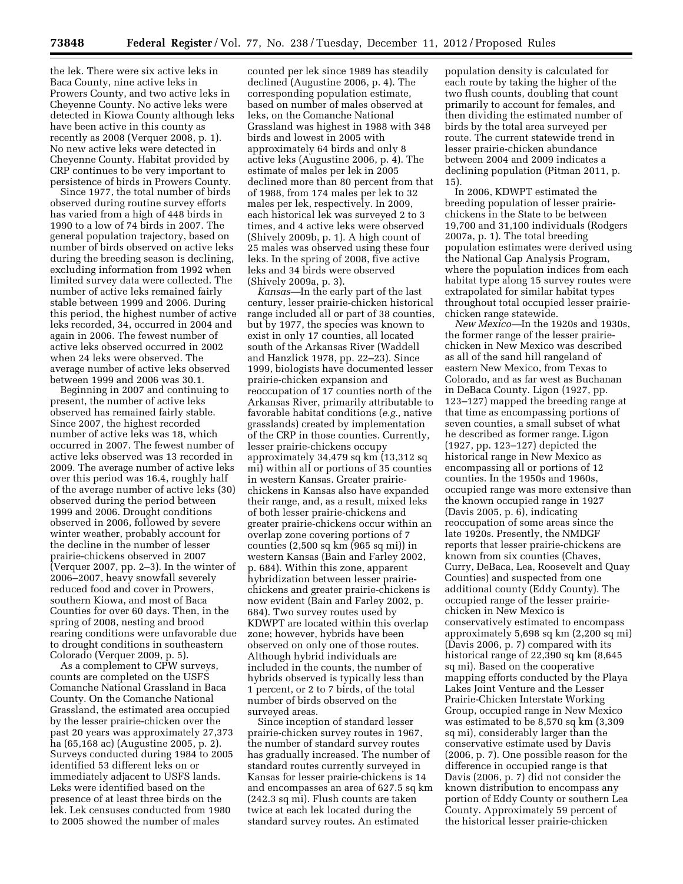the lek. There were six active leks in Baca County, nine active leks in Prowers County, and two active leks in Cheyenne County. No active leks were detected in Kiowa County although leks have been active in this county as recently as 2008 (Verquer 2008, p. 1). No new active leks were detected in Cheyenne County. Habitat provided by CRP continues to be very important to persistence of birds in Prowers County.

Since 1977, the total number of birds observed during routine survey efforts has varied from a high of 448 birds in 1990 to a low of 74 birds in 2007. The general population trajectory, based on number of birds observed on active leks during the breeding season is declining, excluding information from 1992 when limited survey data were collected. The number of active leks remained fairly stable between 1999 and 2006. During this period, the highest number of active leks recorded, 34, occurred in 2004 and again in 2006. The fewest number of active leks observed occurred in 2002 when 24 leks were observed. The average number of active leks observed between 1999 and 2006 was 30.1.

Beginning in 2007 and continuing to present, the number of active leks observed has remained fairly stable. Since 2007, the highest recorded number of active leks was 18, which occurred in 2007. The fewest number of active leks observed was 13 recorded in 2009. The average number of active leks over this period was 16.4, roughly half of the average number of active leks (30) observed during the period between 1999 and 2006. Drought conditions observed in 2006, followed by severe winter weather, probably account for the decline in the number of lesser prairie-chickens observed in 2007 (Verquer 2007, pp. 2–3). In the winter of 2006–2007, heavy snowfall severely reduced food and cover in Prowers, southern Kiowa, and most of Baca Counties for over 60 days. Then, in the spring of 2008, nesting and brood rearing conditions were unfavorable due to drought conditions in southeastern Colorado (Verquer 2009, p. 5).

As a complement to CPW surveys, counts are completed on the USFS Comanche National Grassland in Baca County. On the Comanche National Grassland, the estimated area occupied by the lesser prairie-chicken over the past 20 years was approximately 27,373 ha (65,168 ac) (Augustine 2005, p. 2). Surveys conducted during 1984 to 2005 identified 53 different leks on or immediately adjacent to USFS lands. Leks were identified based on the presence of at least three birds on the lek. Lek censuses conducted from 1980 to 2005 showed the number of males counted per lek since 1989 has steadily declined (Augustine 2006, p. 4). The corresponding population estimate, based on number of males observed at leks, on the Comanche National Grassland was highest in 1988 with 348 birds and lowest in 2005 with approximately 64 birds and only 8 active leks (Augustine 2006, p. 4). The estimate of males per lek in 2005 declined more than 80 percent from that of 1988, from 174 males per lek to 32 males per lek, respectively. In 2009, each historical lek was surveyed 2 to 3 times, and 4 active leks were observed (Shively 2009b, p. 1). A high count of 25 males was observed using these four leks. In the spring of 2008, five active leks and 34 birds were observed (Shively 2009a, p. 3).

*Kansas*—In the early part of the last century, lesser prairie-chicken historical range included all or part of 38 counties, but by 1977, the species was known to exist in only 17 counties, all located south of the Arkansas River (Waddell and Hanzlick 1978, pp. 22–23). Since 1999, biologists have documented lesser prairie-chicken expansion and reoccupation of 17 counties north of the Arkansas River, primarily attributable to favorable habitat conditions (*e.g.,* native grasslands) created by implementation of the CRP in those counties. Currently, lesser prairie-chickens occupy approximately 34,479 sq km (13,312 sq mi) within all or portions of 35 counties in western Kansas. Greater prairie-chickens in Kansas also have expanded their range, and, as a result, mixed leks of both lesser prairie-chickens and greater prairie-chickens occur within an overlap zone covering portions of 7 counties (2,500 sq km (965 sq mi)) in western Kansas (Bain and Farley 2002, p. 684). Within this zone, apparent hybridization between lesser prairie-chickens and greater prairie-chickens is now evident (Bain and Farley 2002, p. 684). Two survey routes used by KDWPT are located within this overlap zone; however, hybrids have been observed on only one of those routes. Although hybrid individuals are included in the counts, the number of hybrids observed is typically less than 1 percent, or 2 to 7 birds, of the total number of birds observed on the surveyed areas.

Since inception of standard lesser prairie-chicken survey routes in 1967, the number of standard survey routes has gradually increased. The number of standard routes currently surveyed in Kansas for lesser prairie-chickens is 14 and encompasses an area of 627.5 sq km (242.3 sq mi). Flush counts are taken twice at each lek located during the standard survey routes. An estimated population density is calculated for each route by taking the higher of the two flush counts, doubling that count primarily to account for females, and then dividing the estimated number of birds by the total area surveyed per route. The current statewide trend in lesser prairie-chicken abundance between 2004 and 2009 indicates a declining population (Pitman 2011, p. 15).

In 2006, KDWPT estimated the breeding population of lesser prairie-chickens in the State to be between 19,700 and 31,100 individuals (Rodgers 2007a, p. 1). The total breeding population estimates were derived using the National Gap Analysis Program, where the population indices from each habitat type along 15 survey routes were extrapolated for similar habitat types throughout total occupied lesser prairie-chicken range statewide.

*New Mexico*—In the 1920s and 1930s, the former range of the lesser prairie-chicken in New Mexico was described as all of the sand hill rangeland of eastern New Mexico, from Texas to Colorado, and as far west as Buchanan in DeBaca County. Ligon (1927, pp. 123–127) mapped the breeding range at that time as encompassing portions of seven counties, a small subset of what he described as former range. Ligon (1927, pp. 123–127) depicted the historical range in New Mexico as encompassing all or portions of 12 counties. In the 1950s and 1960s, occupied range was more extensive than the known occupied range in 1927 (Davis 2005, p. 6), indicating reoccupation of some areas since the late 1920s. Presently, the NMDGF reports that lesser prairie-chickens are known from six counties (Chaves, Curry, DeBaca, Lea, Roosevelt and Quay Counties) and suspected from one additional county (Eddy County). The occupied range of the lesser prairie-chicken in New Mexico is conservatively estimated to encompass approximately 5,698 sq km (2,200 sq mi) (Davis 2006, p. 7) compared with its historical range of 22,390 sq km (8,645 sq mi). Based on the cooperative mapping efforts conducted by the Playa Lakes Joint Venture and the Lesser Prairie-Chicken Interstate Working Group, occupied range in New Mexico was estimated to be 8,570 sq km (3,309 sq mi), considerably larger than the conservative estimate used by Davis (2006, p. 7). One possible reason for the difference in occupied range is that Davis (2006, p. 7) did not consider the known distribution to encompass any portion of Eddy County or southern Lea County. Approximately 59 percent of the historical lesser prairie-chicken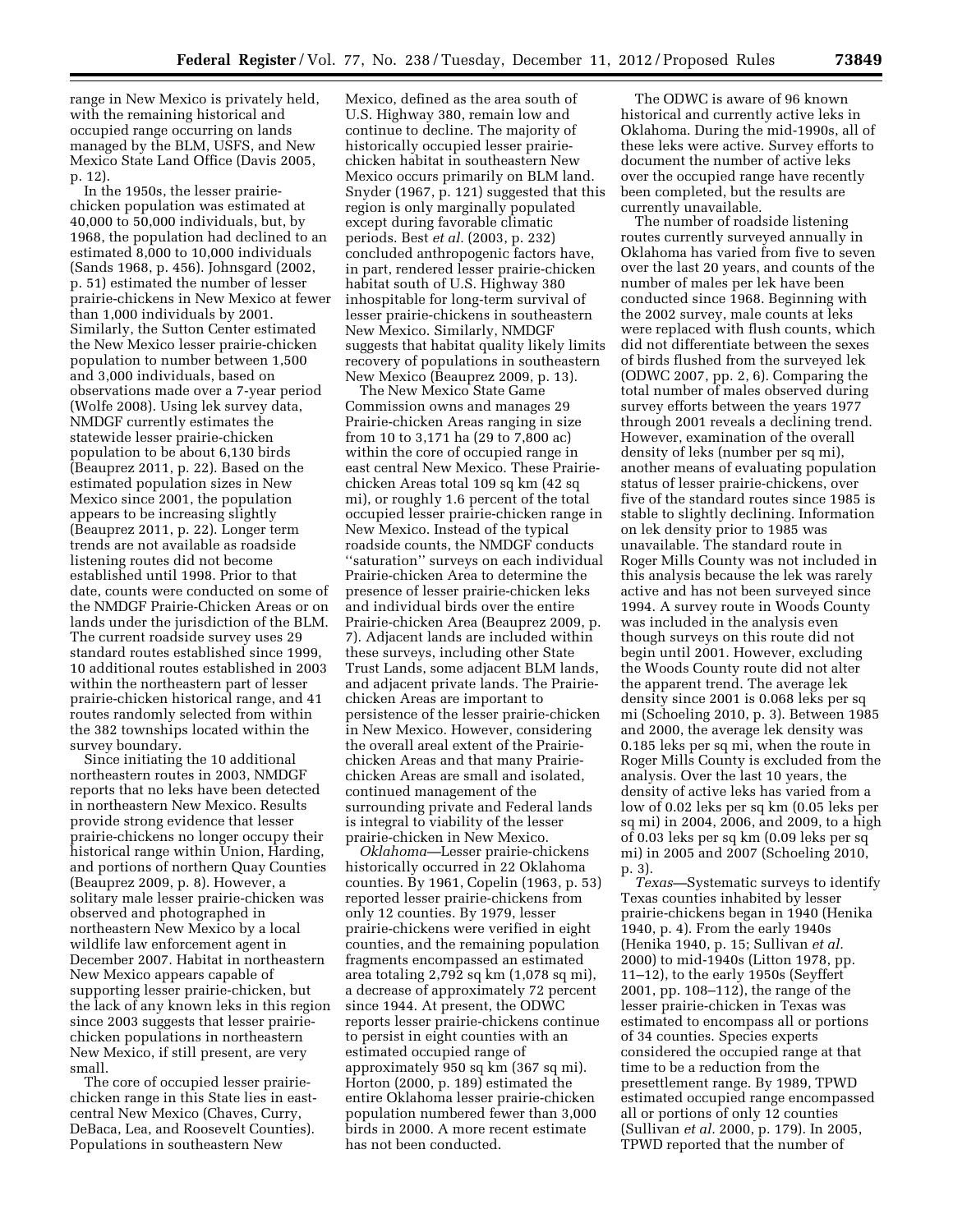range in New Mexico is privately held, with the remaining historical and occupied range occurring on lands managed by the BLM, USFS, and New Mexico State Land Office (Davis 2005, p. 12).

In the 1950s, the lesser prairie-chicken population was estimated at 40,000 to 50,000 individuals, but, by 1968, the population had declined to an estimated 8,000 to 10,000 individuals (Sands 1968, p. 456). Johnsgard (2002, p. 51) estimated the number of lesser prairie-chickens in New Mexico at fewer than 1,000 individuals by 2001. Similarly, the Sutton Center estimated the New Mexico lesser prairie-chicken population to number between 1,500 and 3,000 individuals, based on observations made over a 7-year period (Wolfe 2008). Using lek survey data, NMDGF currently estimates the statewide lesser prairie-chicken population to be about 6,130 birds (Beauprez 2011, p. 22). Based on the estimated population sizes in New Mexico since 2001, the population appears to be increasing slightly (Beauprez 2011, p. 22). Longer term trends are not available as roadside listening routes did not become established until 1998. Prior to that date, counts were conducted on some of the NMDGF Prairie-Chicken Areas or on lands under the jurisdiction of the BLM. The current roadside survey uses 29 standard routes established since 1999, 10 additional routes established in 2003 within the northeastern part of lesser prairie-chicken historical range, and 41 routes randomly selected from within the 382 townships located within the survey boundary.

Since initiating the 10 additional northeastern routes in 2003, NMDGF reports that no leks have been detected in northeastern New Mexico. Results provide strong evidence that lesser prairie-chickens no longer occupy their historical range within Union, Harding, and portions of northern Quay Counties (Beauprez 2009, p. 8). However, a solitary male lesser prairie-chicken was observed and photographed in northeastern New Mexico by a local wildlife law enforcement agent in December 2007. Habitat in northeastern New Mexico appears capable of supporting lesser prairie-chicken, but the lack of any known leks in this region since 2003 suggests that lesser prairie-chicken populations in northeastern New Mexico, if still present, are very small.

The core of occupied lesser prairie-chicken range in this State lies in east-central New Mexico (Chaves, Curry, DeBaca, Lea, and Roosevelt Counties). Populations in southeastern New Mexico, defined as the area south of U.S. Highway 380, remain low and continue to decline. The majority of historically occupied lesser prairie-chicken habitat in southeastern New Mexico occurs primarily on BLM land. Snyder (1967, p. 121) suggested that this region is only marginally populated except during favorable climatic periods. Best *et al.* (2003, p. 232) concluded anthropogenic factors have, in part, rendered lesser prairie-chicken habitat south of U.S. Highway 380 inhospitable for long-term survival of lesser prairie-chickens in southeastern New Mexico. Similarly, NMDGF suggests that habitat quality likely limits recovery of populations in southeastern New Mexico (Beauprez 2009, p. 13).

The New Mexico State Game Commission owns and manages 29 Prairie-chicken Areas ranging in size from 10 to 3,171 ha (29 to 7,800 ac) within the core of occupied range in east central New Mexico. These Prairie-chicken Areas total 109 sq km (42 sq mi), or roughly 1.6 percent of the total occupied lesser prairie-chicken range in New Mexico. Instead of the typical roadside counts, the NMDGF conducts ''saturation'' surveys on each individual Prairie-chicken Area to determine the presence of lesser prairie-chicken leks and individual birds over the entire Prairie-chicken Area (Beauprez 2009, p. 7). Adjacent lands are included within these surveys, including other State Trust Lands, some adjacent BLM lands, and adjacent private lands. The Prairie-chicken Areas are important to persistence of the lesser prairie-chicken in New Mexico. However, considering the overall areal extent of the Prairie-chicken Areas and that many Prairie-chicken Areas are small and isolated, continued management of the surrounding private and Federal lands is integral to viability of the lesser prairie-chicken in New Mexico.

*Oklahoma*—Lesser prairie-chickens historically occurred in 22 Oklahoma counties. By 1961, Copelin (1963, p. 53) reported lesser prairie-chickens from only 12 counties. By 1979, lesser prairie-chickens were verified in eight counties, and the remaining population fragments encompassed an estimated area totaling 2,792 sq km (1,078 sq mi), a decrease of approximately 72 percent since 1944. At present, the ODWC reports lesser prairie-chickens continue to persist in eight counties with an estimated occupied range of approximately 950 sq km (367 sq mi). Horton (2000, p. 189) estimated the entire Oklahoma lesser prairie-chicken population numbered fewer than 3,000 birds in 2000. A more recent estimate has not been conducted.

The ODWC is aware of 96 known historical and currently active leks in Oklahoma. During the mid-1990s, all of these leks were active. Survey efforts to document the number of active leks over the occupied range have recently been completed, but the results are currently unavailable.

The number of roadside listening routes currently surveyed annually in Oklahoma has varied from five to seven over the last 20 years, and counts of the number of males per lek have been conducted since 1968. Beginning with the 2002 survey, male counts at leks were replaced with flush counts, which did not differentiate between the sexes of birds flushed from the surveyed lek (ODWC 2007, pp. 2, 6). Comparing the total number of males observed during survey efforts between the years 1977 through 2001 reveals a declining trend. However, examination of the overall density of leks (number per sq mi), another means of evaluating population status of lesser prairie-chickens, over five of the standard routes since 1985 is stable to slightly declining. Information on lek density prior to 1985 was unavailable. The standard route in Roger Mills County was not included in this analysis because the lek was rarely active and has not been surveyed since 1994. A survey route in Woods County was included in the analysis even though surveys on this route did not begin until 2001. However, excluding the Woods County route did not alter the apparent trend. The average lek density since 2001 is 0.068 leks per sq mi (Schoeling 2010, p. 3). Between 1985 and 2000, the average lek density was 0.185 leks per sq mi, when the route in Roger Mills County is excluded from the analysis. Over the last 10 years, the density of active leks has varied from a low of 0.02 leks per sq km (0.05 leks per sq mi) in 2004, 2006, and 2009, to a high of 0.03 leks per sq km (0.09 leks per sq mi) in 2005 and 2007 (Schoeling 2010, p. 3).

*Texas*—Systematic surveys to identify Texas counties inhabited by lesser prairie-chickens began in 1940 (Henika 1940, p. 4). From the early 1940s (Henika 1940, p. 15; Sullivan *et al.* 2000) to mid-1940s (Litton 1978, pp. 11–12), to the early 1950s (Seyffert 2001, pp. 108–112), the range of the lesser prairie-chicken in Texas was estimated to encompass all or portions of 34 counties. Species experts considered the occupied range at that time to be a reduction from the presettlement range. By 1989, TPWD estimated occupied range encompassed all or portions of only 12 counties (Sullivan *et al.* 2000, p. 179). In 2005, TPWD reported that the number of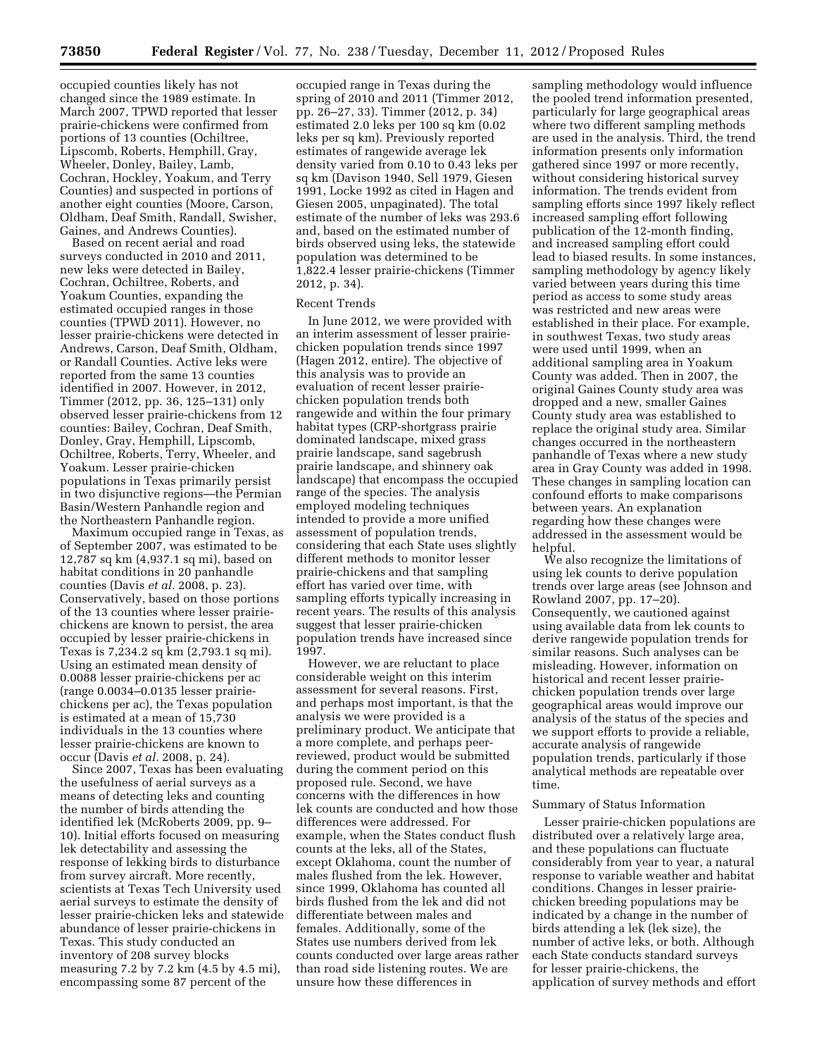occupied counties likely has not changed since the 1989 estimate. In March 2007, TPWD reported that lesser prairie-chickens were confirmed from portions of 13 counties (Ochiltree, Lipscomb, Roberts, Hemphill, Gray, Wheeler, Donley, Bailey, Lamb, Cochran, Hockley, Yoakum, and Terry Counties) and suspected in portions of another eight counties (Moore, Carson, Oldham, Deaf Smith, Randall, Swisher, Gaines, and Andrews Counties).

Based on recent aerial and road surveys conducted in 2010 and 2011, new leks were detected in Bailey, Cochran, Ochiltree, Roberts, and Yoakum Counties, expanding the estimated occupied ranges in those counties (TPWD 2011). However, no lesser prairie-chickens were detected in Andrews, Carson, Deaf Smith, Oldham, or Randall Counties. Active leks were reported from the same 13 counties identified in 2007. However, in 2012, Timmer (2012, pp. 36, 125–131) only observed lesser prairie-chickens from 12 counties: Bailey, Cochran, Deaf Smith, Donley, Gray, Hemphill, Lipscomb, Ochiltree, Roberts, Terry, Wheeler, and Yoakum. Lesser prairie-chicken populations in Texas primarily persist in two disjunctive regions—the Permian Basin/Western Panhandle region and the Northeastern Panhandle region.

Maximum occupied range in Texas, as of September 2007, was estimated to be 12,787 sq km (4,937.1 sq mi), based on habitat conditions in 20 panhandle counties (Davis *et al.* 2008, p. 23). Conservatively, based on those portions of the 13 counties where lesser prairie-chickens are known to persist, the area occupied by lesser prairie-chickens in Texas is 7,234.2 sq km (2,793.1 sq mi). Using an estimated mean density of 0.0088 lesser prairie-chickens per ac (range 0.0034–0.0135 lesser prairie-chickens per ac), the Texas population is estimated at a mean of 15,730 individuals in the 13 counties where lesser prairie-chickens are known to occur (Davis *et al.* 2008, p. 24).

Since 2007, Texas has been evaluating the usefulness of aerial surveys as a means of detecting leks and counting the number of birds attending the identified lek (McRoberts 2009, pp. 9–10). Initial efforts focused on measuring lek detectability and assessing the response of lekking birds to disturbance from survey aircraft. More recently, scientists at Texas Tech University used aerial surveys to estimate the density of lesser prairie-chicken leks and statewide abundance of lesser prairie-chickens in Texas. This study conducted an inventory of 208 survey blocks measuring 7.2 by 7.2 km (4.5 by 4.5 mi), encompassing some 87 percent of the occupied range in Texas during the spring of 2010 and 2011 (Timmer 2012, pp. 26–27, 33). Timmer (2012, p. 34) estimated 2.0 leks per 100 sq km (0.02 leks per sq km). Previously reported estimates of rangewide average lek density varied from 0.10 to 0.43 leks per sq km (Davison 1940, Sell 1979, Giesen 1991, Locke 1992 as cited in Hagen and Giesen 2005, unpaginated). The total estimate of the number of leks was 293.6 and, based on the estimated number of birds observed using leks, the statewide population was determined to be 1,822.4 lesser prairie-chickens (Timmer 2012, p. 34).

Recent Trends

In June 2012, we were provided with an interim assessment of lesser prairie-chicken population trends since 1997 (Hagen 2012, entire). The objective of this analysis was to provide an evaluation of recent lesser prairie-chicken population trends both rangewide and within the four primary habitat types (CRP-shortgrass prairie dominated landscape, mixed grass prairie landscape, sand sagebrush prairie landscape, and shinnery oak landscape) that encompass the occupied range of the species. The analysis employed modeling techniques intended to provide a more unified assessment of population trends, considering that each State uses slightly different methods to monitor lesser prairie-chickens and that sampling effort has varied over time, with sampling efforts typically increasing in recent years. The results of this analysis suggest that lesser prairie-chicken population trends have increased since 1997.

However, we are reluctant to place considerable weight on this interim assessment for several reasons. First, and perhaps most important, is that the analysis we were provided is a preliminary product. We anticipate that a more complete, and perhaps peer-reviewed, product would be submitted during the comment period on this proposed rule. Second, we have concerns with the differences in how lek counts are conducted and how those differences were addressed. For example, when the States conduct flush counts at the leks, all of the States, except Oklahoma, count the number of males flushed from the lek. However, since 1999, Oklahoma has counted all birds flushed from the lek and did not differentiate between males and females. Additionally, some of the States use numbers derived from lek counts conducted over large areas rather than road side listening routes. We are unsure how these differences in sampling methodology would influence the pooled trend information presented, particularly for large geographical areas where two different sampling methods are used in the analysis. Third, the trend information presents only information gathered since 1997 or more recently, without considering historical survey information. The trends evident from sampling efforts since 1997 likely reflect increased sampling effort following publication of the 12-month finding, and increased sampling effort could lead to biased results. In some instances, sampling methodology by agency likely varied between years during this time period as access to some study areas was restricted and new areas were established in their place. For example, in southwest Texas, two study areas were used until 1999, when an additional sampling area in Yoakum County was added. Then in 2007, the original Gaines County study area was dropped and a new, smaller Gaines County study area was established to replace the original study area. Similar changes occurred in the northeastern panhandle of Texas where a new study area in Gray County was added in 1998. These changes in sampling location can confound efforts to make comparisons between years. An explanation regarding how these changes were addressed in the assessment would be helpful.

We also recognize the limitations of using lek counts to derive population trends over large areas (see Johnson and Rowland 2007, pp. 17–20). Consequently, we cautioned against using available data from lek counts to derive rangewide population trends for similar reasons. Such analyses can be misleading. However, information on historical and recent lesser prairie-chicken population trends over large geographical areas would improve our analysis of the status of the species and we support efforts to provide a reliable, accurate analysis of rangewide population trends, particularly if those analytical methods are repeatable over time.

Summary of Status Information

Lesser prairie-chicken populations are distributed over a relatively large area, and these populations can fluctuate considerably from year to year, a natural response to variable weather and habitat conditions. Changes in lesser prairie-chicken breeding populations may be indicated by a change in the number of birds attending a lek (lek size), the number of active leks, or both. Although each State conducts standard surveys for lesser prairie-chickens, the application of survey methods and effort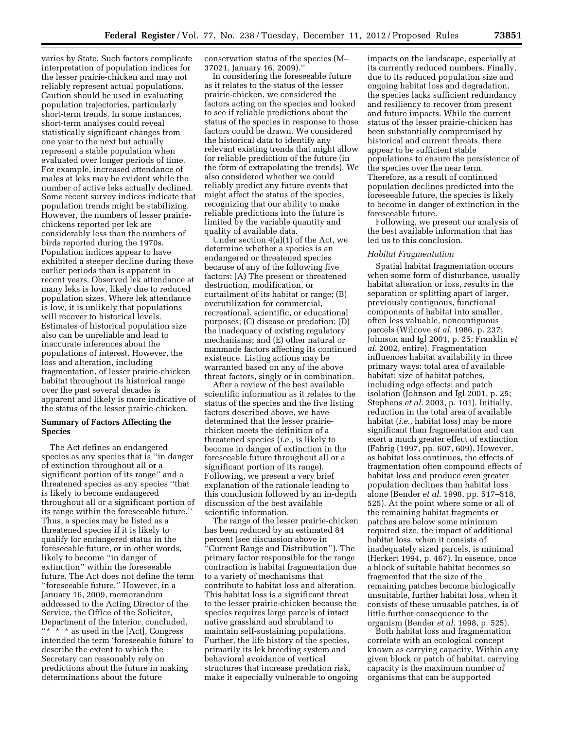varies by State. Such factors complicate interpretation of population indices for the lesser prairie-chicken and may not reliably represent actual populations. Caution should be used in evaluating population trajectories, particularly short-term trends. In some instances, short-term analyses could reveal statistically significant changes from one year to the next but actually represent a stable population when evaluated over longer periods of time. For example, increased attendance of males at leks may be evident while the number of active leks actually declined. Some recent survey indices indicate that population trends might be stabilizing. However, the numbers of lesser prairie-chickens reported per lek are considerably less than the numbers of birds reported during the 1970s. Population indices appear to have exhibited a steeper decline during these earlier periods than is apparent in recent years. Observed lek attendance at many leks is low, likely due to reduced population sizes. Where lek attendance is low, it is unlikely that populations will recover to historical levels. Estimates of historical population size also can be unreliable and lead to inaccurate inferences about the populations of interest. However, the loss and alteration, including fragmentation, of lesser prairie-chicken habitat throughout its historical range over the past several decades is apparent and likely is more indicative of the status of the lesser prairie-chicken.

## Summary of Factors Affecting the Species

The Act defines an endangered species as any species that is ''in danger of extinction throughout all or a significant portion of its range'' and a threatened species as any species ''that is likely to become endangered throughout all or a significant portion of its range within the foreseeable future.'' Thus, a species may be listed as a threatened species if it is likely to qualify for endangered status in the foreseeable future, or in other words, likely to become ''in danger of extinction'' within the foreseeable future. The Act does not define the term ''foreseeable future.'' However, in a January 16, 2009, memorandum addressed to the Acting Director of the Service, the Office of the Solicitor, Department of the Interior, concluded, ''* * * as used in the [Act], Congress intended the term 'foreseeable future' to describe the extent to which the Secretary can reasonably rely on predictions about the future in making determinations about the future conservation status of the species (M–37021, January 16, 2009).''

In considering the foreseeable future as it relates to the status of the lesser prairie-chicken, we considered the factors acting on the species and looked to see if reliable predictions about the status of the species in response to those factors could be drawn. We considered the historical data to identify any relevant existing trends that might allow for reliable prediction of the future (in the form of extrapolating the trends). We also considered whether we could reliably predict any future events that might affect the status of the species, recognizing that our ability to make reliable predictions into the future is limited by the variable quantity and quality of available data.

Under section 4(a)(1) of the Act, we determine whether a species is an endangered or threatened species because of any of the following five factors: (A) The present or threatened destruction, modification, or curtailment of its habitat or range; (B) overutilization for commercial, recreational, scientific, or educational purposes; (C) disease or predation; (D) the inadequacy of existing regulatory mechanisms; and (E) other natural or manmade factors affecting its continued existence. Listing actions may be warranted based on any of the above threat factors, singly or in combination.

After a review of the best available scientific information as it relates to the status of the species and the five listing factors described above, we have determined that the lesser prairie-chicken meets the definition of a threatened species (*i.e.,* is likely to become in danger of extinction in the foreseeable future throughout all or a significant portion of its range). Following, we present a very brief explanation of the rationale leading to this conclusion followed by an in-depth discussion of the best available scientific information.

The range of the lesser prairie-chicken has been reduced by an estimated 84 percent (see discussion above in ''Current Range and Distribution''). The primary factor responsible for the range contraction is habitat fragmentation due to a variety of mechanisms that contribute to habitat loss and alteration. This habitat loss is a significant threat to the lesser prairie-chicken because the species requires large parcels of intact native grassland and shrubland to maintain self-sustaining populations. Further, the life history of the species, primarily its lek breeding system and behavioral avoidance of vertical structures that increase predation risk, make it especially vulnerable to ongoing impacts on the landscape, especially at its currently reduced numbers. Finally, due to its reduced population size and ongoing habitat loss and degradation, the species lacks sufficient redundancy and resiliency to recover from present and future impacts. While the current status of the lesser prairie-chicken has been substantially compromised by historical and current threats, there appear to be sufficient stable populations to ensure the persistence of the species over the near term. Therefore, as a result of continued population declines predicted into the foreseeable future, the species is likely to become in danger of extinction in the foreseeable future.

Following, we present our analysis of the best available information that has led us to this conclusion.

### *Habitat Fragmentation*

Spatial habitat fragmentation occurs when some form of disturbance, usually habitat alteration or loss, results in the separation or splitting apart of larger, previously contiguous, functional components of habitat into smaller, often less valuable, noncontiguous parcels (Wilcove *et al.* 1986, p. 237; Johnson and Igl 2001, p. 25; Franklin *et al.* 2002, entire). Fragmentation influences habitat availability in three primary ways: total area of available habitat; size of habitat patches, including edge effects; and patch isolation (Johnson and Igl 2001, p. 25; Stephens *et al.* 2003, p. 101). Initially, reduction in the total area of available habitat (*i.e.,* habitat loss) may be more significant than fragmentation and can exert a much greater effect of extinction (Fahrig (1997, pp. 607, 609). However, as habitat loss continues, the effects of fragmentation often compound effects of habitat loss and produce even greater population declines than habitat loss alone (Bender *et al.* 1998, pp. 517–518, 525). At the point where some or all of the remaining habitat fragments or patches are below some minimum required size, the impact of additional habitat loss, when it consists of inadequately sized parcels, is minimal (Herkert 1994, p. 467). In essence, once a block of suitable habitat becomes so fragmented that the size of the remaining patches become biologically unsuitable, further habitat loss, when it consists of these unusable patches, is of little further consequence to the organism (Bender *et al.* 1998, p. 525).

Both habitat loss and fragmentation correlate with an ecological concept known as carrying capacity. Within any given block or patch of habitat, carrying capacity is the maximum number of organisms that can be supported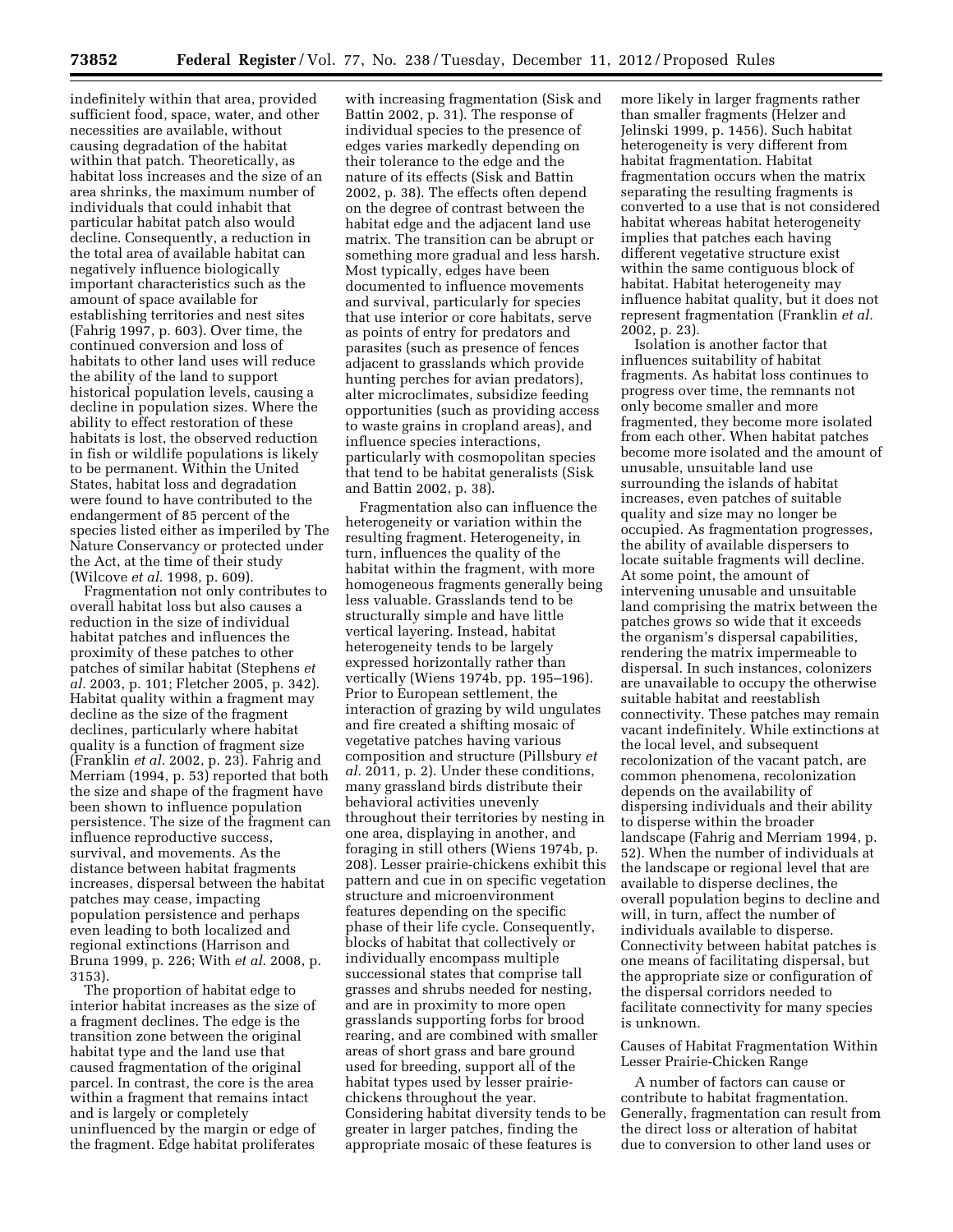indefinitely within that area, provided sufficient food, space, water, and other necessities are available, without causing degradation of the habitat within that patch. Theoretically, as habitat loss increases and the size of an area shrinks, the maximum number of individuals that could inhabit that particular habitat patch also would decline. Consequently, a reduction in the total area of available habitat can negatively influence biologically important characteristics such as the amount of space available for establishing territories and nest sites (Fahrig 1997, p. 603). Over time, the continued conversion and loss of habitats to other land uses will reduce the ability of the land to support historical population levels, causing a decline in population sizes. Where the ability to effect restoration of these habitats is lost, the observed reduction in fish or wildlife populations is likely to be permanent. Within the United States, habitat loss and degradation were found to have contributed to the endangerment of 85 percent of the species listed either as imperiled by The Nature Conservancy or protected under the Act, at the time of their study (Wilcove *et al.* 1998, p. 609).

Fragmentation not only contributes to overall habitat loss but also causes a reduction in the size of individual habitat patches and influences the proximity of these patches to other patches of similar habitat (Stephens *et al.* 2003, p. 101; Fletcher 2005, p. 342). Habitat quality within a fragment may decline as the size of the fragment declines, particularly where habitat quality is a function of fragment size (Franklin *et al.* 2002, p. 23). Fahrig and Merriam (1994, p. 53) reported that both the size and shape of the fragment have been shown to influence population persistence. The size of the fragment can influence reproductive success, survival, and movements. As the distance between habitat fragments increases, dispersal between the habitat patches may cease, impacting population persistence and perhaps even leading to both localized and regional extinctions (Harrison and Bruna 1999, p. 226; With *et al.* 2008, p. 3153).

The proportion of habitat edge to interior habitat increases as the size of a fragment declines. The edge is the transition zone between the original habitat type and the land use that caused fragmentation of the original parcel. In contrast, the core is the area within a fragment that remains intact and is largely or completely uninfluenced by the margin or edge of the fragment. Edge habitat proliferates with increasing fragmentation (Sisk and Battin 2002, p. 31). The response of individual species to the presence of edges varies markedly depending on their tolerance to the edge and the nature of its effects (Sisk and Battin 2002, p. 38). The effects often depend on the degree of contrast between the habitat edge and the adjacent land use matrix. The transition can be abrupt or something more gradual and less harsh. Most typically, edges have been documented to influence movements and survival, particularly for species that use interior or core habitats, serve as points of entry for predators and parasites (such as presence of fences adjacent to grasslands which provide hunting perches for avian predators), alter microclimates, subsidize feeding opportunities (such as providing access to waste grains in cropland areas), and influence species interactions, particularly with cosmopolitan species that tend to be habitat generalists (Sisk and Battin 2002, p. 38).

Fragmentation also can influence the heterogeneity or variation within the resulting fragment. Heterogeneity, in turn, influences the quality of the habitat within the fragment, with more homogeneous fragments generally being less valuable. Grasslands tend to be structurally simple and have little vertical layering. Instead, habitat heterogeneity tends to be largely expressed horizontally rather than vertically (Wiens 1974b, pp. 195–196). Prior to European settlement, the interaction of grazing by wild ungulates and fire created a shifting mosaic of vegetative patches having various composition and structure (Pillsbury *et al.* 2011, p. 2). Under these conditions, many grassland birds distribute their behavioral activities unevenly throughout their territories by nesting in one area, displaying in another, and foraging in still others (Wiens 1974b, p. 208). Lesser prairie-chickens exhibit this pattern and cue in on specific vegetation structure and microenvironment features depending on the specific phase of their life cycle. Consequently, blocks of habitat that collectively or individually encompass multiple successional states that comprise tall grasses and shrubs needed for nesting, and are in proximity to more open grasslands supporting forbs for brood rearing, and are combined with smaller areas of short grass and bare ground used for breeding, support all of the habitat types used by lesser prairie-chickens throughout the year. Considering habitat diversity tends to be greater in larger patches, finding the appropriate mosaic of these features is more likely in larger fragments rather than smaller fragments (Helzer and Jelinski 1999, p. 1456). Such habitat heterogeneity is very different from habitat fragmentation. Habitat fragmentation occurs when the matrix separating the resulting fragments is converted to a use that is not considered habitat whereas habitat heterogeneity implies that patches each having different vegetative structure exist within the same contiguous block of habitat. Habitat heterogeneity may influence habitat quality, but it does not represent fragmentation (Franklin *et al.* 2002, p. 23).

Isolation is another factor that influences suitability of habitat fragments. As habitat loss continues to progress over time, the remnants not only become smaller and more fragmented, they become more isolated from each other. When habitat patches become more isolated and the amount of unusable, unsuitable land use surrounding the islands of habitat increases, even patches of suitable quality and size may no longer be occupied. As fragmentation progresses, the ability of available dispersers to locate suitable fragments will decline. At some point, the amount of intervening unusable and unsuitable land comprising the matrix between the patches grows so wide that it exceeds the organism's dispersal capabilities, rendering the matrix impermeable to dispersal. In such instances, colonizers are unavailable to occupy the otherwise suitable habitat and reestablish connectivity. These patches may remain vacant indefinitely. While extinctions at the local level, and subsequent recolonization of the vacant patch, are common phenomena, recolonization depends on the availability of dispersing individuals and their ability to disperse within the broader landscape (Fahrig and Merriam 1994, p. 52). When the number of individuals at the landscape or regional level that are available to disperse declines, the overall population begins to decline and will, in turn, affect the number of individuals available to disperse. Connectivity between habitat patches is one means of facilitating dispersal, but the appropriate size or configuration of the dispersal corridors needed to facilitate connectivity for many species is unknown.

Causes of Habitat Fragmentation Within Lesser Prairie-Chicken Range

A number of factors can cause or contribute to habitat fragmentation. Generally, fragmentation can result from the direct loss or alteration of habitat due to conversion to other land uses or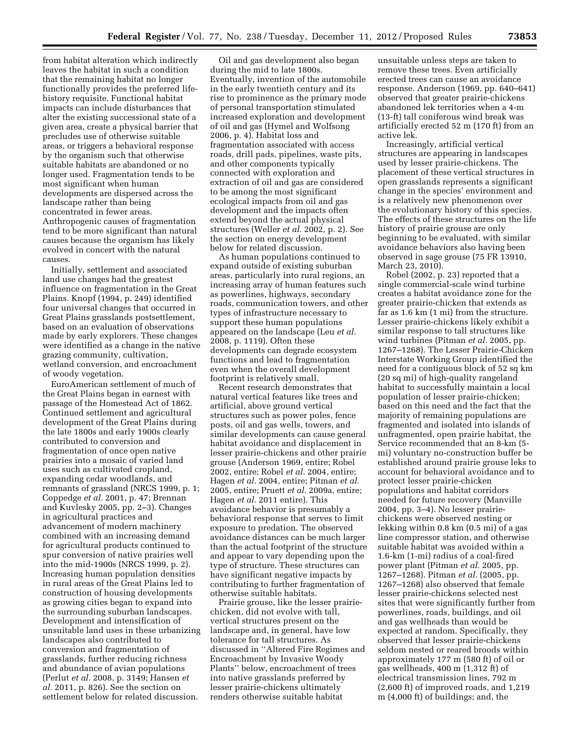from habitat alteration which indirectly leaves the habitat in such a condition that the remaining habitat no longer functionally provides the preferred life-history requisite. Functional habitat impacts can include disturbances that alter the existing successional state of a given area, create a physical barrier that precludes use of otherwise suitable areas, or triggers a behavioral response by the organism such that otherwise suitable habitats are abandoned or no longer used. Fragmentation tends to be most significant when human developments are dispersed across the landscape rather than being concentrated in fewer areas. Anthropogenic causes of fragmentation tend to be more significant than natural causes because the organism has likely evolved in concert with the natural causes.

Initially, settlement and associated land use changes had the greatest influence on fragmentation in the Great Plains. Knopf (1994, p. 249) identified four universal changes that occurred in Great Plains grasslands postsettlement, based on an evaluation of observations made by early explorers. These changes were identified as a change in the native grazing community, cultivation, wetland conversion, and encroachment of woody vegetation.

EuroAmerican settlement of much of the Great Plains began in earnest with passage of the Homestead Act of 1862. Continued settlement and agricultural development of the Great Plains during the late 1800s and early 1900s clearly contributed to conversion and fragmentation of once open native prairies into a mosaic of varied land uses such as cultivated cropland, expanding cedar woodlands, and remnants of grassland (NRCS 1999, p. 1; Coppedge *et al.* 2001, p. 47; Brennan and Kuvlesky 2005, pp. 2–3). Changes in agricultural practices and advancement of modern machinery combined with an increasing demand for agricultural products continued to spur conversion of native prairies well into the mid-1900s (NRCS 1999, p. 2). Increasing human population densities in rural areas of the Great Plains led to construction of housing developments as growing cities began to expand into the surrounding suburban landscapes. Development and intensification of unsuitable land uses in these urbanizing landscapes also contributed to conversion and fragmentation of grasslands, further reducing richness and abundance of avian populations (Perlut *et al.* 2008, p. 3149; Hansen *et al.* 2011, p. 826). See the section on settlement below for related discussion.

Oil and gas development also began during the mid to late 1800s. Eventually, invention of the automobile in the early twentieth century and its rise to prominence as the primary mode of personal transportation stimulated increased exploration and development of oil and gas (Hymel and Wolfsong 2006, p. 4). Habitat loss and fragmentation associated with access roads, drill pads, pipelines, waste pits, and other components typically connected with exploration and extraction of oil and gas are considered to be among the most significant ecological impacts from oil and gas development and the impacts often extend beyond the actual physical structures (Weller *et al.* 2002, p. 2). See the section on energy development below for related discussion.

As human populations continued to expand outside of existing suburban areas, particularly into rural regions, an increasing array of human features such as powerlines, highways, secondary roads, communication towers, and other types of infrastructure necessary to support these human populations appeared on the landscape (Leu *et al.* 2008, p. 1119). Often these developments can degrade ecosystem functions and lead to fragmentation even when the overall development footprint is relatively small.

Recent research demonstrates that natural vertical features like trees and artificial, above ground vertical structures such as power poles, fence posts, oil and gas wells, towers, and similar developments can cause general habitat avoidance and displacement in lesser prairie-chickens and other prairie grouse (Anderson 1969, entire; Robel 2002, entire; Robel *et al.* 2004, entire; Hagen *et al.* 2004, entire; Pitman *et al.* 2005, entire; Pruett *et al.* 2009a, entire; Hagen *et al.* 2011 entire). This avoidance behavior is presumably a behavioral response that serves to limit exposure to predation. The observed avoidance distances can be much larger than the actual footprint of the structure and appear to vary depending upon the type of structure. These structures can have significant negative impacts by contributing to further fragmentation of otherwise suitable habitats.

Prairie grouse, like the lesser prairie-chicken, did not evolve with tall, vertical structures present on the landscape and, in general, have low tolerance for tall structures. As discussed in "Altered Fire Regimes and Encroachment by Invasive Woody Plants" below, encroachment of trees into native grasslands preferred by lesser prairie-chickens ultimately renders otherwise suitable habitat unsuitable unless steps are taken to remove these trees. Even artificially erected trees can cause an avoidance response. Anderson (1969, pp. 640–641) observed that greater prairie-chickens abandoned lek territories when a 4-m (13-ft) tall coniferous wind break was artificially erected 52 m (170 ft) from an active lek.

Increasingly, artificial vertical structures are appearing in landscapes used by lesser prairie-chickens. The placement of these vertical structures in open grasslands represents a significant change in the species' environment and is a relatively new phenomenon over the evolutionary history of this species. The effects of these structures on the life history of prairie grouse are only beginning to be evaluated, with similar avoidance behaviors also having been observed in sage grouse (75 FR 13910, March 23, 2010).

Robel (2002, p. 23) reported that a single commercial-scale wind turbine creates a habitat avoidance zone for the greater prairie-chicken that extends as far as 1.6 km (1 mi) from the structure. Lesser prairie-chickens likely exhibit a similar response to tall structures like wind turbines (Pitman *et al.* 2005, pp. 1267–1268). The Lesser Prairie-Chicken Interstate Working Group identified the need for a contiguous block of 52 sq km (20 sq mi) of high-quality rangeland habitat to successfully maintain a local population of lesser prairie-chicken; based on this need and the fact that the majority of remaining populations are fragmented and isolated into islands of unfragmented, open prairie habitat, the Service recommended that an 8-km (5-mi) voluntary no-construction buffer be established around prairie grouse leks to account for behavioral avoidance and to protect lesser prairie-chicken populations and habitat corridors needed for future recovery (Manville 2004, pp. 3–4). No lesser prairie-chickens were observed nesting or lekking within 0.8 km (0.5 mi) of a gas line compressor station, and otherwise suitable habitat was avoided within a 1.6-km (1-mi) radius of a coal-fired power plant (Pitman *et al.* 2005, pp. 1267–1268). Pitman *et al.* (2005, pp. 1267–1268) also observed that female lesser prairie-chickens selected nest sites that were significantly further from powerlines, roads, buildings, and oil and gas wellheads than would be expected at random. Specifically, they observed that lesser prairie-chickens seldom nested or reared broods within approximately 177 m (580 ft) of oil or gas wellheads, 400 m (1,312 ft) of electrical transmission lines, 792 m (2,600 ft) of improved roads, and 1,219 m (4,000 ft) of buildings; and, the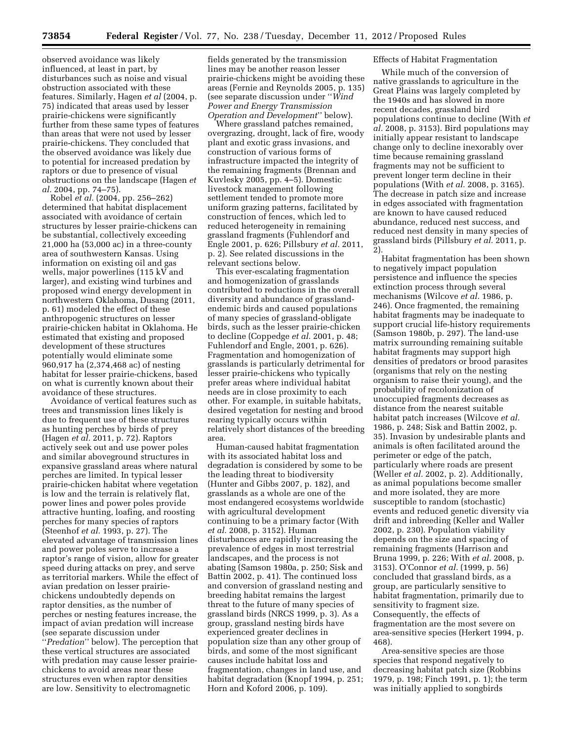observed avoidance was likely influenced, at least in part, by disturbances such as noise and visual obstruction associated with these features. Similarly, Hagen *et al* (2004, p. 75) indicated that areas used by lesser prairie-chickens were significantly further from these same types of features than areas that were not used by lesser prairie-chickens. They concluded that the observed avoidance was likely due to potential for increased predation by raptors or due to presence of visual obstructions on the landscape (Hagen *et al.* 2004, pp. 74–75).

Robel *et al.* (2004, pp. 256–262) determined that habitat displacement associated with avoidance of certain structures by lesser prairie-chickens can be substantial, collectively exceeding 21,000 ha (53,000 ac) in a three-county area of southwestern Kansas. Using information on existing oil and gas wells, major powerlines (115 kV and larger), and existing wind turbines and proposed wind energy development in northwestern Oklahoma, Dusang (2011, p. 61) modeled the effect of these anthropogenic structures on lesser prairie-chicken habitat in Oklahoma. He estimated that existing and proposed development of these structures potentially would eliminate some 960,917 ha (2,374,468 ac) of nesting habitat for lesser prairie-chickens, based on what is currently known about their avoidance of these structures.

Avoidance of vertical features such as trees and transmission lines likely is due to frequent use of these structures as hunting perches by birds of prey (Hagen *et al.* 2011, p. 72). Raptors actively seek out and use power poles and similar aboveground structures in expansive grassland areas where natural perches are limited. In typical lesser prairie-chicken habitat where vegetation is low and the terrain is relatively flat, power lines and power poles provide attractive hunting, loafing, and roosting perches for many species of raptors (Steenhof *et al.* 1993, p. 27). The elevated advantage of transmission lines and power poles serve to increase a raptor's range of vision, allow for greater speed during attacks on prey, and serve as territorial markers. While the effect of avian predation on lesser prairie-chickens undoubtedly depends on raptor densities, as the number of perches or nesting features increase, the impact of avian predation will increase (see separate discussion under "*Predation*" below). The perception that these vertical structures are associated with predation may cause lesser prairie-chickens to avoid areas near these structures even when raptor densities are low. Sensitivity to electromagnetic fields generated by the transmission lines may be another reason lesser prairie-chickens might be avoiding these areas (Fernie and Reynolds 2005, p. 135) (see separate discussion under "*Wind Power and Energy Transmission Operation and Development*" below).

Where grassland patches remained, overgrazing, drought, lack of fire, woody plant and exotic grass invasions, and construction of various forms of infrastructure impacted the integrity of the remaining fragments (Brennan and Kuvlesky 2005, pp. 4–5). Domestic livestock management following settlement tended to promote more uniform grazing patterns, facilitated by construction of fences, which led to reduced heterogeneity in remaining grassland fragments (Fuhlendorf and Engle 2001, p. 626; Pillsbury *et al.* 2011, p. 2). See related discussions in the relevant sections below.

This ever-escalating fragmentation and homogenization of grasslands contributed to reductions in the overall diversity and abundance of grassland-endemic birds and caused populations of many species of grassland-obligate birds, such as the lesser prairie-chicken to decline (Coppedge *et al.* 2001, p. 48; Fuhlendorf and Engle, 2001, p. 626). Fragmentation and homogenization of grasslands is particularly detrimental for lesser prairie-chickens who typically prefer areas where individual habitat needs are in close proximity to each other. For example, in suitable habitats, desired vegetation for nesting and brood rearing typically occurs within relatively short distances of the breeding area.

Human-caused habitat fragmentation with its associated habitat loss and degradation is considered by some to be the leading threat to biodiversity (Hunter and Gibbs 2007, p. 182), and grasslands as a whole are one of the most endangered ecosystems worldwide with agricultural development continuing to be a primary factor (With *et al.* 2008, p. 3152). Human disturbances are rapidly increasing the prevalence of edges in most terrestrial landscapes, and the process is not abating (Samson 1980a, p. 250; Sisk and Battin 2002, p. 41). The continued loss and conversion of grassland nesting and breeding habitat remains the largest threat to the future of many species of grassland birds (NRCS 1999, p. 3). As a group, grassland nesting birds have experienced greater declines in population size than any other group of birds, and some of the most significant causes include habitat loss and fragmentation, changes in land use, and habitat degradation (Knopf 1994, p. 251; Horn and Koford 2006, p. 109).

Effects of Habitat Fragmentation

While much of the conversion of native grasslands to agriculture in the Great Plains was largely completed by the 1940s and has slowed in more recent decades, grassland bird populations continue to decline (With *et al.* 2008, p. 3153). Bird populations may initially appear resistant to landscape change only to decline inexorably over time because remaining grassland fragments may not be sufficient to prevent longer term decline in their populations (With *et al.* 2008, p. 3165). The decrease in patch size and increase in edges associated with fragmentation are known to have caused reduced abundance, reduced nest success, and reduced nest density in many species of grassland birds (Pillsbury *et al.* 2011, p. 2).

Habitat fragmentation has been shown to negatively impact population persistence and influence the species extinction process through several mechanisms (Wilcove *et al.* 1986, p. 246). Once fragmented, the remaining habitat fragments may be inadequate to support crucial life-history requirements (Samson 1980b, p. 297). The land-use matrix surrounding remaining suitable habitat fragments may support high densities of predators or brood parasites (organisms that rely on the nesting organism to raise their young), and the probability of recolonization of unoccupied fragments decreases as distance from the nearest suitable habitat patch increases (Wilcove *et al.* 1986, p. 248; Sisk and Battin 2002, p. 35). Invasion by undesirable plants and animals is often facilitated around the perimeter or edge of the patch, particularly where roads are present (Weller *et al.* 2002, p. 2). Additionally, as animal populations become smaller and more isolated, they are more susceptible to random (stochastic) events and reduced genetic diversity via drift and inbreeding (Keller and Waller 2002, p. 230). Population viability depends on the size and spacing of remaining fragments (Harrison and Bruna 1999, p. 226; With *et al.* 2008, p. 3153). O'Connor *et al.* (1999, p. 56) concluded that grassland birds, as a group, are particularly sensitive to habitat fragmentation, primarily due to sensitivity to fragment size. Consequently, the effects of fragmentation are the most severe on area-sensitive species (Herkert 1994, p. 468).

Area-sensitive species are those species that respond negatively to decreasing habitat patch size (Robbins 1979, p. 198; Finch 1991, p. 1); the term was initially applied to songbirds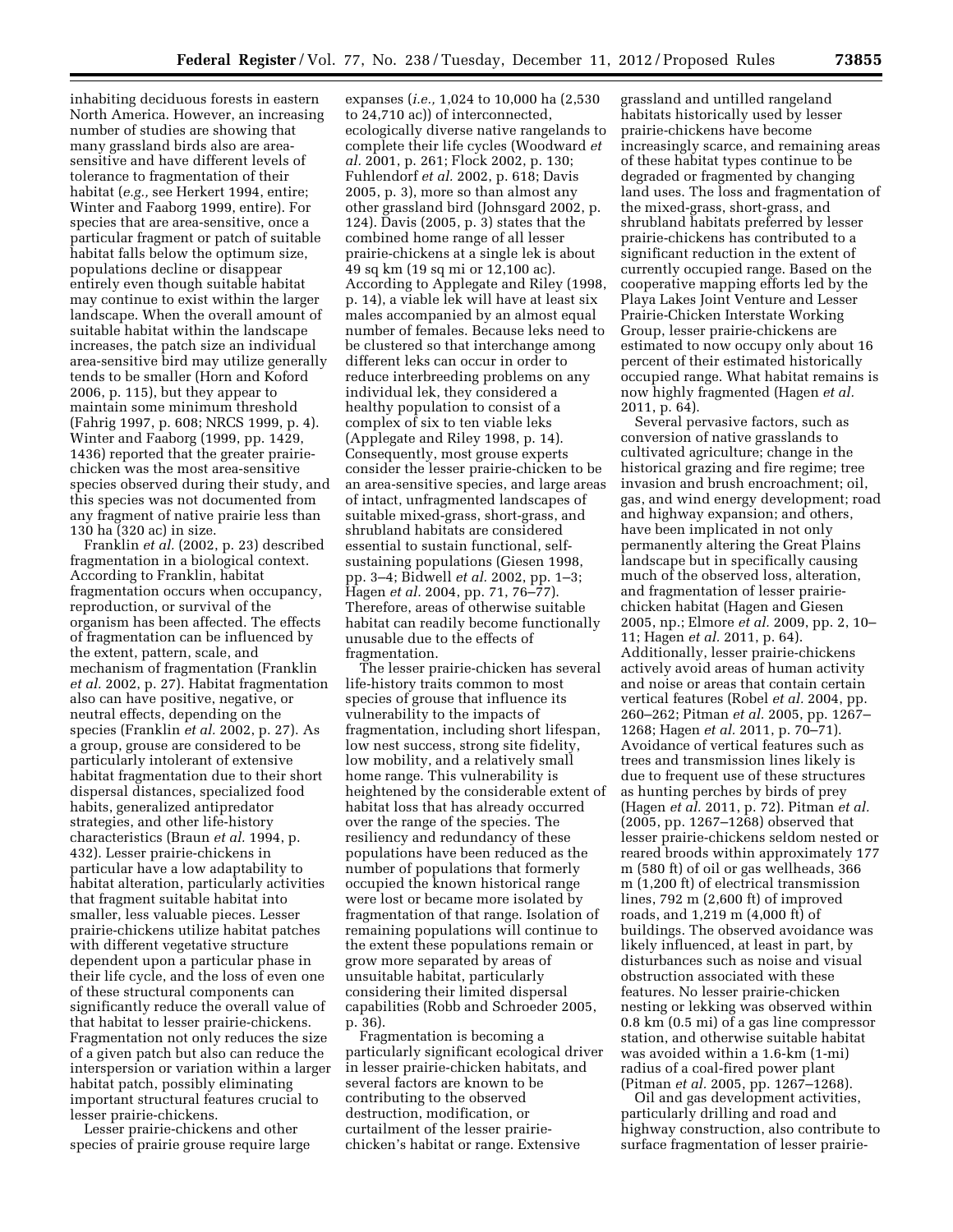inhabiting deciduous forests in eastern North America. However, an increasing number of studies are showing that many grassland birds also are area-sensitive and have different levels of tolerance to fragmentation of their habitat (*e.g.,* see Herkert 1994, entire; Winter and Faaborg 1999, entire). For species that are area-sensitive, once a particular fragment or patch of suitable habitat falls below the optimum size, populations decline or disappear entirely even though suitable habitat may continue to exist within the larger landscape. When the overall amount of suitable habitat within the landscape increases, the patch size an individual area-sensitive bird may utilize generally tends to be smaller (Horn and Koford 2006, p. 115), but they appear to maintain some minimum threshold (Fahrig 1997, p. 608; NRCS 1999, p. 4). Winter and Faaborg (1999, pp. 1429, 1436) reported that the greater prairie-chicken was the most area-sensitive species observed during their study, and this species was not documented from any fragment of native prairie less than 130 ha (320 ac) in size.

Franklin *et al.* (2002, p. 23) described fragmentation in a biological context. According to Franklin, habitat fragmentation occurs when occupancy, reproduction, or survival of the organism has been affected. The effects of fragmentation can be influenced by the extent, pattern, scale, and mechanism of fragmentation (Franklin *et al.* 2002, p. 27). Habitat fragmentation also can have positive, negative, or neutral effects, depending on the species (Franklin *et al.* 2002, p. 27). As a group, grouse are considered to be particularly intolerant of extensive habitat fragmentation due to their short dispersal distances, specialized food habits, generalized antipredator strategies, and other life-history characteristics (Braun *et al.* 1994, p. 432). Lesser prairie-chickens in particular have a low adaptability to habitat alteration, particularly activities that fragment suitable habitat into smaller, less valuable pieces. Lesser prairie-chickens utilize habitat patches with different vegetative structure dependent upon a particular phase in their life cycle, and the loss of even one of these structural components can significantly reduce the overall value of that habitat to lesser prairie-chickens. Fragmentation not only reduces the size of a given patch but also can reduce the interspersion or variation within a larger habitat patch, possibly eliminating important structural features crucial to lesser prairie-chickens.

Lesser prairie-chickens and other species of prairie grouse require large expanses (*i.e.,* 1,024 to 10,000 ha (2,530 to 24,710 ac)) of interconnected, ecologically diverse native rangelands to complete their life cycles (Woodward *et al.* 2001, p. 261; Flock 2002, p. 130; Fuhlendorf *et al.* 2002, p. 618; Davis 2005, p. 3), more so than almost any other grassland bird (Johnsgard 2002, p. 124). Davis (2005, p. 3) states that the combined home range of all lesser prairie-chickens at a single lek is about 49 sq km (19 sq mi or 12,100 ac). According to Applegate and Riley (1998, p. 14), a viable lek will have at least six males accompanied by an almost equal number of females. Because leks need to be clustered so that interchange among different leks can occur in order to reduce interbreeding problems on any individual lek, they considered a healthy population to consist of a complex of six to ten viable leks (Applegate and Riley 1998, p. 14). Consequently, most grouse experts consider the lesser prairie-chicken to be an area-sensitive species, and large areas of intact, unfragmented landscapes of suitable mixed-grass, short-grass, and shrubland habitats are considered essential to sustain functional, self-sustaining populations (Giesen 1998, pp. 3–4; Bidwell *et al.* 2002, pp. 1–3; Hagen *et al.* 2004, pp. 71, 76–77). Therefore, areas of otherwise suitable habitat can readily become functionally unusable due to the effects of fragmentation.

The lesser prairie-chicken has several life-history traits common to most species of grouse that influence its vulnerability to the impacts of fragmentation, including short lifespan, low nest success, strong site fidelity, low mobility, and a relatively small home range. This vulnerability is heightened by the considerable extent of habitat loss that has already occurred over the range of the species. The resiliency and redundancy of these populations have been reduced as the number of populations that formerly occupied the known historical range were lost or became more isolated by fragmentation of that range. Isolation of remaining populations will continue to the extent these populations remain or grow more separated by areas of unsuitable habitat, particularly considering their limited dispersal capabilities (Robb and Schroeder 2005, p. 36).

Fragmentation is becoming a particularly significant ecological driver in lesser prairie-chicken habitats, and several factors are known to be contributing to the observed destruction, modification, or curtailment of the lesser prairie-chicken's habitat or range. Extensive grassland and untilled rangeland habitats historically used by lesser prairie-chickens have become increasingly scarce, and remaining areas of these habitat types continue to be degraded or fragmented by changing land uses. The loss and fragmentation of the mixed-grass, short-grass, and shrubland habitats preferred by lesser prairie-chickens has contributed to a significant reduction in the extent of currently occupied range. Based on the cooperative mapping efforts led by the Playa Lakes Joint Venture and Lesser Prairie-Chicken Interstate Working Group, lesser prairie-chickens are estimated to now occupy only about 16 percent of their estimated historically occupied range. What habitat remains is now highly fragmented (Hagen *et al.* 2011, p. 64).

Several pervasive factors, such as conversion of native grasslands to cultivated agriculture; change in the historical grazing and fire regime; tree invasion and brush encroachment; oil, gas, and wind energy development; road and highway expansion; and others, have been implicated in not only permanently altering the Great Plains landscape but in specifically causing much of the observed loss, alteration, and fragmentation of lesser prairie-chicken habitat (Hagen and Giesen 2005, np.; Elmore *et al.* 2009, pp. 2, 10–11; Hagen *et al.* 2011, p. 64). Additionally, lesser prairie-chickens actively avoid areas of human activity and noise or areas that contain certain vertical features (Robel *et al.* 2004, pp. 260–262; Pitman *et al.* 2005, pp. 1267–1268; Hagen *et al.* 2011, p. 70–71). Avoidance of vertical features such as trees and transmission lines likely is due to frequent use of these structures as hunting perches by birds of prey (Hagen *et al.* 2011, p. 72). Pitman *et al.* (2005, pp. 1267–1268) observed that lesser prairie-chickens seldom nested or reared broods within approximately 177 m (580 ft) of oil or gas wellheads, 366 m (1,200 ft) of electrical transmission lines, 792 m (2,600 ft) of improved roads, and 1,219 m (4,000 ft) of buildings. The observed avoidance was likely influenced, at least in part, by disturbances such as noise and visual obstruction associated with these features. No lesser prairie-chicken nesting or lekking was observed within 0.8 km (0.5 mi) of a gas line compressor station, and otherwise suitable habitat was avoided within a 1.6-km (1-mi) radius of a coal-fired power plant (Pitman *et al.* 2005, pp. 1267–1268).

Oil and gas development activities, particularly drilling and road and highway construction, also contribute to surface fragmentation of lesser prairie-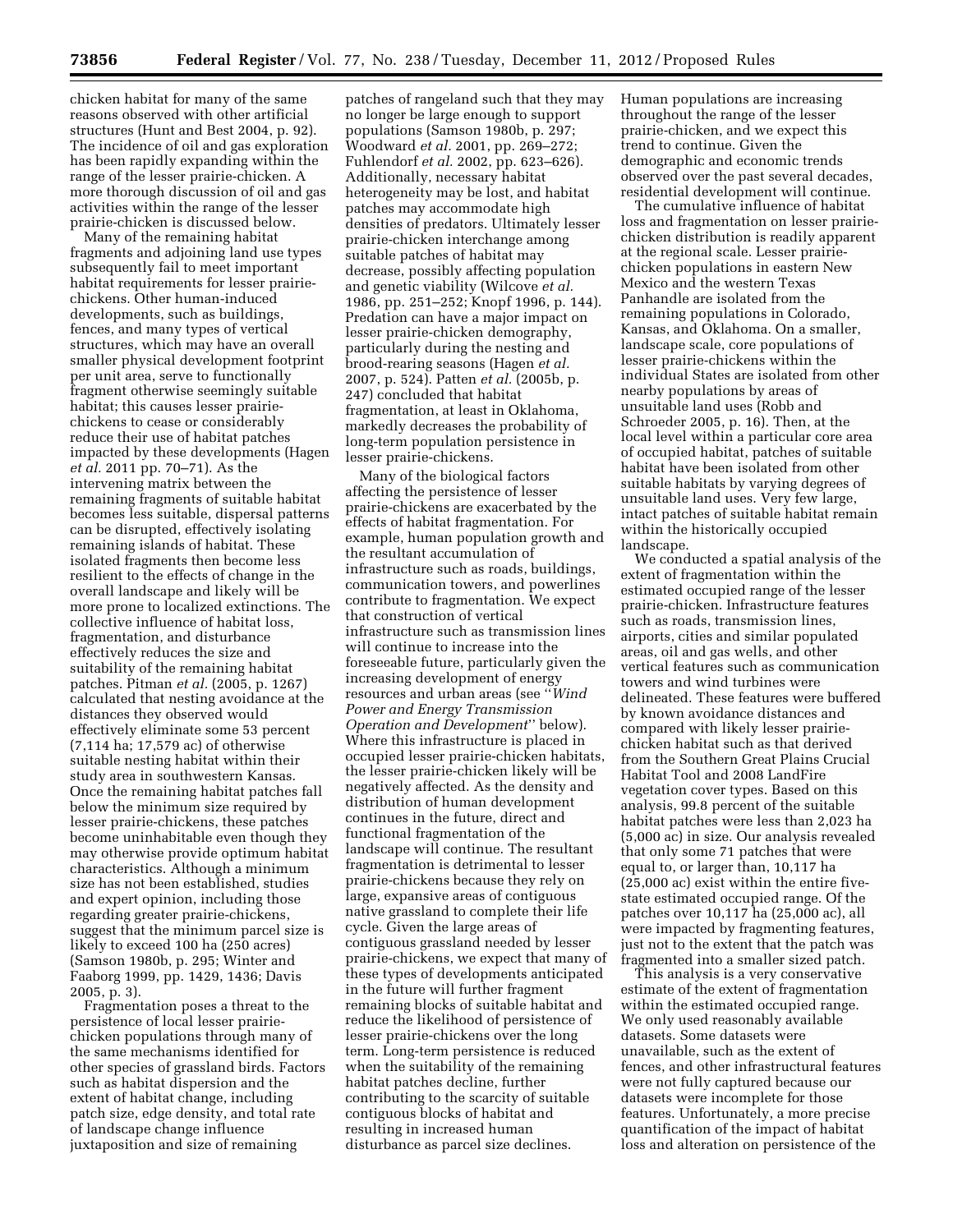chicken habitat for many of the same reasons observed with other artificial structures (Hunt and Best 2004, p. 92). The incidence of oil and gas exploration has been rapidly expanding within the range of the lesser prairie-chicken. A more thorough discussion of oil and gas activities within the range of the lesser prairie-chicken is discussed below.

Many of the remaining habitat fragments and adjoining land use types subsequently fail to meet important habitat requirements for lesser prairie-chickens. Other human-induced developments, such as buildings, fences, and many types of vertical structures, which may have an overall smaller physical development footprint per unit area, serve to functionally fragment otherwise seemingly suitable habitat; this causes lesser prairie-chickens to cease or considerably reduce their use of habitat patches impacted by these developments (Hagen *et al.* 2011 pp. 70–71). As the intervening matrix between the remaining fragments of suitable habitat becomes less suitable, dispersal patterns can be disrupted, effectively isolating remaining islands of habitat. These isolated fragments then become less resilient to the effects of change in the overall landscape and likely will be more prone to localized extinctions. The collective influence of habitat loss, fragmentation, and disturbance effectively reduces the size and suitability of the remaining habitat patches. Pitman *et al.* (2005, p. 1267) calculated that nesting avoidance at the distances they observed would effectively eliminate some 53 percent (7,114 ha; 17,579 ac) of otherwise suitable nesting habitat within their study area in southwestern Kansas. Once the remaining habitat patches fall below the minimum size required by lesser prairie-chickens, these patches become uninhabitable even though they may otherwise provide optimum habitat characteristics. Although a minimum size has not been established, studies and expert opinion, including those regarding greater prairie-chickens, suggest that the minimum parcel size is likely to exceed 100 ha (250 acres) (Samson 1980b, p. 295; Winter and Faaborg 1999, pp. 1429, 1436; Davis 2005, p. 3).

Fragmentation poses a threat to the persistence of local lesser prairie-chicken populations through many of the same mechanisms identified for other species of grassland birds. Factors such as habitat dispersion and the extent of habitat change, including patch size, edge density, and total rate of landscape change influence juxtaposition and size of remaining patches of rangeland such that they may no longer be large enough to support populations (Samson 1980b, p. 297; Woodward *et al.* 2001, pp. 269–272; Fuhlendorf *et al.* 2002, pp. 623–626). Additionally, necessary habitat heterogeneity may be lost, and habitat patches may accommodate high densities of predators. Ultimately lesser prairie-chicken interchange among suitable patches of habitat may decrease, possibly affecting population and genetic viability (Wilcove *et al.* 1986, pp. 251–252; Knopf 1996, p. 144). Predation can have a major impact on lesser prairie-chicken demography, particularly during the nesting and brood-rearing seasons (Hagen *et al.* 2007, p. 524). Patten *et al.* (2005b, p. 247) concluded that habitat fragmentation, at least in Oklahoma, markedly decreases the probability of long-term population persistence in lesser prairie-chickens.

Many of the biological factors affecting the persistence of lesser prairie-chickens are exacerbated by the effects of habitat fragmentation. For example, human population growth and the resultant accumulation of infrastructure such as roads, buildings, communication towers, and powerlines contribute to fragmentation. We expect that construction of vertical infrastructure such as transmission lines will continue to increase into the foreseeable future, particularly given the increasing development of energy resources and urban areas (see "*Wind Power and Energy Transmission Operation and Development*" below). Where this infrastructure is placed in occupied lesser prairie-chicken habitats, the lesser prairie-chicken likely will be negatively affected. As the density and distribution of human development continues in the future, direct and functional fragmentation of the landscape will continue. The resultant fragmentation is detrimental to lesser prairie-chickens because they rely on large, expansive areas of contiguous native grassland to complete their life cycle. Given the large areas of contiguous grassland needed by lesser prairie-chickens, we expect that many of these types of developments anticipated in the future will further fragment remaining blocks of suitable habitat and reduce the likelihood of persistence of lesser prairie-chickens over the long term. Long-term persistence is reduced when the suitability of the remaining habitat patches decline, further contributing to the scarcity of suitable contiguous blocks of habitat and resulting in increased human disturbance as parcel size declines. Human populations are increasing throughout the range of the lesser prairie-chicken, and we expect this trend to continue. Given the demographic and economic trends observed over the past several decades, residential development will continue.

The cumulative influence of habitat loss and fragmentation on lesser prairie-chicken distribution is readily apparent at the regional scale. Lesser prairie-chicken populations in eastern New Mexico and the western Texas Panhandle are isolated from the remaining populations in Colorado, Kansas, and Oklahoma. On a smaller, landscape scale, core populations of lesser prairie-chickens within the individual States are isolated from other nearby populations by areas of unsuitable land uses (Robb and Schroeder 2005, p. 16). Then, at the local level within a particular core area of occupied habitat, patches of suitable habitat have been isolated from other suitable habitats by varying degrees of unsuitable land uses. Very few large, intact patches of suitable habitat remain within the historically occupied landscape.

We conducted a spatial analysis of the extent of fragmentation within the estimated occupied range of the lesser prairie-chicken. Infrastructure features such as roads, transmission lines, airports, cities and similar populated areas, oil and gas wells, and other vertical features such as communication towers and wind turbines were delineated. These features were buffered by known avoidance distances and compared with likely lesser prairie-chicken habitat such as that derived from the Southern Great Plains Crucial Habitat Tool and 2008 LandFire vegetation cover types. Based on this analysis, 99.8 percent of the suitable habitat patches were less than 2,023 ha (5,000 ac) in size. Our analysis revealed that only some 71 patches that were equal to, or larger than, 10,117 ha (25,000 ac) exist within the entire five-state estimated occupied range. Of the patches over 10,117 ha (25,000 ac), all were impacted by fragmenting features, just not to the extent that the patch was fragmented into a smaller sized patch.

This analysis is a very conservative estimate of the extent of fragmentation within the estimated occupied range. We only used reasonably available datasets. Some datasets were unavailable, such as the extent of fences, and other infrastructural features were not fully captured because our datasets were incomplete for those features. Unfortunately, a more precise quantification of the impact of habitat loss and alteration on persistence of the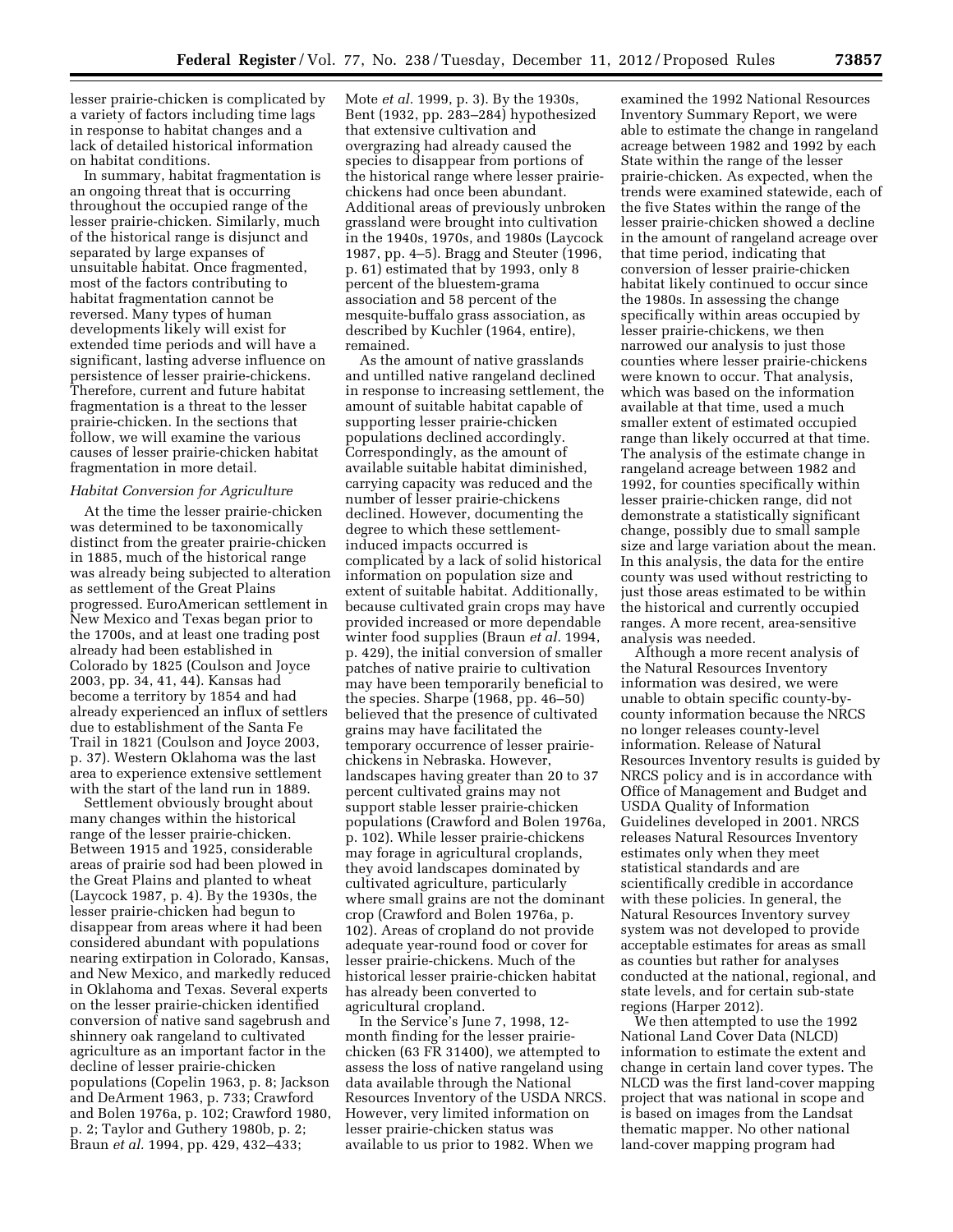lesser prairie-chicken is complicated by a variety of factors including time lags in response to habitat changes and a lack of detailed historical information on habitat conditions.

In summary, habitat fragmentation is an ongoing threat that is occurring throughout the occupied range of the lesser prairie-chicken. Similarly, much of the historical range is disjunct and separated by large expanses of unsuitable habitat. Once fragmented, most of the factors contributing to habitat fragmentation cannot be reversed. Many types of human developments likely will exist for extended time periods and will have a significant, lasting adverse influence on persistence of lesser prairie-chickens. Therefore, current and future habitat fragmentation is a threat to the lesser prairie-chicken. In the sections that follow, we will examine the various causes of lesser prairie-chicken habitat fragmentation in more detail.

*Habitat Conversion for Agriculture*

At the time the lesser prairie-chicken was determined to be taxonomically distinct from the greater prairie-chicken in 1885, much of the historical range was already being subjected to alteration as settlement of the Great Plains progressed. EuroAmerican settlement in New Mexico and Texas began prior to the 1700s, and at least one trading post already had been established in Colorado by 1825 (Coulson and Joyce 2003, pp. 34, 41, 44). Kansas had become a territory by 1854 and had already experienced an influx of settlers due to establishment of the Santa Fe Trail in 1821 (Coulson and Joyce 2003, p. 37). Western Oklahoma was the last area to experience extensive settlement with the start of the land run in 1889.

Settlement obviously brought about many changes within the historical range of the lesser prairie-chicken. Between 1915 and 1925, considerable areas of prairie sod had been plowed in the Great Plains and planted to wheat (Laycock 1987, p. 4). By the 1930s, the lesser prairie-chicken had begun to disappear from areas where it had been considered abundant with populations nearing extirpation in Colorado, Kansas, and New Mexico, and markedly reduced in Oklahoma and Texas. Several experts on the lesser prairie-chicken identified conversion of native sand sagebrush and shinnery oak rangeland to cultivated agriculture as an important factor in the decline of lesser prairie-chicken populations (Copelin 1963, p. 8; Jackson and DeArment 1963, p. 733; Crawford and Bolen 1976a, p. 102; Crawford 1980, p. 2; Taylor and Guthery 1980b, p. 2; Braun *et al.* 1994, pp. 429, 432–433; Mote *et al.* 1999, p. 3). By the 1930s, Bent (1932, pp. 283–284) hypothesized that extensive cultivation and overgrazing had already caused the species to disappear from portions of the historical range where lesser prairie-chickens had once been abundant. Additional areas of previously unbroken grassland were brought into cultivation in the 1940s, 1970s, and 1980s (Laycock 1987, pp. 4–5). Bragg and Steuter (1996, p. 61) estimated that by 1993, only 8 percent of the bluestem-grama association and 58 percent of the mesquite-buffalo grass association, as described by Kuchler (1964, entire), remained.

As the amount of native grasslands and untilled native rangeland declined in response to increasing settlement, the amount of suitable habitat capable of supporting lesser prairie-chicken populations declined accordingly. Correspondingly, as the amount of available suitable habitat diminished, carrying capacity was reduced and the number of lesser prairie-chickens declined. However, documenting the degree to which these settlement-induced impacts occurred is complicated by a lack of solid historical information on population size and extent of suitable habitat. Additionally, because cultivated grain crops may have provided increased or more dependable winter food supplies (Braun *et al.* 1994, p. 429), the initial conversion of smaller patches of native prairie to cultivation may have been temporarily beneficial to the species. Sharpe (1968, pp. 46–50) believed that the presence of cultivated grains may have facilitated the temporary occurrence of lesser prairie-chickens in Nebraska. However, landscapes having greater than 20 to 37 percent cultivated grains may not support stable lesser prairie-chicken populations (Crawford and Bolen 1976a, p. 102). While lesser prairie-chickens may forage in agricultural croplands, they avoid landscapes dominated by cultivated agriculture, particularly where small grains are not the dominant crop (Crawford and Bolen 1976a, p. 102). Areas of cropland do not provide adequate year-round food or cover for lesser prairie-chickens. Much of the historical lesser prairie-chicken habitat has already been converted to agricultural cropland.

In the Service's June 7, 1998, 12-month finding for the lesser prairie-chicken (63 FR 31400), we attempted to assess the loss of native rangeland using data available through the National Resources Inventory of the USDA NRCS. However, very limited information on lesser prairie-chicken status was available to us prior to 1982. When we examined the 1992 National Resources Inventory Summary Report, we were able to estimate the change in rangeland acreage between 1982 and 1992 by each State within the range of the lesser prairie-chicken. As expected, when the trends were examined statewide, each of the five States within the range of the lesser prairie-chicken showed a decline in the amount of rangeland acreage over that time period, indicating that conversion of lesser prairie-chicken habitat likely continued to occur since the 1980s. In assessing the change specifically within areas occupied by lesser prairie-chickens, we then narrowed our analysis to just those counties where lesser prairie-chickens were known to occur. That analysis, which was based on the information available at that time, used a much smaller extent of estimated occupied range than likely occurred at that time. The analysis of the estimate change in rangeland acreage between 1982 and 1992, for counties specifically within lesser prairie-chicken range, did not demonstrate a statistically significant change, possibly due to small sample size and large variation about the mean. In this analysis, the data for the entire county was used without restricting to just those areas estimated to be within the historical and currently occupied ranges. A more recent, area-sensitive analysis was needed.

Although a more recent analysis of the Natural Resources Inventory information was desired, we were unable to obtain specific county-by-county information because the NRCS no longer releases county-level information. Release of Natural Resources Inventory results is guided by NRCS policy and is in accordance with Office of Management and Budget and USDA Quality of Information Guidelines developed in 2001. NRCS releases Natural Resources Inventory estimates only when they meet statistical standards and are scientifically credible in accordance with these policies. In general, the Natural Resources Inventory survey system was not developed to provide acceptable estimates for areas as small as counties but rather for analyses conducted at the national, regional, and state levels, and for certain sub-state regions (Harper 2012).

We then attempted to use the 1992 National Land Cover Data (NLCD) information to estimate the extent and change in certain land cover types. The NLCD was the first land-cover mapping project that was national in scope and is based on images from the Landsat thematic mapper. No other national land-cover mapping program had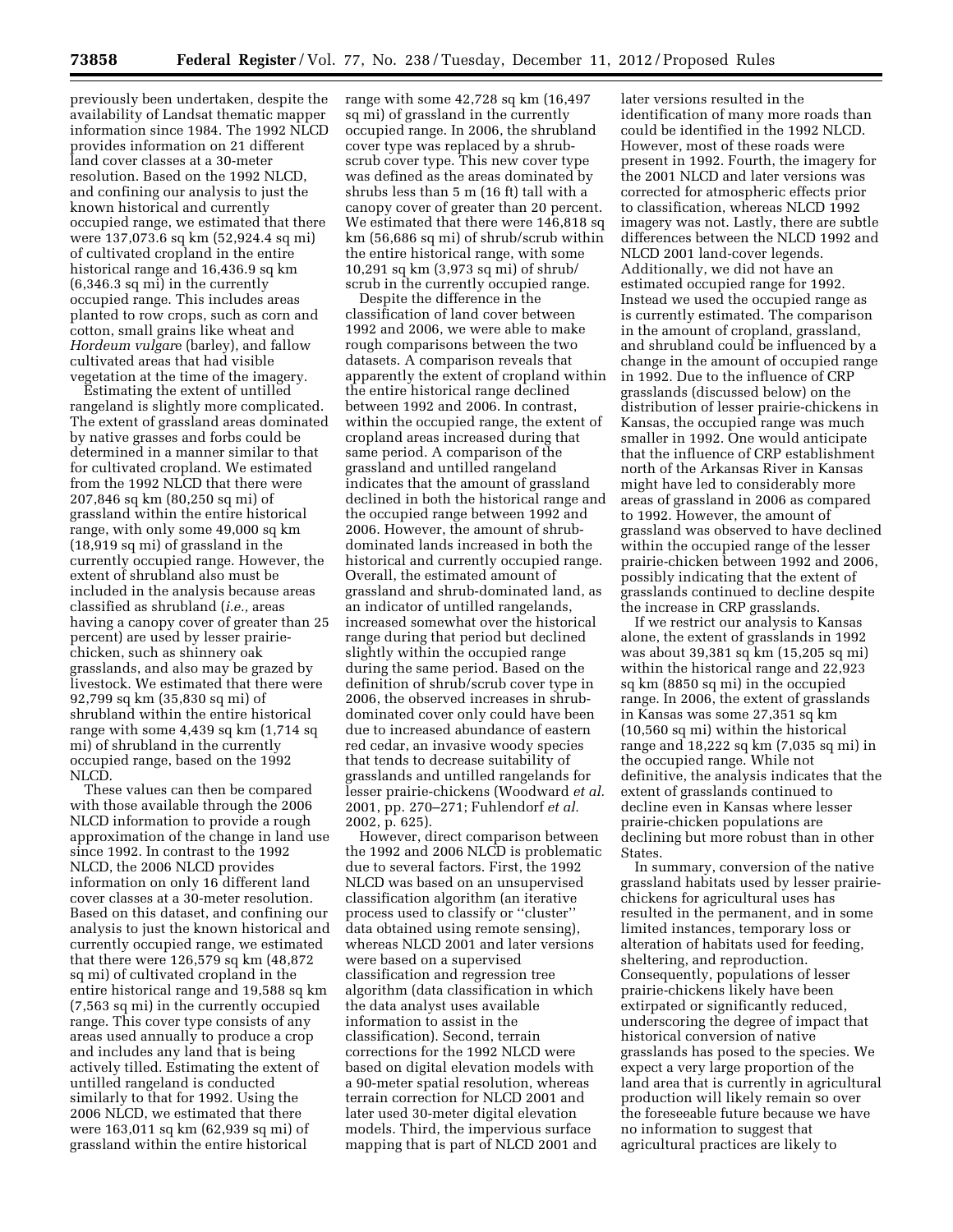previously been undertaken, despite the availability of Landsat thematic mapper information since 1984. The 1992 NLCD provides information on 21 different land cover classes at a 30-meter resolution. Based on the 1992 NLCD, and confining our analysis to just the known historical and currently occupied range, we estimated that there were 137,073.6 sq km (52,924.4 sq mi) of cultivated cropland in the entire historical range and 16,436.9 sq km (6,346.3 sq mi) in the currently occupied range. This includes areas planted to row crops, such as corn and cotton, small grains like wheat and *Hordeum vulgare* (barley), and fallow cultivated areas that had visible vegetation at the time of the imagery.

Estimating the extent of untilled rangeland is slightly more complicated. The extent of grassland areas dominated by native grasses and forbs could be determined in a manner similar to that for cultivated cropland. We estimated from the 1992 NLCD that there were 207,846 sq km (80,250 sq mi) of grassland within the entire historical range, with only some 49,000 sq km (18,919 sq mi) of grassland in the currently occupied range. However, the extent of shrubland also must be included in the analysis because areas classified as shrubland (*i.e.,* areas having a canopy cover of greater than 25 percent) are used by lesser prairie-chicken, such as shinnery oak grasslands, and also may be grazed by livestock. We estimated that there were 92,799 sq km (35,830 sq mi) of shrubland within the entire historical range with some 4,439 sq km (1,714 sq mi) of shrubland in the currently occupied range, based on the 1992 NLCD.

These values can then be compared with those available through the 2006 NLCD information to provide a rough approximation of the change in land use since 1992. In contrast to the 1992 NLCD, the 2006 NLCD provides information on only 16 different land cover classes at a 30-meter resolution. Based on this dataset, and confining our analysis to just the known historical and currently occupied range, we estimated that there were 126,579 sq km (48,872 sq mi) of cultivated cropland in the entire historical range and 19,588 sq km (7,563 sq mi) in the currently occupied range. This cover type consists of any areas used annually to produce a crop and includes any land that is being actively tilled. Estimating the extent of untilled rangeland is conducted similarly to that for 1992. Using the 2006 NLCD, we estimated that there were 163,011 sq km (62,939 sq mi) of grassland within the entire historical range with some 42,728 sq km (16,497 sq mi) of grassland in the currently occupied range. In 2006, the shrubland cover type was replaced by a shrub-scrub cover type. This new cover type was defined as the areas dominated by shrubs less than 5 m (16 ft) tall with a canopy cover of greater than 20 percent. We estimated that there were 146,818 sq km (56,686 sq mi) of shrub/scrub within the entire historical range, with some 10,291 sq km (3,973 sq mi) of shrub/scrub in the currently occupied range.

Despite the difference in the classification of land cover between 1992 and 2006, we were able to make rough comparisons between the two datasets. A comparison reveals that apparently the extent of cropland within the entire historical range declined between 1992 and 2006. In contrast, within the occupied range, the extent of cropland areas increased during that same period. A comparison of the grassland and untilled rangeland indicates that the amount of grassland declined in both the historical range and the occupied range between 1992 and 2006. However, the amount of shrub-dominated lands increased in both the historical and currently occupied range. Overall, the estimated amount of grassland and shrub-dominated land, as an indicator of untilled rangelands, increased somewhat over the historical range during that period but declined slightly within the occupied range during the same period. Based on the definition of shrub/scrub cover type in 2006, the observed increases in shrub-dominated cover only could have been due to increased abundance of eastern red cedar, an invasive woody species that tends to decrease suitability of grasslands and untilled rangelands for lesser prairie-chickens (Woodward *et al.* 2001, pp. 270–271; Fuhlendorf *et al.* 2002, p. 625).

However, direct comparison between the 1992 and 2006 NLCD is problematic due to several factors. First, the 1992 NLCD was based on an unsupervised classification algorithm (an iterative process used to classify or ''cluster'' data obtained using remote sensing), whereas NLCD 2001 and later versions were based on a supervised classification and regression tree algorithm (data classification in which the data analyst uses available information to assist in the classification). Second, terrain corrections for the 1992 NLCD were based on digital elevation models with a 90-meter spatial resolution, whereas terrain correction for NLCD 2001 and later used 30-meter digital elevation models. Third, the impervious surface mapping that is part of NLCD 2001 and later versions resulted in the identification of many more roads than could be identified in the 1992 NLCD. However, most of these roads were present in 1992. Fourth, the imagery for the 2001 NLCD and later versions was corrected for atmospheric effects prior to classification, whereas NLCD 1992 imagery was not. Lastly, there are subtle differences between the NLCD 1992 and NLCD 2001 land-cover legends. Additionally, we did not have an estimated occupied range for 1992. Instead we used the occupied range as is currently estimated. The comparison in the amount of cropland, grassland, and shrubland could be influenced by a change in the amount of occupied range in 1992. Due to the influence of CRP grasslands (discussed below) on the distribution of lesser prairie-chickens in Kansas, the occupied range was much smaller in 1992. One would anticipate that the influence of CRP establishment north of the Arkansas River in Kansas might have led to considerably more areas of grassland in 2006 as compared to 1992. However, the amount of grassland was observed to have declined within the occupied range of the lesser prairie-chicken between 1992 and 2006, possibly indicating that the extent of grasslands continued to decline despite the increase in CRP grasslands.

If we restrict our analysis to Kansas alone, the extent of grasslands in 1992 was about 39,381 sq km (15,205 sq mi) within the historical range and 22,923 sq km (8850 sq mi) in the occupied range. In 2006, the extent of grasslands in Kansas was some 27,351 sq km (10,560 sq mi) within the historical range and 18,222 sq km (7,035 sq mi) in the occupied range. While not definitive, the analysis indicates that the extent of grasslands continued to decline even in Kansas where lesser prairie-chicken populations are declining but more robust than in other States.

In summary, conversion of the native grassland habitats used by lesser prairie-chickens for agricultural uses has resulted in the permanent, and in some limited instances, temporary loss or alteration of habitats used for feeding, sheltering, and reproduction. Consequently, populations of lesser prairie-chickens likely have been extirpated or significantly reduced, underscoring the degree of impact that historical conversion of native grasslands has posed to the species. We expect a very large proportion of the land area that is currently in agricultural production will likely remain so over the foreseeable future because we have no information to suggest that agricultural practices are likely to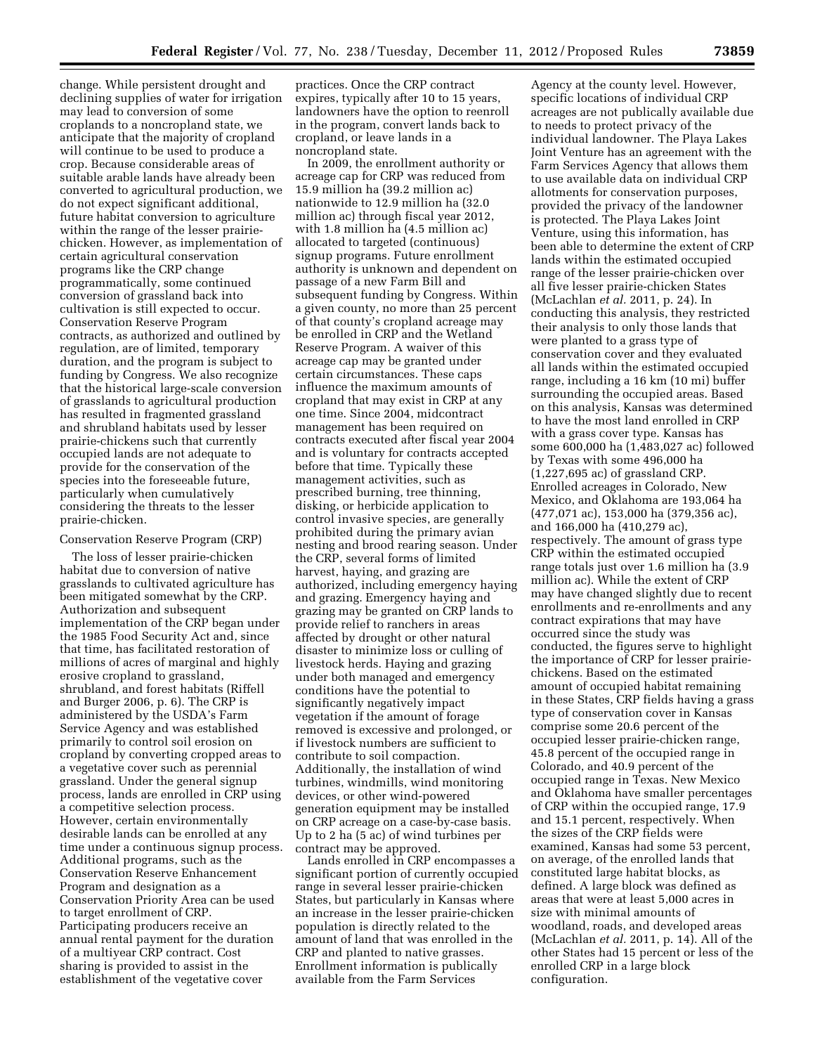change. While persistent drought and declining supplies of water for irrigation may lead to conversion of some croplands to a noncropland state, we anticipate that the majority of cropland will continue to be used to produce a crop. Because considerable areas of suitable arable lands have already been converted to agricultural production, we do not expect significant additional, future habitat conversion to agriculture within the range of the lesser prairie-chicken. However, as implementation of certain agricultural conservation programs like the CRP change programmatically, some continued conversion of grassland back into cultivation is still expected to occur. Conservation Reserve Program contracts, as authorized and outlined by regulation, are of limited, temporary duration, and the program is subject to funding by Congress. We also recognize that the historical large-scale conversion of grasslands to agricultural production has resulted in fragmented grassland and shrubland habitats used by lesser prairie-chickens such that currently occupied lands are not adequate to provide for the conservation of the species into the foreseeable future, particularly when cumulatively considering the threats to the lesser prairie-chicken.

Conservation Reserve Program (CRP)

The loss of lesser prairie-chicken habitat due to conversion of native grasslands to cultivated agriculture has been mitigated somewhat by the CRP. Authorization and subsequent implementation of the CRP began under the 1985 Food Security Act and, since that time, has facilitated restoration of millions of acres of marginal and highly erosive cropland to grassland, shrubland, and forest habitats (Riffell and Burger 2006, p. 6). The CRP is administered by the USDA's Farm Service Agency and was established primarily to control soil erosion on cropland by converting cropped areas to a vegetative cover such as perennial grassland. Under the general signup process, lands are enrolled in CRP using a competitive selection process. However, certain environmentally desirable lands can be enrolled at any time under a continuous signup process. Additional programs, such as the Conservation Reserve Enhancement Program and designation as a Conservation Priority Area can be used to target enrollment of CRP. Participating producers receive an annual rental payment for the duration of a multiyear CRP contract. Cost sharing is provided to assist in the establishment of the vegetative cover practices. Once the CRP contract expires, typically after 10 to 15 years, landowners have the option to reenroll in the program, convert lands back to cropland, or leave lands in a noncropland state.

In 2009, the enrollment authority or acreage cap for CRP was reduced from 15.9 million ha (39.2 million ac) nationwide to 12.9 million ha (32.0 million ac) through fiscal year 2012, with 1.8 million ha (4.5 million ac) allocated to targeted (continuous) signup programs. Future enrollment authority is unknown and dependent on passage of a new Farm Bill and subsequent funding by Congress. Within a given county, no more than 25 percent of that county's cropland acreage may be enrolled in CRP and the Wetland Reserve Program. A waiver of this acreage cap may be granted under certain circumstances. These caps influence the maximum amounts of cropland that may exist in CRP at any one time. Since 2004, midcontract management has been required on contracts executed after fiscal year 2004 and is voluntary for contracts accepted before that time. Typically these management activities, such as prescribed burning, tree thinning, disking, or herbicide application to control invasive species, are generally prohibited during the primary avian nesting and brood rearing season. Under the CRP, several forms of limited harvest, haying, and grazing are authorized, including emergency haying and grazing. Emergency haying and grazing may be granted on CRP lands to provide relief to ranchers in areas affected by drought or other natural disaster to minimize loss or culling of livestock herds. Haying and grazing under both managed and emergency conditions have the potential to significantly negatively impact vegetation if the amount of forage removed is excessive and prolonged, or if livestock numbers are sufficient to contribute to soil compaction. Additionally, the installation of wind turbines, windmills, wind monitoring devices, or other wind-powered generation equipment may be installed on CRP acreage on a case-by-case basis. Up to 2 ha (5 ac) of wind turbines per contract may be approved.

Lands enrolled in CRP encompasses a significant portion of currently occupied range in several lesser prairie-chicken States, but particularly in Kansas where an increase in the lesser prairie-chicken population is directly related to the amount of land that was enrolled in the CRP and planted to native grasses. Enrollment information is publically available from the Farm Services Agency at the county level. However, specific locations of individual CRP acreages are not publically available due to needs to protect privacy of the individual landowner. The Playa Lakes Joint Venture has an agreement with the Farm Services Agency that allows them to use available data on individual CRP allotments for conservation purposes, provided the privacy of the landowner is protected. The Playa Lakes Joint Venture, using this information, has been able to determine the extent of CRP lands within the estimated occupied range of the lesser prairie-chicken over all five lesser prairie-chicken States (McLachlan *et al.* 2011, p. 24). In conducting this analysis, they restricted their analysis to only those lands that were planted to a grass type of conservation cover and they evaluated all lands within the estimated occupied range, including a 16 km (10 mi) buffer surrounding the occupied areas. Based on this analysis, Kansas was determined to have the most land enrolled in CRP with a grass cover type. Kansas has some 600,000 ha (1,483,027 ac) followed by Texas with some 496,000 ha (1,227,695 ac) of grassland CRP. Enrolled acreages in Colorado, New Mexico, and Oklahoma are 193,064 ha (477,071 ac), 153,000 ha (379,356 ac), and 166,000 ha (410,279 ac), respectively. The amount of grass type CRP within the estimated occupied range totals just over 1.6 million ha (3.9 million ac). While the extent of CRP may have changed slightly due to recent enrollments and re-enrollments and any contract expirations that may have occurred since the study was conducted, the figures serve to highlight the importance of CRP for lesser prairie-chickens. Based on the estimated amount of occupied habitat remaining in these States, CRP fields having a grass type of conservation cover in Kansas comprise some 20.6 percent of the occupied lesser prairie-chicken range, 45.8 percent of the occupied range in Colorado, and 40.9 percent of the occupied range in Texas. New Mexico and Oklahoma have smaller percentages of CRP within the occupied range, 17.9 and 15.1 percent, respectively. When the sizes of the CRP fields were examined, Kansas had some 53 percent, on average, of the enrolled lands that constituted large habitat blocks, as defined. A large block was defined as areas that were at least 5,000 acres in size with minimal amounts of woodland, roads, and developed areas (McLachlan *et al.* 2011, p. 14). All of the other States had 15 percent or less of the enrolled CRP in a large block configuration.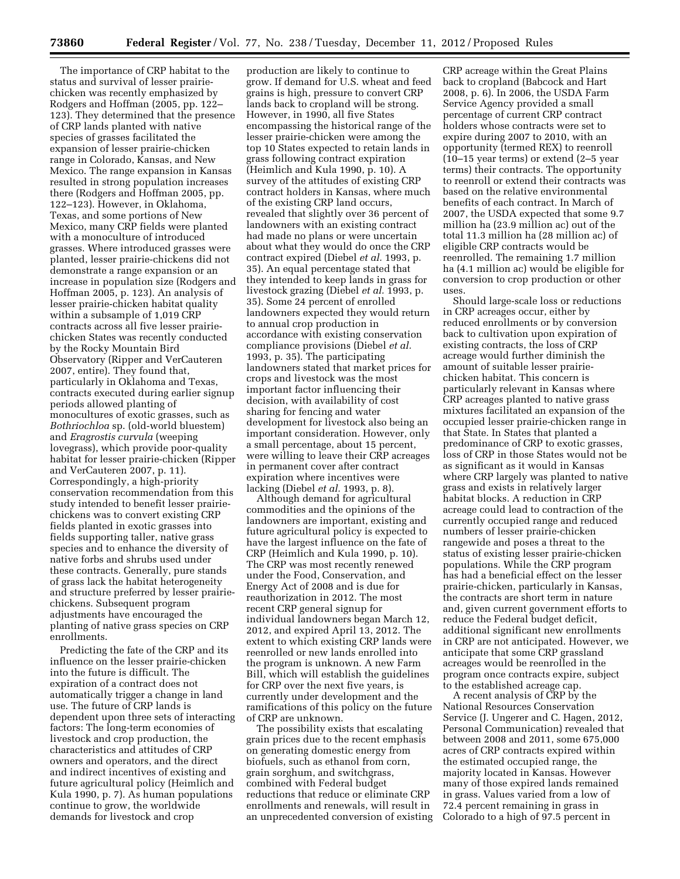The importance of CRP habitat to the status and survival of lesser prairie-chicken was recently emphasized by Rodgers and Hoffman (2005, pp. 122–123). They determined that the presence of CRP lands planted with native species of grasses facilitated the expansion of lesser prairie-chicken range in Colorado, Kansas, and New Mexico. The range expansion in Kansas resulted in strong population increases there (Rodgers and Hoffman 2005, pp. 122–123). However, in Oklahoma, Texas, and some portions of New Mexico, many CRP fields were planted with a monoculture of introduced grasses. Where introduced grasses were planted, lesser prairie-chickens did not demonstrate a range expansion or an increase in population size (Rodgers and Hoffman 2005, p. 123). An analysis of lesser prairie-chicken habitat quality within a subsample of 1,019 CRP contracts across all five lesser prairie-chicken States was recently conducted by the Rocky Mountain Bird Observatory (Ripper and VerCauteren 2007, entire). They found that, particularly in Oklahoma and Texas, contracts executed during earlier signup periods allowed planting of monocultures of exotic grasses, such as *Bothriochloa* sp. (old-world bluestem) and *Eragrostis curvula* (weeping lovegrass), which provide poor-quality habitat for lesser prairie-chicken (Ripper and VerCauteren 2007, p. 11). Correspondingly, a high-priority conservation recommendation from this study intended to benefit lesser prairie-chickens was to convert existing CRP fields planted in exotic grasses into fields supporting taller, native grass species and to enhance the diversity of native forbs and shrubs used under these contracts. Generally, pure stands of grass lack the habitat heterogeneity and structure preferred by lesser prairie-chickens. Subsequent program adjustments have encouraged the planting of native grass species on CRP enrollments.

Predicting the fate of the CRP and its influence on the lesser prairie-chicken into the future is difficult. The expiration of a contract does not automatically trigger a change in land use. The future of CRP lands is dependent upon three sets of interacting factors: The long-term economies of livestock and crop production, the characteristics and attitudes of CRP owners and operators, and the direct and indirect incentives of existing and future agricultural policy (Heimlich and Kula 1990, p. 7). As human populations continue to grow, the worldwide demands for livestock and crop production are likely to continue to grow. If demand for U.S. wheat and feed grains is high, pressure to convert CRP lands back to cropland will be strong. However, in 1990, all five States encompassing the historical range of the lesser prairie-chicken were among the top 10 States expected to retain lands in grass following contract expiration (Heimlich and Kula 1990, p. 10). A survey of the attitudes of existing CRP contract holders in Kansas, where much of the existing CRP land occurs, revealed that slightly over 36 percent of landowners with an existing contract had made no plans or were uncertain about what they would do once the CRP contract expired (Diebel *et al.* 1993, p. 35). An equal percentage stated that they intended to keep lands in grass for livestock grazing (Diebel *et al.* 1993, p. 35). Some 24 percent of enrolled landowners expected they would return to annual crop production in accordance with existing conservation compliance provisions (Diebel *et al.* 1993, p. 35). The participating landowners stated that market prices for crops and livestock was the most important factor influencing their decision, with availability of cost sharing for fencing and water development for livestock also being an important consideration. However, only a small percentage, about 15 percent, were willing to leave their CRP acreages in permanent cover after contract expiration where incentives were lacking (Diebel *et al.* 1993, p. 8).

Although demand for agricultural commodities and the opinions of the landowners are important, existing and future agricultural policy is expected to have the largest influence on the fate of CRP (Heimlich and Kula 1990, p. 10). The CRP was most recently renewed under the Food, Conservation, and Energy Act of 2008 and is due for reauthorization in 2012. The most recent CRP general signup for individual landowners began March 12, 2012, and expired April 13, 2012. The extent to which existing CRP lands were reenrolled or new lands enrolled into the program is unknown. A new Farm Bill, which will establish the guidelines for CRP over the next five years, is currently under development and the ramifications of this policy on the future of CRP are unknown.

The possibility exists that escalating grain prices due to the recent emphasis on generating domestic energy from biofuels, such as ethanol from corn, grain sorghum, and switchgrass, combined with Federal budget reductions that reduce or eliminate CRP enrollments and renewals, will result in an unprecedented conversion of existing CRP acreage within the Great Plains back to cropland (Babcock and Hart 2008, p. 6). In 2006, the USDA Farm Service Agency provided a small percentage of current CRP contract holders whose contracts were set to expire during 2007 to 2010, with an opportunity (termed REX) to reenroll (10–15 year terms) or extend (2–5 year terms) their contracts. The opportunity to reenroll or extend their contracts was based on the relative environmental benefits of each contract. In March of 2007, the USDA expected that some 9.7 million ha (23.9 million ac) out of the total 11.3 million ha (28 million ac) of eligible CRP contracts would be reenrolled. The remaining 1.7 million ha (4.1 million ac) would be eligible for conversion to crop production or other uses.

Should large-scale loss or reductions in CRP acreages occur, either by reduced enrollments or by conversion back to cultivation upon expiration of existing contracts, the loss of CRP acreage would further diminish the amount of suitable lesser prairie-chicken habitat. This concern is particularly relevant in Kansas where CRP acreages planted to native grass mixtures facilitated an expansion of the occupied lesser prairie-chicken range in that State. In States that planted a predominance of CRP to exotic grasses, loss of CRP in those States would not be as significant as it would in Kansas where CRP largely was planted to native grass and exists in relatively larger habitat blocks. A reduction in CRP acreage could lead to contraction of the currently occupied range and reduced numbers of lesser prairie-chicken rangewide and poses a threat to the status of existing lesser prairie-chicken populations. While the CRP program has had a beneficial effect on the lesser prairie-chicken, particularly in Kansas, the contracts are short term in nature and, given current government efforts to reduce the Federal budget deficit, additional significant new enrollments in CRP are not anticipated. However, we anticipate that some CRP grassland acreages would be reenrolled in the program once contracts expire, subject to the established acreage cap.

A recent analysis of CRP by the National Resources Conservation Service (J. Ungerer and C. Hagen, 2012, Personal Communication) revealed that between 2008 and 2011, some 675,000 acres of CRP contracts expired within the estimated occupied range, the majority located in Kansas. However many of those expired lands remained in grass. Values varied from a low of 72.4 percent remaining in grass in Colorado to a high of 97.5 percent in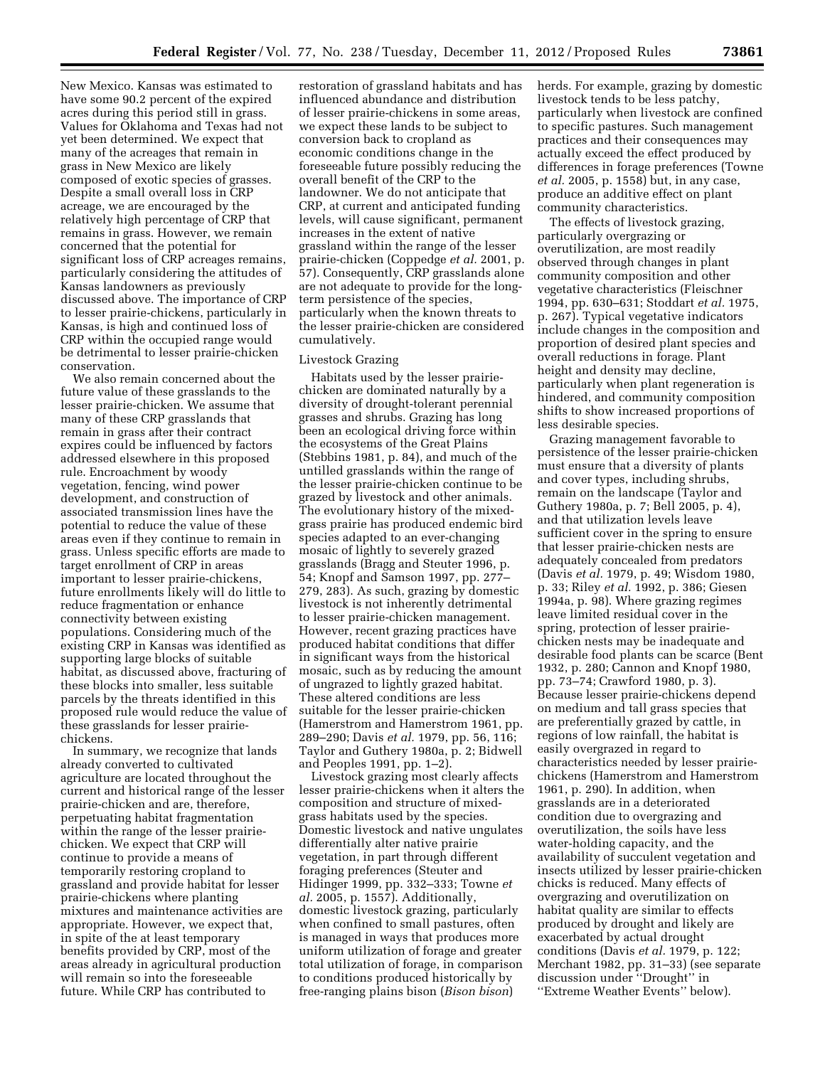New Mexico. Kansas was estimated to have some 90.2 percent of the expired acres during this period still in grass. Values for Oklahoma and Texas had not yet been determined. We expect that many of the acreages that remain in grass in New Mexico are likely composed of exotic species of grasses. Despite a small overall loss in CRP acreage, we are encouraged by the relatively high percentage of CRP that remains in grass. However, we remain concerned that the potential for significant loss of CRP acreages remains, particularly considering the attitudes of Kansas landowners as previously discussed above. The importance of CRP to lesser prairie-chickens, particularly in Kansas, is high and continued loss of CRP within the occupied range would be detrimental to lesser prairie-chicken conservation.

We also remain concerned about the future value of these grasslands to the lesser prairie-chicken. We assume that many of these CRP grasslands that remain in grass after their contract expires could be influenced by factors addressed elsewhere in this proposed rule. Encroachment by woody vegetation, fencing, wind power development, and construction of associated transmission lines have the potential to reduce the value of these areas even if they continue to remain in grass. Unless specific efforts are made to target enrollment of CRP in areas important to lesser prairie-chickens, future enrollments likely will do little to reduce fragmentation or enhance connectivity between existing populations. Considering much of the existing CRP in Kansas was identified as supporting large blocks of suitable habitat, as discussed above, fracturing of these blocks into smaller, less suitable parcels by the threats identified in this proposed rule would reduce the value of these grasslands for lesser prairie-chickens.

In summary, we recognize that lands already converted to cultivated agriculture are located throughout the current and historical range of the lesser prairie-chicken and are, therefore, perpetuating habitat fragmentation within the range of the lesser prairie-chicken. We expect that CRP will continue to provide a means of temporarily restoring cropland to grassland and provide habitat for lesser prairie-chickens where planting mixtures and maintenance activities are appropriate. However, we expect that, in spite of the at least temporary benefits provided by CRP, most of the areas already in agricultural production will remain so into the foreseeable future. While CRP has contributed to restoration of grassland habitats and has influenced abundance and distribution of lesser prairie-chickens in some areas, we expect these lands to be subject to conversion back to cropland as economic conditions change in the foreseeable future possibly reducing the overall benefit of the CRP to the landowner. We do not anticipate that CRP, at current and anticipated funding levels, will cause significant, permanent increases in the extent of native grassland within the range of the lesser prairie-chicken (Coppedge *et al.* 2001, p. 57). Consequently, CRP grasslands alone are not adequate to provide for the long-term persistence of the species, particularly when the known threats to the lesser prairie-chicken are considered cumulatively.

Livestock Grazing

Habitats used by the lesser prairie-chicken are dominated naturally by a diversity of drought-tolerant perennial grasses and shrubs. Grazing has long been an ecological driving force within the ecosystems of the Great Plains (Stebbins 1981, p. 84), and much of the untilled grasslands within the range of the lesser prairie-chicken continue to be grazed by livestock and other animals. The evolutionary history of the mixed-grass prairie has produced endemic bird species adapted to an ever-changing mosaic of lightly to severely grazed grasslands (Bragg and Steuter 1996, p. 54; Knopf and Samson 1997, pp. 277–279, 283). As such, grazing by domestic livestock is not inherently detrimental to lesser prairie-chicken management. However, recent grazing practices have produced habitat conditions that differ in significant ways from the historical mosaic, such as by reducing the amount of ungrazed to lightly grazed habitat. These altered conditions are less suitable for the lesser prairie-chicken (Hamerstrom and Hamerstrom 1961, pp. 289–290; Davis *et al.* 1979, pp. 56, 116; Taylor and Guthery 1980a, p. 2; Bidwell and Peoples 1991, pp. 1–2).

Livestock grazing most clearly affects lesser prairie-chickens when it alters the composition and structure of mixed-grass habitats used by the species. Domestic livestock and native ungulates differentially alter native prairie vegetation, in part through different foraging preferences (Steuter and Hidinger 1999, pp. 332–333; Towne *et al.* 2005, p. 1557). Additionally, domestic livestock grazing, particularly when confined to small pastures, often is managed in ways that produces more uniform utilization of forage and greater total utilization of forage, in comparison to conditions produced historically by free-ranging plains bison (*Bison bison*) herds. For example, grazing by domestic livestock tends to be less patchy, particularly when livestock are confined to specific pastures. Such management practices and their consequences may actually exceed the effect produced by differences in forage preferences (Towne *et al.* 2005, p. 1558) but, in any case, produce an additive effect on plant community characteristics.

The effects of livestock grazing, particularly overgrazing or overutilization, are most readily observed through changes in plant community composition and other vegetative characteristics (Fleischner 1994, pp. 630–631; Stoddart *et al.* 1975, p. 267). Typical vegetative indicators include changes in the composition and proportion of desired plant species and overall reductions in forage. Plant height and density may decline, particularly when plant regeneration is hindered, and community composition shifts to show increased proportions of less desirable species.

Grazing management favorable to persistence of the lesser prairie-chicken must ensure that a diversity of plants and cover types, including shrubs, remain on the landscape (Taylor and Guthery 1980a, p. 7; Bell 2005, p. 4), and that utilization levels leave sufficient cover in the spring to ensure that lesser prairie-chicken nests are adequately concealed from predators (Davis *et al.* 1979, p. 49; Wisdom 1980, p. 33; Riley *et al.* 1992, p. 386; Giesen 1994a, p. 98). Where grazing regimes leave limited residual cover in the spring, protection of lesser prairie-chicken nests may be inadequate and desirable food plants can be scarce (Bent 1932, p. 280; Cannon and Knopf 1980, pp. 73–74; Crawford 1980, p. 3). Because lesser prairie-chickens depend on medium and tall grass species that are preferentially grazed by cattle, in regions of low rainfall, the habitat is easily overgrazed in regard to characteristics needed by lesser prairie-chickens (Hamerstrom and Hamerstrom 1961, p. 290). In addition, when grasslands are in a deteriorated condition due to overgrazing and overutilization, the soils have less water-holding capacity, and the availability of succulent vegetation and insects utilized by lesser prairie-chicken chicks is reduced. Many effects of overgrazing and overutilization on habitat quality are similar to effects produced by drought and likely are exacerbated by actual drought conditions (Davis *et al.* 1979, p. 122; Merchant 1982, pp. 31–33) (see separate discussion under ''Drought'' in ''Extreme Weather Events'' below).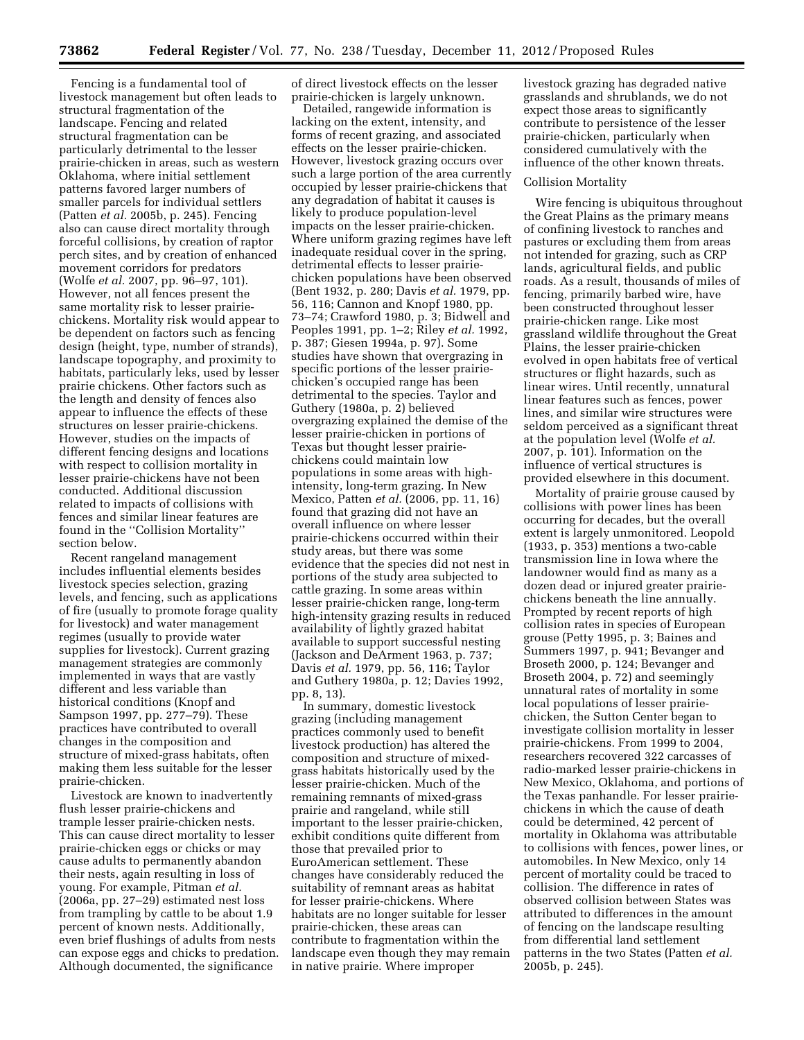Fencing is a fundamental tool of livestock management but often leads to structural fragmentation of the landscape. Fencing and related structural fragmentation can be particularly detrimental to the lesser prairie-chicken in areas, such as western Oklahoma, where initial settlement patterns favored larger numbers of smaller parcels for individual settlers (Patten *et al.* 2005b, p. 245). Fencing also can cause direct mortality through forceful collisions, by creation of raptor perch sites, and by creation of enhanced movement corridors for predators (Wolfe *et al.* 2007, pp. 96–97, 101). However, not all fences present the same mortality risk to lesser prairie-chickens. Mortality risk would appear to be dependent on factors such as fencing design (height, type, number of strands), landscape topography, and proximity to habitats, particularly leks, used by lesser prairie chickens. Other factors such as the length and density of fences also appear to influence the effects of these structures on lesser prairie-chickens. However, studies on the impacts of different fencing designs and locations with respect to collision mortality in lesser prairie-chickens have not been conducted. Additional discussion related to impacts of collisions with fences and similar linear features are found in the ''Collision Mortality'' section below.

Recent rangeland management includes influential elements besides livestock species selection, grazing levels, and fencing, such as applications of fire (usually to promote forage quality for livestock) and water management regimes (usually to provide water supplies for livestock). Current grazing management strategies are commonly implemented in ways that are vastly different and less variable than historical conditions (Knopf and Sampson 1997, pp. 277–79). These practices have contributed to overall changes in the composition and structure of mixed-grass habitats, often making them less suitable for the lesser prairie-chicken.

Livestock are known to inadvertently flush lesser prairie-chickens and trample lesser prairie-chicken nests. This can cause direct mortality to lesser prairie-chicken eggs or chicks or may cause adults to permanently abandon their nests, again resulting in loss of young. For example, Pitman *et al.* (2006a, pp. 27–29) estimated nest loss from trampling by cattle to be about 1.9 percent of known nests. Additionally, even brief flushings of adults from nests can expose eggs and chicks to predation. Although documented, the significance of direct livestock effects on the lesser prairie-chicken is largely unknown.

Detailed, rangewide information is lacking on the extent, intensity, and forms of recent grazing, and associated effects on the lesser prairie-chicken. However, livestock grazing occurs over such a large portion of the area currently occupied by lesser prairie-chickens that any degradation of habitat it causes is likely to produce population-level impacts on the lesser prairie-chicken. Where uniform grazing regimes have left inadequate residual cover in the spring, detrimental effects to lesser prairie-chicken populations have been observed (Bent 1932, p. 280; Davis *et al.* 1979, pp. 56, 116; Cannon and Knopf 1980, pp. 73–74; Crawford 1980, p. 3; Bidwell and Peoples 1991, pp. 1–2; Riley *et al.* 1992, p. 387; Giesen 1994a, p. 97). Some studies have shown that overgrazing in specific portions of the lesser prairie-chicken's occupied range has been detrimental to the species. Taylor and Guthery (1980a, p. 2) believed overgrazing explained the demise of the lesser prairie-chicken in portions of Texas but thought lesser prairie-chickens could maintain low populations in some areas with high-intensity, long-term grazing. In New Mexico, Patten *et al.* (2006, pp. 11, 16) found that grazing did not have an overall influence on where lesser prairie-chickens occurred within their study areas, but there was some evidence that the species did not nest in portions of the study area subjected to cattle grazing. In some areas within lesser prairie-chicken range, long-term high-intensity grazing results in reduced availability of lightly grazed habitat available to support successful nesting (Jackson and DeArment 1963, p. 737; Davis *et al.* 1979, pp. 56, 116; Taylor and Guthery 1980a, p. 12; Davies 1992, pp. 8, 13).

In summary, domestic livestock grazing (including management practices commonly used to benefit livestock production) has altered the composition and structure of mixed-grass habitats historically used by the lesser prairie-chicken. Much of the remaining remnants of mixed-grass prairie and rangeland, while still important to the lesser prairie-chicken, exhibit conditions quite different from those that prevailed prior to EuroAmerican settlement. These changes have considerably reduced the suitability of remnant areas as habitat for lesser prairie-chickens. Where habitats are no longer suitable for lesser prairie-chicken, these areas can contribute to fragmentation within the landscape even though they may remain in native prairie. Where improper livestock grazing has degraded native grasslands and shrublands, we do not expect those areas to significantly contribute to persistence of the lesser prairie-chicken, particularly when considered cumulatively with the influence of the other known threats.

### Collision Mortality

Wire fencing is ubiquitous throughout the Great Plains as the primary means of confining livestock to ranches and pastures or excluding them from areas not intended for grazing, such as CRP lands, agricultural fields, and public roads. As a result, thousands of miles of fencing, primarily barbed wire, have been constructed throughout lesser prairie-chicken range. Like most grassland wildlife throughout the Great Plains, the lesser prairie-chicken evolved in open habitats free of vertical structures or flight hazards, such as linear wires. Until recently, unnatural linear features such as fences, power lines, and similar wire structures were seldom perceived as a significant threat at the population level (Wolfe *et al.* 2007, p. 101). Information on the influence of vertical structures is provided elsewhere in this document.

Mortality of prairie grouse caused by collisions with power lines has been occurring for decades, but the overall extent is largely unmonitored. Leopold (1933, p. 353) mentions a two-cable transmission line in Iowa where the landowner would find as many as a dozen dead or injured greater prairie-chickens beneath the line annually. Prompted by recent reports of high collision rates in species of European grouse (Petty 1995, p. 3; Baines and Summers 1997, p. 941; Bevanger and Broseth 2000, p. 124; Bevanger and Broseth 2004, p. 72) and seemingly unnatural rates of mortality in some local populations of lesser prairie-chicken, the Sutton Center began to investigate collision mortality in lesser prairie-chickens. From 1999 to 2004, researchers recovered 322 carcasses of radio-marked lesser prairie-chickens in New Mexico, Oklahoma, and portions of the Texas panhandle. For lesser prairie-chickens in which the cause of death could be determined, 42 percent of mortality in Oklahoma was attributable to collisions with fences, power lines, or automobiles. In New Mexico, only 14 percent of mortality could be traced to collision. The difference in rates of observed collision between States was attributed to differences in the amount of fencing on the landscape resulting from differential land settlement patterns in the two States (Patten *et al.* 2005b, p. 245).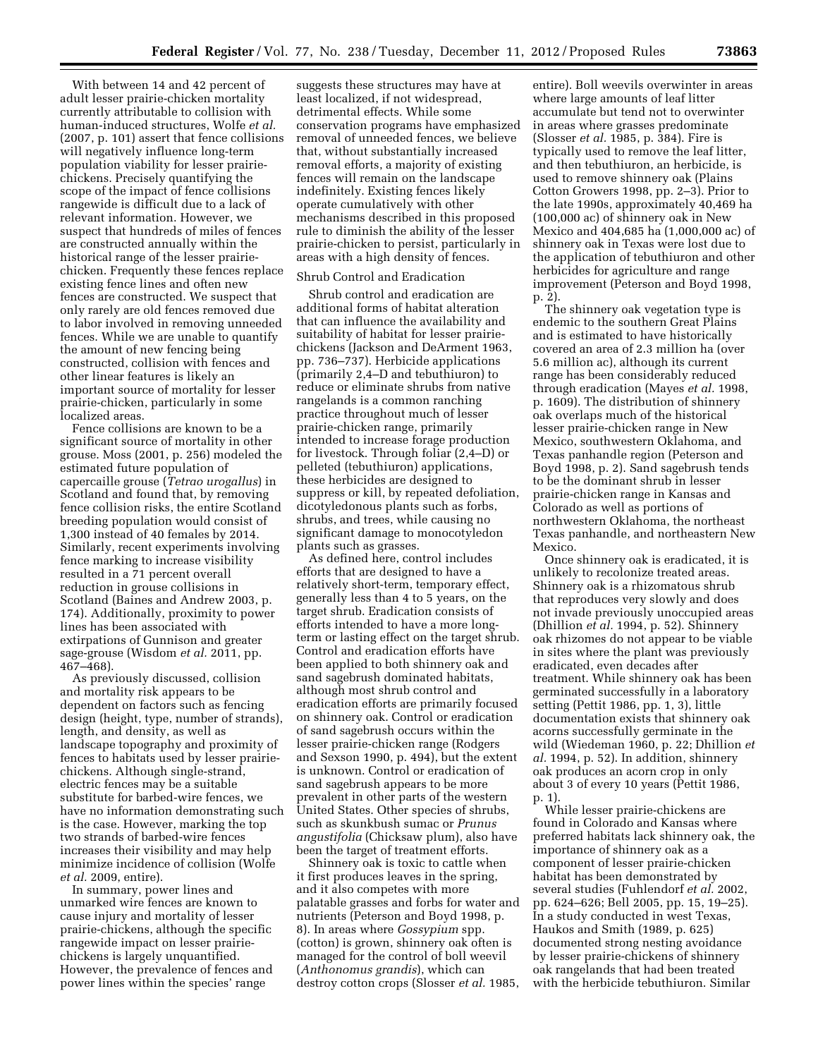With between 14 and 42 percent of adult lesser prairie-chicken mortality currently attributable to collision with human-induced structures, Wolfe *et al.* (2007, p. 101) assert that fence collisions will negatively influence long-term population viability for lesser prairie-chickens. Precisely quantifying the scope of the impact of fence collisions rangewide is difficult due to a lack of relevant information. However, we suspect that hundreds of miles of fences are constructed annually within the historical range of the lesser prairie-chicken. Frequently these fences replace existing fence lines and often new fences are constructed. We suspect that only rarely are old fences removed due to labor involved in removing unneeded fences. While we are unable to quantify the amount of new fencing being constructed, collision with fences and other linear features is likely an important source of mortality for lesser prairie-chicken, particularly in some localized areas.

Fence collisions are known to be a significant source of mortality in other grouse. Moss (2001, p. 256) modeled the estimated future population of capercaille grouse (*Tetrao urogallus*) in Scotland and found that, by removing fence collision risks, the entire Scotland breeding population would consist of 1,300 instead of 40 females by 2014. Similarly, recent experiments involving fence marking to increase visibility resulted in a 71 percent overall reduction in grouse collisions in Scotland (Baines and Andrew 2003, p. 174). Additionally, proximity to power lines has been associated with extirpations of Gunnison and greater sage-grouse (Wisdom *et al.* 2011, pp. 467–468).

As previously discussed, collision and mortality risk appears to be dependent on factors such as fencing design (height, type, number of strands), length, and density, as well as landscape topography and proximity of fences to habitats used by lesser prairie-chickens. Although single-strand, electric fences may be a suitable substitute for barbed-wire fences, we have no information demonstrating such is the case. However, marking the top two strands of barbed-wire fences increases their visibility and may help minimize incidence of collision (Wolfe *et al.* 2009, entire).

In summary, power lines and unmarked wire fences are known to cause injury and mortality of lesser prairie-chickens, although the specific rangewide impact on lesser prairie-chickens is largely unquantified. However, the prevalence of fences and power lines within the species' range suggests these structures may have at least localized, if not widespread, detrimental effects. While some conservation programs have emphasized removal of unneeded fences, we believe that, without substantially increased removal efforts, a majority of existing fences will remain on the landscape indefinitely. Existing fences likely operate cumulatively with other mechanisms described in this proposed rule to diminish the ability of the lesser prairie-chicken to persist, particularly in areas with a high density of fences.

Shrub Control and Eradication

Shrub control and eradication are additional forms of habitat alteration that can influence the availability and suitability of habitat for lesser prairie-chickens (Jackson and DeArment 1963, pp. 736–737). Herbicide applications (primarily 2,4–D and tebuthiuron) to reduce or eliminate shrubs from native rangelands is a common ranching practice throughout much of lesser prairie-chicken range, primarily intended to increase forage production for livestock. Through foliar (2,4–D) or pelleted (tebuthiuron) applications, these herbicides are designed to suppress or kill, by repeated defoliation, dicotyledonous plants such as forbs, shrubs, and trees, while causing no significant damage to monocotyledon plants such as grasses.

As defined here, control includes efforts that are designed to have a relatively short-term, temporary effect, generally less than 4 to 5 years, on the target shrub. Eradication consists of efforts intended to have a more long-term or lasting effect on the target shrub. Control and eradication efforts have been applied to both shinnery oak and sand sagebrush dominated habitats, although most shrub control and eradication efforts are primarily focused on shinnery oak. Control or eradication of sand sagebrush occurs within the lesser prairie-chicken range (Rodgers and Sexson 1990, p. 494), but the extent is unknown. Control or eradication of sand sagebrush appears to be more prevalent in other parts of the western United States. Other species of shrubs, such as skunkbush sumac or *Prunus angustifolia* (Chicksaw plum), also have been the target of treatment efforts.

Shinnery oak is toxic to cattle when it first produces leaves in the spring, and it also competes with more palatable grasses and forbs for water and nutrients (Peterson and Boyd 1998, p. 8). In areas where *Gossypium* spp. (cotton) is grown, shinnery oak often is managed for the control of boll weevil (*Anthonomus grandis*), which can destroy cotton crops (Slosser *et al.* 1985, entire). Boll weevils overwinter in areas where large amounts of leaf litter accumulate but tend not to overwinter in areas where grasses predominate (Slosser *et al.* 1985, p. 384). Fire is typically used to remove the leaf litter, and then tebuthiuron, an herbicide, is used to remove shinnery oak (Plains Cotton Growers 1998, pp. 2–3). Prior to the late 1990s, approximately 40,469 ha (100,000 ac) of shinnery oak in New Mexico and 404,685 ha (1,000,000 ac) of shinnery oak in Texas were lost due to the application of tebuthiuron and other herbicides for agriculture and range improvement (Peterson and Boyd 1998, p. 2).

The shinnery oak vegetation type is endemic to the southern Great Plains and is estimated to have historically covered an area of 2.3 million ha (over 5.6 million ac), although its current range has been considerably reduced through eradication (Mayes *et al.* 1998, p. 1609). The distribution of shinnery oak overlaps much of the historical lesser prairie-chicken range in New Mexico, southwestern Oklahoma, and Texas panhandle region (Peterson and Boyd 1998, p. 2). Sand sagebrush tends to be the dominant shrub in lesser prairie-chicken range in Kansas and Colorado as well as portions of northwestern Oklahoma, the northeast Texas panhandle, and northeastern New Mexico.

Once shinnery oak is eradicated, it is unlikely to recolonize treated areas. Shinnery oak is a rhizomatous shrub that reproduces very slowly and does not invade previously unoccupied areas (Dhillion *et al.* 1994, p. 52). Shinnery oak rhizomes do not appear to be viable in sites where the plant was previously eradicated, even decades after treatment. While shinnery oak has been germinated successfully in a laboratory setting (Pettit 1986, pp. 1, 3), little documentation exists that shinnery oak acorns successfully germinate in the wild (Wiedeman 1960, p. 22; Dhillion *et al.* 1994, p. 52). In addition, shinnery oak produces an acorn crop in only about 3 of every 10 years (Pettit 1986, p. 1).

While lesser prairie-chickens are found in Colorado and Kansas where preferred habitats lack shinnery oak, the importance of shinnery oak as a component of lesser prairie-chicken habitat has been demonstrated by several studies (Fuhlendorf *et al.* 2002, pp. 624–626; Bell 2005, pp. 15, 19–25). In a study conducted in west Texas, Haukos and Smith (1989, p. 625) documented strong nesting avoidance by lesser prairie-chickens of shinnery oak rangelands that had been treated with the herbicide tebuthiuron. Similar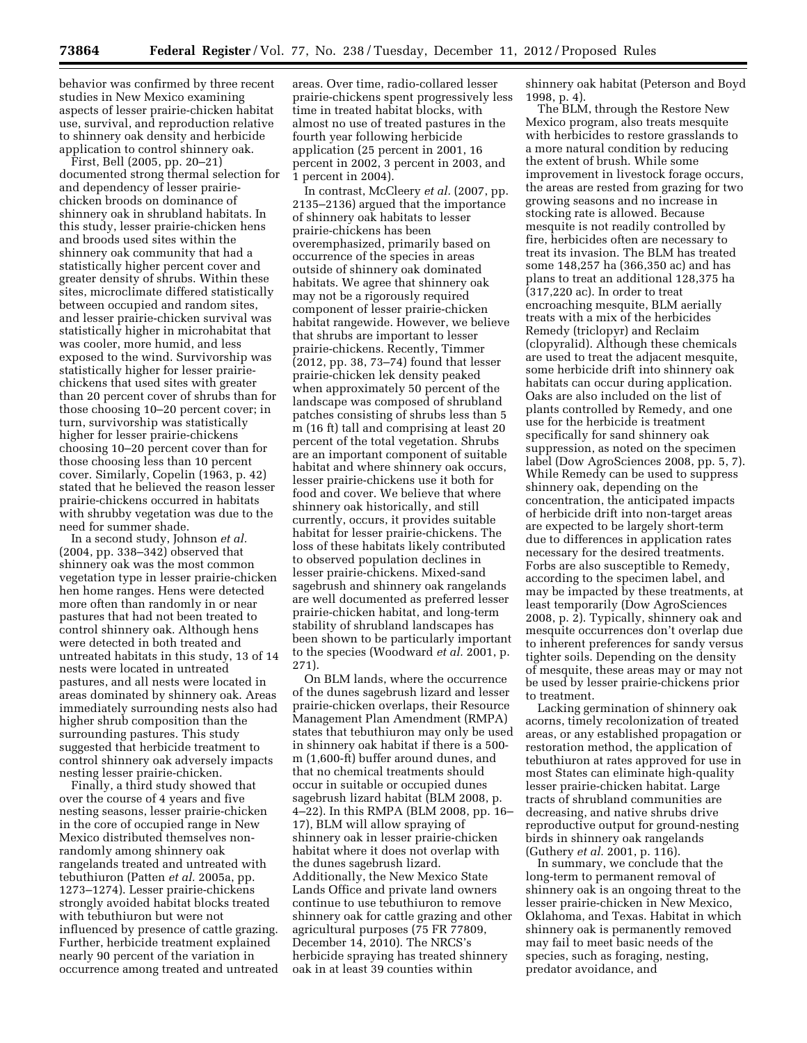behavior was confirmed by three recent studies in New Mexico examining aspects of lesser prairie-chicken habitat use, survival, and reproduction relative to shinnery oak density and herbicide application to control shinnery oak.

First, Bell (2005, pp. 20–21) documented strong thermal selection for and dependency of lesser prairie-chicken broods on dominance of shinnery oak in shrubland habitats. In this study, lesser prairie-chicken hens and broods used sites within the shinnery oak community that had a statistically higher percent cover and greater density of shrubs. Within these sites, microclimate differed statistically between occupied and random sites, and lesser prairie-chicken survival was statistically higher in microhabitat that was cooler, more humid, and less exposed to the wind. Survivorship was statistically higher for lesser prairie-chickens that used sites with greater than 20 percent cover of shrubs than for those choosing 10–20 percent cover; in turn, survivorship was statistically higher for lesser prairie-chickens choosing 10–20 percent cover than for those choosing less than 10 percent cover. Similarly, Copelin (1963, p. 42) stated that he believed the reason lesser prairie-chickens occurred in habitats with shrubby vegetation was due to the need for summer shade.

In a second study, Johnson *et al.* (2004, pp. 338–342) observed that shinnery oak was the most common vegetation type in lesser prairie-chicken hen home ranges. Hens were detected more often than randomly in or near pastures that had not been treated to control shinnery oak. Although hens were detected in both treated and untreated habitats in this study, 13 of 14 nests were located in untreated pastures, and all nests were located in areas dominated by shinnery oak. Areas immediately surrounding nests also had higher shrub composition than the surrounding pastures. This study suggested that herbicide treatment to control shinnery oak adversely impacts nesting lesser prairie-chicken.

Finally, a third study showed that over the course of 4 years and five nesting seasons, lesser prairie-chicken in the core of occupied range in New Mexico distributed themselves non-randomly among shinnery oak rangelands treated and untreated with tebuthiuron (Patten *et al.* 2005a, pp. 1273–1274). Lesser prairie-chickens strongly avoided habitat blocks treated with tebuthiuron but were not influenced by presence of cattle grazing. Further, herbicide treatment explained nearly 90 percent of the variation in occurrence among treated and untreated areas. Over time, radio-collared lesser prairie-chickens spent progressively less time in treated habitat blocks, with almost no use of treated pastures in the fourth year following herbicide application (25 percent in 2001, 16 percent in 2002, 3 percent in 2003, and 1 percent in 2004).

In contrast, McCleery *et al.* (2007, pp. 2135–2136) argued that the importance of shinnery oak habitats to lesser prairie-chickens has been overemphasized, primarily based on occurrence of the species in areas outside of shinnery oak dominated habitats. We agree that shinnery oak may not be a rigorously required component of lesser prairie-chicken habitat rangewide. However, we believe that shrubs are important to lesser prairie-chickens. Recently, Timmer (2012, pp. 38, 73–74) found that lesser prairie-chicken lek density peaked when approximately 50 percent of the landscape was composed of shrubland patches consisting of shrubs less than 5 m (16 ft) tall and comprising at least 20 percent of the total vegetation. Shrubs are an important component of suitable habitat and where shinnery oak occurs, lesser prairie-chickens use it both for food and cover. We believe that where shinnery oak historically, and still currently, occurs, it provides suitable habitat for lesser prairie-chickens. The loss of these habitats likely contributed to observed population declines in lesser prairie-chickens. Mixed-sand sagebrush and shinnery oak rangelands are well documented as preferred lesser prairie-chicken habitat, and long-term stability of shrubland landscapes has been shown to be particularly important to the species (Woodward *et al.* 2001, p. 271).

On BLM lands, where the occurrence of the dunes sagebrush lizard and lesser prairie-chicken overlaps, their Resource Management Plan Amendment (RMPA) states that tebuthiuron may only be used in shinnery oak habitat if there is a 500-m (1,600-ft) buffer around dunes, and that no chemical treatments should occur in suitable or occupied dunes sagebrush lizard habitat (BLM 2008, p. 4–22). In this RMPA (BLM 2008, pp. 16–17), BLM will allow spraying of shinnery oak in lesser prairie-chicken habitat where it does not overlap with the dunes sagebrush lizard. Additionally, the New Mexico State Lands Office and private land owners continue to use tebuthiuron to remove shinnery oak for cattle grazing and other agricultural purposes (75 FR 77809, December 14, 2010). The NRCS's herbicide spraying has treated shinnery oak in at least 39 counties within shinnery oak habitat (Peterson and Boyd 1998, p. 4).

The BLM, through the Restore New Mexico program, also treats mesquite with herbicides to restore grasslands to a more natural condition by reducing the extent of brush. While some improvement in livestock forage occurs, the areas are rested from grazing for two growing seasons and no increase in stocking rate is allowed. Because mesquite is not readily controlled by fire, herbicides often are necessary to treat its invasion. The BLM has treated some 148,257 ha (366,350 ac) and has plans to treat an additional 128,375 ha (317,220 ac). In order to treat encroaching mesquite, BLM aerially treats with a mix of the herbicides Remedy (triclopyr) and Reclaim (clopyralid). Although these chemicals are used to treat the adjacent mesquite, some herbicide drift into shinnery oak habitats can occur during application. Oaks are also included on the list of plants controlled by Remedy, and one use for the herbicide is treatment specifically for sand shinnery oak suppression, as noted on the specimen label (Dow AgroSciences 2008, pp. 5, 7). While Remedy can be used to suppress shinnery oak, depending on the concentration, the anticipated impacts of herbicide drift into non-target areas are expected to be largely short-term due to differences in application rates necessary for the desired treatments. Forbs are also susceptible to Remedy, according to the specimen label, and may be impacted by these treatments, at least temporarily (Dow AgroSciences 2008, p. 2). Typically, shinnery oak and mesquite occurrences don't overlap due to inherent preferences for sandy versus tighter soils. Depending on the density of mesquite, these areas may or may not be used by lesser prairie-chickens prior to treatment.

Lacking germination of shinnery oak acorns, timely recolonization of treated areas, or any established propagation or restoration method, the application of tebuthiuron at rates approved for use in most States can eliminate high-quality lesser prairie-chicken habitat. Large tracts of shrubland communities are decreasing, and native shrubs drive reproductive output for ground-nesting birds in shinnery oak rangelands (Guthery *et al.* 2001, p. 116).

In summary, we conclude that the long-term to permanent removal of shinnery oak is an ongoing threat to the lesser prairie-chicken in New Mexico, Oklahoma, and Texas. Habitat in which shinnery oak is permanently removed may fail to meet basic needs of the species, such as foraging, nesting, predator avoidance, and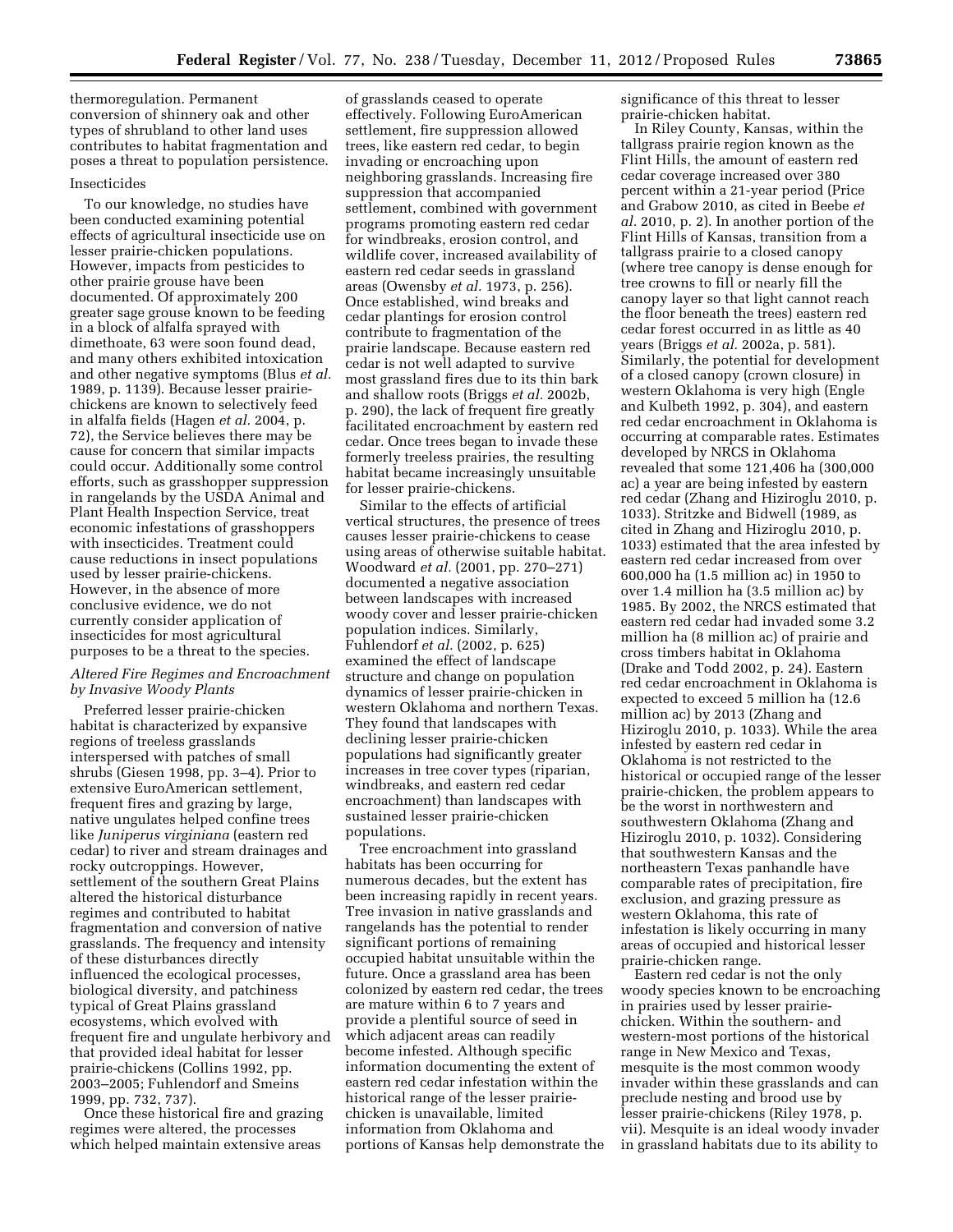thermoregulation. Permanent conversion of shinnery oak and other types of shrubland to other land uses contributes to habitat fragmentation and poses a threat to population persistence.

Insecticides

To our knowledge, no studies have been conducted examining potential effects of agricultural insecticide use on lesser prairie-chicken populations. However, impacts from pesticides to other prairie grouse have been documented. Of approximately 200 greater sage grouse known to be feeding in a block of alfalfa sprayed with dimethoate, 63 were soon found dead, and many others exhibited intoxication and other negative symptoms (Blus *et al.* 1989, p. 1139). Because lesser prairie-chickens are known to selectively feed in alfalfa fields (Hagen *et al.* 2004, p. 72), the Service believes there may be cause for concern that similar impacts could occur. Additionally some control efforts, such as grasshopper suppression in rangelands by the USDA Animal and Plant Health Inspection Service, treat economic infestations of grasshoppers with insecticides. Treatment could cause reductions in insect populations used by lesser prairie-chickens. However, in the absence of more conclusive evidence, we do not currently consider application of insecticides for most agricultural purposes to be a threat to the species.

*Altered Fire Regimes and Encroachment by Invasive Woody Plants*

Preferred lesser prairie-chicken habitat is characterized by expansive regions of treeless grasslands interspersed with patches of small shrubs (Giesen 1998, pp. 3–4). Prior to extensive EuroAmerican settlement, frequent fires and grazing by large, native ungulates helped confine trees like *Juniperus virginiana* (eastern red cedar) to river and stream drainages and rocky outcroppings. However, settlement of the southern Great Plains altered the historical disturbance regimes and contributed to habitat fragmentation and conversion of native grasslands. The frequency and intensity of these disturbances directly influenced the ecological processes, biological diversity, and patchiness typical of Great Plains grassland ecosystems, which evolved with frequent fire and ungulate herbivory and that provided ideal habitat for lesser prairie-chickens (Collins 1992, pp. 2003–2005; Fuhlendorf and Smeins 1999, pp. 732, 737).

Once these historical fire and grazing regimes were altered, the processes which helped maintain extensive areas of grasslands ceased to operate effectively. Following EuroAmerican settlement, fire suppression allowed trees, like eastern red cedar, to begin invading or encroaching upon neighboring grasslands. Increasing fire suppression that accompanied settlement, combined with government programs promoting eastern red cedar for windbreaks, erosion control, and wildlife cover, increased availability of eastern red cedar seeds in grassland areas (Owensby *et al.* 1973, p. 256). Once established, wind breaks and cedar plantings for erosion control contribute to fragmentation of the prairie landscape. Because eastern red cedar is not well adapted to survive most grassland fires due to its thin bark and shallow roots (Briggs *et al.* 2002b, p. 290), the lack of frequent fire greatly facilitated encroachment by eastern red cedar. Once trees began to invade these formerly treeless prairies, the resulting habitat became increasingly unsuitable for lesser prairie-chickens.

Similar to the effects of artificial vertical structures, the presence of trees causes lesser prairie-chickens to cease using areas of otherwise suitable habitat. Woodward *et al.* (2001, pp. 270–271) documented a negative association between landscapes with increased woody cover and lesser prairie-chicken population indices. Similarly, Fuhlendorf *et al.* (2002, p. 625) examined the effect of landscape structure and change on population dynamics of lesser prairie-chicken in western Oklahoma and northern Texas. They found that landscapes with declining lesser prairie-chicken populations had significantly greater increases in tree cover types (riparian, windbreaks, and eastern red cedar encroachment) than landscapes with sustained lesser prairie-chicken populations.

Tree encroachment into grassland habitats has been occurring for numerous decades, but the extent has been increasing rapidly in recent years. Tree invasion in native grasslands and rangelands has the potential to render significant portions of remaining occupied habitat unsuitable within the future. Once a grassland area has been colonized by eastern red cedar, the trees are mature within 6 to 7 years and provide a plentiful source of seed in which adjacent areas can readily become infested. Although specific information documenting the extent of eastern red cedar infestation within the historical range of the lesser prairie-chicken is unavailable, limited information from Oklahoma and portions of Kansas help demonstrate the significance of this threat to lesser prairie-chicken habitat.

In Riley County, Kansas, within the tallgrass prairie region known as the Flint Hills, the amount of eastern red cedar coverage increased over 380 percent within a 21-year period (Price and Grabow 2010, as cited in Beebe *et al.* 2010, p. 2). In another portion of the Flint Hills of Kansas, transition from a tallgrass prairie to a closed canopy (where tree canopy is dense enough for tree crowns to fill or nearly fill the canopy layer so that light cannot reach the floor beneath the trees) eastern red cedar forest occurred in as little as 40 years (Briggs *et al.* 2002a, p. 581). Similarly, the potential for development of a closed canopy (crown closure) in western Oklahoma is very high (Engle and Kulbeth 1992, p. 304), and eastern red cedar encroachment in Oklahoma is occurring at comparable rates. Estimates developed by NRCS in Oklahoma revealed that some 121,406 ha (300,000 ac) a year are being infested by eastern red cedar (Zhang and Hiziroglu 2010, p. 1033). Stritzke and Bidwell (1989, as cited in Zhang and Hiziroglu 2010, p. 1033) estimated that the area infested by eastern red cedar increased from over 600,000 ha (1.5 million ac) in 1950 to over 1.4 million ha (3.5 million ac) by 1985. By 2002, the NRCS estimated that eastern red cedar had invaded some 3.2 million ha (8 million ac) of prairie and cross timbers habitat in Oklahoma (Drake and Todd 2002, p. 24). Eastern red cedar encroachment in Oklahoma is expected to exceed 5 million ha (12.6 million ac) by 2013 (Zhang and Hiziroglu 2010, p. 1033). While the area infested by eastern red cedar in Oklahoma is not restricted to the historical or occupied range of the lesser prairie-chicken, the problem appears to be the worst in northwestern and southwestern Oklahoma (Zhang and Hiziroglu 2010, p. 1032). Considering that southwestern Kansas and the northeastern Texas panhandle have comparable rates of precipitation, fire exclusion, and grazing pressure as western Oklahoma, this rate of infestation is likely occurring in many areas of occupied and historical lesser prairie-chicken range.

Eastern red cedar is not the only woody species known to be encroaching in prairies used by lesser prairie-chicken. Within the southern- and western-most portions of the historical range in New Mexico and Texas, mesquite is the most common woody invader within these grasslands and can preclude nesting and brood use by lesser prairie-chickens (Riley 1978, p. vii). Mesquite is an ideal woody invader in grassland habitats due to its ability to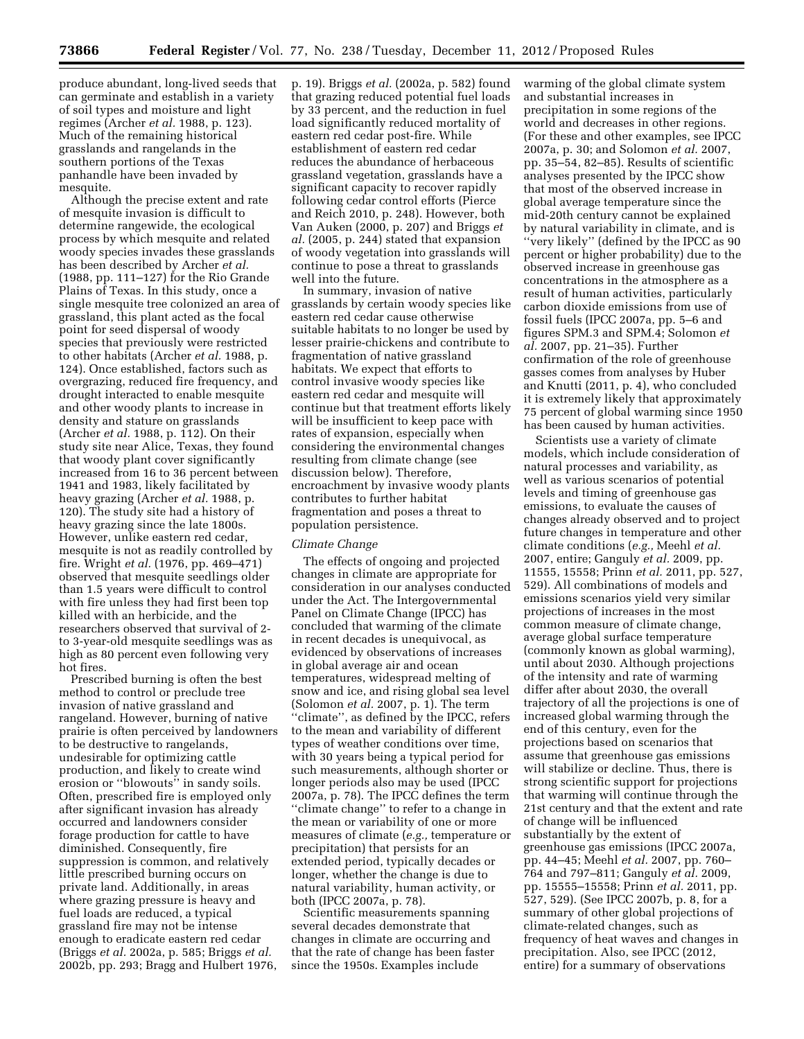produce abundant, long-lived seeds that can germinate and establish in a variety of soil types and moisture and light regimes (Archer *et al.* 1988, p. 123). Much of the remaining historical grasslands and rangelands in the southern portions of the Texas panhandle have been invaded by mesquite.

Although the precise extent and rate of mesquite invasion is difficult to determine rangewide, the ecological process by which mesquite and related woody species invades these grasslands has been described by Archer *et al.* (1988, pp. 111–127) for the Rio Grande Plains of Texas. In this study, once a single mesquite tree colonized an area of grassland, this plant acted as the focal point for seed dispersal of woody species that previously were restricted to other habitats (Archer *et al.* 1988, p. 124). Once established, factors such as overgrazing, reduced fire frequency, and drought interacted to enable mesquite and other woody plants to increase in density and stature on grasslands (Archer *et al.* 1988, p. 112). On their study site near Alice, Texas, they found that woody plant cover significantly increased from 16 to 36 percent between 1941 and 1983, likely facilitated by heavy grazing (Archer *et al.* 1988, p. 120). The study site had a history of heavy grazing since the late 1800s. However, unlike eastern red cedar, mesquite is not as readily controlled by fire. Wright *et al.* (1976, pp. 469–471) observed that mesquite seedlings older than 1.5 years were difficult to control with fire unless they had first been top killed with an herbicide, and the researchers observed that survival of 2- to 3-year-old mesquite seedlings was as high as 80 percent even following very hot fires.

Prescribed burning is often the best method to control or preclude tree invasion of native grassland and rangeland. However, burning of native prairie is often perceived by landowners to be destructive to rangelands, undesirable for optimizing cattle production, and likely to create wind erosion or ''blowouts'' in sandy soils. Often, prescribed fire is employed only after significant invasion has already occurred and landowners consider forage production for cattle to have diminished. Consequently, fire suppression is common, and relatively little prescribed burning occurs on private land. Additionally, in areas where grazing pressure is heavy and fuel loads are reduced, a typical grassland fire may not be intense enough to eradicate eastern red cedar (Briggs *et al.* 2002a, p. 585; Briggs *et al.* 2002b, pp. 293; Bragg and Hulbert 1976, p. 19). Briggs *et al.* (2002a, p. 582) found that grazing reduced potential fuel loads by 33 percent, and the reduction in fuel load significantly reduced mortality of eastern red cedar post-fire. While establishment of eastern red cedar reduces the abundance of herbaceous grassland vegetation, grasslands have a significant capacity to recover rapidly following cedar control efforts (Pierce and Reich 2010, p. 248). However, both Van Auken (2000, p. 207) and Briggs *et al.* (2005, p. 244) stated that expansion of woody vegetation into grasslands will continue to pose a threat to grasslands well into the future.

In summary, invasion of native grasslands by certain woody species like eastern red cedar cause otherwise suitable habitats to no longer be used by lesser prairie-chickens and contribute to fragmentation of native grassland habitats. We expect that efforts to control invasive woody species like eastern red cedar and mesquite will continue but that treatment efforts likely will be insufficient to keep pace with rates of expansion, especially when considering the environmental changes resulting from climate change (see discussion below). Therefore, encroachment by invasive woody plants contributes to further habitat fragmentation and poses a threat to population persistence.

*Climate Change*

The effects of ongoing and projected changes in climate are appropriate for consideration in our analyses conducted under the Act. The Intergovernmental Panel on Climate Change (IPCC) has concluded that warming of the climate in recent decades is unequivocal, as evidenced by observations of increases in global average air and ocean temperatures, widespread melting of snow and ice, and rising global sea level (Solomon *et al.* 2007, p. 1). The term ''climate'', as defined by the IPCC, refers to the mean and variability of different types of weather conditions over time, with 30 years being a typical period for such measurements, although shorter or longer periods also may be used (IPCC 2007a, p. 78). The IPCC defines the term ''climate change'' to refer to a change in the mean or variability of one or more measures of climate (*e.g.,* temperature or precipitation) that persists for an extended period, typically decades or longer, whether the change is due to natural variability, human activity, or both (IPCC 2007a, p. 78).

Scientific measurements spanning several decades demonstrate that changes in climate are occurring and that the rate of change has been faster since the 1950s. Examples include warming of the global climate system and substantial increases in precipitation in some regions of the world and decreases in other regions. (For these and other examples, see IPCC 2007a, p. 30; and Solomon *et al.* 2007, pp. 35–54, 82–85). Results of scientific analyses presented by the IPCC show that most of the observed increase in global average temperature since the mid-20th century cannot be explained by natural variability in climate, and is ''very likely'' (defined by the IPCC as 90 percent or higher probability) due to the observed increase in greenhouse gas concentrations in the atmosphere as a result of human activities, particularly carbon dioxide emissions from use of fossil fuels (IPCC 2007a, pp. 5–6 and figures SPM.3 and SPM.4; Solomon *et al.* 2007, pp. 21–35). Further confirmation of the role of greenhouse gasses comes from analyses by Huber and Knutti (2011, p. 4), who concluded it is extremely likely that approximately 75 percent of global warming since 1950 has been caused by human activities.

Scientists use a variety of climate models, which include consideration of natural processes and variability, as well as various scenarios of potential levels and timing of greenhouse gas emissions, to evaluate the causes of changes already observed and to project future changes in temperature and other climate conditions (*e.g.,* Meehl *et al.* 2007, entire; Ganguly *et al.* 2009, pp. 11555, 15558; Prinn *et al.* 2011, pp. 527, 529). All combinations of models and emissions scenarios yield very similar projections of increases in the most common measure of climate change, average global surface temperature (commonly known as global warming), until about 2030. Although projections of the intensity and rate of warming differ after about 2030, the overall trajectory of all the projections is one of increased global warming through the end of this century, even for the projections based on scenarios that assume that greenhouse gas emissions will stabilize or decline. Thus, there is strong scientific support for projections that warming will continue through the 21st century and that the extent and rate of change will be influenced substantially by the extent of greenhouse gas emissions (IPCC 2007a, pp. 44–45; Meehl *et al.* 2007, pp. 760–764 and 797–811; Ganguly *et al.* 2009, pp. 15555–15558; Prinn *et al.* 2011, pp. 527, 529). (See IPCC 2007b, p. 8, for a summary of other global projections of climate-related changes, such as frequency of heat waves and changes in precipitation. Also, see IPCC (2012, entire) for a summary of observations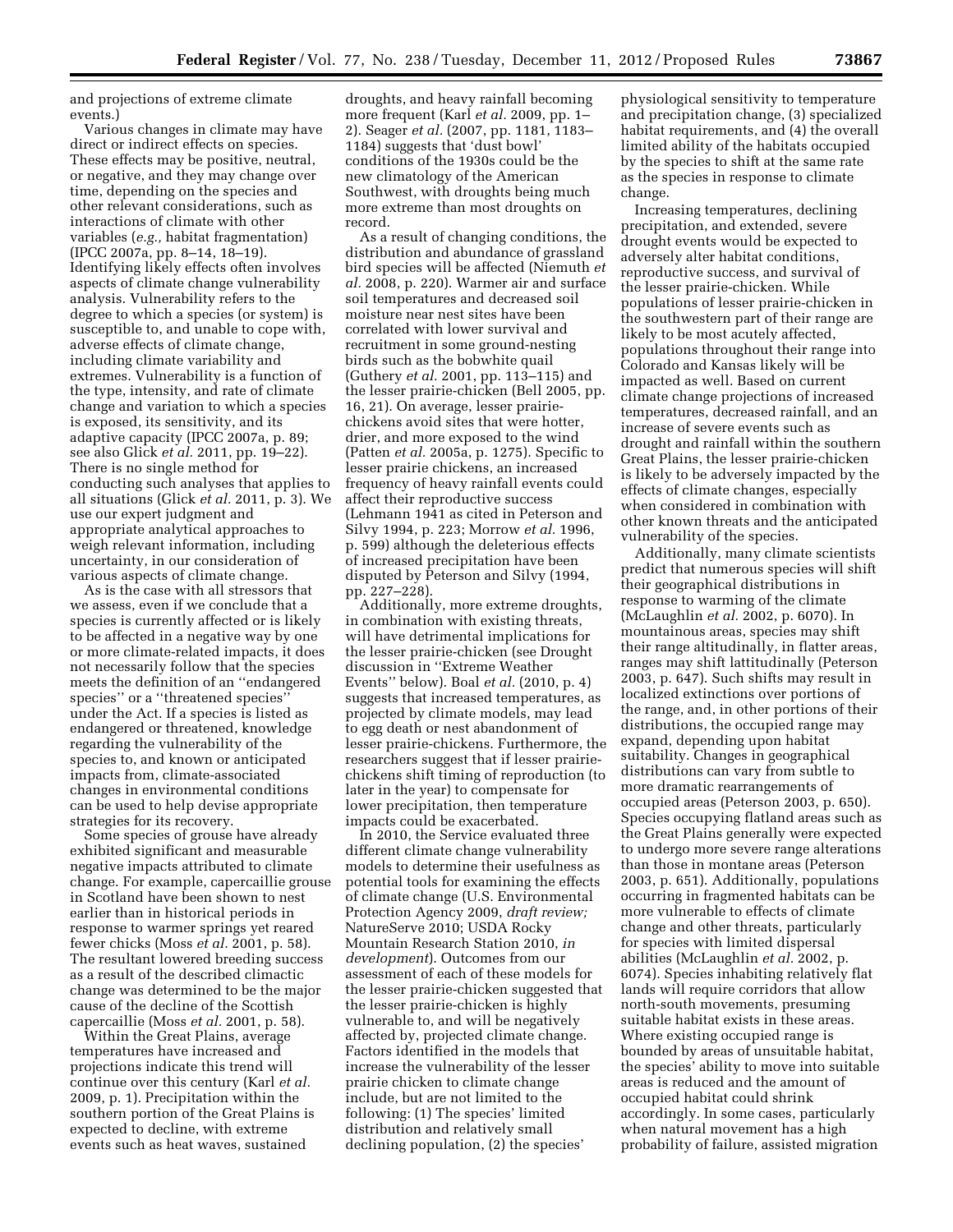and projections of extreme climate events.)

Various changes in climate may have direct or indirect effects on species. These effects may be positive, neutral, or negative, and they may change over time, depending on the species and other relevant considerations, such as interactions of climate with other variables (*e.g.,* habitat fragmentation) (IPCC 2007a, pp. 8–14, 18–19). Identifying likely effects often involves aspects of climate change vulnerability analysis. Vulnerability refers to the degree to which a species (or system) is susceptible to, and unable to cope with, adverse effects of climate change, including climate variability and extremes. Vulnerability is a function of the type, intensity, and rate of climate change and variation to which a species is exposed, its sensitivity, and its adaptive capacity (IPCC 2007a, p. 89; see also Glick *et al.* 2011, pp. 19–22). There is no single method for conducting such analyses that applies to all situations (Glick *et al.* 2011, p. 3). We use our expert judgment and appropriate analytical approaches to weigh relevant information, including uncertainty, in our consideration of various aspects of climate change.

As is the case with all stressors that we assess, even if we conclude that a species is currently affected or is likely to be affected in a negative way by one or more climate-related impacts, it does not necessarily follow that the species meets the definition of an ''endangered species'' or a ''threatened species'' under the Act. If a species is listed as endangered or threatened, knowledge regarding the vulnerability of the species to, and known or anticipated impacts from, climate-associated changes in environmental conditions can be used to help devise appropriate strategies for its recovery.

Some species of grouse have already exhibited significant and measurable negative impacts attributed to climate change. For example, capercaillie grouse in Scotland have been shown to nest earlier than in historical periods in response to warmer springs yet reared fewer chicks (Moss *et al.* 2001, p. 58). The resultant lowered breeding success as a result of the described climactic change was determined to be the major cause of the decline of the Scottish capercaillie (Moss *et al.* 2001, p. 58).

Within the Great Plains, average temperatures have increased and projections indicate this trend will continue over this century (Karl *et al.* 2009, p. 1). Precipitation within the southern portion of the Great Plains is expected to decline, with extreme events such as heat waves, sustained droughts, and heavy rainfall becoming more frequent (Karl *et al.* 2009, pp. 1–2). Seager *et al.* (2007, pp. 1181, 1183–1184) suggests that 'dust bowl' conditions of the 1930s could be the new climatology of the American Southwest, with droughts being much more extreme than most droughts on record.

As a result of changing conditions, the distribution and abundance of grassland bird species will be affected (Niemuth *et al.* 2008, p. 220). Warmer air and surface soil temperatures and decreased soil moisture near nest sites have been correlated with lower survival and recruitment in some ground-nesting birds such as the bobwhite quail (Guthery *et al.* 2001, pp. 113–115) and the lesser prairie-chicken (Bell 2005, pp. 16, 21). On average, lesser prairie-chickens avoid sites that were hotter, drier, and more exposed to the wind (Patten *et al.* 2005a, p. 1275). Specific to lesser prairie chickens, an increased frequency of heavy rainfall events could affect their reproductive success (Lehmann 1941 as cited in Peterson and Silvy 1994, p. 223; Morrow *et al.* 1996, p. 599) although the deleterious effects of increased precipitation have been disputed by Peterson and Silvy (1994, pp. 227–228).

Additionally, more extreme droughts, in combination with existing threats, will have detrimental implications for the lesser prairie-chicken (see Drought discussion in ''Extreme Weather Events'' below). Boal *et al.* (2010, p. 4) suggests that increased temperatures, as projected by climate models, may lead to egg death or nest abandonment of lesser prairie-chickens. Furthermore, the researchers suggest that if lesser prairie-chickens shift timing of reproduction (to later in the year) to compensate for lower precipitation, then temperature impacts could be exacerbated.

In 2010, the Service evaluated three different climate change vulnerability models to determine their usefulness as potential tools for examining the effects of climate change (U.S. Environmental Protection Agency 2009, *draft review;* NatureServe 2010; USDA Rocky Mountain Research Station 2010, *in development*). Outcomes from our assessment of each of these models for the lesser prairie-chicken suggested that the lesser prairie-chicken is highly vulnerable to, and will be negatively affected by, projected climate change. Factors identified in the models that increase the vulnerability of the lesser prairie chicken to climate change include, but are not limited to the following: (1) The species' limited distribution and relatively small declining population, (2) the species' physiological sensitivity to temperature and precipitation change, (3) specialized habitat requirements, and (4) the overall limited ability of the habitats occupied by the species to shift at the same rate as the species in response to climate change.

Increasing temperatures, declining precipitation, and extended, severe drought events would be expected to adversely alter habitat conditions, reproductive success, and survival of the lesser prairie-chicken. While populations of lesser prairie-chicken in the southwestern part of their range are likely to be most acutely affected, populations throughout their range into Colorado and Kansas likely will be impacted as well. Based on current climate change projections of increased temperatures, decreased rainfall, and an increase of severe events such as drought and rainfall within the southern Great Plains, the lesser prairie-chicken is likely to be adversely impacted by the effects of climate changes, especially when considered in combination with other known threats and the anticipated vulnerability of the species.

Additionally, many climate scientists predict that numerous species will shift their geographical distributions in response to warming of the climate (McLaughlin *et al.* 2002, p. 6070). In mountainous areas, species may shift their range altitudinally, in flatter areas, ranges may shift lattitudinally (Peterson 2003, p. 647). Such shifts may result in localized extinctions over portions of the range, and, in other portions of their distributions, the occupied range may expand, depending upon habitat suitability. Changes in geographical distributions can vary from subtle to more dramatic rearrangements of occupied areas (Peterson 2003, p. 650). Species occupying flatland areas such as the Great Plains generally were expected to undergo more severe range alterations than those in montane areas (Peterson 2003, p. 651). Additionally, populations occurring in fragmented habitats can be more vulnerable to effects of climate change and other threats, particularly for species with limited dispersal abilities (McLaughlin *et al.* 2002, p. 6074). Species inhabiting relatively flat lands will require corridors that allow north-south movements, presuming suitable habitat exists in these areas. Where existing occupied range is bounded by areas of unsuitable habitat, the species' ability to move into suitable areas is reduced and the amount of occupied habitat could shrink accordingly. In some cases, particularly when natural movement has a high probability of failure, assisted migration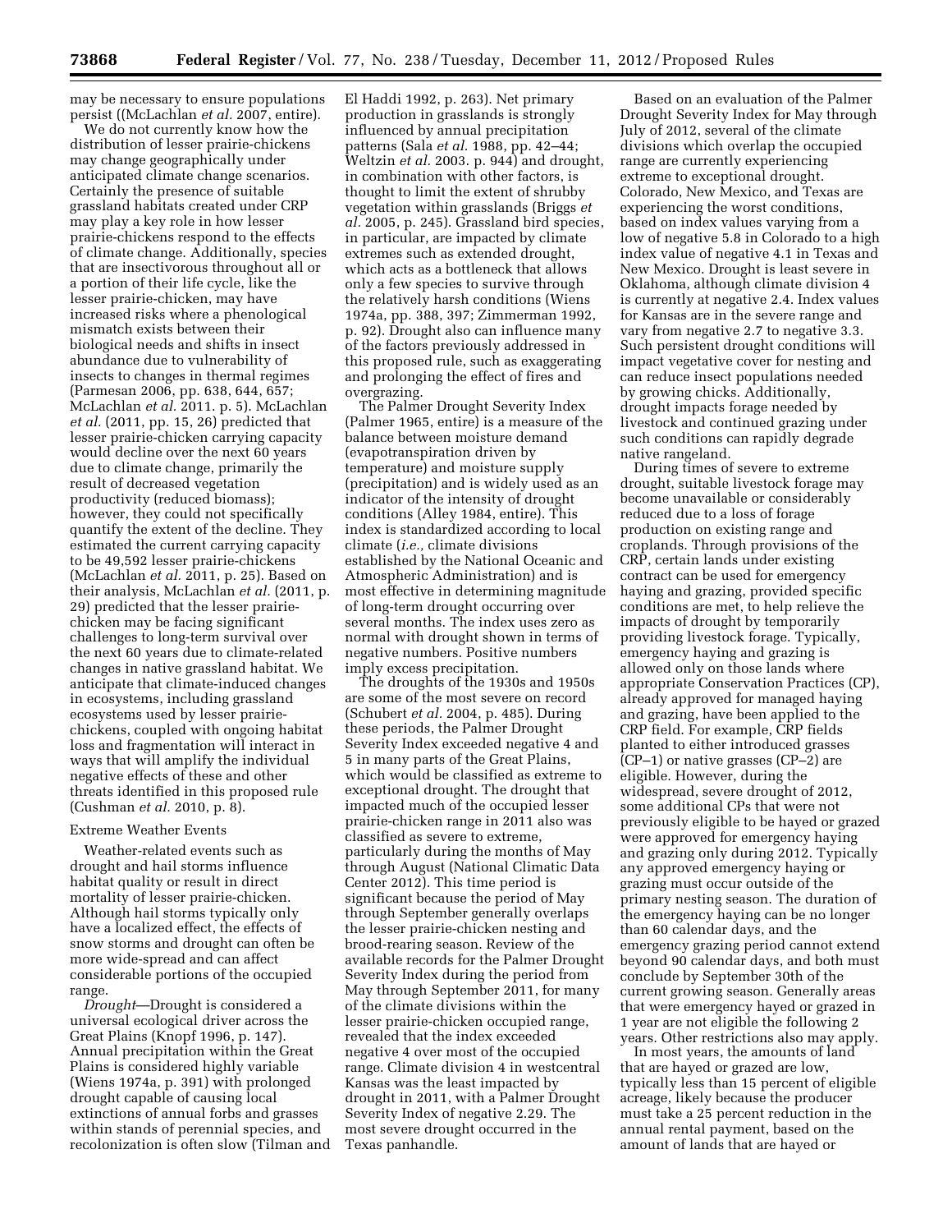may be necessary to ensure populations persist ((McLachlan *et al.* 2007, entire).

We do not currently know how the distribution of lesser prairie-chickens may change geographically under anticipated climate change scenarios. Certainly the presence of suitable grassland habitats created under CRP may play a key role in how lesser prairie-chickens respond to the effects of climate change. Additionally, species that are insectivorous throughout all or a portion of their life cycle, like the lesser prairie-chicken, may have increased risks where a phenological mismatch exists between their biological needs and shifts in insect abundance due to vulnerability of insects to changes in thermal regimes (Parmesan 2006, pp. 638, 644, 657; McLachlan *et al.* 2011. p. 5). McLachlan *et al.* (2011, pp. 15, 26) predicted that lesser prairie-chicken carrying capacity would decline over the next 60 years due to climate change, primarily the result of decreased vegetation productivity (reduced biomass); however, they could not specifically quantify the extent of the decline. They estimated the current carrying capacity to be 49,592 lesser prairie-chickens (McLachlan *et al.* 2011, p. 25). Based on their analysis, McLachlan *et al.* (2011, p. 29) predicted that the lesser prairie-chicken may be facing significant challenges to long-term survival over the next 60 years due to climate-related changes in native grassland habitat. We anticipate that climate-induced changes in ecosystems, including grassland ecosystems used by lesser prairie-chickens, coupled with ongoing habitat loss and fragmentation will interact in ways that will amplify the individual negative effects of these and other threats identified in this proposed rule (Cushman *et al.* 2010, p. 8).

Extreme Weather Events

Weather-related events such as drought and hail storms influence habitat quality or result in direct mortality of lesser prairie-chicken. Although hail storms typically only have a localized effect, the effects of snow storms and drought can often be more wide-spread and can affect considerable portions of the occupied range.

*Drought*—Drought is considered a universal ecological driver across the Great Plains (Knopf 1996, p. 147). Annual precipitation within the Great Plains is considered highly variable (Wiens 1974a, p. 391) with prolonged drought capable of causing local extinctions of annual forbs and grasses within stands of perennial species, and recolonization is often slow (Tilman and El Haddi 1992, p. 263). Net primary production in grasslands is strongly influenced by annual precipitation patterns (Sala *et al.* 1988, pp. 42–44; Weltzin *et al.* 2003. p. 944) and drought, in combination with other factors, is thought to limit the extent of shrubby vegetation within grasslands (Briggs *et al.* 2005, p. 245). Grassland bird species, in particular, are impacted by climate extremes such as extended drought, which acts as a bottleneck that allows only a few species to survive through the relatively harsh conditions (Wiens 1974a, pp. 388, 397; Zimmerman 1992, p. 92). Drought also can influence many of the factors previously addressed in this proposed rule, such as exaggerating and prolonging the effect of fires and overgrazing.

The Palmer Drought Severity Index (Palmer 1965, entire) is a measure of the balance between moisture demand (evapotranspiration driven by temperature) and moisture supply (precipitation) and is widely used as an indicator of the intensity of drought conditions (Alley 1984, entire). This index is standardized according to local climate (*i.e.,* climate divisions established by the National Oceanic and Atmospheric Administration) and is most effective in determining magnitude of long-term drought occurring over several months. The index uses zero as normal with drought shown in terms of negative numbers. Positive numbers imply excess precipitation.

The droughts of the 1930s and 1950s are some of the most severe on record (Schubert *et al.* 2004, p. 485). During these periods, the Palmer Drought Severity Index exceeded negative 4 and 5 in many parts of the Great Plains, which would be classified as extreme to exceptional drought. The drought that impacted much of the occupied lesser prairie-chicken range in 2011 also was classified as severe to extreme, particularly during the months of May through August (National Climatic Data Center 2012). This time period is significant because the period of May through September generally overlaps the lesser prairie-chicken nesting and brood-rearing season. Review of the available records for the Palmer Drought Severity Index during the period from May through September 2011, for many of the climate divisions within the lesser prairie-chicken occupied range, revealed that the index exceeded negative 4 over most of the occupied range. Climate division 4 in westcentral Kansas was the least impacted by drought in 2011, with a Palmer Drought Severity Index of negative 2.29. The most severe drought occurred in the Texas panhandle.

Based on an evaluation of the Palmer Drought Severity Index for May through July of 2012, several of the climate divisions which overlap the occupied range are currently experiencing extreme to exceptional drought. Colorado, New Mexico, and Texas are experiencing the worst conditions, based on index values varying from a low of negative 5.8 in Colorado to a high index value of negative 4.1 in Texas and New Mexico. Drought is least severe in Oklahoma, although climate division 4 is currently at negative 2.4. Index values for Kansas are in the severe range and vary from negative 2.7 to negative 3.3. Such persistent drought conditions will impact vegetative cover for nesting and can reduce insect populations needed by growing chicks. Additionally, drought impacts forage needed by livestock and continued grazing under such conditions can rapidly degrade native rangeland.

During times of severe to extreme drought, suitable livestock forage may become unavailable or considerably reduced due to a loss of forage production on existing range and croplands. Through provisions of the CRP, certain lands under existing contract can be used for emergency haying and grazing, provided specific conditions are met, to help relieve the impacts of drought by temporarily providing livestock forage. Typically, emergency haying and grazing is allowed only on those lands where appropriate Conservation Practices (CP), already approved for managed haying and grazing, have been applied to the CRP field. For example, CRP fields planted to either introduced grasses (CP–1) or native grasses (CP–2) are eligible. However, during the widespread, severe drought of 2012, some additional CPs that were not previously eligible to be hayed or grazed were approved for emergency haying and grazing only during 2012. Typically any approved emergency haying or grazing must occur outside of the primary nesting season. The duration of the emergency haying can be no longer than 60 calendar days, and the emergency grazing period cannot extend beyond 90 calendar days, and both must conclude by September 30th of the current growing season. Generally areas that were emergency hayed or grazed in 1 year are not eligible the following 2 years. Other restrictions also may apply.

In most years, the amounts of land that are hayed or grazed are low, typically less than 15 percent of eligible acreage, likely because the producer must take a 25 percent reduction in the annual rental payment, based on the amount of lands that are hayed or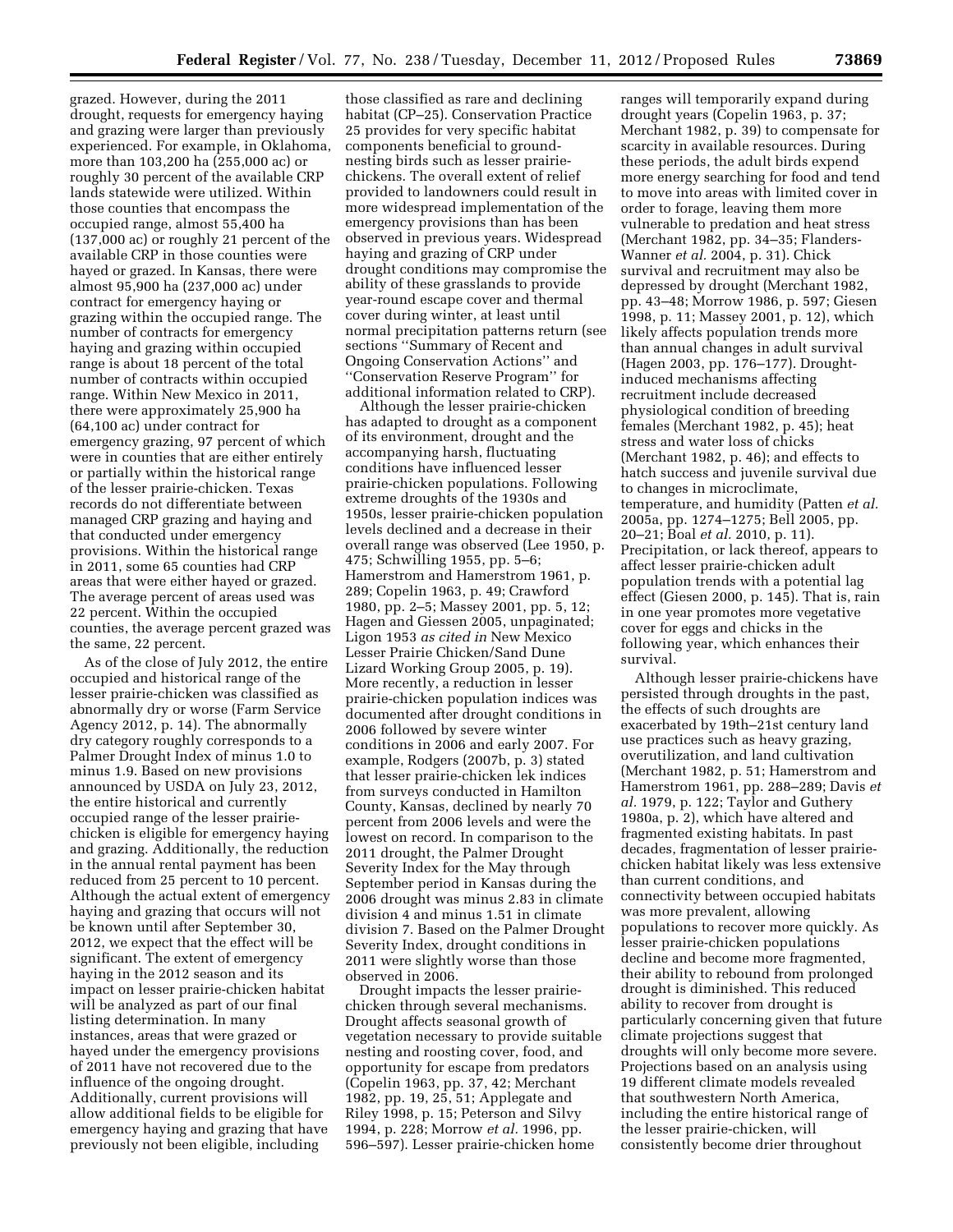grazed. However, during the 2011 drought, requests for emergency haying and grazing were larger than previously experienced. For example, in Oklahoma, more than 103,200 ha (255,000 ac) or roughly 30 percent of the available CRP lands statewide were utilized. Within those counties that encompass the occupied range, almost 55,400 ha (137,000 ac) or roughly 21 percent of the available CRP in those counties were hayed or grazed. In Kansas, there were almost 95,900 ha (237,000 ac) under contract for emergency haying or grazing within the occupied range. The number of contracts for emergency haying and grazing within occupied range is about 18 percent of the total number of contracts within occupied range. Within New Mexico in 2011, there were approximately 25,900 ha (64,100 ac) under contract for emergency grazing, 97 percent of which were in counties that are either entirely or partially within the historical range of the lesser prairie-chicken. Texas records do not differentiate between managed CRP grazing and haying and that conducted under emergency provisions. Within the historical range in 2011, some 65 counties had CRP areas that were either hayed or grazed. The average percent of areas used was 22 percent. Within the occupied counties, the average percent grazed was the same, 22 percent.

As of the close of July 2012, the entire occupied and historical range of the lesser prairie-chicken was classified as abnormally dry or worse (Farm Service Agency 2012, p. 14). The abnormally dry category roughly corresponds to a Palmer Drought Index of minus 1.0 to minus 1.9. Based on new provisions announced by USDA on July 23, 2012, the entire historical and currently occupied range of the lesser prairie-chicken is eligible for emergency haying and grazing. Additionally, the reduction in the annual rental payment has been reduced from 25 percent to 10 percent. Although the actual extent of emergency haying and grazing that occurs will not be known until after September 30, 2012, we expect that the effect will be significant. The extent of emergency haying in the 2012 season and its impact on lesser prairie-chicken habitat will be analyzed as part of our final listing determination. In many instances, areas that were grazed or hayed under the emergency provisions of 2011 have not recovered due to the influence of the ongoing drought. Additionally, current provisions will allow additional fields to be eligible for emergency haying and grazing that have previously not been eligible, including those classified as rare and declining habitat (CP–25). Conservation Practice 25 provides for very specific habitat components beneficial to ground-nesting birds such as lesser prairie-chickens. The overall extent of relief provided to landowners could result in more widespread implementation of the emergency provisions than has been observed in previous years. Widespread haying and grazing of CRP under drought conditions may compromise the ability of these grasslands to provide year-round escape cover and thermal cover during winter, at least until normal precipitation patterns return (see sections ''Summary of Recent and Ongoing Conservation Actions'' and ''Conservation Reserve Program'' for additional information related to CRP).

Although the lesser prairie-chicken has adapted to drought as a component of its environment, drought and the accompanying harsh, fluctuating conditions have influenced lesser prairie-chicken populations. Following extreme droughts of the 1930s and 1950s, lesser prairie-chicken population levels declined and a decrease in their overall range was observed (Lee 1950, p. 475; Schwilling 1955, pp. 5–6; Hamerstrom and Hamerstrom 1961, p. 289; Copelin 1963, p. 49; Crawford 1980, pp. 2–5; Massey 2001, pp. 5, 12; Hagen and Giessen 2005, unpaginated; Ligon 1953 *as cited in* New Mexico Lesser Prairie Chicken/Sand Dune Lizard Working Group 2005, p. 19). More recently, a reduction in lesser prairie-chicken population indices was documented after drought conditions in 2006 followed by severe winter conditions in 2006 and early 2007. For example, Rodgers (2007b, p. 3) stated that lesser prairie-chicken lek indices from surveys conducted in Hamilton County, Kansas, declined by nearly 70 percent from 2006 levels and were the lowest on record. In comparison to the 2011 drought, the Palmer Drought Severity Index for the May through September period in Kansas during the 2006 drought was minus 2.83 in climate division 4 and minus 1.51 in climate division 7. Based on the Palmer Drought Severity Index, drought conditions in 2011 were slightly worse than those observed in 2006.

Drought impacts the lesser prairie-chicken through several mechanisms. Drought affects seasonal growth of vegetation necessary to provide suitable nesting and roosting cover, food, and opportunity for escape from predators (Copelin 1963, pp. 37, 42; Merchant 1982, pp. 19, 25, 51; Applegate and Riley 1998, p. 15; Peterson and Silvy 1994, p. 228; Morrow *et al.* 1996, pp. 596–597). Lesser prairie-chicken home ranges will temporarily expand during drought years (Copelin 1963, p. 37; Merchant 1982, p. 39) to compensate for scarcity in available resources. During these periods, the adult birds expend more energy searching for food and tend to move into areas with limited cover in order to forage, leaving them more vulnerable to predation and heat stress (Merchant 1982, pp. 34–35; Flanders-Wanner *et al.* 2004, p. 31). Chick survival and recruitment may also be depressed by drought (Merchant 1982, pp. 43–48; Morrow 1986, p. 597; Giesen 1998, p. 11; Massey 2001, p. 12), which likely affects population trends more than annual changes in adult survival (Hagen 2003, pp. 176–177). Drought-induced mechanisms affecting recruitment include decreased physiological condition of breeding females (Merchant 1982, p. 45); heat stress and water loss of chicks (Merchant 1982, p. 46); and effects to hatch success and juvenile survival due to changes in microclimate, temperature, and humidity (Patten *et al.* 2005a, pp. 1274–1275; Bell 2005, pp. 20–21; Boal *et al.* 2010, p. 11). Precipitation, or lack thereof, appears to affect lesser prairie-chicken adult population trends with a potential lag effect (Giesen 2000, p. 145). That is, rain in one year promotes more vegetative cover for eggs and chicks in the following year, which enhances their survival.

Although lesser prairie-chickens have persisted through droughts in the past, the effects of such droughts are exacerbated by 19th–21st century land use practices such as heavy grazing, overutilization, and land cultivation (Merchant 1982, p. 51; Hamerstrom and Hamerstrom 1961, pp. 288–289; Davis *et al.* 1979, p. 122; Taylor and Guthery 1980a, p. 2), which have altered and fragmented existing habitats. In past decades, fragmentation of lesser prairie-chicken habitat likely was less extensive than current conditions, and connectivity between occupied habitats was more prevalent, allowing populations to recover more quickly. As lesser prairie-chicken populations decline and become more fragmented, their ability to rebound from prolonged drought is diminished. This reduced ability to recover from drought is particularly concerning given that future climate projections suggest that droughts will only become more severe. Projections based on an analysis using 19 different climate models revealed that southwestern North America, including the entire historical range of the lesser prairie-chicken, will consistently become drier throughout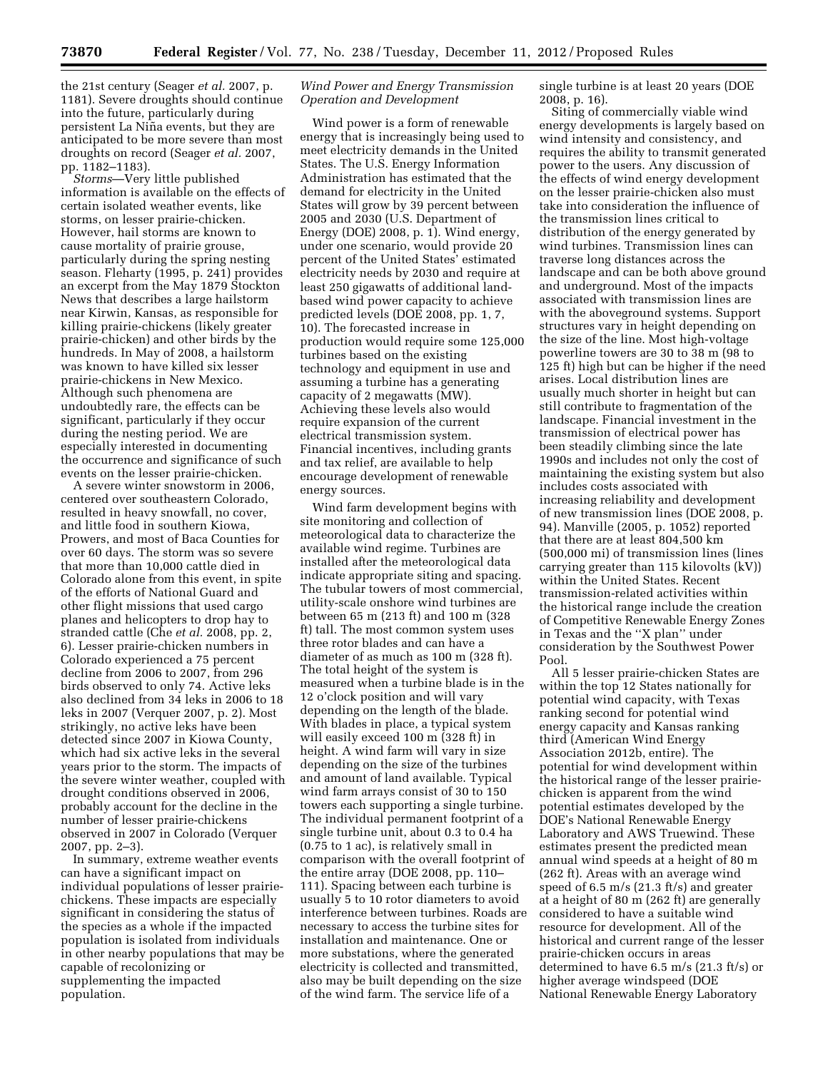the 21st century (Seager *et al.* 2007, p. 1181). Severe droughts should continue into the future, particularly during persistent La Niña events, but they are anticipated to be more severe than most droughts on record (Seager *et al.* 2007, pp. 1182–1183).

*Storms*—Very little published information is available on the effects of certain isolated weather events, like storms, on lesser prairie-chicken. However, hail storms are known to cause mortality of prairie grouse, particularly during the spring nesting season. Fleharty (1995, p. 241) provides an excerpt from the May 1879 Stockton News that describes a large hailstorm near Kirwin, Kansas, as responsible for killing prairie-chickens (likely greater prairie-chicken) and other birds by the hundreds. In May of 2008, a hailstorm was known to have killed six lesser prairie-chickens in New Mexico. Although such phenomena are undoubtedly rare, the effects can be significant, particularly if they occur during the nesting period. We are especially interested in documenting the occurrence and significance of such events on the lesser prairie-chicken.

A severe winter snowstorm in 2006, centered over southeastern Colorado, resulted in heavy snowfall, no cover, and little food in southern Kiowa, Prowers, and most of Baca Counties for over 60 days. The storm was so severe that more than 10,000 cattle died in Colorado alone from this event, in spite of the efforts of National Guard and other flight missions that used cargo planes and helicopters to drop hay to stranded cattle (Che *et al.* 2008, pp. 2, 6). Lesser prairie-chicken numbers in Colorado experienced a 75 percent decline from 2006 to 2007, from 296 birds observed to only 74. Active leks also declined from 34 leks in 2006 to 18 leks in 2007 (Verquer 2007, p. 2). Most strikingly, no active leks have been detected since 2007 in Kiowa County, which had six active leks in the several years prior to the storm. The impacts of the severe winter weather, coupled with drought conditions observed in 2006, probably account for the decline in the number of lesser prairie-chickens observed in 2007 in Colorado (Verquer 2007, pp. 2–3).

In summary, extreme weather events can have a significant impact on individual populations of lesser prairie-chickens. These impacts are especially significant in considering the status of the species as a whole if the impacted population is isolated from individuals in other nearby populations that may be capable of recolonizing or supplementing the impacted population.

*Wind Power and Energy Transmission Operation and Development*

Wind power is a form of renewable energy that is increasingly being used to meet electricity demands in the United States. The U.S. Energy Information Administration has estimated that the demand for electricity in the United States will grow by 39 percent between 2005 and 2030 (U.S. Department of Energy (DOE) 2008, p. 1). Wind energy, under one scenario, would provide 20 percent of the United States' estimated electricity needs by 2030 and require at least 250 gigawatts of additional land-based wind power capacity to achieve predicted levels (DOE 2008, pp. 1, 7, 10). The forecasted increase in production would require some 125,000 turbines based on the existing technology and equipment in use and assuming a turbine has a generating capacity of 2 megawatts (MW). Achieving these levels also would require expansion of the current electrical transmission system. Financial incentives, including grants and tax relief, are available to help encourage development of renewable energy sources.

Wind farm development begins with site monitoring and collection of meteorological data to characterize the available wind regime. Turbines are installed after the meteorological data indicate appropriate siting and spacing. The tubular towers of most commercial, utility-scale onshore wind turbines are between 65 m (213 ft) and 100 m (328 ft) tall. The most common system uses three rotor blades and can have a diameter of as much as 100 m (328 ft). The total height of the system is measured when a turbine blade is in the 12 o'clock position and will vary depending on the length of the blade. With blades in place, a typical system will easily exceed 100 m (328 ft) in height. A wind farm will vary in size depending on the size of the turbines and amount of land available. Typical wind farm arrays consist of 30 to 150 towers each supporting a single turbine. The individual permanent footprint of a single turbine unit, about 0.3 to 0.4 ha (0.75 to 1 ac), is relatively small in comparison with the overall footprint of the entire array (DOE 2008, pp. 110–111). Spacing between each turbine is usually 5 to 10 rotor diameters to avoid interference between turbines. Roads are necessary to access the turbine sites for installation and maintenance. One or more substations, where the generated electricity is collected and transmitted, also may be built depending on the size of the wind farm. The service life of a single turbine is at least 20 years (DOE 2008, p. 16).

Siting of commercially viable wind energy developments is largely based on wind intensity and consistency, and requires the ability to transmit generated power to the users. Any discussion of the effects of wind energy development on the lesser prairie-chicken also must take into consideration the influence of the transmission lines critical to distribution of the energy generated by wind turbines. Transmission lines can traverse long distances across the landscape and can be both above ground and underground. Most of the impacts associated with transmission lines are with the aboveground systems. Support structures vary in height depending on the size of the line. Most high-voltage powerline towers are 30 to 38 m (98 to 125 ft) high but can be higher if the need arises. Local distribution lines are usually much shorter in height but can still contribute to fragmentation of the landscape. Financial investment in the transmission of electrical power has been steadily climbing since the late 1990s and includes not only the cost of maintaining the existing system but also includes costs associated with increasing reliability and development of new transmission lines (DOE 2008, p. 94). Manville (2005, p. 1052) reported that there are at least 804,500 km (500,000 mi) of transmission lines (lines carrying greater than 115 kilovolts (kV)) within the United States. Recent transmission-related activities within the historical range include the creation of Competitive Renewable Energy Zones in Texas and the "X plan" under consideration by the Southwest Power Pool.

All 5 lesser prairie-chicken States are within the top 12 States nationally for potential wind capacity, with Texas ranking second for potential wind energy capacity and Kansas ranking third (American Wind Energy Association 2012b, entire). The potential for wind development within the historical range of the lesser prairie-chicken is apparent from the wind potential estimates developed by the DOE's National Renewable Energy Laboratory and AWS Truewind. These estimates present the predicted mean annual wind speeds at a height of 80 m (262 ft). Areas with an average wind speed of 6.5 m/s (21.3 ft/s) and greater at a height of 80 m (262 ft) are generally considered to have a suitable wind resource for development. All of the historical and current range of the lesser prairie-chicken occurs in areas determined to have 6.5 m/s (21.3 ft/s) or higher average windspeed (DOE National Renewable Energy Laboratory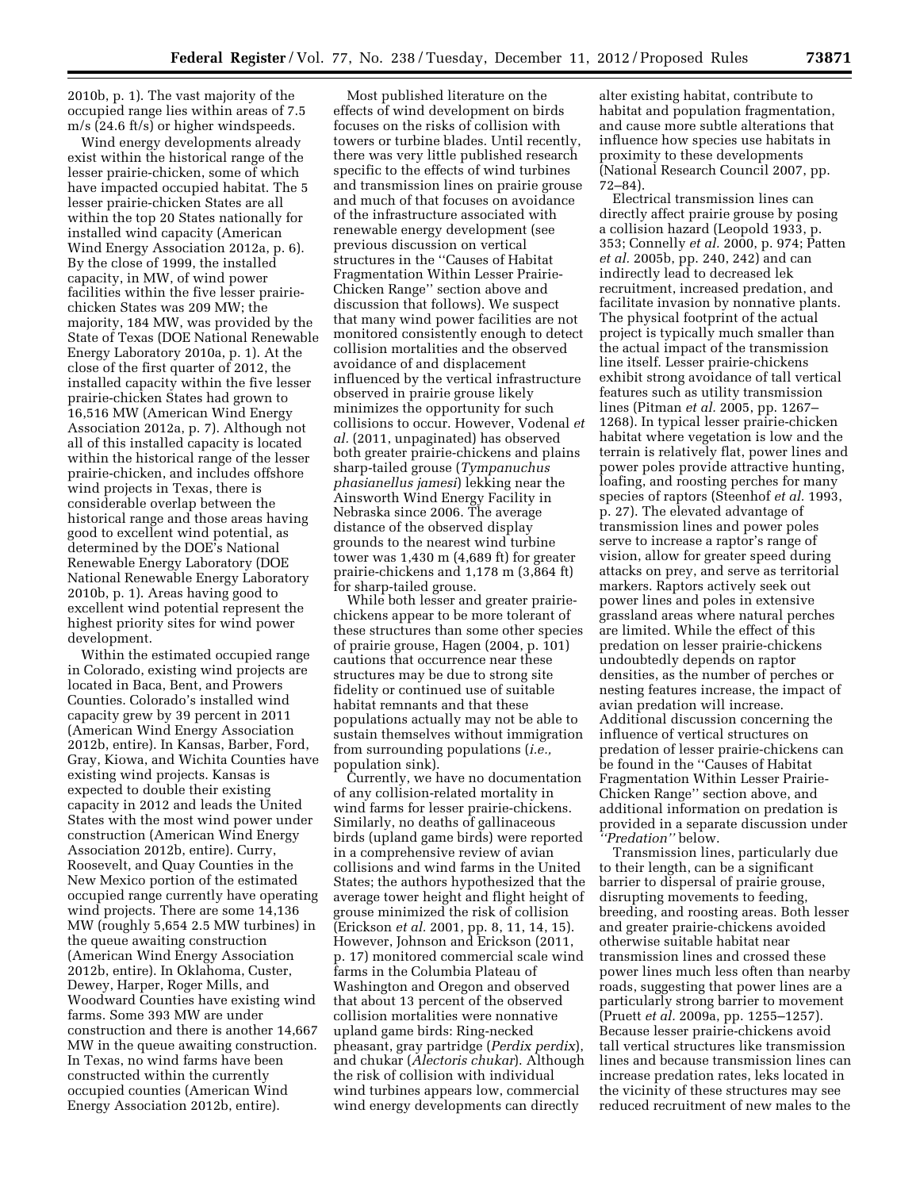2010b, p. 1). The vast majority of the occupied range lies within areas of 7.5 m/s (24.6 ft/s) or higher windspeeds.

Wind energy developments already exist within the historical range of the lesser prairie-chicken, some of which have impacted occupied habitat. The 5 lesser prairie-chicken States are all within the top 20 States nationally for installed wind capacity (American Wind Energy Association 2012a, p. 6). By the close of 1999, the installed capacity, in MW, of wind power facilities within the five lesser prairie-chicken States was 209 MW; the majority, 184 MW, was provided by the State of Texas (DOE National Renewable Energy Laboratory 2010a, p. 1). At the close of the first quarter of 2012, the installed capacity within the five lesser prairie-chicken States had grown to 16,516 MW (American Wind Energy Association 2012a, p. 7). Although not all of this installed capacity is located within the historical range of the lesser prairie-chicken, and includes offshore wind projects in Texas, there is considerable overlap between the historical range and those areas having good to excellent wind potential, as determined by the DOE's National Renewable Energy Laboratory (DOE National Renewable Energy Laboratory 2010b, p. 1). Areas having good to excellent wind potential represent the highest priority sites for wind power development.

Within the estimated occupied range in Colorado, existing wind projects are located in Baca, Bent, and Prowers Counties. Colorado's installed wind capacity grew by 39 percent in 2011 (American Wind Energy Association 2012b, entire). In Kansas, Barber, Ford, Gray, Kiowa, and Wichita Counties have existing wind projects. Kansas is expected to double their existing capacity in 2012 and leads the United States with the most wind power under construction (American Wind Energy Association 2012b, entire). Curry, Roosevelt, and Quay Counties in the New Mexico portion of the estimated occupied range currently have operating wind projects. There are some 14,136 MW (roughly 5,654 2.5 MW turbines) in the queue awaiting construction (American Wind Energy Association 2012b, entire). In Oklahoma, Custer, Dewey, Harper, Roger Mills, and Woodward Counties have existing wind farms. Some 393 MW are under construction and there is another 14,667 MW in the queue awaiting construction. In Texas, no wind farms have been constructed within the currently occupied counties (American Wind Energy Association 2012b, entire).

Most published literature on the effects of wind development on birds focuses on the risks of collision with towers or turbine blades. Until recently, there was very little published research specific to the effects of wind turbines and transmission lines on prairie grouse and much of that focuses on avoidance of the infrastructure associated with renewable energy development (see previous discussion on vertical structures in the ''Causes of Habitat Fragmentation Within Lesser Prairie-Chicken Range'' section above and discussion that follows). We suspect that many wind power facilities are not monitored consistently enough to detect collision mortalities and the observed avoidance of and displacement influenced by the vertical infrastructure observed in prairie grouse likely minimizes the opportunity for such collisions to occur. However, Vodenal *et al.* (2011, unpaginated) has observed both greater prairie-chickens and plains sharp-tailed grouse (*Tympanuchus phasianellus jamesi*) lekking near the Ainsworth Wind Energy Facility in Nebraska since 2006. The average distance of the observed display grounds to the nearest wind turbine tower was 1,430 m (4,689 ft) for greater prairie-chickens and 1,178 m (3,864 ft) for sharp-tailed grouse.

While both lesser and greater prairie-chickens appear to be more tolerant of these structures than some other species of prairie grouse, Hagen (2004, p. 101) cautions that occurrence near these structures may be due to strong site fidelity or continued use of suitable habitat remnants and that these populations actually may not be able to sustain themselves without immigration from surrounding populations (*i.e.,* population sink).

Currently, we have no documentation of any collision-related mortality in wind farms for lesser prairie-chickens. Similarly, no deaths of gallinaceous birds (upland game birds) were reported in a comprehensive review of avian collisions and wind farms in the United States; the authors hypothesized that the average tower height and flight height of grouse minimized the risk of collision (Erickson *et al.* 2001, pp. 8, 11, 14, 15). However, Johnson and Erickson (2011, p. 17) monitored commercial scale wind farms in the Columbia Plateau of Washington and Oregon and observed that about 13 percent of the observed collision mortalities were nonnative upland game birds: Ring-necked pheasant, gray partridge (*Perdix perdix*), and chukar (*Alectoris chukar*). Although the risk of collision with individual wind turbines appears low, commercial wind energy developments can directly alter existing habitat, contribute to habitat and population fragmentation, and cause more subtle alterations that influence how species use habitats in proximity to these developments (National Research Council 2007, pp. 72–84).

Electrical transmission lines can directly affect prairie grouse by posing a collision hazard (Leopold 1933, p. 353; Connelly *et al.* 2000, p. 974; Patten *et al.* 2005b, pp. 240, 242) and can indirectly lead to decreased lek recruitment, increased predation, and facilitate invasion by nonnative plants. The physical footprint of the actual project is typically much smaller than the actual impact of the transmission line itself. Lesser prairie-chickens exhibit strong avoidance of tall vertical features such as utility transmission lines (Pitman *et al.* 2005, pp. 1267–1268). In typical lesser prairie-chicken habitat where vegetation is low and the terrain is relatively flat, power lines and power poles provide attractive hunting, loafing, and roosting perches for many species of raptors (Steenhof *et al.* 1993, p. 27). The elevated advantage of transmission lines and power poles serve to increase a raptor's range of vision, allow for greater speed during attacks on prey, and serve as territorial markers. Raptors actively seek out power lines and poles in extensive grassland areas where natural perches are limited. While the effect of this predation on lesser prairie-chickens undoubtedly depends on raptor densities, as the number of perches or nesting features increase, the impact of avian predation will increase. Additional discussion concerning the influence of vertical structures on predation of lesser prairie-chickens can be found in the ''Causes of Habitat Fragmentation Within Lesser Prairie-Chicken Range'' section above, and additional information on predation is provided in a separate discussion under *''Predation''* below.

Transmission lines, particularly due to their length, can be a significant barrier to dispersal of prairie grouse, disrupting movements to feeding, breeding, and roosting areas. Both lesser and greater prairie-chickens avoided otherwise suitable habitat near transmission lines and crossed these power lines much less often than nearby roads, suggesting that power lines are a particularly strong barrier to movement (Pruett *et al.* 2009a, pp. 1255–1257). Because lesser prairie-chickens avoid tall vertical structures like transmission lines and because transmission lines can increase predation rates, leks located in the vicinity of these structures may see reduced recruitment of new males to the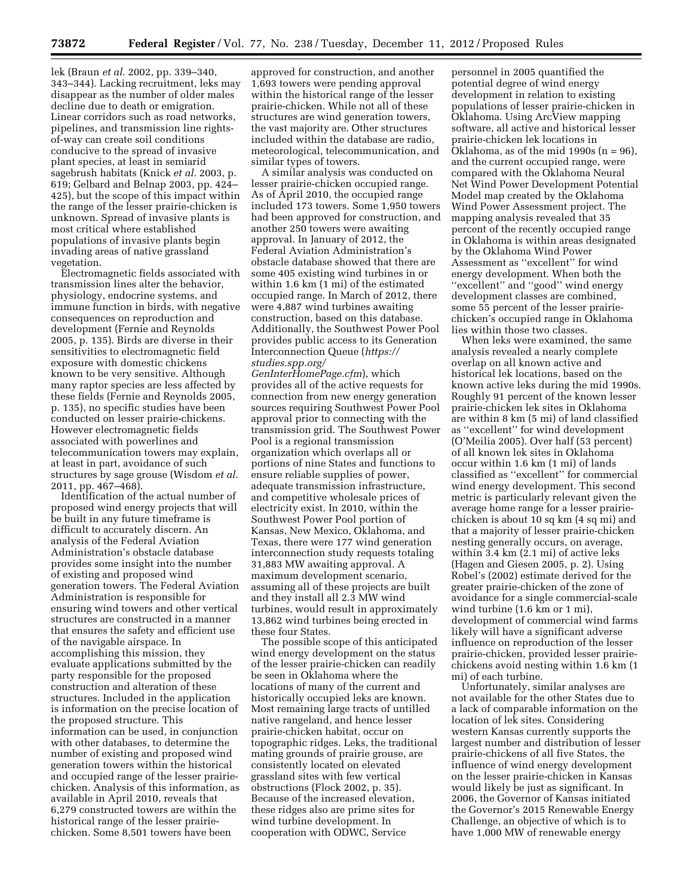lek (Braun *et al.* 2002, pp. 339–340, 343–344). Lacking recruitment, leks may disappear as the number of older males decline due to death or emigration. Linear corridors such as road networks, pipelines, and transmission line rights-of-way can create soil conditions conducive to the spread of invasive plant species, at least in semiarid sagebrush habitats (Knick *et al.* 2003, p. 619; Gelbard and Belnap 2003, pp. 424–425), but the scope of this impact within the range of the lesser prairie-chicken is unknown. Spread of invasive plants is most critical where established populations of invasive plants begin invading areas of native grassland vegetation.

Electromagnetic fields associated with transmission lines alter the behavior, physiology, endocrine systems, and immune function in birds, with negative consequences on reproduction and development (Fernie and Reynolds 2005, p. 135). Birds are diverse in their sensitivities to electromagnetic field exposure with domestic chickens known to be very sensitive. Although many raptor species are less affected by these fields (Fernie and Reynolds 2005, p. 135), no specific studies have been conducted on lesser prairie-chickens. However electromagnetic fields associated with powerlines and telecommunication towers may explain, at least in part, avoidance of such structures by sage grouse (Wisdom *et al.* 2011, pp. 467–468).

Identification of the actual number of proposed wind energy projects that will be built in any future timeframe is difficult to accurately discern. An analysis of the Federal Aviation Administration's obstacle database provides some insight into the number of existing and proposed wind generation towers. The Federal Aviation Administration is responsible for ensuring wind towers and other vertical structures are constructed in a manner that ensures the safety and efficient use of the navigable airspace. In accomplishing this mission, they evaluate applications submitted by the party responsible for the proposed construction and alteration of these structures. Included in the application is information on the precise location of the proposed structure. This information can be used, in conjunction with other databases, to determine the number of existing and proposed wind generation towers within the historical and occupied range of the lesser prairie-chicken. Analysis of this information, as available in April 2010, reveals that 6,279 constructed towers are within the historical range of the lesser prairie-chicken. Some 8,501 towers have been approved for construction, and another 1,693 towers were pending approval within the historical range of the lesser prairie-chicken. While not all of these structures are wind generation towers, the vast majority are. Other structures included within the database are radio, meteorological, telecommunication, and similar types of towers.

A similar analysis was conducted on lesser prairie-chicken occupied range. As of April 2010, the occupied range included 173 towers. Some 1,950 towers had been approved for construction, and another 250 towers were awaiting approval. In January of 2012, the Federal Aviation Administration's obstacle database showed that there are some 405 existing wind turbines in or within 1.6 km (1 mi) of the estimated occupied range. In March of 2012, there were 4,887 wind turbines awaiting construction, based on this database. Additionally, the Southwest Power Pool provides public access to its Generation Interconnection Queue (*https://studies.spp.org/GenInterHomePage.cfm*), which provides all of the active requests for connection from new energy generation sources requiring Southwest Power Pool approval prior to connecting with the transmission grid. The Southwest Power Pool is a regional transmission organization which overlaps all or portions of nine States and functions to ensure reliable supplies of power, adequate transmission infrastructure, and competitive wholesale prices of electricity exist. In 2010, within the Southwest Power Pool portion of Kansas, New Mexico, Oklahoma, and Texas, there were 177 wind generation interconnection study requests totaling 31,883 MW awaiting approval. A maximum development scenario, assuming all of these projects are built and they install all 2.3 MW wind turbines, would result in approximately 13,862 wind turbines being erected in these four States.

The possible scope of this anticipated wind energy development on the status of the lesser prairie-chicken can readily be seen in Oklahoma where the locations of many of the current and historically occupied leks are known. Most remaining large tracts of untilled native rangeland, and hence lesser prairie-chicken habitat, occur on topographic ridges. Leks, the traditional mating grounds of prairie grouse, are consistently located on elevated grassland sites with few vertical obstructions (Flock 2002, p. 35). Because of the increased elevation, these ridges also are prime sites for wind turbine development. In cooperation with ODWC, Service personnel in 2005 quantified the potential degree of wind energy development in relation to existing populations of lesser prairie-chicken in Oklahoma. Using ArcView mapping software, all active and historical lesser prairie-chicken lek locations in Oklahoma, as of the mid 1990s (n = 96), and the current occupied range, were compared with the Oklahoma Neural Net Wind Power Development Potential Model map created by the Oklahoma Wind Power Assessment project. The mapping analysis revealed that 35 percent of the recently occupied range in Oklahoma is within areas designated by the Oklahoma Wind Power Assessment as ''excellent'' for wind energy development. When both the ''excellent'' and ''good'' wind energy development classes are combined, some 55 percent of the lesser prairie-chicken's occupied range in Oklahoma lies within those two classes.

When leks were examined, the same analysis revealed a nearly complete overlap on all known active and historical lek locations, based on the known active leks during the mid 1990s. Roughly 91 percent of the known lesser prairie-chicken lek sites in Oklahoma are within 8 km (5 mi) of land classified as ''excellent'' for wind development (O'Meilia 2005). Over half (53 percent) of all known lek sites in Oklahoma occur within 1.6 km (1 mi) of lands classified as ''excellent'' for commercial wind energy development. This second metric is particularly relevant given the average home range for a lesser prairie-chicken is about 10 sq km (4 sq mi) and that a majority of lesser prairie-chicken nesting generally occurs, on average, within 3.4 km (2.1 mi) of active leks (Hagen and Giesen 2005, p. 2). Using Robel's (2002) estimate derived for the greater prairie-chicken of the zone of avoidance for a single commercial-scale wind turbine (1.6 km or 1 mi), development of commercial wind farms likely will have a significant adverse influence on reproduction of the lesser prairie-chicken, provided lesser prairie-chickens avoid nesting within 1.6 km (1 mi) of each turbine.

Unfortunately, similar analyses are not available for the other States due to a lack of comparable information on the location of lek sites. Considering western Kansas currently supports the largest number and distribution of lesser prairie-chickens of all five States, the influence of wind energy development on the lesser prairie-chicken in Kansas would likely be just as significant. In 2006, the Governor of Kansas initiated the Governor's 2015 Renewable Energy Challenge, an objective of which is to have 1,000 MW of renewable energy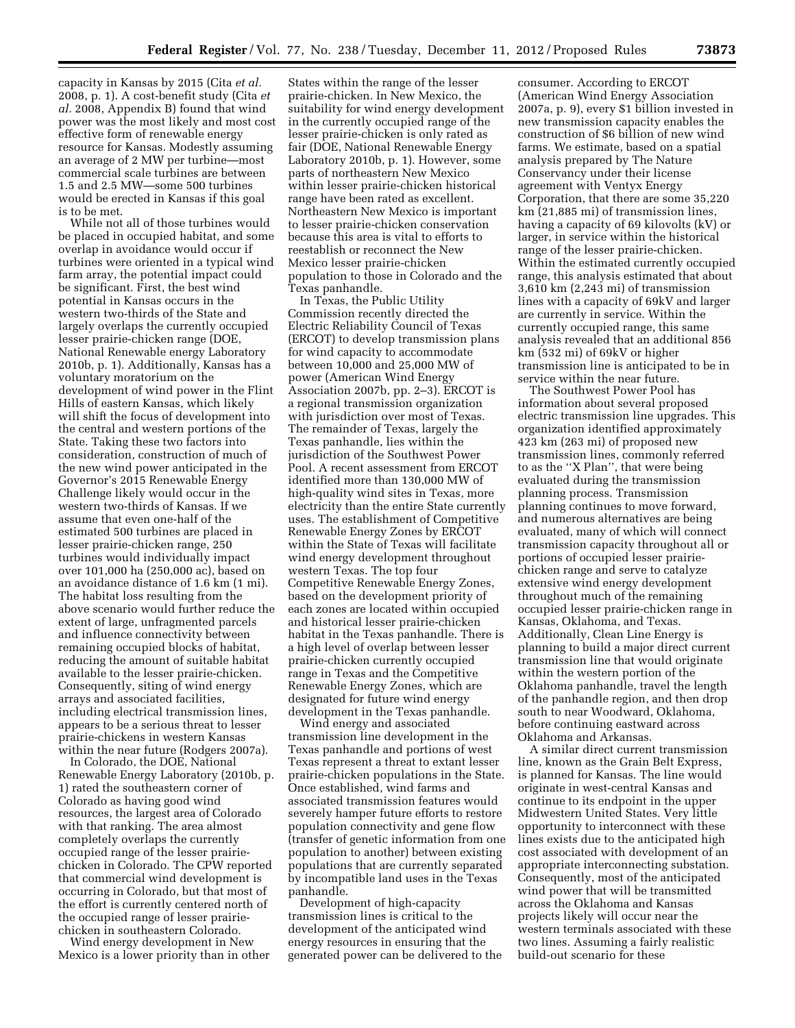capacity in Kansas by 2015 (Cita *et al.* 2008, p. 1). A cost-benefit study (Cita *et al.* 2008, Appendix B) found that wind power was the most likely and most cost effective form of renewable energy resource for Kansas. Modestly assuming an average of 2 MW per turbine—most commercial scale turbines are between 1.5 and 2.5 MW—some 500 turbines would be erected in Kansas if this goal is to be met.

While not all of those turbines would be placed in occupied habitat, and some overlap in avoidance would occur if turbines were oriented in a typical wind farm array, the potential impact could be significant. First, the best wind potential in Kansas occurs in the western two-thirds of the State and largely overlaps the currently occupied lesser prairie-chicken range (DOE, National Renewable energy Laboratory 2010b, p. 1). Additionally, Kansas has a voluntary moratorium on the development of wind power in the Flint Hills of eastern Kansas, which likely will shift the focus of development into the central and western portions of the State. Taking these two factors into consideration, construction of much of the new wind power anticipated in the Governor's 2015 Renewable Energy Challenge likely would occur in the western two-thirds of Kansas. If we assume that even one-half of the estimated 500 turbines are placed in lesser prairie-chicken range, 250 turbines would individually impact over 101,000 ha (250,000 ac), based on an avoidance distance of 1.6 km (1 mi). The habitat loss resulting from the above scenario would further reduce the extent of large, unfragmented parcels and influence connectivity between remaining occupied blocks of habitat, reducing the amount of suitable habitat available to the lesser prairie-chicken. Consequently, siting of wind energy arrays and associated facilities, including electrical transmission lines, appears to be a serious threat to lesser prairie-chickens in western Kansas within the near future (Rodgers 2007a).

In Colorado, the DOE, National Renewable Energy Laboratory (2010b, p. 1) rated the southeastern corner of Colorado as having good wind resources, the largest area of Colorado with that ranking. The area almost completely overlaps the currently occupied range of the lesser prairie-chicken in Colorado. The CPW reported that commercial wind development is occurring in Colorado, but that most of the effort is currently centered north of the occupied range of lesser prairie-chicken in southeastern Colorado.

Wind energy development in New Mexico is a lower priority than in other States within the range of the lesser prairie-chicken. In New Mexico, the suitability for wind energy development in the currently occupied range of the lesser prairie-chicken is only rated as fair (DOE, National Renewable Energy Laboratory 2010b, p. 1). However, some parts of northeastern New Mexico within lesser prairie-chicken historical range have been rated as excellent. Northeastern New Mexico is important to lesser prairie-chicken conservation because this area is vital to efforts to reestablish or reconnect the New Mexico lesser prairie-chicken population to those in Colorado and the Texas panhandle.

In Texas, the Public Utility Commission recently directed the Electric Reliability Council of Texas (ERCOT) to develop transmission plans for wind capacity to accommodate between 10,000 and 25,000 MW of power (American Wind Energy Association 2007b, pp. 2–3). ERCOT is a regional transmission organization with jurisdiction over most of Texas. The remainder of Texas, largely the Texas panhandle, lies within the jurisdiction of the Southwest Power Pool. A recent assessment from ERCOT identified more than 130,000 MW of high-quality wind sites in Texas, more electricity than the entire State currently uses. The establishment of Competitive Renewable Energy Zones by ERCOT within the State of Texas will facilitate wind energy development throughout western Texas. The top four Competitive Renewable Energy Zones, based on the development priority of each zones are located within occupied and historical lesser prairie-chicken habitat in the Texas panhandle. There is a high level of overlap between lesser prairie-chicken currently occupied range in Texas and the Competitive Renewable Energy Zones, which are designated for future wind energy development in the Texas panhandle.

Wind energy and associated transmission line development in the Texas panhandle and portions of west Texas represent a threat to extant lesser prairie-chicken populations in the State. Once established, wind farms and associated transmission features would severely hamper future efforts to restore population connectivity and gene flow (transfer of genetic information from one population to another) between existing populations that are currently separated by incompatible land uses in the Texas panhandle.

Development of high-capacity transmission lines is critical to the development of the anticipated wind energy resources in ensuring that the generated power can be delivered to the consumer. According to ERCOT (American Wind Energy Association 2007a, p. 9), every $1 billion invested in new transmission capacity enables the construction of $6 billion of new wind farms. We estimate, based on a spatial analysis prepared by The Nature Conservancy under their license agreement with Ventyx Energy Corporation, that there are some 35,220 km (21,885 mi) of transmission lines, having a capacity of 69 kilovolts (kV) or larger, in service within the historical range of the lesser prairie-chicken. Within the estimated currently occupied range, this analysis estimated that about 3,610 km (2,243 mi) of transmission lines with a capacity of 69kV and larger are currently in service. Within the currently occupied range, this same analysis revealed that an additional 856 km (532 mi) of 69kV or higher transmission line is anticipated to be in service within the near future.

The Southwest Power Pool has information about several proposed electric transmission line upgrades. This organization identified approximately 423 km (263 mi) of proposed new transmission lines, commonly referred to as the ''X Plan'', that were being evaluated during the transmission planning process. Transmission planning continues to move forward, and numerous alternatives are being evaluated, many of which will connect transmission capacity throughout all or portions of occupied lesser prairie-chicken range and serve to catalyze extensive wind energy development throughout much of the remaining occupied lesser prairie-chicken range in Kansas, Oklahoma, and Texas. Additionally, Clean Line Energy is planning to build a major direct current transmission line that would originate within the western portion of the Oklahoma panhandle, travel the length of the panhandle region, and then drop south to near Woodward, Oklahoma, before continuing eastward across Oklahoma and Arkansas.

A similar direct current transmission line, known as the Grain Belt Express, is planned for Kansas. The line would originate in west-central Kansas and continue to its endpoint in the upper Midwestern United States. Very little opportunity to interconnect with these lines exists due to the anticipated high cost associated with development of an appropriate interconnecting substation. Consequently, most of the anticipated wind power that will be transmitted across the Oklahoma and Kansas projects likely will occur near the western terminals associated with these two lines. Assuming a fairly realistic build-out scenario for these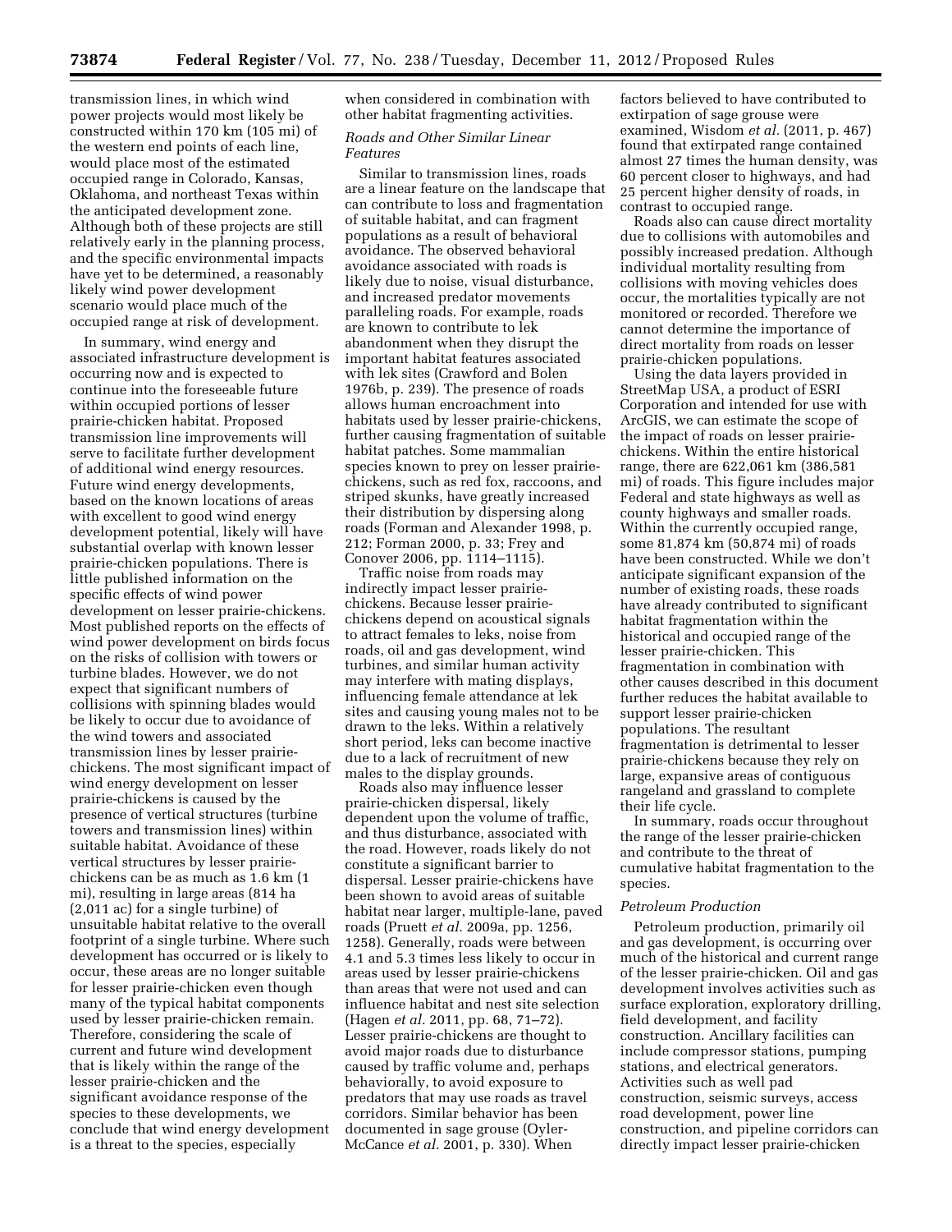transmission lines, in which wind power projects would most likely be constructed within 170 km (105 mi) of the western end points of each line, would place most of the estimated occupied range in Colorado, Kansas, Oklahoma, and northeast Texas within the anticipated development zone. Although both of these projects are still relatively early in the planning process, and the specific environmental impacts have yet to be determined, a reasonably likely wind power development scenario would place much of the occupied range at risk of development.

In summary, wind energy and associated infrastructure development is occurring now and is expected to continue into the foreseeable future within occupied portions of lesser prairie-chicken habitat. Proposed transmission line improvements will serve to facilitate further development of additional wind energy resources. Future wind energy developments, based on the known locations of areas with excellent to good wind energy development potential, likely will have substantial overlap with known lesser prairie-chicken populations. There is little published information on the specific effects of wind power development on lesser prairie-chickens. Most published reports on the effects of wind power development on birds focus on the risks of collision with towers or turbine blades. However, we do not expect that significant numbers of collisions with spinning blades would be likely to occur due to avoidance of the wind towers and associated transmission lines by lesser prairie-chickens. The most significant impact of wind energy development on lesser prairie-chickens is caused by the presence of vertical structures (turbine towers and transmission lines) within suitable habitat. Avoidance of these vertical structures by lesser prairie-chickens can be as much as 1.6 km (1 mi), resulting in large areas (814 ha (2,011 ac) for a single turbine) of unsuitable habitat relative to the overall footprint of a single turbine. Where such development has occurred or is likely to occur, these areas are no longer suitable for lesser prairie-chicken even though many of the typical habitat components used by lesser prairie-chicken remain. Therefore, considering the scale of current and future wind development that is likely within the range of the lesser prairie-chicken and the significant avoidance response of the species to these developments, we conclude that wind energy development is a threat to the species, especially when considered in combination with other habitat fragmenting activities.

### *Roads and Other Similar Linear Features*

Similar to transmission lines, roads are a linear feature on the landscape that can contribute to loss and fragmentation of suitable habitat, and can fragment populations as a result of behavioral avoidance. The observed behavioral avoidance associated with roads is likely due to noise, visual disturbance, and increased predator movements paralleling roads. For example, roads are known to contribute to lek abandonment when they disrupt the important habitat features associated with lek sites (Crawford and Bolen 1976b, p. 239). The presence of roads allows human encroachment into habitats used by lesser prairie-chickens, further causing fragmentation of suitable habitat patches. Some mammalian species known to prey on lesser prairie-chickens, such as red fox, raccoons, and striped skunks, have greatly increased their distribution by dispersing along roads (Forman and Alexander 1998, p. 212; Forman 2000, p. 33; Frey and Conover 2006, pp. 1114–1115).

Traffic noise from roads may indirectly impact lesser prairie-chickens. Because lesser prairie-chickens depend on acoustical signals to attract females to leks, noise from roads, oil and gas development, wind turbines, and similar human activity may interfere with mating displays, influencing female attendance at lek sites and causing young males not to be drawn to the leks. Within a relatively short period, leks can become inactive due to a lack of recruitment of new males to the display grounds.

Roads also may influence lesser prairie-chicken dispersal, likely dependent upon the volume of traffic, and thus disturbance, associated with the road. However, roads likely do not constitute a significant barrier to dispersal. Lesser prairie-chickens have been shown to avoid areas of suitable habitat near larger, multiple-lane, paved roads (Pruett *et al.* 2009a, pp. 1256, 1258). Generally, roads were between 4.1 and 5.3 times less likely to occur in areas used by lesser prairie-chickens than areas that were not used and can influence habitat and nest site selection (Hagen *et al.* 2011, pp. 68, 71–72). Lesser prairie-chickens are thought to avoid major roads due to disturbance caused by traffic volume and, perhaps behaviorally, to avoid exposure to predators that may use roads as travel corridors. Similar behavior has been documented in sage grouse (Oyler-McCance *et al.* 2001, p. 330). When factors believed to have contributed to extirpation of sage grouse were examined, Wisdom *et al.* (2011, p. 467) found that extirpated range contained almost 27 times the human density, was 60 percent closer to highways, and had 25 percent higher density of roads, in contrast to occupied range.

Roads also can cause direct mortality due to collisions with automobiles and possibly increased predation. Although individual mortality resulting from collisions with moving vehicles does occur, the mortalities typically are not monitored or recorded. Therefore we cannot determine the importance of direct mortality from roads on lesser prairie-chicken populations.

Using the data layers provided in StreetMap USA, a product of ESRI Corporation and intended for use with ArcGIS, we can estimate the scope of the impact of roads on lesser prairie-chickens. Within the entire historical range, there are 622,061 km (386,581 mi) of roads. This figure includes major Federal and state highways as well as county highways and smaller roads. Within the currently occupied range, some 81,874 km (50,874 mi) of roads have been constructed. While we don't anticipate significant expansion of the number of existing roads, these roads have already contributed to significant habitat fragmentation within the historical and occupied range of the lesser prairie-chicken. This fragmentation in combination with other causes described in this document further reduces the habitat available to support lesser prairie-chicken populations. The resultant fragmentation is detrimental to lesser prairie-chickens because they rely on large, expansive areas of contiguous rangeland and grassland to complete their life cycle.

In summary, roads occur throughout the range of the lesser prairie-chicken and contribute to the threat of cumulative habitat fragmentation to the species.

### *Petroleum Production*

Petroleum production, primarily oil and gas development, is occurring over much of the historical and current range of the lesser prairie-chicken. Oil and gas development involves activities such as surface exploration, exploratory drilling, field development, and facility construction. Ancillary facilities can include compressor stations, pumping stations, and electrical generators. Activities such as well pad construction, seismic surveys, access road development, power line construction, and pipeline corridors can directly impact lesser prairie-chicken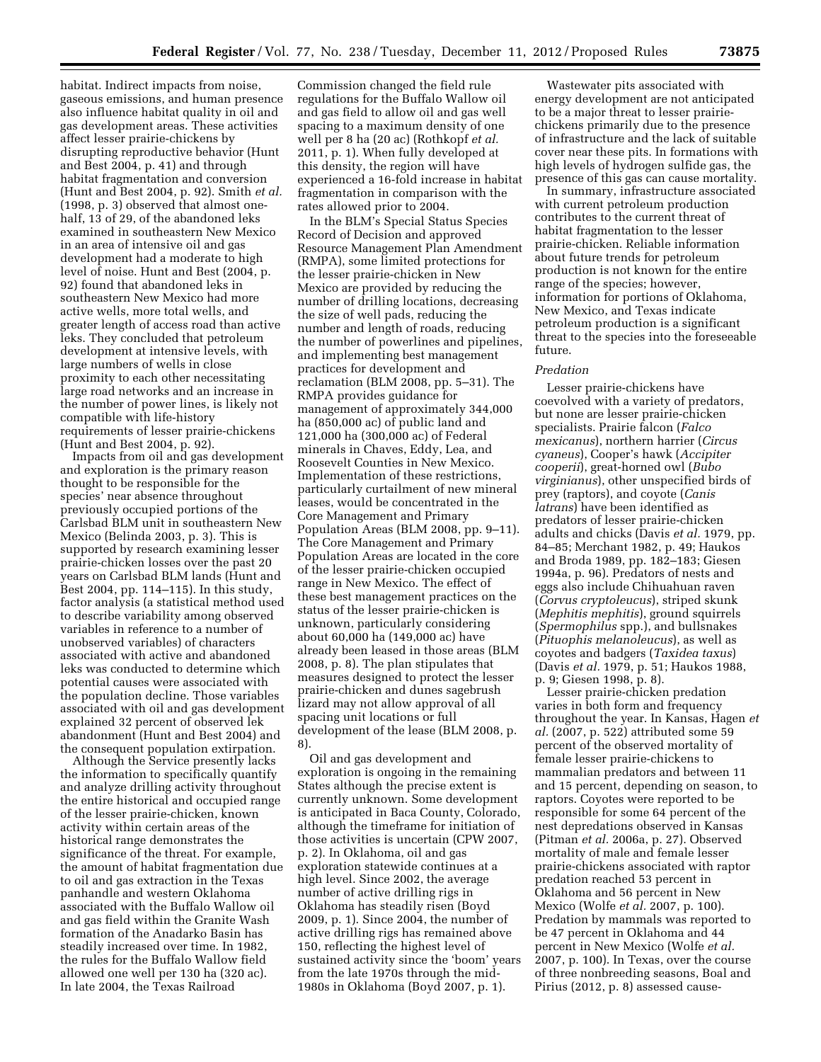habitat. Indirect impacts from noise, gaseous emissions, and human presence also influence habitat quality in oil and gas development areas. These activities affect lesser prairie-chickens by disrupting reproductive behavior (Hunt and Best 2004, p. 41) and through habitat fragmentation and conversion (Hunt and Best 2004, p. 92). Smith *et al.* (1998, p. 3) observed that almost one-half, 13 of 29, of the abandoned leks examined in southeastern New Mexico in an area of intensive oil and gas development had a moderate to high level of noise. Hunt and Best (2004, p. 92) found that abandoned leks in southeastern New Mexico had more active wells, more total wells, and greater length of access road than active leks. They concluded that petroleum development at intensive levels, with large numbers of wells in close proximity to each other necessitating large road networks and an increase in the number of power lines, is likely not compatible with life-history requirements of lesser prairie-chickens (Hunt and Best 2004, p. 92).

Impacts from oil and gas development and exploration is the primary reason thought to be responsible for the species' near absence throughout previously occupied portions of the Carlsbad BLM unit in southeastern New Mexico (Belinda 2003, p. 3). This is supported by research examining lesser prairie-chicken losses over the past 20 years on Carlsbad BLM lands (Hunt and Best 2004, pp. 114–115). In this study, factor analysis (a statistical method used to describe variability among observed variables in reference to a number of unobserved variables) of characters associated with active and abandoned leks was conducted to determine which potential causes were associated with the population decline. Those variables associated with oil and gas development explained 32 percent of observed lek abandonment (Hunt and Best 2004) and the consequent population extirpation.

Although the Service presently lacks the information to specifically quantify and analyze drilling activity throughout the entire historical and occupied range of the lesser prairie-chicken, known activity within certain areas of the historical range demonstrates the significance of the threat. For example, the amount of habitat fragmentation due to oil and gas extraction in the Texas panhandle and western Oklahoma associated with the Buffalo Wallow oil and gas field within the Granite Wash formation of the Anadarko Basin has steadily increased over time. In 1982, the rules for the Buffalo Wallow field allowed one well per 130 ha (320 ac). In late 2004, the Texas Railroad Commission changed the field rule regulations for the Buffalo Wallow oil and gas field to allow oil and gas well spacing to a maximum density of one well per 8 ha (20 ac) (Rothkopf *et al.* 2011, p. 1). When fully developed at this density, the region will have experienced a 16-fold increase in habitat fragmentation in comparison with the rates allowed prior to 2004.

In the BLM's Special Status Species Record of Decision and approved Resource Management Plan Amendment (RMPA), some limited protections for the lesser prairie-chicken in New Mexico are provided by reducing the number of drilling locations, decreasing the size of well pads, reducing the number and length of roads, reducing the number of powerlines and pipelines, and implementing best management practices for development and reclamation (BLM 2008, pp. 5–31). The RMPA provides guidance for management of approximately 344,000 ha (850,000 ac) of public land and 121,000 ha (300,000 ac) of Federal minerals in Chaves, Eddy, Lea, and Roosevelt Counties in New Mexico. Implementation of these restrictions, particularly curtailment of new mineral leases, would be concentrated in the Core Management and Primary Population Areas (BLM 2008, pp. 9–11). The Core Management and Primary Population Areas are located in the core of the lesser prairie-chicken occupied range in New Mexico. The effect of these best management practices on the status of the lesser prairie-chicken is unknown, particularly considering about 60,000 ha (149,000 ac) have already been leased in those areas (BLM 2008, p. 8). The plan stipulates that measures designed to protect the lesser prairie-chicken and dunes sagebrush lizard may not allow approval of all spacing unit locations or full development of the lease (BLM 2008, p. 8).

Oil and gas development and exploration is ongoing in the remaining States although the precise extent is currently unknown. Some development is anticipated in Baca County, Colorado, although the timeframe for initiation of those activities is uncertain (CPW 2007, p. 2). In Oklahoma, oil and gas exploration statewide continues at a high level. Since 2002, the average number of active drilling rigs in Oklahoma has steadily risen (Boyd 2009, p. 1). Since 2004, the number of active drilling rigs has remained above 150, reflecting the highest level of sustained activity since the 'boom' years from the late 1970s through the mid-1980s in Oklahoma (Boyd 2007, p. 1).

Wastewater pits associated with energy development are not anticipated to be a major threat to lesser prairie-chickens primarily due to the presence of infrastructure and the lack of suitable cover near these pits. In formations with high levels of hydrogen sulfide gas, the presence of this gas can cause mortality.

In summary, infrastructure associated with current petroleum production contributes to the current threat of habitat fragmentation to the lesser prairie-chicken. Reliable information about future trends for petroleum production is not known for the entire range of the species; however, information for portions of Oklahoma, New Mexico, and Texas indicate petroleum production is a significant threat to the species into the foreseeable future.

*Predation*

Lesser prairie-chickens have coevolved with a variety of predators, but none are lesser prairie-chicken specialists. Prairie falcon (*Falco mexicanus*), northern harrier (*Circus cyaneus*), Cooper's hawk (*Accipiter cooperii*), great-horned owl (*Bubo virginianus*), other unspecified birds of prey (raptors), and coyote (*Canis latrans*) have been identified as predators of lesser prairie-chicken adults and chicks (Davis *et al.* 1979, pp. 84–85; Merchant 1982, p. 49; Haukos and Broda 1989, pp. 182–183; Giesen 1994a, p. 96). Predators of nests and eggs also include Chihuahuan raven (*Corvus cryptoleucus*), striped skunk (*Mephitis mephitis*), ground squirrels (*Spermophilus* spp.), and bullsnakes (*Pituophis melanoleucus*), as well as coyotes and badgers (*Taxidea taxus*) (Davis *et al.* 1979, p. 51; Haukos 1988, p. 9; Giesen 1998, p. 8).

Lesser prairie-chicken predation varies in both form and frequency throughout the year. In Kansas, Hagen *et al.* (2007, p. 522) attributed some 59 percent of the observed mortality of female lesser prairie-chickens to mammalian predators and between 11 and 15 percent, depending on season, to raptors. Coyotes were reported to be responsible for some 64 percent of the nest depredations observed in Kansas (Pitman *et al.* 2006a, p. 27). Observed mortality of male and female lesser prairie-chickens associated with raptor predation reached 53 percent in Oklahoma and 56 percent in New Mexico (Wolfe *et al.* 2007, p. 100). Predation by mammals was reported to be 47 percent in Oklahoma and 44 percent in New Mexico (Wolfe *et al.* 2007, p. 100). In Texas, over the course of three nonbreeding seasons, Boal and Pirius (2012, p. 8) assessed cause-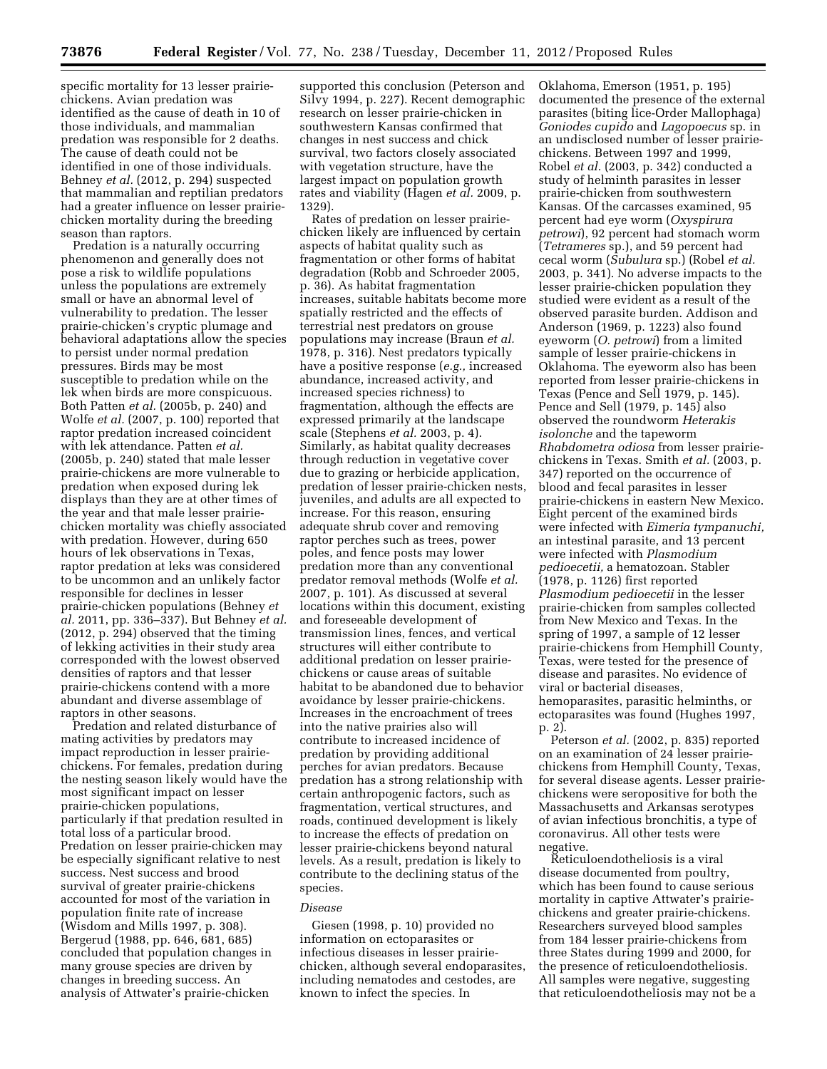specific mortality for 13 lesser prairie-chickens. Avian predation was identified as the cause of death in 10 of those individuals, and mammalian predation was responsible for 2 deaths. The cause of death could not be identified in one of those individuals. Behney *et al.* (2012, p. 294) suspected that mammalian and reptilian predators had a greater influence on lesser prairie-chicken mortality during the breeding season than raptors.

Predation is a naturally occurring phenomenon and generally does not pose a risk to wildlife populations unless the populations are extremely small or have an abnormal level of vulnerability to predation. The lesser prairie-chicken's cryptic plumage and behavioral adaptations allow the species to persist under normal predation pressures. Birds may be most susceptible to predation while on the lek when birds are more conspicuous. Both Patten *et al.* (2005b, p. 240) and Wolfe *et al.* (2007, p. 100) reported that raptor predation increased coincident with lek attendance. Patten *et al.* (2005b, p. 240) stated that male lesser prairie-chickens are more vulnerable to predation when exposed during lek displays than they are at other times of the year and that male lesser prairie-chicken mortality was chiefly associated with predation. However, during 650 hours of lek observations in Texas, raptor predation at leks was considered to be uncommon and an unlikely factor responsible for declines in lesser prairie-chicken populations (Behney *et al.* 2011, pp. 336–337). But Behney *et al.* (2012, p. 294) observed that the timing of lekking activities in their study area corresponded with the lowest observed densities of raptors and that lesser prairie-chickens contend with a more abundant and diverse assemblage of raptors in other seasons.

Predation and related disturbance of mating activities by predators may impact reproduction in lesser prairie-chickens. For females, predation during the nesting season likely would have the most significant impact on lesser prairie-chicken populations, particularly if that predation resulted in total loss of a particular brood. Predation on lesser prairie-chicken may be especially significant relative to nest success. Nest success and brood survival of greater prairie-chickens accounted for most of the variation in population finite rate of increase (Wisdom and Mills 1997, p. 308). Bergerud (1988, pp. 646, 681, 685) concluded that population changes in many grouse species are driven by changes in breeding success. An analysis of Attwater's prairie-chicken supported this conclusion (Peterson and Silvy 1994, p. 227). Recent demographic research on lesser prairie-chicken in southwestern Kansas confirmed that changes in nest success and chick survival, two factors closely associated with vegetation structure, have the largest impact on population growth rates and viability (Hagen *et al.* 2009, p. 1329).

Rates of predation on lesser prairie-chicken likely are influenced by certain aspects of habitat quality such as fragmentation or other forms of habitat degradation (Robb and Schroeder 2005, p. 36). As habitat fragmentation increases, suitable habitats become more spatially restricted and the effects of terrestrial nest predators on grouse populations may increase (Braun *et al.* 1978, p. 316). Nest predators typically have a positive response (*e.g.,* increased abundance, increased activity, and increased species richness) to fragmentation, although the effects are expressed primarily at the landscape scale (Stephens *et al.* 2003, p. 4). Similarly, as habitat quality decreases through reduction in vegetative cover due to grazing or herbicide application, predation of lesser prairie-chicken nests, juveniles, and adults are all expected to increase. For this reason, ensuring adequate shrub cover and removing raptor perches such as trees, power poles, and fence posts may lower predation more than any conventional predator removal methods (Wolfe *et al.* 2007, p. 101). As discussed at several locations within this document, existing and foreseeable development of transmission lines, fences, and vertical structures will either contribute to additional predation on lesser prairie-chickens or cause areas of suitable habitat to be abandoned due to behavior avoidance by lesser prairie-chickens. Increases in the encroachment of trees into the native prairies also will contribute to increased incidence of predation by providing additional perches for avian predators. Because predation has a strong relationship with certain anthropogenic factors, such as fragmentation, vertical structures, and roads, continued development is likely to increase the effects of predation on lesser prairie-chickens beyond natural levels. As a result, predation is likely to contribute to the declining status of the species.

*Disease*

Giesen (1998, p. 10) provided no information on ectoparasites or infectious diseases in lesser prairie-chicken, although several endoparasites, including nematodes and cestodes, are known to infect the species. In Oklahoma, Emerson (1951, p. 195) documented the presence of the external parasites (biting lice-Order Mallophaga) *Goniodes cupido* and *Lagopoecus* sp. in an undisclosed number of lesser prairie-chickens. Between 1997 and 1999, Robel *et al.* (2003, p. 342) conducted a study of helminth parasites in lesser prairie-chicken from southwestern Kansas. Of the carcasses examined, 95 percent had eye worm (*Oxyspirura petrowi*), 92 percent had stomach worm (*Tetrameres* sp.), and 59 percent had cecal worm (*Subulura* sp.) (Robel *et al.* 2003, p. 341). No adverse impacts to the lesser prairie-chicken population they studied were evident as a result of the observed parasite burden. Addison and Anderson (1969, p. 1223) also found eyeworm (*O. petrowi*) from a limited sample of lesser prairie-chickens in Oklahoma. The eyeworm also has been reported from lesser prairie-chickens in Texas (Pence and Sell 1979, p. 145). Pence and Sell (1979, p. 145) also observed the roundworm *Heterakis isolonche* and the tapeworm *Rhabdometra odiosa* from lesser prairie-chickens in Texas. Smith *et al.* (2003, p. 347) reported on the occurrence of blood and fecal parasites in lesser prairie-chickens in eastern New Mexico. Eight percent of the examined birds were infected with *Eimeria tympanuchi,* an intestinal parasite, and 13 percent were infected with *Plasmodium pedioecetii,* a hematozoan. Stabler (1978, p. 1126) first reported *Plasmodium pedioecetii* in the lesser prairie-chicken from samples collected from New Mexico and Texas. In the spring of 1997, a sample of 12 lesser prairie-chickens from Hemphill County, Texas, were tested for the presence of disease and parasites. No evidence of viral or bacterial diseases, hemoparasites, parasitic helminths, or ectoparasites was found (Hughes 1997, p. 2).

Peterson *et al.* (2002, p. 835) reported on an examination of 24 lesser prairie-chickens from Hemphill County, Texas, for several disease agents. Lesser prairie-chickens were seropositive for both the Massachusetts and Arkansas serotypes of avian infectious bronchitis, a type of coronavirus. All other tests were negative.

Reticuloendotheliosis is a viral disease documented from poultry, which has been found to cause serious mortality in captive Attwater's prairie-chickens and greater prairie-chickens. Researchers surveyed blood samples from 184 lesser prairie-chickens from three States during 1999 and 2000, for the presence of reticuloendotheliosis. All samples were negative, suggesting that reticuloendotheliosis may not be a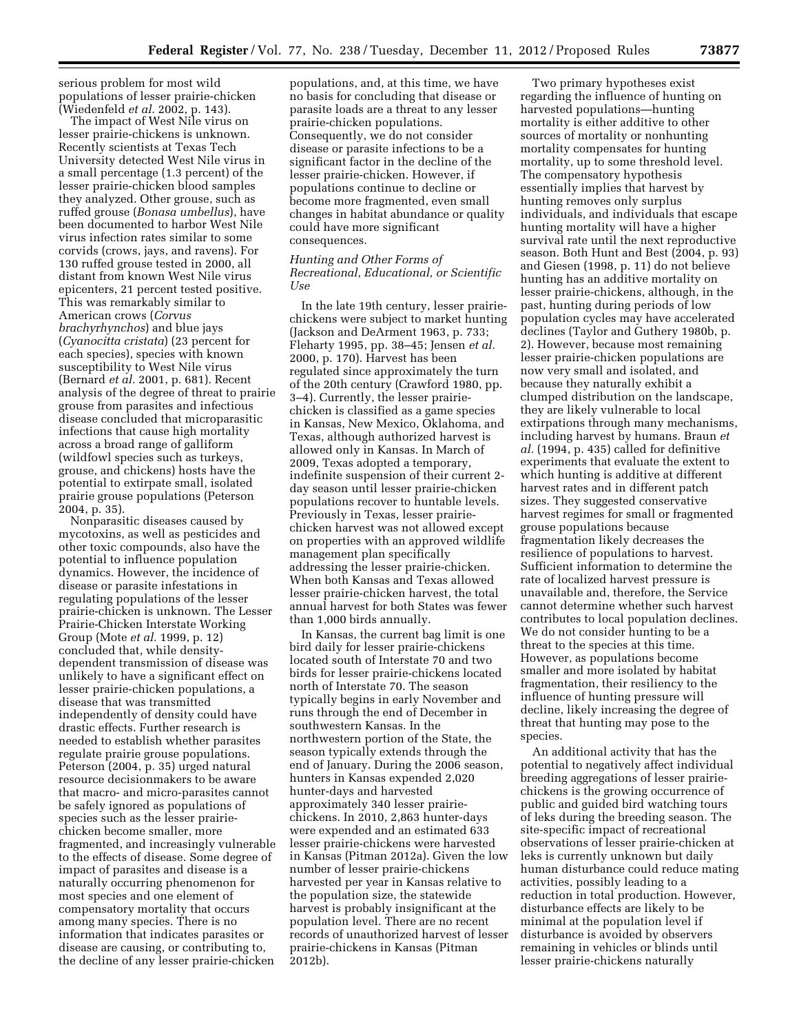serious problem for most wild populations of lesser prairie-chicken (Wiedenfeld *et al.* 2002, p. 143).

The impact of West Nile virus on lesser prairie-chickens is unknown. Recently scientists at Texas Tech University detected West Nile virus in a small percentage (1.3 percent) of the lesser prairie-chicken blood samples they analyzed. Other grouse, such as ruffed grouse (*Bonasa umbellus*), have been documented to harbor West Nile virus infection rates similar to some corvids (crows, jays, and ravens). For 130 ruffed grouse tested in 2000, all distant from known West Nile virus epicenters, 21 percent tested positive. This was remarkably similar to American crows (*Corvus brachyrhynchos*) and blue jays (*Cyanocitta cristata*) (23 percent for each species), species with known susceptibility to West Nile virus (Bernard *et al.* 2001, p. 681). Recent analysis of the degree of threat to prairie grouse from parasites and infectious disease concluded that microparasitic infections that cause high mortality across a broad range of galliform (wildfowl species such as turkeys, grouse, and chickens) hosts have the potential to extirpate small, isolated prairie grouse populations (Peterson 2004, p. 35).

Nonparasitic diseases caused by mycotoxins, as well as pesticides and other toxic compounds, also have the potential to influence population dynamics. However, the incidence of disease or parasite infestations in regulating populations of the lesser prairie-chicken is unknown. The Lesser Prairie-Chicken Interstate Working Group (Mote *et al.* 1999, p. 12) concluded that, while density-dependent transmission of disease was unlikely to have a significant effect on lesser prairie-chicken populations, a disease that was transmitted independently of density could have drastic effects. Further research is needed to establish whether parasites regulate prairie grouse populations. Peterson (2004, p. 35) urged natural resource decisionmakers to be aware that macro- and micro-parasites cannot be safely ignored as populations of species such as the lesser prairie-chicken become smaller, more fragmented, and increasingly vulnerable to the effects of disease. Some degree of impact of parasites and disease is a naturally occurring phenomenon for most species and one element of compensatory mortality that occurs among many species. There is no information that indicates parasites or disease are causing, or contributing to, the decline of any lesser prairie-chicken populations, and, at this time, we have no basis for concluding that disease or parasite loads are a threat to any lesser prairie-chicken populations. Consequently, we do not consider disease or parasite infections to be a significant factor in the decline of the lesser prairie-chicken. However, if populations continue to decline or become more fragmented, even small changes in habitat abundance or quality could have more significant consequences.

*Hunting and Other Forms of Recreational, Educational, or Scientific Use*

In the late 19th century, lesser prairie-chickens were subject to market hunting (Jackson and DeArment 1963, p. 733; Fleharty 1995, pp. 38–45; Jensen *et al.* 2000, p. 170). Harvest has been regulated since approximately the turn of the 20th century (Crawford 1980, pp. 3–4). Currently, the lesser prairie-chicken is classified as a game species in Kansas, New Mexico, Oklahoma, and Texas, although authorized harvest is allowed only in Kansas. In March of 2009, Texas adopted a temporary, indefinite suspension of their current 2-day season until lesser prairie-chicken populations recover to huntable levels. Previously in Texas, lesser prairie-chicken harvest was not allowed except on properties with an approved wildlife management plan specifically addressing the lesser prairie-chicken. When both Kansas and Texas allowed lesser prairie-chicken harvest, the total annual harvest for both States was fewer than 1,000 birds annually.

In Kansas, the current bag limit is one bird daily for lesser prairie-chickens located south of Interstate 70 and two birds for lesser prairie-chickens located north of Interstate 70. The season typically begins in early November and runs through the end of December in southwestern Kansas. In the northwestern portion of the State, the season typically extends through the end of January. During the 2006 season, hunters in Kansas expended 2,020 hunter-days and harvested approximately 340 lesser prairie-chickens. In 2010, 2,863 hunter-days were expended and an estimated 633 lesser prairie-chickens were harvested in Kansas (Pitman 2012a). Given the low number of lesser prairie-chickens harvested per year in Kansas relative to the population size, the statewide harvest is probably insignificant at the population level. There are no recent records of unauthorized harvest of lesser prairie-chickens in Kansas (Pitman 2012b).

Two primary hypotheses exist regarding the influence of hunting on harvested populations—hunting mortality is either additive to other sources of mortality or nonhunting mortality compensates for hunting mortality, up to some threshold level. The compensatory hypothesis essentially implies that harvest by hunting removes only surplus individuals, and individuals that escape hunting mortality will have a higher survival rate until the next reproductive season. Both Hunt and Best (2004, p. 93) and Giesen (1998, p. 11) do not believe hunting has an additive mortality on lesser prairie-chickens, although, in the past, hunting during periods of low population cycles may have accelerated declines (Taylor and Guthery 1980b, p. 2). However, because most remaining lesser prairie-chicken populations are now very small and isolated, and because they naturally exhibit a clumped distribution on the landscape, they are likely vulnerable to local extirpations through many mechanisms, including harvest by humans. Braun *et al.* (1994, p. 435) called for definitive experiments that evaluate the extent to which hunting is additive at different harvest rates and in different patch sizes. They suggested conservative harvest regimes for small or fragmented grouse populations because fragmentation likely decreases the resilience of populations to harvest. Sufficient information to determine the rate of localized harvest pressure is unavailable and, therefore, the Service cannot determine whether such harvest contributes to local population declines. We do not consider hunting to be a threat to the species at this time. However, as populations become smaller and more isolated by habitat fragmentation, their resiliency to the influence of hunting pressure will decline, likely increasing the degree of threat that hunting may pose to the species.

An additional activity that has the potential to negatively affect individual breeding aggregations of lesser prairie-chickens is the growing occurrence of public and guided bird watching tours of leks during the breeding season. The site-specific impact of recreational observations of lesser prairie-chicken at leks is currently unknown but daily human disturbance could reduce mating activities, possibly leading to a reduction in total production. However, disturbance effects are likely to be minimal at the population level if disturbance is avoided by observers remaining in vehicles or blinds until lesser prairie-chickens naturally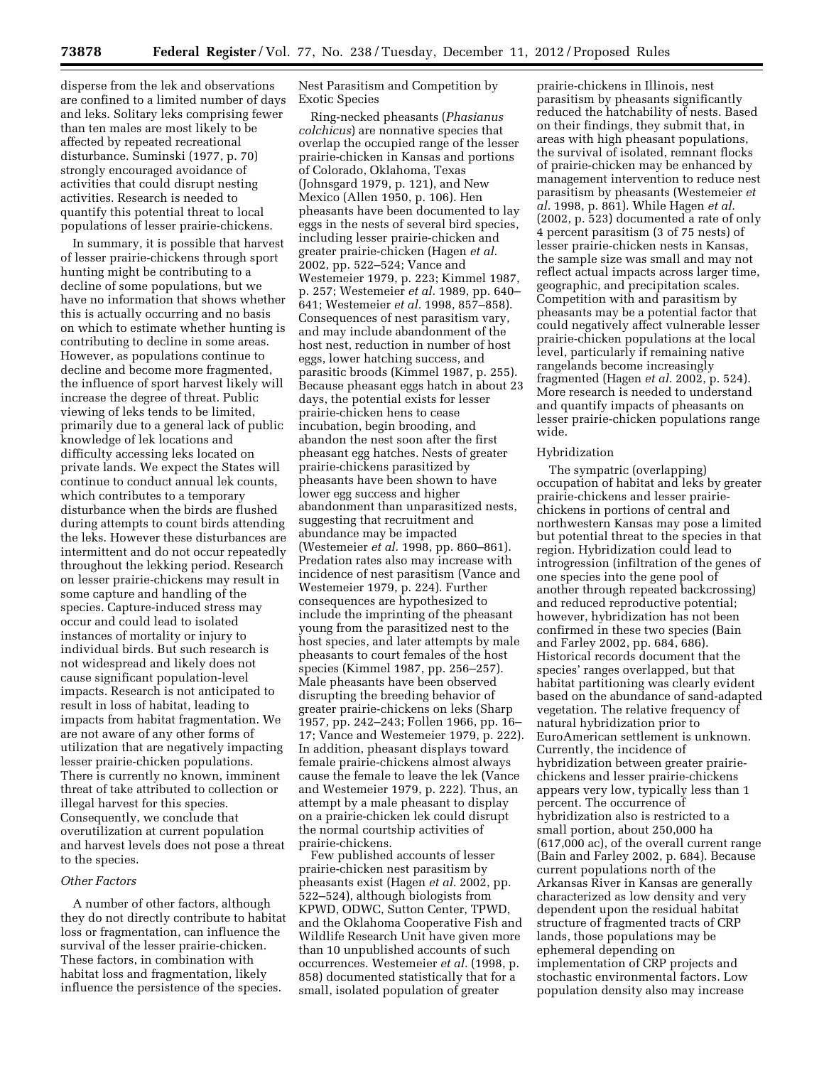disperse from the lek and observations are confined to a limited number of days and leks. Solitary leks comprising fewer than ten males are most likely to be affected by repeated recreational disturbance. Suminski (1977, p. 70) strongly encouraged avoidance of activities that could disrupt nesting activities. Research is needed to quantify this potential threat to local populations of lesser prairie-chickens.

In summary, it is possible that harvest of lesser prairie-chickens through sport hunting might be contributing to a decline of some populations, but we have no information that shows whether this is actually occurring and no basis on which to estimate whether hunting is contributing to decline in some areas. However, as populations continue to decline and become more fragmented, the influence of sport harvest likely will increase the degree of threat. Public viewing of leks tends to be limited, primarily due to a general lack of public knowledge of lek locations and difficulty accessing leks located on private lands. We expect the States will continue to conduct annual lek counts, which contributes to a temporary disturbance when the birds are flushed during attempts to count birds attending the leks. However these disturbances are intermittent and do not occur repeatedly throughout the lekking period. Research on lesser prairie-chickens may result in some capture and handling of the species. Capture-induced stress may occur and could lead to isolated instances of mortality or injury to individual birds. But such research is not widespread and likely does not cause significant population-level impacts. Research is not anticipated to result in loss of habitat, leading to impacts from habitat fragmentation. We are not aware of any other forms of utilization that are negatively impacting lesser prairie-chicken populations. There is currently no known, imminent threat of take attributed to collection or illegal harvest for this species. Consequently, we conclude that overutilization at current population and harvest levels does not pose a threat to the species.

### *Other Factors*

A number of other factors, although they do not directly contribute to habitat loss or fragmentation, can influence the survival of the lesser prairie-chicken. These factors, in combination with habitat loss and fragmentation, likely influence the persistence of the species.

#### Nest Parasitism and Competition by Exotic Species

Ring-necked pheasants (*Phasianus colchicus*) are nonnative species that overlap the occupied range of the lesser prairie-chicken in Kansas and portions of Colorado, Oklahoma, Texas (Johnsgard 1979, p. 121), and New Mexico (Allen 1950, p. 106). Hen pheasants have been documented to lay eggs in the nests of several bird species, including lesser prairie-chicken and greater prairie-chicken (Hagen *et al.* 2002, pp. 522–524; Vance and Westemeier 1979, p. 223; Kimmel 1987, p. 257; Westemeier *et al.* 1989, pp. 640–641; Westemeier *et al.* 1998, 857–858). Consequences of nest parasitism vary, and may include abandonment of the host nest, reduction in number of host eggs, lower hatching success, and parasitic broods (Kimmel 1987, p. 255). Because pheasant eggs hatch in about 23 days, the potential exists for lesser prairie-chicken hens to cease incubation, begin brooding, and abandon the nest soon after the first pheasant egg hatches. Nests of greater prairie-chickens parasitized by pheasants have been shown to have lower egg success and higher abandonment than unparasitized nests, suggesting that recruitment and abundance may be impacted (Westemeier *et al.* 1998, pp. 860–861). Predation rates also may increase with incidence of nest parasitism (Vance and Westemeier 1979, p. 224). Further consequences are hypothesized to include the imprinting of the pheasant young from the parasitized nest to the host species, and later attempts by male pheasants to court females of the host species (Kimmel 1987, pp. 256–257). Male pheasants have been observed disrupting the breeding behavior of greater prairie-chickens on leks (Sharp 1957, pp. 242–243; Follen 1966, pp. 16–17; Vance and Westemeier 1979, p. 222). In addition, pheasant displays toward female prairie-chickens almost always cause the female to leave the lek (Vance and Westemeier 1979, p. 222). Thus, an attempt by a male pheasant to display on a prairie-chicken lek could disrupt the normal courtship activities of prairie-chickens.

Few published accounts of lesser prairie-chicken nest parasitism by pheasants exist (Hagen *et al.* 2002, pp. 522–524), although biologists from KPWD, ODWC, Sutton Center, TPWD, and the Oklahoma Cooperative Fish and Wildlife Research Unit have given more than 10 unpublished accounts of such occurrences. Westemeier *et al.* (1998, p. 858) documented statistically that for a small, isolated population of greater prairie-chickens in Illinois, nest parasitism by pheasants significantly reduced the hatchability of nests. Based on their findings, they submit that, in areas with high pheasant populations, the survival of isolated, remnant flocks of prairie-chicken may be enhanced by management intervention to reduce nest parasitism by pheasants (Westemeier *et al.* 1998, p. 861). While Hagen *et al.* (2002, p. 523) documented a rate of only 4 percent parasitism (3 of 75 nests) of lesser prairie-chicken nests in Kansas, the sample size was small and may not reflect actual impacts across larger time, geographic, and precipitation scales. Competition with and parasitism by pheasants may be a potential factor that could negatively affect vulnerable lesser prairie-chicken populations at the local level, particularly if remaining native rangelands become increasingly fragmented (Hagen *et al.* 2002, p. 524). More research is needed to understand and quantify impacts of pheasants on lesser prairie-chicken populations range wide.

#### Hybridization

The sympatric (overlapping) occupation of habitat and leks by greater prairie-chickens and lesser prairie-chickens in portions of central and northwestern Kansas may pose a limited but potential threat to the species in that region. Hybridization could lead to introgression (infiltration of the genes of one species into the gene pool of another through repeated backcrossing) and reduced reproductive potential; however, hybridization has not been confirmed in these two species (Bain and Farley 2002, pp. 684, 686). Historical records document that the species' ranges overlapped, but that habitat partitioning was clearly evident based on the abundance of sand-adapted vegetation. The relative frequency of natural hybridization prior to EuroAmerican settlement is unknown. Currently, the incidence of hybridization between greater prairie-chickens and lesser prairie-chickens appears very low, typically less than 1 percent. The occurrence of hybridization also is restricted to a small portion, about 250,000 ha (617,000 ac), of the overall current range (Bain and Farley 2002, p. 684). Because current populations north of the Arkansas River in Kansas are generally characterized as low density and very dependent upon the residual habitat structure of fragmented tracts of CRP lands, those populations may be ephemeral depending on implementation of CRP projects and stochastic environmental factors. Low population density also may increase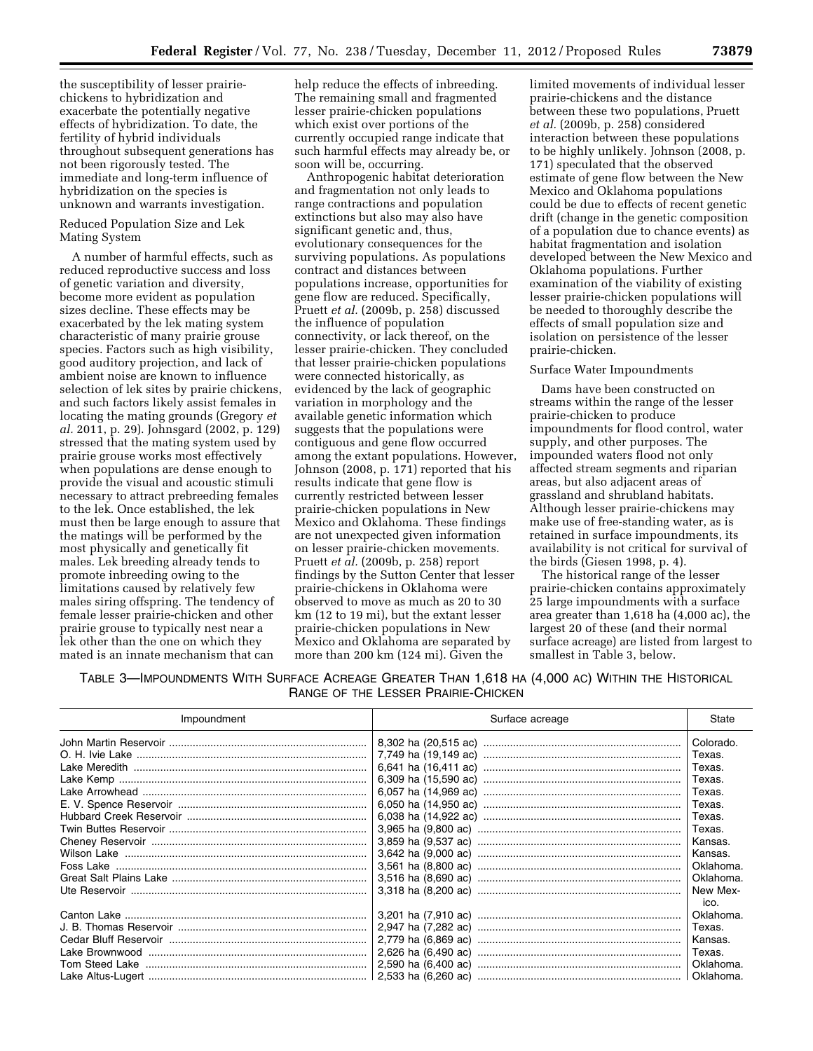the susceptibility of lesser prairie-chickens to hybridization and exacerbate the potentially negative effects of hybridization. To date, the fertility of hybrid individuals throughout subsequent generations has not been rigorously tested. The immediate and long-term influence of hybridization on the species is unknown and warrants investigation.

Reduced Population Size and Lek Mating System

A number of harmful effects, such as reduced reproductive success and loss of genetic variation and diversity, become more evident as population sizes decline. These effects may be exacerbated by the lek mating system characteristic of many prairie grouse species. Factors such as high visibility, good auditory projection, and lack of ambient noise are known to influence selection of lek sites by prairie chickens, and such factors likely assist females in locating the mating grounds (Gregory *et al.* 2011, p. 29). Johnsgard (2002, p. 129) stressed that the mating system used by prairie grouse works most effectively when populations are dense enough to provide the visual and acoustic stimuli necessary to attract prebreeding females to the lek. Once established, the lek must then be large enough to assure that the matings will be performed by the most physically and genetically fit males. Lek breeding already tends to promote inbreeding owing to the limitations caused by relatively few males siring offspring. The tendency of female lesser prairie-chicken and other prairie grouse to typically nest near a lek other than the one on which they mated is an innate mechanism that can help reduce the effects of inbreeding. The remaining small and fragmented lesser prairie-chicken populations which exist over portions of the currently occupied range indicate that such harmful effects may already be, or soon will be, occurring.

Anthropogenic habitat deterioration and fragmentation not only leads to range contractions and population extinctions but also may also have significant genetic and, thus, evolutionary consequences for the surviving populations. As populations contract and distances between populations increase, opportunities for gene flow are reduced. Specifically, Pruett *et al.* (2009b, p. 258) discussed the influence of population connectivity, or lack thereof, on the lesser prairie-chicken. They concluded that lesser prairie-chicken populations were connected historically, as evidenced by the lack of geographic variation in morphology and the available genetic information which suggests that the populations were contiguous and gene flow occurred among the extant populations. However, Johnson (2008, p. 171) reported that his results indicate that gene flow is currently restricted between lesser prairie-chicken populations in New Mexico and Oklahoma. These findings are not unexpected given information on lesser prairie-chicken movements. Pruett *et al.* (2009b, p. 258) report findings by the Sutton Center that lesser prairie-chickens in Oklahoma were observed to move as much as 20 to 30 km (12 to 19 mi), but the extant lesser prairie-chicken populations in New Mexico and Oklahoma are separated by more than 200 km (124 mi). Given the limited movements of individual lesser prairie-chickens and the distance between these two populations, Pruett *et al.* (2009b, p. 258) considered interaction between these populations to be highly unlikely. Johnson (2008, p. 171) speculated that the observed estimate of gene flow between the New Mexico and Oklahoma populations could be due to effects of recent genetic drift (change in the genetic composition of a population due to chance events) as habitat fragmentation and isolation developed between the New Mexico and Oklahoma populations. Further examination of the viability of existing lesser prairie-chicken populations will be needed to thoroughly describe the effects of small population size and isolation on persistence of the lesser prairie-chicken.

Surface Water Impoundments

Dams have been constructed on streams within the range of the lesser prairie-chicken to produce impoundments for flood control, water supply, and other purposes. The impounded waters flood not only affected stream segments and riparian areas, but also adjacent areas of grassland and shrubland habitats. Although lesser prairie-chickens may make use of free-standing water, as is retained in surface impoundments, its availability is not critical for survival of the birds (Giesen 1998, p. 4).

The historical range of the lesser prairie-chicken contains approximately 25 large impoundments with a surface area greater than 1,618 ha (4,000 ac), the largest 20 of these (and their normal surface acreage) are listed from largest to smallest in Table 3, below.

TABLE 3—IMPOUNDMENTS WITH SURFACE ACREAGE GREATER THAN 1,618 HA (4,000 AC) WITHIN THE HISTORICAL RANGE OF THE LESSER PRAIRIE-CHICKEN

| Impoundment | Surface acreage | State |
|---|---|---|
| John Martin Reservoir | 8,302 ha (20,515 ac) | Colorado. |
| O. H. Ivie Lake | 7,749 ha (19,149 ac) | Texas. |
| Lake Meredith | 6,641 ha (16,411 ac) | Texas. |
| Lake Kemp | 6,309 ha (15,590 ac) | Texas. |
| Lake Arrowhead | 6,057 ha (14,969 ac) | Texas. |
| E. V. Spence Reservoir | 6,050 ha (14,950 ac) | Texas. |
| Hubbard Creek Reservoir | 6,038 ha (14,922 ac) | Texas. |
| Twin Buttes Reservoir | 3,965 ha (9,800 ac) | Texas. |
| Cheney Reservoir | 3,859 ha (9,537 ac) | Kansas. |
| Wilson Lake | 3,642 ha (9,000 ac) | Kansas. |
| Foss Lake | 3,561 ha (8,800 ac) | Oklahoma. |
| Great Salt Plains Lake | 3,516 ha (8,690 ac) | Oklahoma. |
| Ute Reservoir | 3,318 ha (8,200 ac) | New Mexico. |
| Canton Lake | 3,201 ha (7,910 ac) | Oklahoma. |
| J. B. Thomas Reservoir | 2,947 ha (7,282 ac) | Texas. |
| Cedar Bluff Reservoir | 2,779 ha (6,869 ac) | Kansas. |
| Lake Brownwood | 2,626 ha (6,490 ac) | Texas. |
| Tom Steed Lake | 2,590 ha (6,400 ac) | Oklahoma. |
| Lake Altus-Lugert | 2,533 ha (6,260 ac) | Oklahoma. |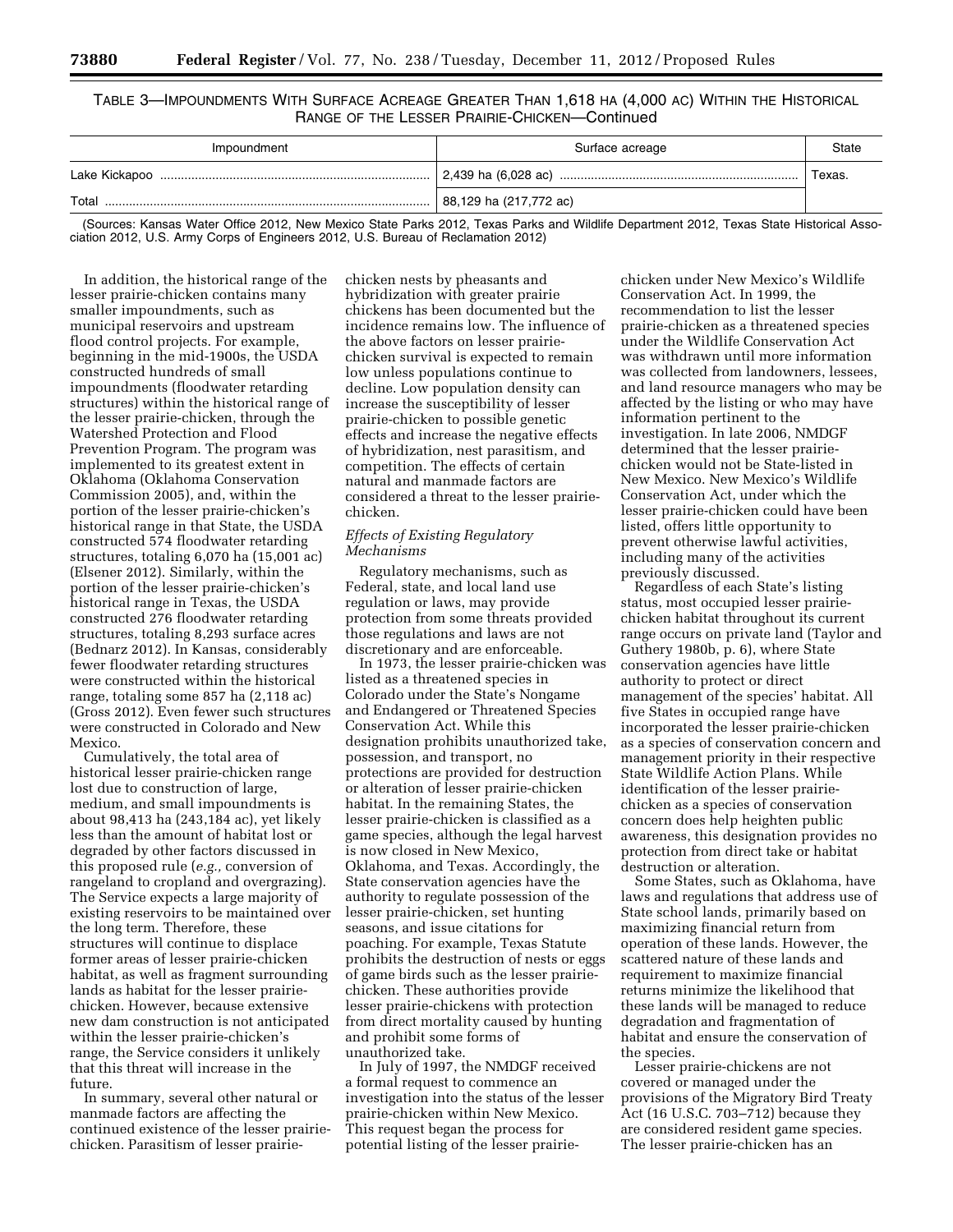TABLE 3—IMPOUNDMENTS WITH SURFACE ACREAGE GREATER THAN 1,618 HA (4,000 AC) WITHIN THE HISTORICAL RANGE OF THE LESSER PRAIRIE-CHICKEN—Continued

| Impoundment | Surface acreage | State |
|---|---|---|
| Lake Kickapoo | 2,439 ha (6,028 ac) | Texas. |
| Total | 88,129 ha (217,772 ac) | |

(Sources: Kansas Water Office 2012, New Mexico State Parks 2012, Texas Parks and Wildlife Department 2012, Texas State Historical Association 2012, U.S. Army Corps of Engineers 2012, U.S. Bureau of Reclamation 2012)

In addition, the historical range of the lesser prairie-chicken contains many smaller impoundments, such as municipal reservoirs and upstream flood control projects. For example, beginning in the mid-1900s, the USDA constructed hundreds of small impoundments (floodwater retarding structures) within the historical range of the lesser prairie-chicken, through the Watershed Protection and Flood Prevention Program. The program was implemented to its greatest extent in Oklahoma (Oklahoma Conservation Commission 2005), and, within the portion of the lesser prairie-chicken's historical range in that State, the USDA constructed 574 floodwater retarding structures, totaling 6,070 ha (15,001 ac) (Elsener 2012). Similarly, within the portion of the lesser prairie-chicken's historical range in Texas, the USDA constructed 276 floodwater retarding structures, totaling 8,293 surface acres (Bednarz 2012). In Kansas, considerably fewer floodwater retarding structures were constructed within the historical range, totaling some 857 ha (2,118 ac) (Gross 2012). Even fewer such structures were constructed in Colorado and New Mexico.

Cumulatively, the total area of historical lesser prairie-chicken range lost due to construction of large, medium, and small impoundments is about 98,413 ha (243,184 ac), yet likely less than the amount of habitat lost or degraded by other factors discussed in this proposed rule (*e.g.,* conversion of rangeland to cropland and overgrazing). The Service expects a large majority of existing reservoirs to be maintained over the long term. Therefore, these structures will continue to displace former areas of lesser prairie-chicken habitat, as well as fragment surrounding lands as habitat for the lesser prairie-chicken. However, because extensive new dam construction is not anticipated within the lesser prairie-chicken's range, the Service considers it unlikely that this threat will increase in the future.

In summary, several other natural or manmade factors are affecting the continued existence of the lesser prairie-chicken. Parasitism of lesser prairie-chicken nests by pheasants and hybridization with greater prairie chickens has been documented but the incidence remains low. The influence of the above factors on lesser prairie-chicken survival is expected to remain low unless populations continue to decline. Low population density can increase the susceptibility of lesser prairie-chicken to possible genetic effects and increase the negative effects of hybridization, nest parasitism, and competition. The effects of certain natural and manmade factors are considered a threat to the lesser prairie-chicken.

### *Effects of Existing Regulatory Mechanisms*

Regulatory mechanisms, such as Federal, state, and local land use regulation or laws, may provide protection from some threats provided those regulations and laws are not discretionary and are enforceable.

In 1973, the lesser prairie-chicken was listed as a threatened species in Colorado under the State's Nongame and Endangered or Threatened Species Conservation Act. While this designation prohibits unauthorized take, possession, and transport, no protections are provided for destruction or alteration of lesser prairie-chicken habitat. In the remaining States, the lesser prairie-chicken is classified as a game species, although the legal harvest is now closed in New Mexico, Oklahoma, and Texas. Accordingly, the State conservation agencies have the authority to regulate possession of the lesser prairie-chicken, set hunting seasons, and issue citations for poaching. For example, Texas Statute prohibits the destruction of nests or eggs of game birds such as the lesser prairie-chicken. These authorities provide lesser prairie-chickens with protection from direct mortality caused by hunting and prohibit some forms of unauthorized take.

In July of 1997, the NMDGF received a formal request to commence an investigation into the status of the lesser prairie-chicken within New Mexico. This request began the process for potential listing of the lesser prairie-chicken under New Mexico's Wildlife Conservation Act. In 1999, the recommendation to list the lesser prairie-chicken as a threatened species under the Wildlife Conservation Act was withdrawn until more information was collected from landowners, lessees, and land resource managers who may be affected by the listing or who may have information pertinent to the investigation. In late 2006, NMDGF determined that the lesser prairie-chicken would not be State-listed in New Mexico. New Mexico's Wildlife Conservation Act, under which the lesser prairie-chicken could have been listed, offers little opportunity to prevent otherwise lawful activities, including many of the activities previously discussed.

Regardless of each State's listing status, most occupied lesser prairie-chicken habitat throughout its current range occurs on private land (Taylor and Guthery 1980b, p. 6), where State conservation agencies have little authority to protect or direct management of the species' habitat. All five States in occupied range have incorporated the lesser prairie-chicken as a species of conservation concern and management priority in their respective State Wildlife Action Plans. While identification of the lesser prairie-chicken as a species of conservation concern does help heighten public awareness, this designation provides no protection from direct take or habitat destruction or alteration.

Some States, such as Oklahoma, have laws and regulations that address use of State school lands, primarily based on maximizing financial return from operation of these lands. However, the scattered nature of these lands and requirement to maximize financial returns minimize the likelihood that these lands will be managed to reduce degradation and fragmentation of habitat and ensure the conservation of the species.

Lesser prairie-chickens are not covered or managed under the provisions of the Migratory Bird Treaty Act (16 U.S.C. 703–712) because they are considered resident game species. The lesser prairie-chicken has an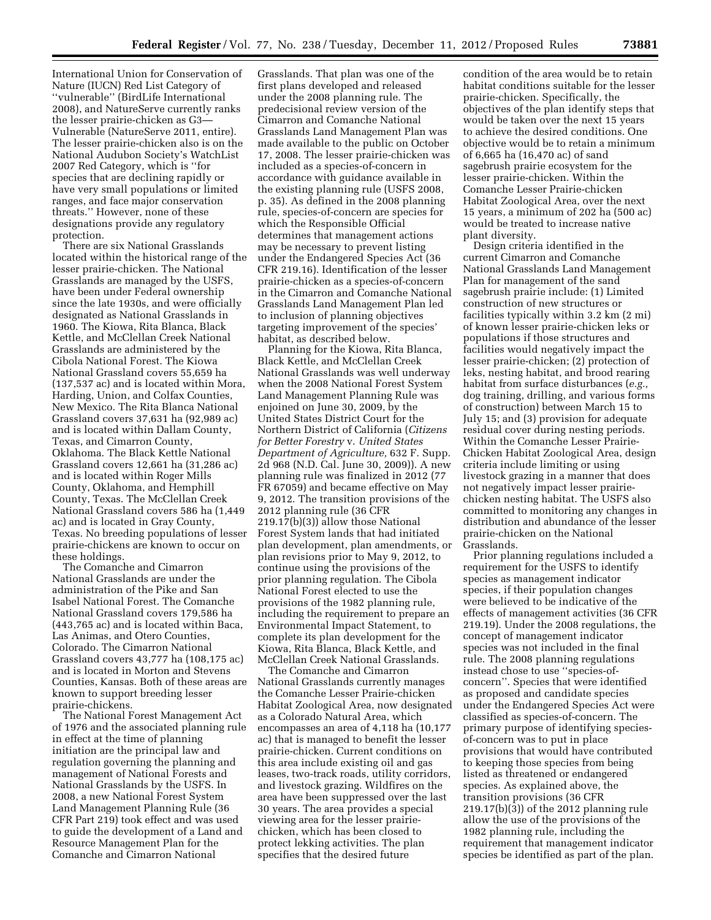International Union for Conservation of Nature (IUCN) Red List Category of ''vulnerable'' (BirdLife International 2008), and NatureServe currently ranks the lesser prairie-chicken as G3—Vulnerable (NatureServe 2011, entire). The lesser prairie-chicken also is on the National Audubon Society's WatchList 2007 Red Category, which is ''for species that are declining rapidly or have very small populations or limited ranges, and face major conservation threats.'' However, none of these designations provide any regulatory protection.

There are six National Grasslands located within the historical range of the lesser prairie-chicken. The National Grasslands are managed by the USFS, have been under Federal ownership since the late 1930s, and were officially designated as National Grasslands in 1960. The Kiowa, Rita Blanca, Black Kettle, and McClellan Creek National Grasslands are administered by the Cibola National Forest. The Kiowa National Grassland covers 55,659 ha (137,537 ac) and is located within Mora, Harding, Union, and Colfax Counties, New Mexico. The Rita Blanca National Grassland covers 37,631 ha (92,989 ac) and is located within Dallam County, Texas, and Cimarron County, Oklahoma. The Black Kettle National Grassland covers 12,661 ha (31,286 ac) and is located within Roger Mills County, Oklahoma, and Hemphill County, Texas. The McClellan Creek National Grassland covers 586 ha (1,449 ac) and is located in Gray County, Texas. No breeding populations of lesser prairie-chickens are known to occur on these holdings.

The Comanche and Cimarron National Grasslands are under the administration of the Pike and San Isabel National Forest. The Comanche National Grassland covers 179,586 ha (443,765 ac) and is located within Baca, Las Animas, and Otero Counties, Colorado. The Cimarron National Grassland covers 43,777 ha (108,175 ac) and is located in Morton and Stevens Counties, Kansas. Both of these areas are known to support breeding lesser prairie-chickens.

The National Forest Management Act of 1976 and the associated planning rule in effect at the time of planning initiation are the principal law and regulation governing the planning and management of National Forests and National Grasslands by the USFS. In 2008, a new National Forest System Land Management Planning Rule (36 CFR Part 219) took effect and was used to guide the development of a Land and Resource Management Plan for the Comanche and Cimarron National Grasslands. That plan was one of the first plans developed and released under the 2008 planning rule. The predecisional review version of the Cimarron and Comanche National Grasslands Land Management Plan was made available to the public on October 17, 2008. The lesser prairie-chicken was included as a species-of-concern in accordance with guidance available in the existing planning rule (USFS 2008, p. 35). As defined in the 2008 planning rule, species-of-concern are species for which the Responsible Official determines that management actions may be necessary to prevent listing under the Endangered Species Act (36 CFR 219.16). Identification of the lesser prairie-chicken as a species-of-concern in the Cimarron and Comanche National Grasslands Land Management Plan led to inclusion of planning objectives targeting improvement of the species' habitat, as described below.

Planning for the Kiowa, Rita Blanca, Black Kettle, and McClellan Creek National Grasslands was well underway when the 2008 National Forest System Land Management Planning Rule was enjoined on June 30, 2009, by the United States District Court for the Northern District of California (*Citizens for Better Forestry* v. *United States Department of Agriculture,* 632 F. Supp. 2d 968 (N.D. Cal. June 30, 2009)). A new planning rule was finalized in 2012 (77 FR 67059) and became effective on May 9, 2012. The transition provisions of the 2012 planning rule (36 CFR 219.17(b)(3)) allow those National Forest System lands that had initiated plan development, plan amendments, or plan revisions prior to May 9, 2012, to continue using the provisions of the prior planning regulation. The Cibola National Forest elected to use the provisions of the 1982 planning rule, including the requirement to prepare an Environmental Impact Statement, to complete its plan development for the Kiowa, Rita Blanca, Black Kettle, and McClellan Creek National Grasslands.

The Comanche and Cimarron National Grasslands currently manages the Comanche Lesser Prairie-chicken Habitat Zoological Area, now designated as a Colorado Natural Area, which encompasses an area of 4,118 ha (10,177 ac) that is managed to benefit the lesser prairie-chicken. Current conditions on this area include existing oil and gas leases, two-track roads, utility corridors, and livestock grazing. Wildfires on the area have been suppressed over the last 30 years. The area provides a special viewing area for the lesser prairie-chicken, which has been closed to protect lekking activities. The plan specifies that the desired future condition of the area would be to retain habitat conditions suitable for the lesser prairie-chicken. Specifically, the objectives of the plan identify steps that would be taken over the next 15 years to achieve the desired conditions. One objective would be to retain a minimum of 6,665 ha (16,470 ac) of sand sagebrush prairie ecosystem for the lesser prairie-chicken. Within the Comanche Lesser Prairie-chicken Habitat Zoological Area, over the next 15 years, a minimum of 202 ha (500 ac) would be treated to increase native plant diversity.

Design criteria identified in the current Cimarron and Comanche National Grasslands Land Management Plan for management of the sand sagebrush prairie include: (1) Limited construction of new structures or facilities typically within 3.2 km (2 mi) of known lesser prairie-chicken leks or populations if those structures and facilities would negatively impact the lesser prairie-chicken; (2) protection of leks, nesting habitat, and brood rearing habitat from surface disturbances (*e.g.,* dog training, drilling, and various forms of construction) between March 15 to July 15; and (3) provision for adequate residual cover during nesting periods. Within the Comanche Lesser Prairie-Chicken Habitat Zoological Area, design criteria include limiting or using livestock grazing in a manner that does not negatively impact lesser prairie-chicken nesting habitat. The USFS also committed to monitoring any changes in distribution and abundance of the lesser prairie-chicken on the National Grasslands.

Prior planning regulations included a requirement for the USFS to identify species as management indicator species, if their population changes were believed to be indicative of the effects of management activities (36 CFR 219.19). Under the 2008 regulations, the concept of management indicator species was not included in the final rule. The 2008 planning regulations instead chose to use ''species-of-concern''. Species that were identified as proposed and candidate species under the Endangered Species Act were classified as species-of-concern. The primary purpose of identifying species-of-concern was to put in place provisions that would have contributed to keeping those species from being listed as threatened or endangered species. As explained above, the transition provisions (36 CFR 219.17(b)(3)) of the 2012 planning rule allow the use of the provisions of the 1982 planning rule, including the requirement that management indicator species be identified as part of the plan.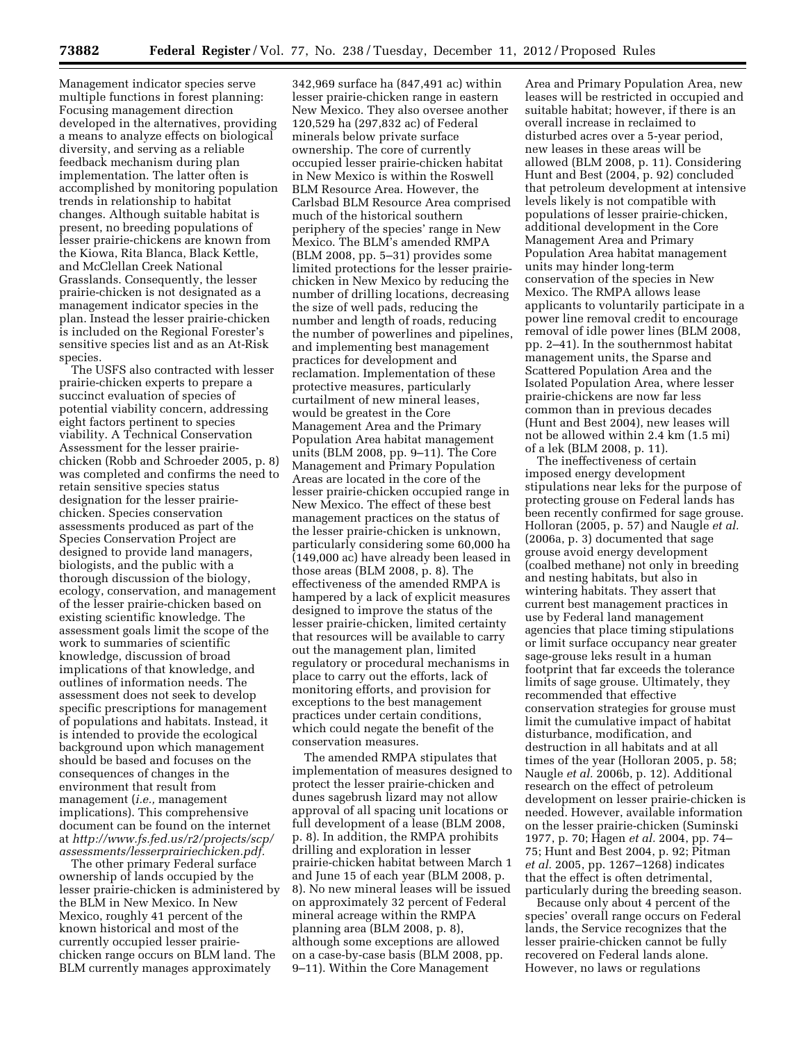Management indicator species serve multiple functions in forest planning: Focusing management direction developed in the alternatives, providing a means to analyze effects on biological diversity, and serving as a reliable feedback mechanism during plan implementation. The latter often is accomplished by monitoring population trends in relationship to habitat changes. Although suitable habitat is present, no breeding populations of lesser prairie-chickens are known from the Kiowa, Rita Blanca, Black Kettle, and McClellan Creek National Grasslands. Consequently, the lesser prairie-chicken is not designated as a management indicator species in the plan. Instead the lesser prairie-chicken is included on the Regional Forester's sensitive species list and as an At-Risk species.

The USFS also contracted with lesser prairie-chicken experts to prepare a succinct evaluation of species of potential viability concern, addressing eight factors pertinent to species viability. A Technical Conservation Assessment for the lesser prairie-chicken (Robb and Schroeder 2005, p. 8) was completed and confirms the need to retain sensitive species status designation for the lesser prairie-chicken. Species conservation assessments produced as part of the Species Conservation Project are designed to provide land managers, biologists, and the public with a thorough discussion of the biology, ecology, conservation, and management of the lesser prairie-chicken based on existing scientific knowledge. The assessment goals limit the scope of the work to summaries of scientific knowledge, discussion of broad implications of that knowledge, and outlines of information needs. The assessment does not seek to develop specific prescriptions for management of populations and habitats. Instead, it is intended to provide the ecological background upon which management should be based and focuses on the consequences of changes in the environment that result from management (*i.e.,* management implications). This comprehensive document can be found on the internet at *http://www.fs.fed.us/r2/projects/scp/assessments/lesserprairiechicken.pdf*.

The other primary Federal surface ownership of lands occupied by the lesser prairie-chicken is administered by the BLM in New Mexico. In New Mexico, roughly 41 percent of the known historical and most of the currently occupied lesser prairie-chicken range occurs on BLM land. The BLM currently manages approximately 342,969 surface ha (847,491 ac) within lesser prairie-chicken range in eastern New Mexico. They also oversee another 120,529 ha (297,832 ac) of Federal minerals below private surface ownership. The core of currently occupied lesser prairie-chicken habitat in New Mexico is within the Roswell BLM Resource Area. However, the Carlsbad BLM Resource Area comprised much of the historical southern periphery of the species' range in New Mexico. The BLM's amended RMPA (BLM 2008, pp. 5–31) provides some limited protections for the lesser prairie-chicken in New Mexico by reducing the number of drilling locations, decreasing the size of well pads, reducing the number and length of roads, reducing the number of powerlines and pipelines, and implementing best management practices for development and reclamation. Implementation of these protective measures, particularly curtailment of new mineral leases, would be greatest in the Core Management Area and the Primary Population Area habitat management units (BLM 2008, pp. 9–11). The Core Management and Primary Population Areas are located in the core of the lesser prairie-chicken occupied range in New Mexico. The effect of these best management practices on the status of the lesser prairie-chicken is unknown, particularly considering some 60,000 ha (149,000 ac) have already been leased in those areas (BLM 2008, p. 8). The effectiveness of the amended RMPA is hampered by a lack of explicit measures designed to improve the status of the lesser prairie-chicken, limited certainty that resources will be available to carry out the management plan, limited regulatory or procedural mechanisms in place to carry out the efforts, lack of monitoring efforts, and provision for exceptions to the best management practices under certain conditions, which could negate the benefit of the conservation measures.

The amended RMPA stipulates that implementation of measures designed to protect the lesser prairie-chicken and dunes sagebrush lizard may not allow approval of all spacing unit locations or full development of a lease (BLM 2008, p. 8). In addition, the RMPA prohibits drilling and exploration in lesser prairie-chicken habitat between March 1 and June 15 of each year (BLM 2008, p. 8). No new mineral leases will be issued on approximately 32 percent of Federal mineral acreage within the RMPA planning area (BLM 2008, p. 8), although some exceptions are allowed on a case-by-case basis (BLM 2008, pp. 9–11). Within the Core Management Area and Primary Population Area, new leases will be restricted in occupied and suitable habitat; however, if there is an overall increase in reclaimed to disturbed acres over a 5-year period, new leases in these areas will be allowed (BLM 2008, p. 11). Considering Hunt and Best (2004, p. 92) concluded that petroleum development at intensive levels likely is not compatible with populations of lesser prairie-chicken, additional development in the Core Management Area and Primary Population Area habitat management units may hinder long-term conservation of the species in New Mexico. The RMPA allows lease applicants to voluntarily participate in a power line removal credit to encourage removal of idle power lines (BLM 2008, pp. 2–41). In the southernmost habitat management units, the Sparse and Scattered Population Area and the Isolated Population Area, where lesser prairie-chickens are now far less common than in previous decades (Hunt and Best 2004), new leases will not be allowed within 2.4 km (1.5 mi) of a lek (BLM 2008, p. 11).

The ineffectiveness of certain imposed energy development stipulations near leks for the purpose of protecting grouse on Federal lands has been recently confirmed for sage grouse. Holloran (2005, p. 57) and Naugle *et al.* (2006a, p. 3) documented that sage grouse avoid energy development (coalbed methane) not only in breeding and nesting habitats, but also in wintering habitats. They assert that current best management practices in use by Federal land management agencies that place timing stipulations or limit surface occupancy near greater sage-grouse leks result in a human footprint that far exceeds the tolerance limits of sage grouse. Ultimately, they recommended that effective conservation strategies for grouse must limit the cumulative impact of habitat disturbance, modification, and destruction in all habitats and at all times of the year (Holloran 2005, p. 58; Naugle *et al.* 2006b, p. 12). Additional research on the effect of petroleum development on lesser prairie-chicken is needed. However, available information on the lesser prairie-chicken (Suminski 1977, p. 70; Hagen *et al.* 2004, pp. 74–75; Hunt and Best 2004, p. 92; Pitman *et al.* 2005, pp. 1267–1268) indicates that the effect is often detrimental, particularly during the breeding season.

Because only about 4 percent of the species' overall range occurs on Federal lands, the Service recognizes that the lesser prairie-chicken cannot be fully recovered on Federal lands alone. However, no laws or regulations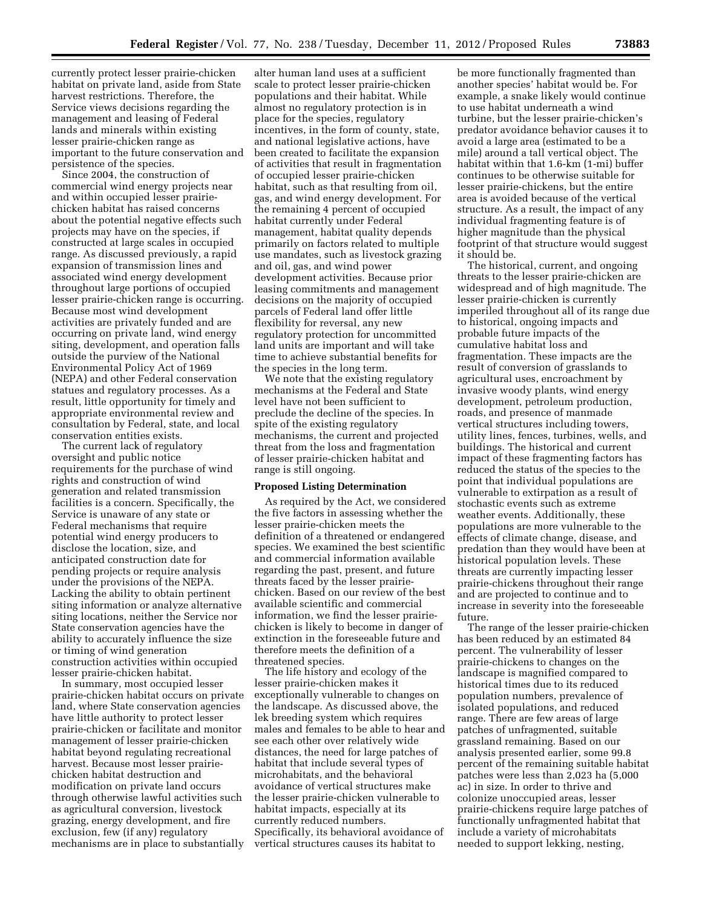currently protect lesser prairie-chicken habitat on private land, aside from State harvest restrictions. Therefore, the Service views decisions regarding the management and leasing of Federal lands and minerals within existing lesser prairie-chicken range as important to the future conservation and persistence of the species.

Since 2004, the construction of commercial wind energy projects near and within occupied lesser prairie-chicken habitat has raised concerns about the potential negative effects such projects may have on the species, if constructed at large scales in occupied range. As discussed previously, a rapid expansion of transmission lines and associated wind energy development throughout large portions of occupied lesser prairie-chicken range is occurring. Because most wind development activities are privately funded and are occurring on private land, wind energy siting, development, and operation falls outside the purview of the National Environmental Policy Act of 1969 (NEPA) and other Federal conservation statues and regulatory processes. As a result, little opportunity for timely and appropriate environmental review and consultation by Federal, state, and local conservation entities exists.

The current lack of regulatory oversight and public notice requirements for the purchase of wind rights and construction of wind generation and related transmission facilities is a concern. Specifically, the Service is unaware of any state or Federal mechanisms that require potential wind energy producers to disclose the location, size, and anticipated construction date for pending projects or require analysis under the provisions of the NEPA. Lacking the ability to obtain pertinent siting information or analyze alternative siting locations, neither the Service nor State conservation agencies have the ability to accurately influence the size or timing of wind generation construction activities within occupied lesser prairie-chicken habitat.

In summary, most occupied lesser prairie-chicken habitat occurs on private land, where State conservation agencies have little authority to protect lesser prairie-chicken or facilitate and monitor management of lesser prairie-chicken habitat beyond regulating recreational harvest. Because most lesser prairie-chicken habitat destruction and modification on private land occurs through otherwise lawful activities such as agricultural conversion, livestock grazing, energy development, and fire exclusion, few (if any) regulatory mechanisms are in place to substantially alter human land uses at a sufficient scale to protect lesser prairie-chicken populations and their habitat. While almost no regulatory protection is in place for the species, regulatory incentives, in the form of county, state, and national legislative actions, have been created to facilitate the expansion of activities that result in fragmentation of occupied lesser prairie-chicken habitat, such as that resulting from oil, gas, and wind energy development. For the remaining 4 percent of occupied habitat currently under Federal management, habitat quality depends primarily on factors related to multiple use mandates, such as livestock grazing and oil, gas, and wind power development activities. Because prior leasing commitments and management decisions on the majority of occupied parcels of Federal land offer little flexibility for reversal, any new regulatory protection for uncommitted land units are important and will take time to achieve substantial benefits for the species in the long term.

We note that the existing regulatory mechanisms at the Federal and State level have not been sufficient to preclude the decline of the species. In spite of the existing regulatory mechanisms, the current and projected threat from the loss and fragmentation of lesser prairie-chicken habitat and range is still ongoing.

**Proposed Listing Determination**

As required by the Act, we considered the five factors in assessing whether the lesser prairie-chicken meets the definition of a threatened or endangered species. We examined the best scientific and commercial information available regarding the past, present, and future threats faced by the lesser prairie-chicken. Based on our review of the best available scientific and commercial information, we find the lesser prairie-chicken is likely to become in danger of extinction in the foreseeable future and therefore meets the definition of a threatened species.

The life history and ecology of the lesser prairie-chicken makes it exceptionally vulnerable to changes on the landscape. As discussed above, the lek breeding system which requires males and females to be able to hear and see each other over relatively wide distances, the need for large patches of habitat that include several types of microhabitats, and the behavioral avoidance of vertical structures make the lesser prairie-chicken vulnerable to habitat impacts, especially at its currently reduced numbers. Specifically, its behavioral avoidance of vertical structures causes its habitat to be more functionally fragmented than another species' habitat would be. For example, a snake likely would continue to use habitat underneath a wind turbine, but the lesser prairie-chicken's predator avoidance behavior causes it to avoid a large area (estimated to be a mile) around a tall vertical object. The habitat within that 1.6-km (1-mi) buffer continues to be otherwise suitable for lesser prairie-chickens, but the entire area is avoided because of the vertical structure. As a result, the impact of any individual fragmenting feature is of higher magnitude than the physical footprint of that structure would suggest it should be.

The historical, current, and ongoing threats to the lesser prairie-chicken are widespread and of high magnitude. The lesser prairie-chicken is currently imperiled throughout all of its range due to historical, ongoing impacts and probable future impacts of the cumulative habitat loss and fragmentation. These impacts are the result of conversion of grasslands to agricultural uses, encroachment by invasive woody plants, wind energy development, petroleum production, roads, and presence of manmade vertical structures including towers, utility lines, fences, turbines, wells, and buildings. The historical and current impact of these fragmenting factors has reduced the status of the species to the point that individual populations are vulnerable to extirpation as a result of stochastic events such as extreme weather events. Additionally, these populations are more vulnerable to the effects of climate change, disease, and predation than they would have been at historical population levels. These threats are currently impacting lesser prairie-chickens throughout their range and are projected to continue and to increase in severity into the foreseeable future.

The range of the lesser prairie-chicken has been reduced by an estimated 84 percent. The vulnerability of lesser prairie-chickens to changes on the landscape is magnified compared to historical times due to its reduced population numbers, prevalence of isolated populations, and reduced range. There are few areas of large patches of unfragmented, suitable grassland remaining. Based on our analysis presented earlier, some 99.8 percent of the remaining suitable habitat patches were less than 2,023 ha (5,000 ac) in size. In order to thrive and colonize unoccupied areas, lesser prairie-chickens require large patches of functionally unfragmented habitat that include a variety of microhabitats needed to support lekking, nesting,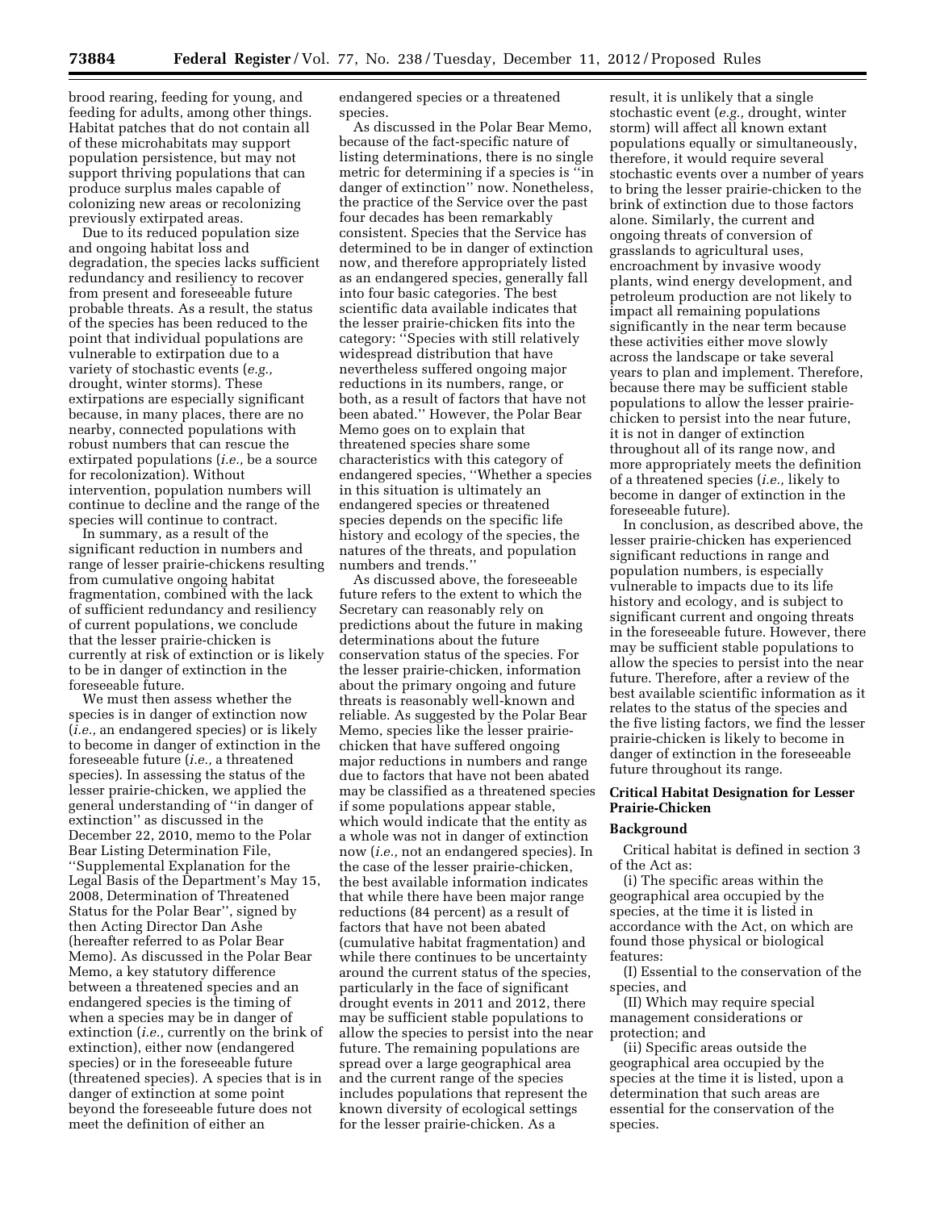brood rearing, feeding for young, and feeding for adults, among other things. Habitat patches that do not contain all of these microhabitats may support population persistence, but may not support thriving populations that can produce surplus males capable of colonizing new areas or recolonizing previously extirpated areas.

Due to its reduced population size and ongoing habitat loss and degradation, the species lacks sufficient redundancy and resiliency to recover from present and foreseeable future probable threats. As a result, the status of the species has been reduced to the point that individual populations are vulnerable to extirpation due to a variety of stochastic events (*e.g.,* drought, winter storms). These extirpations are especially significant because, in many places, there are no nearby, connected populations with robust numbers that can rescue the extirpated populations (*i.e.,* be a source for recolonization). Without intervention, population numbers will continue to decline and the range of the species will continue to contract.

In summary, as a result of the significant reduction in numbers and range of lesser prairie-chickens resulting from cumulative ongoing habitat fragmentation, combined with the lack of sufficient redundancy and resiliency of current populations, we conclude that the lesser prairie-chicken is currently at risk of extinction or is likely to be in danger of extinction in the foreseeable future.

We must then assess whether the species is in danger of extinction now (*i.e.,* an endangered species) or is likely to become in danger of extinction in the foreseeable future (*i.e.,* a threatened species). In assessing the status of the lesser prairie-chicken, we applied the general understanding of ''in danger of extinction'' as discussed in the December 22, 2010, memo to the Polar Bear Listing Determination File, ''Supplemental Explanation for the Legal Basis of the Department's May 15, 2008, Determination of Threatened Status for the Polar Bear'', signed by then Acting Director Dan Ashe (hereafter referred to as Polar Bear Memo). As discussed in the Polar Bear Memo, a key statutory difference between a threatened species and an endangered species is the timing of when a species may be in danger of extinction (*i.e.,* currently on the brink of extinction), either now (endangered species) or in the foreseeable future (threatened species). A species that is in danger of extinction at some point beyond the foreseeable future does not meet the definition of either an endangered species or a threatened species.

As discussed in the Polar Bear Memo, because of the fact-specific nature of listing determinations, there is no single metric for determining if a species is ''in danger of extinction'' now. Nonetheless, the practice of the Service over the past four decades has been remarkably consistent. Species that the Service has determined to be in danger of extinction now, and therefore appropriately listed as an endangered species, generally fall into four basic categories. The best scientific data available indicates that the lesser prairie-chicken fits into the category: ''Species with still relatively widespread distribution that have nevertheless suffered ongoing major reductions in its numbers, range, or both, as a result of factors that have not been abated.'' However, the Polar Bear Memo goes on to explain that threatened species share some characteristics with this category of endangered species, ''Whether a species in this situation is ultimately an endangered species or threatened species depends on the specific life history and ecology of the species, the natures of the threats, and population numbers and trends.''

As discussed above, the foreseeable future refers to the extent to which the Secretary can reasonably rely on predictions about the future in making determinations about the future conservation status of the species. For the lesser prairie-chicken, information about the primary ongoing and future threats is reasonably well-known and reliable. As suggested by the Polar Bear Memo, species like the lesser prairie-chicken that have suffered ongoing major reductions in numbers and range due to factors that have not been abated may be classified as a threatened species if some populations appear stable, which would indicate that the entity as a whole was not in danger of extinction now (*i.e.,* not an endangered species). In the case of the lesser prairie-chicken, the best available information indicates that while there have been major range reductions (84 percent) as a result of factors that have not been abated (cumulative habitat fragmentation) and while there continues to be uncertainty around the current status of the species, particularly in the face of significant drought events in 2011 and 2012, there may be sufficient stable populations to allow the species to persist into the near future. The remaining populations are spread over a large geographical area and the current range of the species includes populations that represent the known diversity of ecological settings for the lesser prairie-chicken. As a result, it is unlikely that a single stochastic event (*e.g.,* drought, winter storm) will affect all known extant populations equally or simultaneously, therefore, it would require several stochastic events over a number of years to bring the lesser prairie-chicken to the brink of extinction due to those factors alone. Similarly, the current and ongoing threats of conversion of grasslands to agricultural uses, encroachment by invasive woody plants, wind energy development, and petroleum production are not likely to impact all remaining populations significantly in the near term because these activities either move slowly across the landscape or take several years to plan and implement. Therefore, because there may be sufficient stable populations to allow the lesser prairie-chicken to persist into the near future, it is not in danger of extinction throughout all of its range now, and more appropriately meets the definition of a threatened species (*i.e.,* likely to become in danger of extinction in the foreseeable future).

In conclusion, as described above, the lesser prairie-chicken has experienced significant reductions in range and population numbers, is especially vulnerable to impacts due to its life history and ecology, and is subject to significant current and ongoing threats in the foreseeable future. However, there may be sufficient stable populations to allow the species to persist into the near future. Therefore, after a review of the best available scientific information as it relates to the status of the species and the five listing factors, we find the lesser prairie-chicken is likely to become in danger of extinction in the foreseeable future throughout its range.

## Critical Habitat Designation for Lesser Prairie-Chicken

### Background

Critical habitat is defined in section 3 of the Act as:

(i) The specific areas within the geographical area occupied by the species, at the time it is listed in accordance with the Act, on which are found those physical or biological features:

(I) Essential to the conservation of the species, and

(II) Which may require special management considerations or protection; and

(ii) Specific areas outside the geographical area occupied by the species at the time it is listed, upon a determination that such areas are essential for the conservation of the species.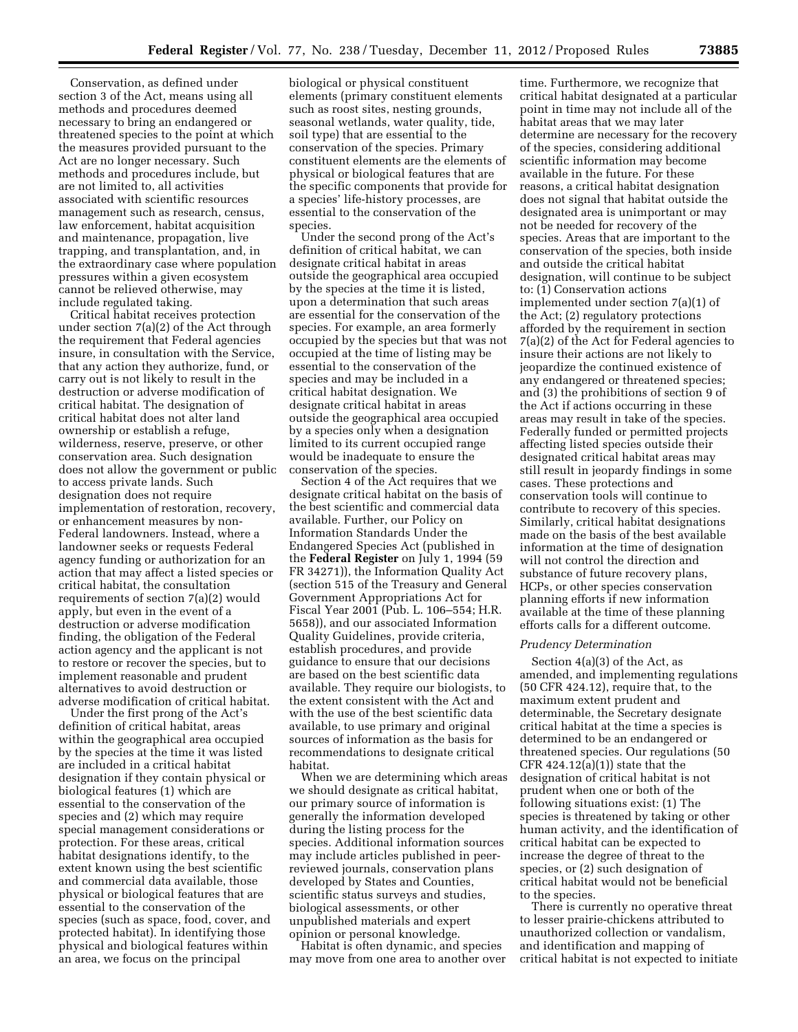Conservation, as defined under section 3 of the Act, means using all methods and procedures deemed necessary to bring an endangered or threatened species to the point at which the measures provided pursuant to the Act are no longer necessary. Such methods and procedures include, but are not limited to, all activities associated with scientific resources management such as research, census, law enforcement, habitat acquisition and maintenance, propagation, live trapping, and transplantation, and, in the extraordinary case where population pressures within a given ecosystem cannot be relieved otherwise, may include regulated taking.

Critical habitat receives protection under section 7(a)(2) of the Act through the requirement that Federal agencies insure, in consultation with the Service, that any action they authorize, fund, or carry out is not likely to result in the destruction or adverse modification of critical habitat. The designation of critical habitat does not alter land ownership or establish a refuge, wilderness, reserve, preserve, or other conservation area. Such designation does not allow the government or public to access private lands. Such designation does not require implementation of restoration, recovery, or enhancement measures by non-Federal landowners. Instead, where a landowner seeks or requests Federal agency funding or authorization for an action that may affect a listed species or critical habitat, the consultation requirements of section 7(a)(2) would apply, but even in the event of a destruction or adverse modification finding, the obligation of the Federal action agency and the applicant is not to restore or recover the species, but to implement reasonable and prudent alternatives to avoid destruction or adverse modification of critical habitat.

Under the first prong of the Act's definition of critical habitat, areas within the geographical area occupied by the species at the time it was listed are included in a critical habitat designation if they contain physical or biological features (1) which are essential to the conservation of the species and (2) which may require special management considerations or protection. For these areas, critical habitat designations identify, to the extent known using the best scientific and commercial data available, those physical or biological features that are essential to the conservation of the species (such as space, food, cover, and protected habitat). In identifying those physical and biological features within an area, we focus on the principal biological or physical constituent elements (primary constituent elements such as roost sites, nesting grounds, seasonal wetlands, water quality, tide, soil type) that are essential to the conservation of the species. Primary constituent elements are the elements of physical or biological features that are the specific components that provide for a species' life-history processes, are essential to the conservation of the species.

Under the second prong of the Act's definition of critical habitat, we can designate critical habitat in areas outside the geographical area occupied by the species at the time it is listed, upon a determination that such areas are essential for the conservation of the species. For example, an area formerly occupied by the species but that was not occupied at the time of listing may be essential to the conservation of the species and may be included in a critical habitat designation. We designate critical habitat in areas outside the geographical area occupied by a species only when a designation limited to its current occupied range would be inadequate to ensure the conservation of the species.

Section 4 of the Act requires that we designate critical habitat on the basis of the best scientific and commercial data available. Further, our Policy on Information Standards Under the Endangered Species Act (published in the **Federal Register** on July 1, 1994 (59 FR 34271)), the Information Quality Act (section 515 of the Treasury and General Government Appropriations Act for Fiscal Year 2001 (Pub. L. 106–554; H.R. 5658)), and our associated Information Quality Guidelines, provide criteria, establish procedures, and provide guidance to ensure that our decisions are based on the best scientific data available. They require our biologists, to the extent consistent with the Act and with the use of the best scientific data available, to use primary and original sources of information as the basis for recommendations to designate critical habitat.

When we are determining which areas we should designate as critical habitat, our primary source of information is generally the information developed during the listing process for the species. Additional information sources may include articles published in peer-reviewed journals, conservation plans developed by States and Counties, scientific status surveys and studies, biological assessments, or other unpublished materials and expert opinion or personal knowledge.

Habitat is often dynamic, and species may move from one area to another over time. Furthermore, we recognize that critical habitat designated at a particular point in time may not include all of the habitat areas that we may later determine are necessary for the recovery of the species, considering additional scientific information may become available in the future. For these reasons, a critical habitat designation does not signal that habitat outside the designated area is unimportant or may not be needed for recovery of the species. Areas that are important to the conservation of the species, both inside and outside the critical habitat designation, will continue to be subject to: (1) Conservation actions implemented under section 7(a)(1) of the Act; (2) regulatory protections afforded by the requirement in section 7(a)(2) of the Act for Federal agencies to insure their actions are not likely to jeopardize the continued existence of any endangered or threatened species; and (3) the prohibitions of section 9 of the Act if actions occurring in these areas may result in take of the species. Federally funded or permitted projects affecting listed species outside their designated critical habitat areas may still result in jeopardy findings in some cases. These protections and conservation tools will continue to contribute to recovery of this species. Similarly, critical habitat designations made on the basis of the best available information at the time of designation will not control the direction and substance of future recovery plans, HCPs, or other species conservation planning efforts if new information available at the time of these planning efforts calls for a different outcome.

### *Prudency Determination*

Section 4(a)(3) of the Act, as amended, and implementing regulations (50 CFR 424.12), require that, to the maximum extent prudent and determinable, the Secretary designate critical habitat at the time a species is determined to be an endangered or threatened species. Our regulations (50 CFR 424.12(a)(1)) state that the designation of critical habitat is not prudent when one or both of the following situations exist: (1) The species is threatened by taking or other human activity, and the identification of critical habitat can be expected to increase the degree of threat to the species, or (2) such designation of critical habitat would not be beneficial to the species.

There is currently no operative threat to lesser prairie-chickens attributed to unauthorized collection or vandalism, and identification and mapping of critical habitat is not expected to initiate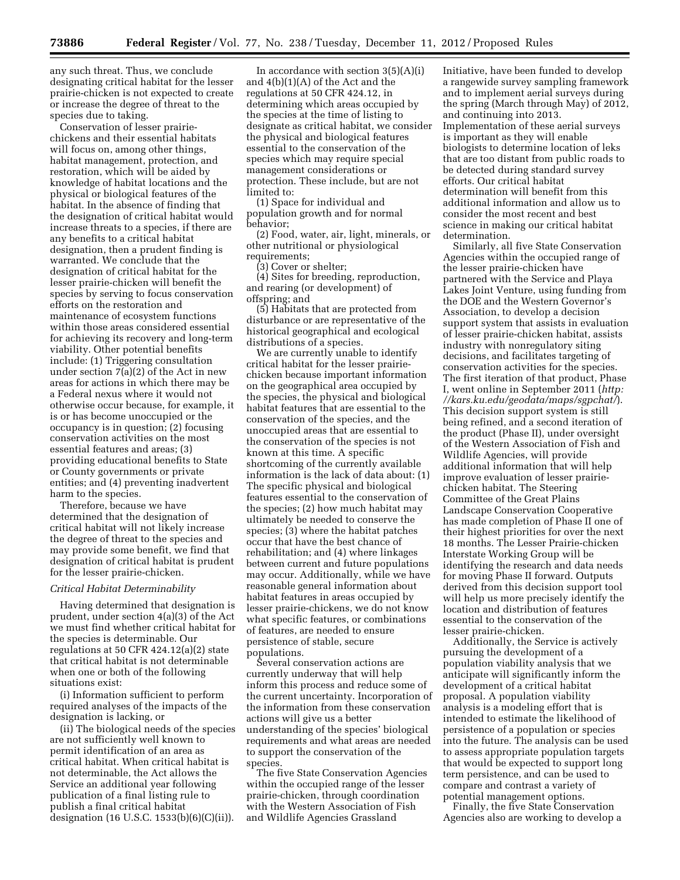any such threat. Thus, we conclude designating critical habitat for the lesser prairie-chicken is not expected to create or increase the degree of threat to the species due to taking.

Conservation of lesser prairie-chickens and their essential habitats will focus on, among other things, habitat management, protection, and restoration, which will be aided by knowledge of habitat locations and the physical or biological features of the habitat. In the absence of finding that the designation of critical habitat would increase threats to a species, if there are any benefits to a critical habitat designation, then a prudent finding is warranted. We conclude that the designation of critical habitat for the lesser prairie-chicken will benefit the species by serving to focus conservation efforts on the restoration and maintenance of ecosystem functions within those areas considered essential for achieving its recovery and long-term viability. Other potential benefits include: (1) Triggering consultation under section 7(a)(2) of the Act in new areas for actions in which there may be a Federal nexus where it would not otherwise occur because, for example, it is or has become unoccupied or the occupancy is in question; (2) focusing conservation activities on the most essential features and areas; (3) providing educational benefits to State or County governments or private entities; and (4) preventing inadvertent harm to the species.

Therefore, because we have determined that the designation of critical habitat will not likely increase the degree of threat to the species and may provide some benefit, we find that designation of critical habitat is prudent for the lesser prairie-chicken.

*Critical Habitat Determinability*

Having determined that designation is prudent, under section 4(a)(3) of the Act we must find whether critical habitat for the species is determinable. Our regulations at 50 CFR 424.12(a)(2) state that critical habitat is not determinable when one or both of the following situations exist:

(i) Information sufficient to perform required analyses of the impacts of the designation is lacking, or

(ii) The biological needs of the species are not sufficiently well known to permit identification of an area as critical habitat. When critical habitat is not determinable, the Act allows the Service an additional year following publication of a final listing rule to publish a final critical habitat designation (16 U.S.C. 1533(b)(6)(C)(ii)).

In accordance with section 3(5)(A)(i) and 4(b)(1)(A) of the Act and the regulations at 50 CFR 424.12, in determining which areas occupied by the species at the time of listing to designate as critical habitat, we consider the physical and biological features essential to the conservation of the species which may require special management considerations or protection. These include, but are not limited to:

(1) Space for individual and population growth and for normal behavior;

(2) Food, water, air, light, minerals, or other nutritional or physiological requirements;

(3) Cover or shelter;

(4) Sites for breeding, reproduction, and rearing (or development) of offspring; and

(5) Habitats that are protected from disturbance or are representative of the historical geographical and ecological distributions of a species.

We are currently unable to identify critical habitat for the lesser prairie-chicken because important information on the geographical area occupied by the species, the physical and biological habitat features that are essential to the conservation of the species, and the unoccupied areas that are essential to the conservation of the species is not known at this time. A specific shortcoming of the currently available information is the lack of data about: (1) The specific physical and biological features essential to the conservation of the species; (2) how much habitat may ultimately be needed to conserve the species; (3) where the habitat patches occur that have the best chance of rehabilitation; and (4) where linkages between current and future populations may occur. Additionally, while we have reasonable general information about habitat features in areas occupied by lesser prairie-chickens, we do not know what specific features, or combinations of features, are needed to ensure persistence of stable, secure populations.

Several conservation actions are currently underway that will help inform this process and reduce some of the current uncertainty. Incorporation of the information from these conservation actions will give us a better understanding of the species' biological requirements and what areas are needed to support the conservation of the species.

The five State Conservation Agencies within the occupied range of the lesser prairie-chicken, through coordination with the Western Association of Fish and Wildlife Agencies Grassland Initiative, have been funded to develop a rangewide survey sampling framework and to implement aerial surveys during the spring (March through May) of 2012, and continuing into 2013. Implementation of these aerial surveys is important as they will enable biologists to determine location of leks that are too distant from public roads to be detected during standard survey efforts. Our critical habitat determination will benefit from this additional information and allow us to consider the most recent and best science in making our critical habitat determination.

Similarly, all five State Conservation Agencies within the occupied range of the lesser prairie-chicken have partnered with the Service and Playa Lakes Joint Venture, using funding from the DOE and the Western Governor's Association, to develop a decision support system that assists in evaluation of lesser prairie-chicken habitat, assists industry with nonregulatory siting decisions, and facilitates targeting of conservation activities for the species. The first iteration of that product, Phase I, went online in September 2011 (*http://kars.ku.edu/geodata/maps/sgpchat/*). This decision support system is still being refined, and a second iteration of the product (Phase II), under oversight of the Western Association of Fish and Wildlife Agencies, will provide additional information that will help improve evaluation of lesser prairie-chicken habitat. The Steering Committee of the Great Plains Landscape Conservation Cooperative has made completion of Phase II one of their highest priorities for over the next 18 months. The Lesser Prairie-chicken Interstate Working Group will be identifying the research and data needs for moving Phase II forward. Outputs derived from this decision support tool will help us more precisely identify the location and distribution of features essential to the conservation of the lesser prairie-chicken.

Additionally, the Service is actively pursuing the development of a population viability analysis that we anticipate will significantly inform the development of a critical habitat proposal. A population viability analysis is a modeling effort that is intended to estimate the likelihood of persistence of a population or species into the future. The analysis can be used to assess appropriate population targets that would be expected to support long term persistence, and can be used to compare and contrast a variety of potential management options.

Finally, the five State Conservation Agencies also are working to develop a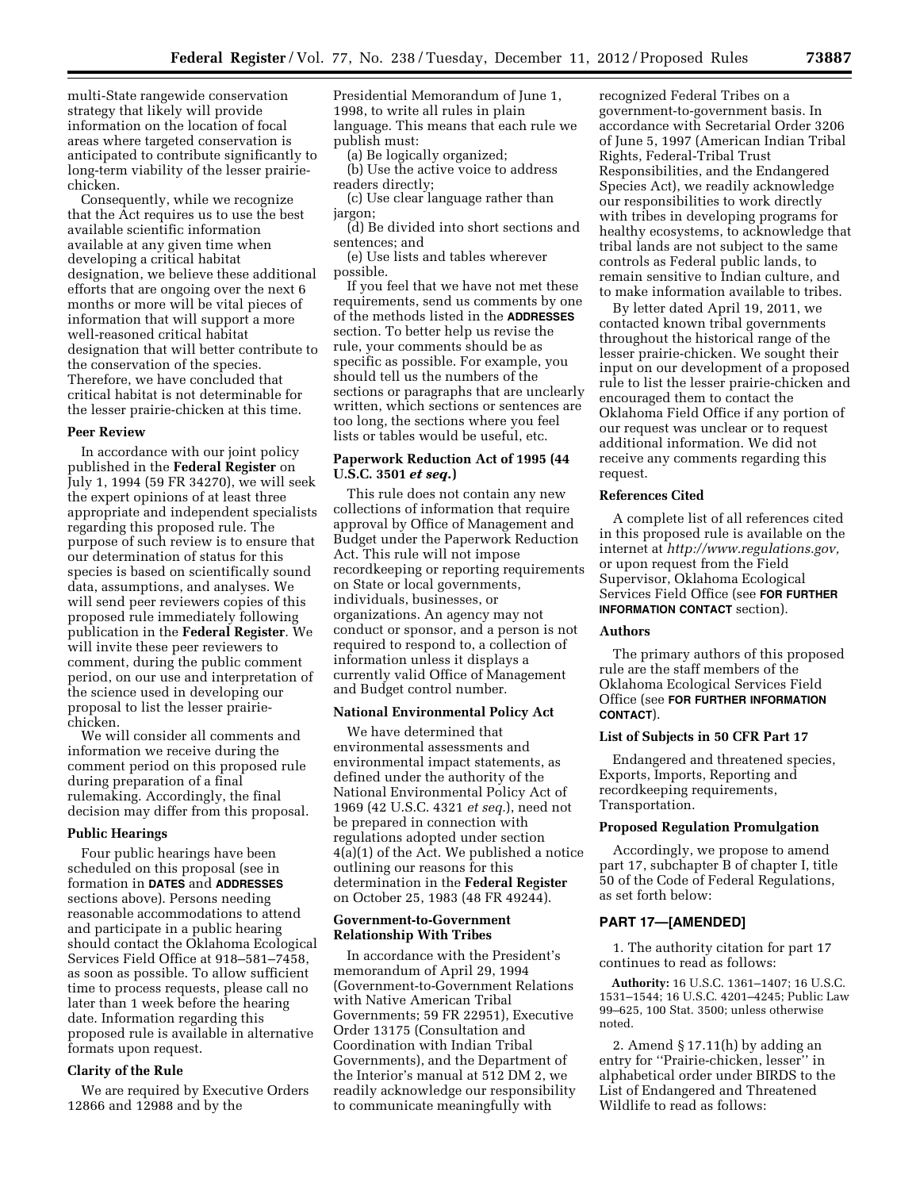multi-State rangewide conservation strategy that likely will provide information on the location of focal areas where targeted conservation is anticipated to contribute significantly to long-term viability of the lesser prairie-chicken.

Consequently, while we recognize that the Act requires us to use the best available scientific information available at any given time when developing a critical habitat designation, we believe these additional efforts that are ongoing over the next 6 months or more will be vital pieces of information that will support a more well-reasoned critical habitat designation that will better contribute to the conservation of the species. Therefore, we have concluded that critical habitat is not determinable for the lesser prairie-chicken at this time.

**Peer Review**

In accordance with our joint policy published in the **Federal Register** on July 1, 1994 (59 FR 34270), we will seek the expert opinions of at least three appropriate and independent specialists regarding this proposed rule. The purpose of such review is to ensure that our determination of status for this species is based on scientifically sound data, assumptions, and analyses. We will send peer reviewers copies of this proposed rule immediately following publication in the **Federal Register**. We will invite these peer reviewers to comment, during the public comment period, on our use and interpretation of the science used in developing our proposal to list the lesser prairie-chicken.

We will consider all comments and information we receive during the comment period on this proposed rule during preparation of a final rulemaking. Accordingly, the final decision may differ from this proposal.

**Public Hearings**

Four public hearings have been scheduled on this proposal (see in formation in **DATES** and **ADDRESSES** sections above). Persons needing reasonable accommodations to attend and participate in a public hearing should contact the Oklahoma Ecological Services Field Office at 918–581–7458, as soon as possible. To allow sufficient time to process requests, please call no later than 1 week before the hearing date. Information regarding this proposed rule is available in alternative formats upon request.

**Clarity of the Rule**

We are required by Executive Orders 12866 and 12988 and by the Presidential Memorandum of June 1, 1998, to write all rules in plain language. This means that each rule we publish must:

(a) Be logically organized;
(b) Use the active voice to address readers directly;
(c) Use clear language rather than jargon;
(d) Be divided into short sections and sentences; and
(e) Use lists and tables wherever possible.

If you feel that we have not met these requirements, send us comments by one of the methods listed in the **ADDRESSES** section. To better help us revise the rule, your comments should be as specific as possible. For example, you should tell us the numbers of the sections or paragraphs that are unclearly written, which sections or sentences are too long, the sections where you feel lists or tables would be useful, etc.

**Paperwork Reduction Act of 1995 (44 U.S.C. 3501 *et seq.*)**

This rule does not contain any new collections of information that require approval by Office of Management and Budget under the Paperwork Reduction Act. This rule will not impose recordkeeping or reporting requirements on State or local governments, individuals, businesses, or organizations. An agency may not conduct or sponsor, and a person is not required to respond to, a collection of information unless it displays a currently valid Office of Management and Budget control number.

**National Environmental Policy Act**

We have determined that environmental assessments and environmental impact statements, as defined under the authority of the National Environmental Policy Act of 1969 (42 U.S.C. 4321 *et seq.*), need not be prepared in connection with regulations adopted under section 4(a)(1) of the Act. We published a notice outlining our reasons for this determination in the **Federal Register** on October 25, 1983 (48 FR 49244).

**Government-to-Government Relationship With Tribes**

In accordance with the President's memorandum of April 29, 1994 (Government-to-Government Relations with Native American Tribal Governments; 59 FR 22951), Executive Order 13175 (Consultation and Coordination with Indian Tribal Governments), and the Department of the Interior's manual at 512 DM 2, we readily acknowledge our responsibility to communicate meaningfully with recognized Federal Tribes on a government-to-government basis. In accordance with Secretarial Order 3206 of June 5, 1997 (American Indian Tribal Rights, Federal-Tribal Trust Responsibilities, and the Endangered Species Act), we readily acknowledge our responsibilities to work directly with tribes in developing programs for healthy ecosystems, to acknowledge that tribal lands are not subject to the same controls as Federal public lands, to remain sensitive to Indian culture, and to make information available to tribes.

By letter dated April 19, 2011, we contacted known tribal governments throughout the historical range of the lesser prairie-chicken. We sought their input on our development of a proposed rule to list the lesser prairie-chicken and encouraged them to contact the Oklahoma Field Office if any portion of our request was unclear or to request additional information. We did not receive any comments regarding this request.

**References Cited**

A complete list of all references cited in this proposed rule is available on the internet at *http://www.regulations.gov,* or upon request from the Field Supervisor, Oklahoma Ecological Services Field Office (see **FOR FURTHER INFORMATION CONTACT** section).

**Authors**

The primary authors of this proposed rule are the staff members of the Oklahoma Ecological Services Field Office (see **FOR FURTHER INFORMATION CONTACT**).

**List of Subjects in 50 CFR Part 17**

Endangered and threatened species, Exports, Imports, Reporting and recordkeeping requirements, Transportation.

**Proposed Regulation Promulgation**

Accordingly, we propose to amend part 17, subchapter B of chapter I, title 50 of the Code of Federal Regulations, as set forth below:

## PART 17—[AMENDED]

1. The authority citation for part 17 continues to read as follows:

**Authority:** 16 U.S.C. 1361–1407; 16 U.S.C. 1531–1544; 16 U.S.C. 4201–4245; Public Law 99–625, 100 Stat. 3500; unless otherwise noted.

2. Amend § 17.11(h) by adding an entry for ''Prairie-chicken, lesser'' in alphabetical order under BIRDS to the List of Endangered and Threatened Wildlife to read as follows: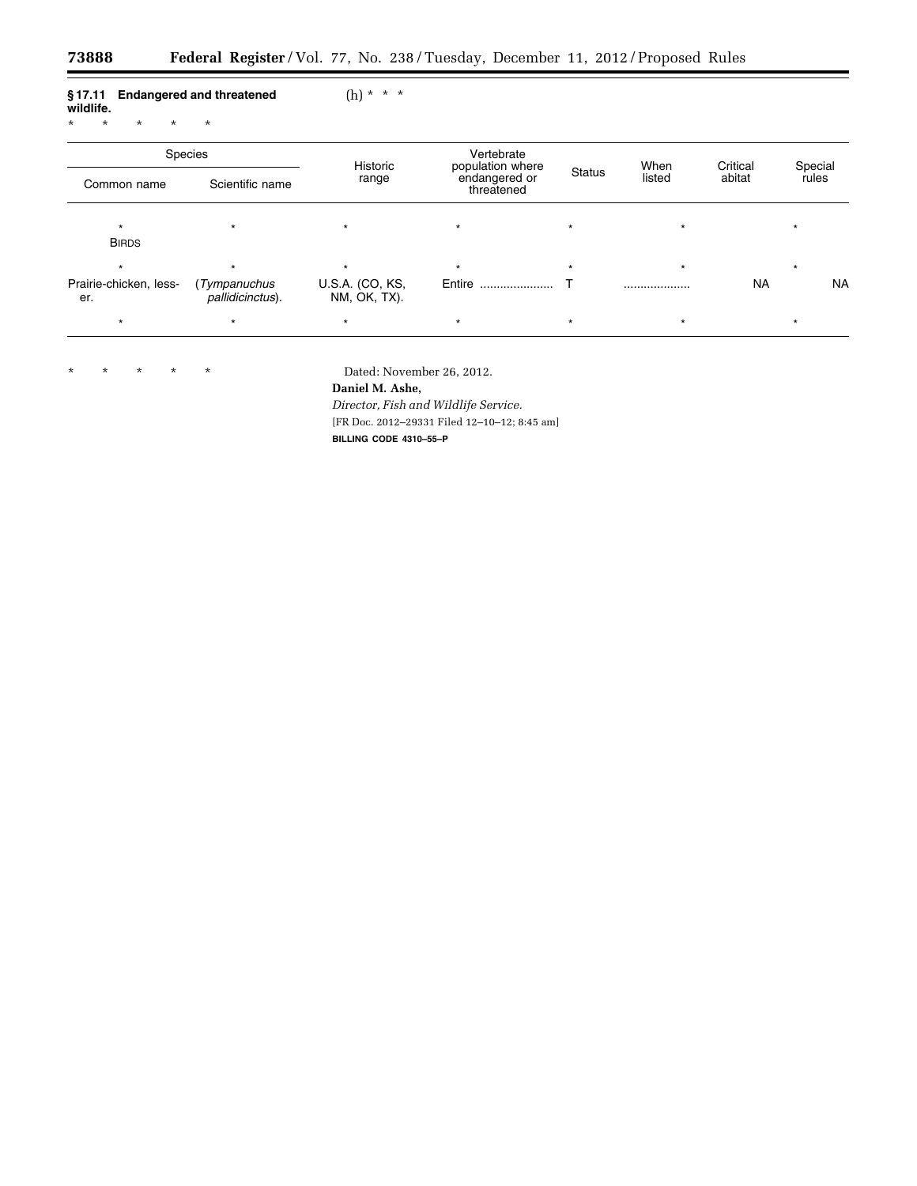**§ 17.11 Endangered and threatened wildlife.**

\* \* \* \* \*

(h) \* \* \*

| Species | | Historic range | Vertebrate population where endangered or threatened | Status | When listed | Critical abitat | Special rules |
|---|---|---|---|---|---|---|---|
| Common name | Scientific name | | | | | | |
| * | * | * | * | * | * | | * |
| BIRDS | | | | | | | |
| * | * | * | * | * | * | | * |
| Prairie-chicken, lesser. | (*Tympanuchus pallidicinctus*). | U.S.A. (CO, KS, NM, OK, TX). | Entire | T | .................... | NA | NA |
| * | * | * | * | * | * | | * |

\* \* \* \* \*

Dated: November 26, 2012.

**Daniel M. Ashe,**

*Director, Fish and Wildlife Service.*

[FR Doc. 2012–29331 Filed 12–10–12; 8:45 am]

**BILLING CODE 4310–55–P**